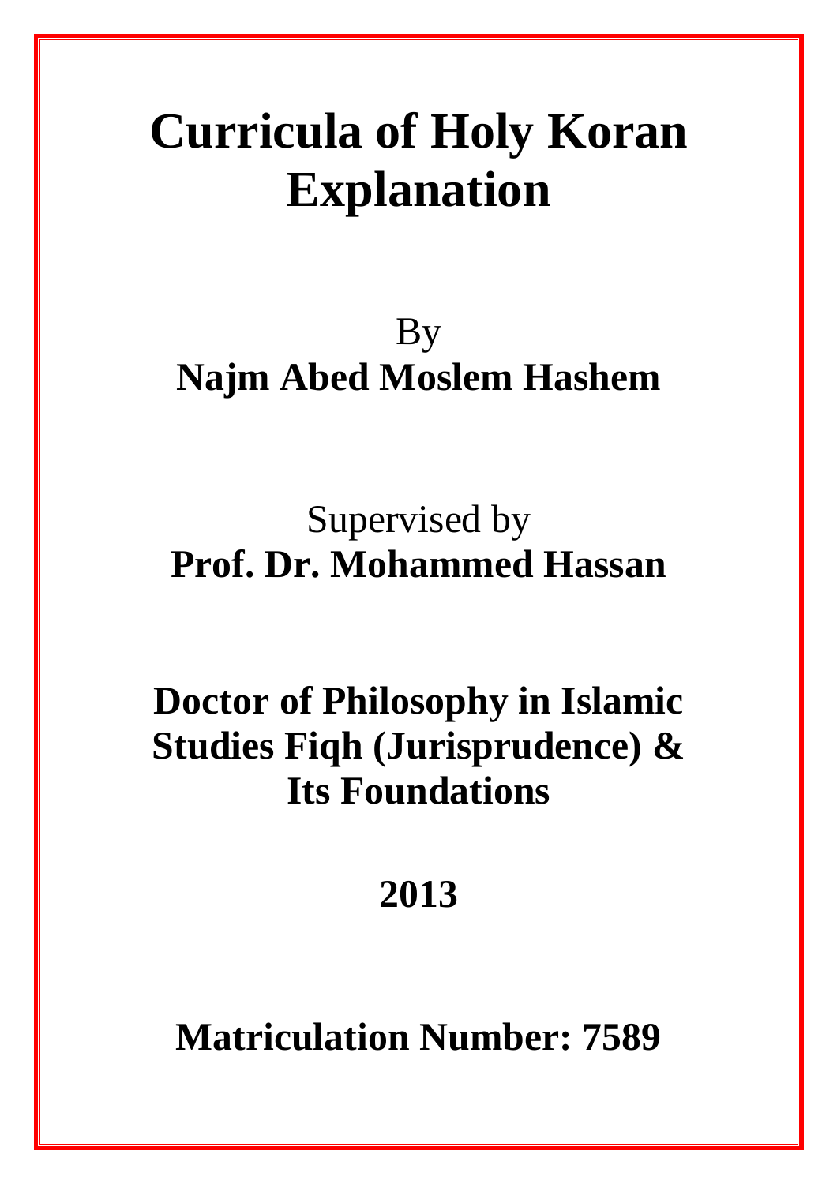# Curricula of Holy Koran Explanation

By

**Najm Abed Moslem Hashem**

Supervised by

**Prof. Dr. Mohammed Hassan**

**Doctor of Philosophy in Islamic Studies Fiqh (Jurisprudence) & Its Foundations**

**2013**

**Matriculation Number: 7589**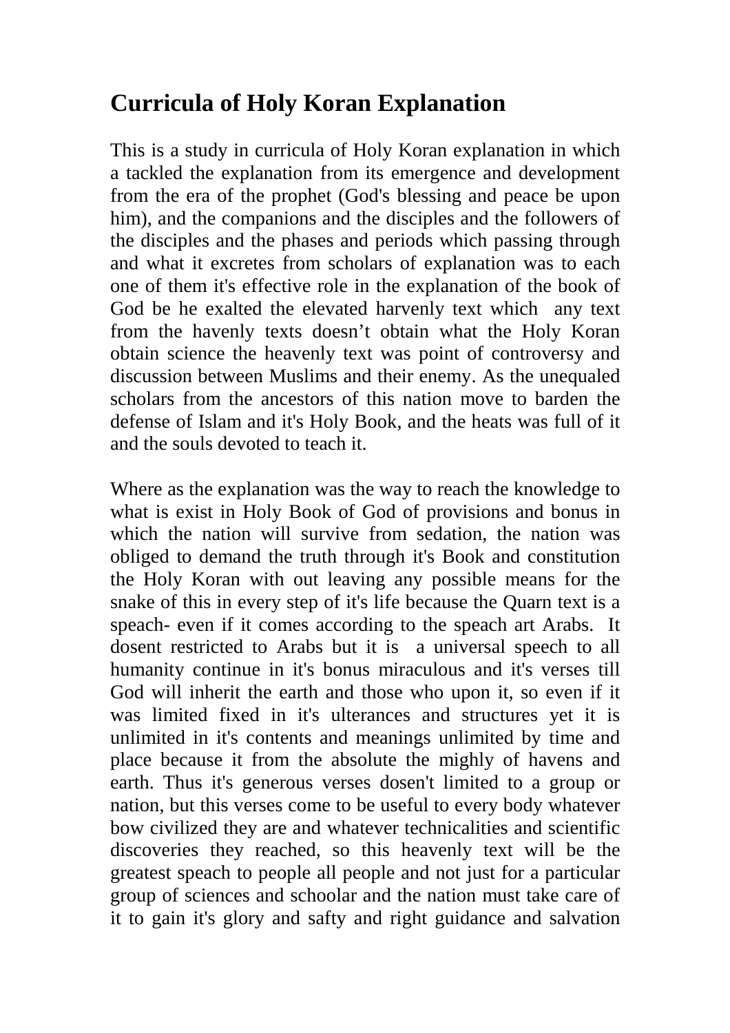# Curricula of Holy Koran Explanation

This is a study in curricula of Holy Koran explanation in which a tackled the explanation from its emergence and development from the era of the prophet (God's blessing and peace be upon him), and the companions and the disciples and the followers of the disciples and the phases and periods which passing through and what it excretes from scholars of explanation was to each one of them it's effective role in the explanation of the book of God be he exalted the elevated harvenly text which any text from the havenly texts doesn't obtain what the Holy Koran obtain science the heavenly text was point of controversy and discussion between Muslims and their enemy. As the unequaled scholars from the ancestors of this nation move to barden the defense of Islam and it's Holy Book, and the heats was full of it and the souls devoted to teach it.

Where as the explanation was the way to reach the knowledge to what is exist in Holy Book of God of provisions and bonus in which the nation will survive from sedation, the nation was obliged to demand the truth through it's Book and constitution the Holy Koran with out leaving any possible means for the snake of this in every step of it's life because the Quarn text is a speach- even if it comes according to the speach art Arabs. It dosent restricted to Arabs but it is a universal speech to all humanity continue in it's bonus miraculous and it's verses till God will inherit the earth and those who upon it, so even if it was limited fixed in it's ulterances and structures yet it is unlimited in it's contents and meanings unlimited by time and place because it from the absolute the mighly of havens and earth. Thus it's generous verses dosen't limited to a group or nation, but this verses come to be useful to every body whatever bow civilized they are and whatever technicalities and scientific discoveries they reached, so this heavenly text will be the greatest speach to people all people and not just for a particular group of sciences and schoolar and the nation must take care of it to gain it's glory and safty and right guidance and salvation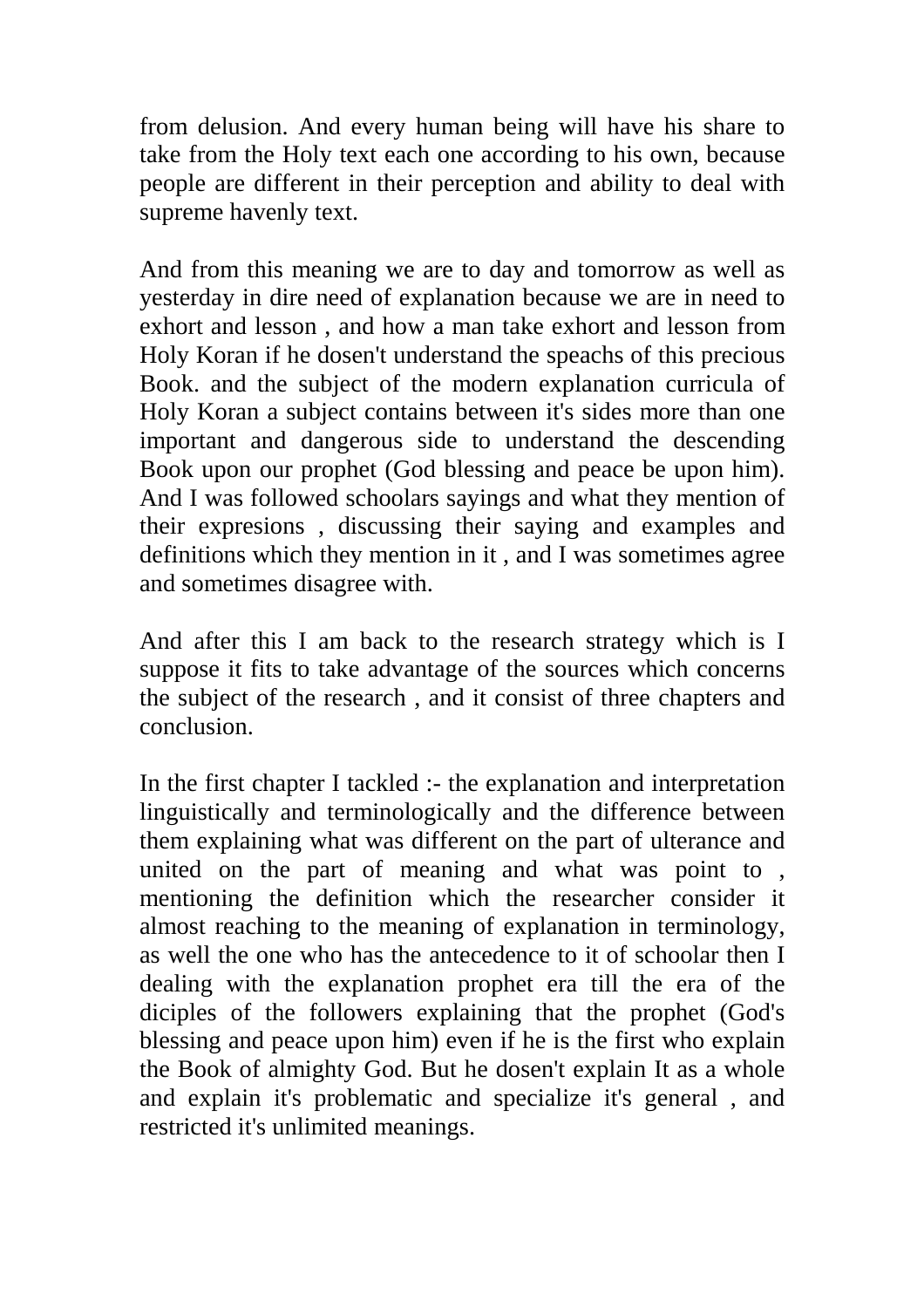from delusion. And every human being will have his share to take from the Holy text each one according to his own, because people are different in their perception and ability to deal with supreme havenly text.

And from this meaning we are to day and tomorrow as well as yesterday in dire need of explanation because we are in need to exhort and lesson , and how a man take exhort and lesson from Holy Koran if he dosen't understand the speachs of this precious Book. and the subject of the modern explanation curricula of Holy Koran a subject contains between it's sides more than one important and dangerous side to understand the descending Book upon our prophet (God blessing and peace be upon him). And I was followed schoolars sayings and what they mention of their expresions , discussing their saying and examples and definitions which they mention in it , and I was sometimes agree and sometimes disagree with.

And after this I am back to the research strategy which is I suppose it fits to take advantage of the sources which concerns the subject of the research , and it consist of three chapters and conclusion.

In the first chapter I tackled :- the explanation and interpretation linguistically and terminologically and the difference between them explaining what was different on the part of ulterance and united on the part of meaning and what was point to , mentioning the definition which the researcher consider it almost reaching to the meaning of explanation in terminology, as well the one who has the antecedence to it of schoolar then I dealing with the explanation prophet era till the era of the diciples of the followers explaining that the prophet (God's blessing and peace upon him) even if he is the first who explain the Book of almighty God. But he dosen't explain It as a whole and explain it's problematic and specialize it's general , and restricted it's unlimited meanings.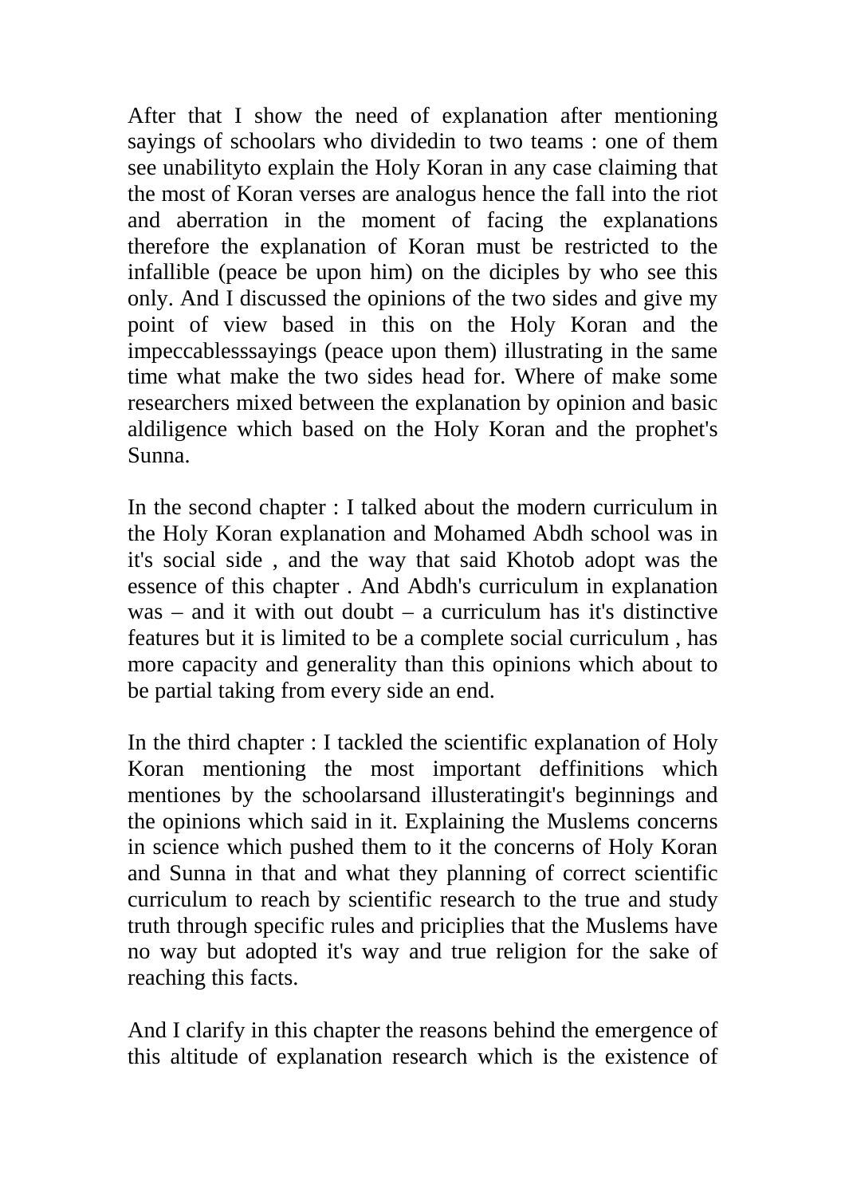After that I show the need of explanation after mentioning sayings of schoolars who dividedin to two teams : one of them see unabilityto explain the Holy Koran in any case claiming that the most of Koran verses are analogus hence the fall into the riot and aberration in the moment of facing the explanations therefore the explanation of Koran must be restricted to the infallible (peace be upon him) on the diciples by who see this only. And I discussed the opinions of the two sides and give my point of view based in this on the Holy Koran and the impeccablesssayings (peace upon them) illustrating in the same time what make the two sides head for. Where of make some researchers mixed between the explanation by opinion and basic aldiligence which based on the Holy Koran and the prophet's Sunna.

In the second chapter : I talked about the modern curriculum in the Holy Koran explanation and Mohamed Abdh school was in it's social side , and the way that said Khotob adopt was the essence of this chapter . And Abdh's curriculum in explanation was – and it with out doubt – a curriculum has it's distinctive features but it is limited to be a complete social curriculum , has more capacity and generality than this opinions which about to be partial taking from every side an end.

In the third chapter : I tackled the scientific explanation of Holy Koran mentioning the most important deffinitions which mentiones by the schoolarsand illusteratingit's beginnings and the opinions which said in it. Explaining the Muslems concerns in science which pushed them to it the concerns of Holy Koran and Sunna in that and what they planning of correct scientific curriculum to reach by scientific research to the true and study truth through specific rules and priciplies that the Muslems have no way but adopted it's way and true religion for the sake of reaching this facts.

And I clarify in this chapter the reasons behind the emergence of this altitude of explanation research which is the existence of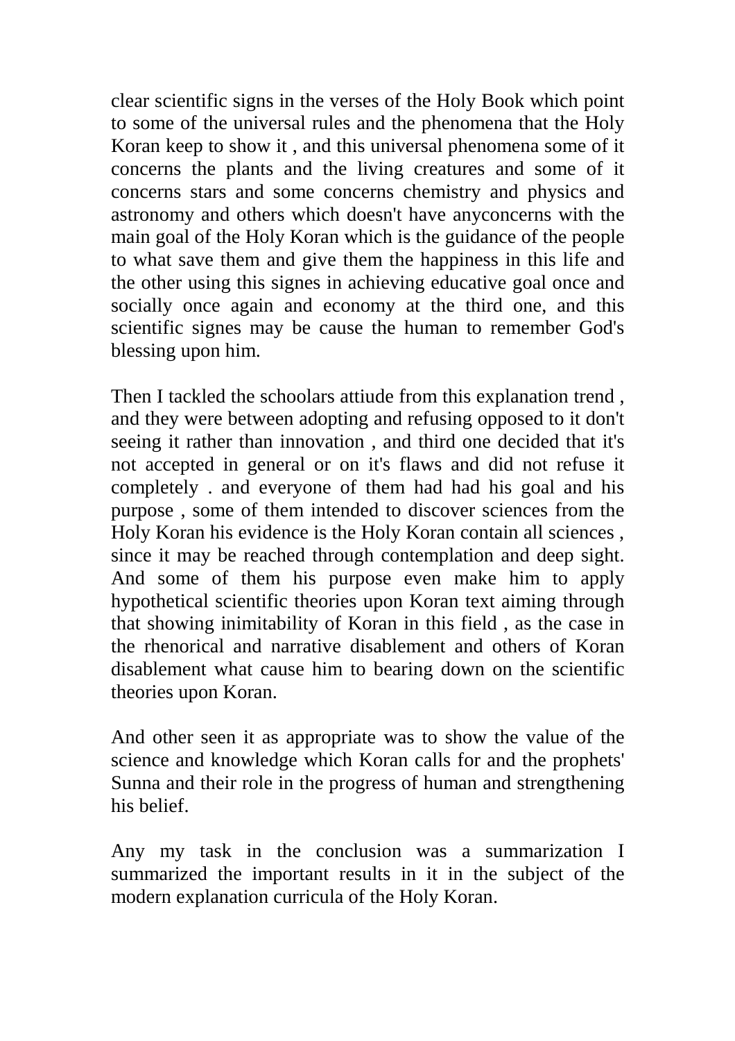clear scientific signs in the verses of the Holy Book which point to some of the universal rules and the phenomena that the Holy Koran keep to show it , and this universal phenomena some of it concerns the plants and the living creatures and some of it concerns stars and some concerns chemistry and physics and astronomy and others which doesn't have anyconcerns with the main goal of the Holy Koran which is the guidance of the people to what save them and give them the happiness in this life and the other using this signes in achieving educative goal once and socially once again and economy at the third one, and this scientific signes may be cause the human to remember God's blessing upon him.

Then I tackled the schoolars attiude from this explanation trend , and they were between adopting and refusing opposed to it don't seeing it rather than innovation , and third one decided that it's not accepted in general or on it's flaws and did not refuse it completely . and everyone of them had had his goal and his purpose , some of them intended to discover sciences from the Holy Koran his evidence is the Holy Koran contain all sciences , since it may be reached through contemplation and deep sight. And some of them his purpose even make him to apply hypothetical scientific theories upon Koran text aiming through that showing inimitability of Koran in this field , as the case in the rhenorical and narrative disablement and others of Koran disablement what cause him to bearing down on the scientific theories upon Koran.

And other seen it as appropriate was to show the value of the science and knowledge which Koran calls for and the prophets' Sunna and their role in the progress of human and strengthening his belief.

Any my task in the conclusion was a summarization I summarized the important results in it in the subject of the modern explanation curricula of the Holy Koran.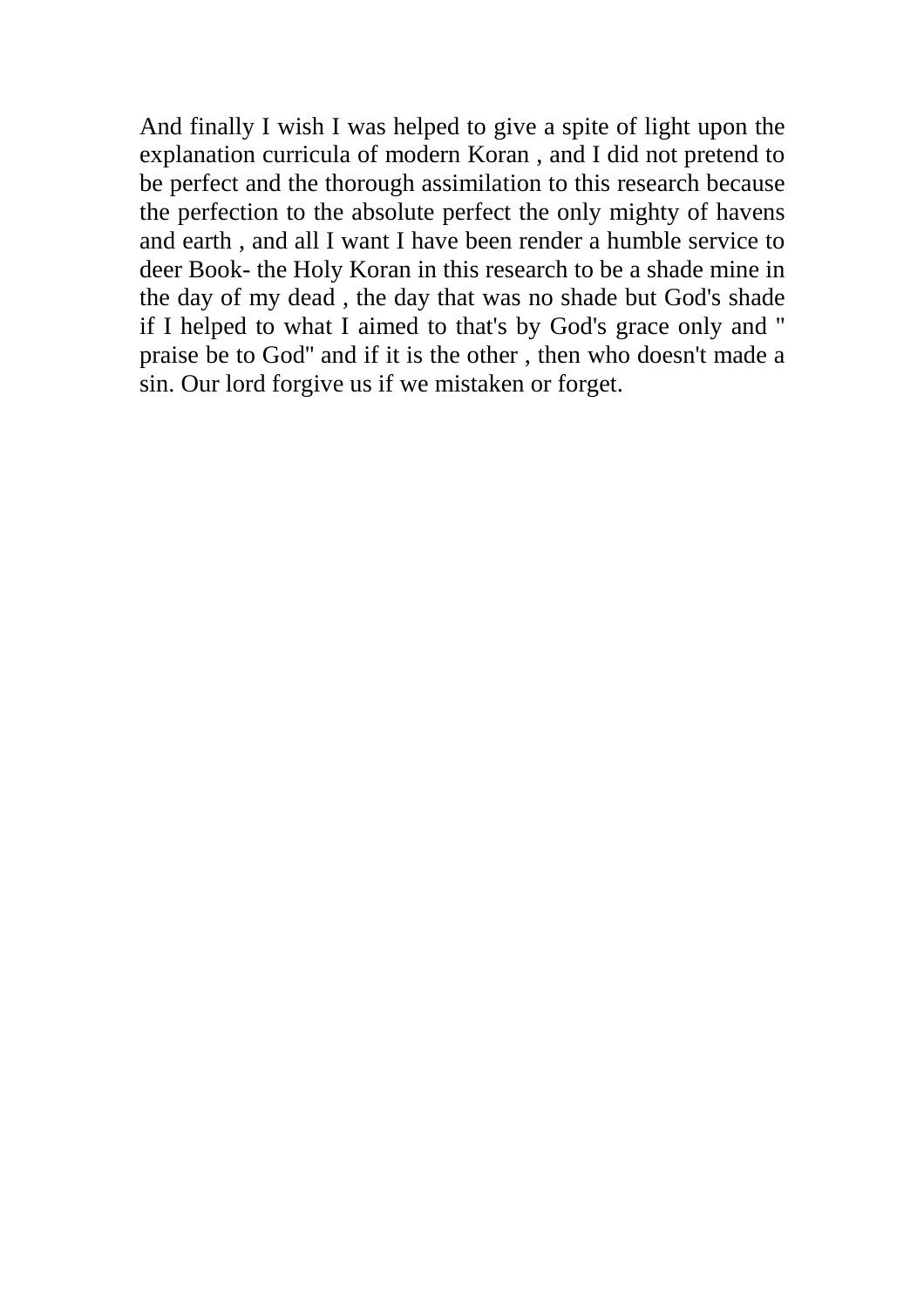And finally I wish I was helped to give a spite of light upon the explanation curricula of modern Koran , and I did not pretend to be perfect and the thorough assimilation to this research because the perfection to the absolute perfect the only mighty of havens and earth , and all I want I have been render a humble service to deer Book- the Holy Koran in this research to be a shade mine in the day of my dead , the day that was no shade but God's shade if I helped to what I aimed to that's by God's grace only and " praise be to God" and if it is the other , then who doesn't made a sin. Our lord forgive us if we mistaken or forget.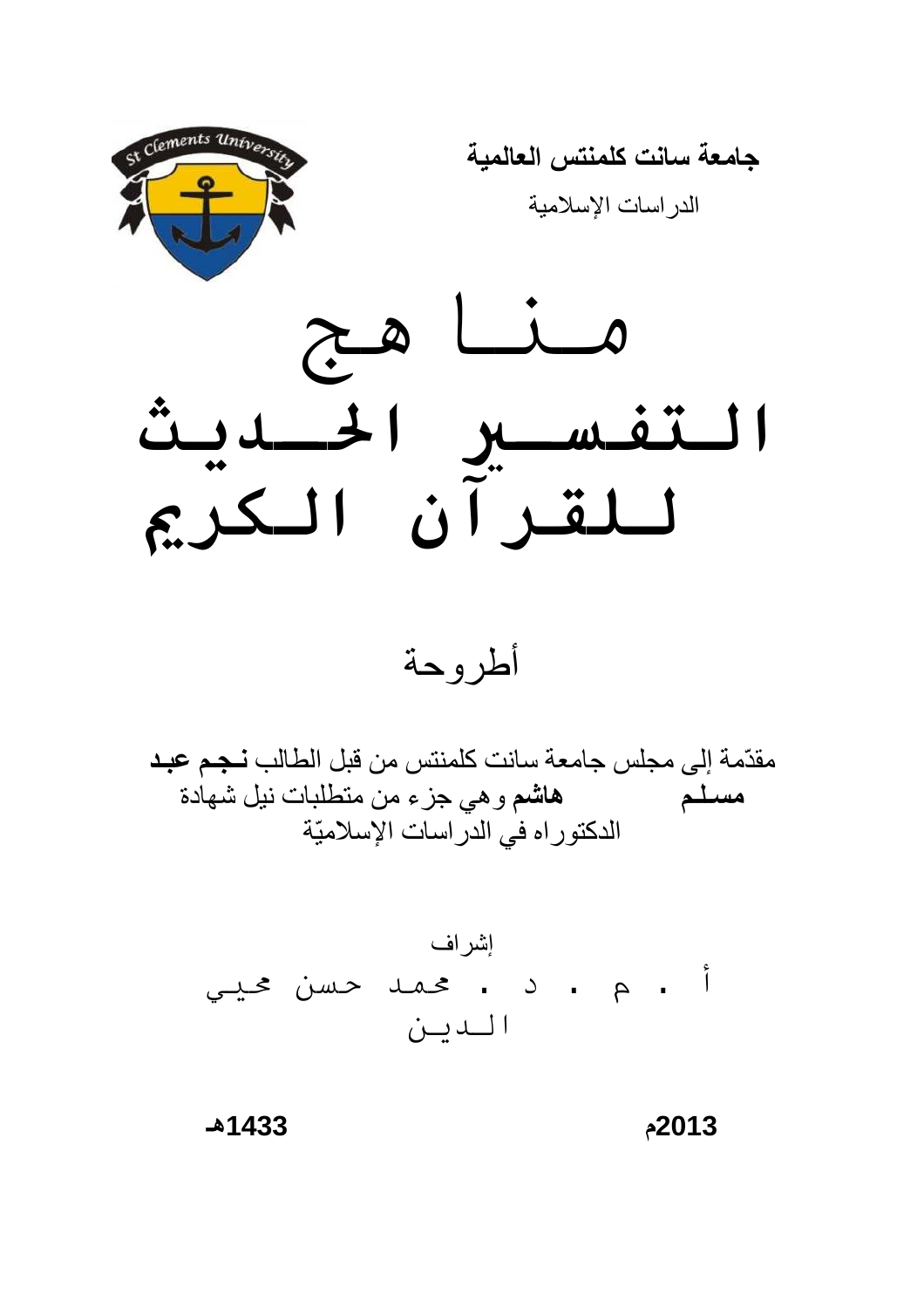**جامعة سانت كلمنتس العالمية**

الدراسات الإسلامية

# مناهج التفسير الحديث للقرآن الكريم

أطروحة

مقدّمة إلى مجلس جامعة سانت كلمنتس من قبل الطالب **نجم عبد مسلم هاشم** وهي جزء من متطلبات نيل شهادة الدكتوراه في الدراسات الإسلاميّة

إشراف

أ . م . د . محمد حسن محيي الدين

**1433هـ** **2013م**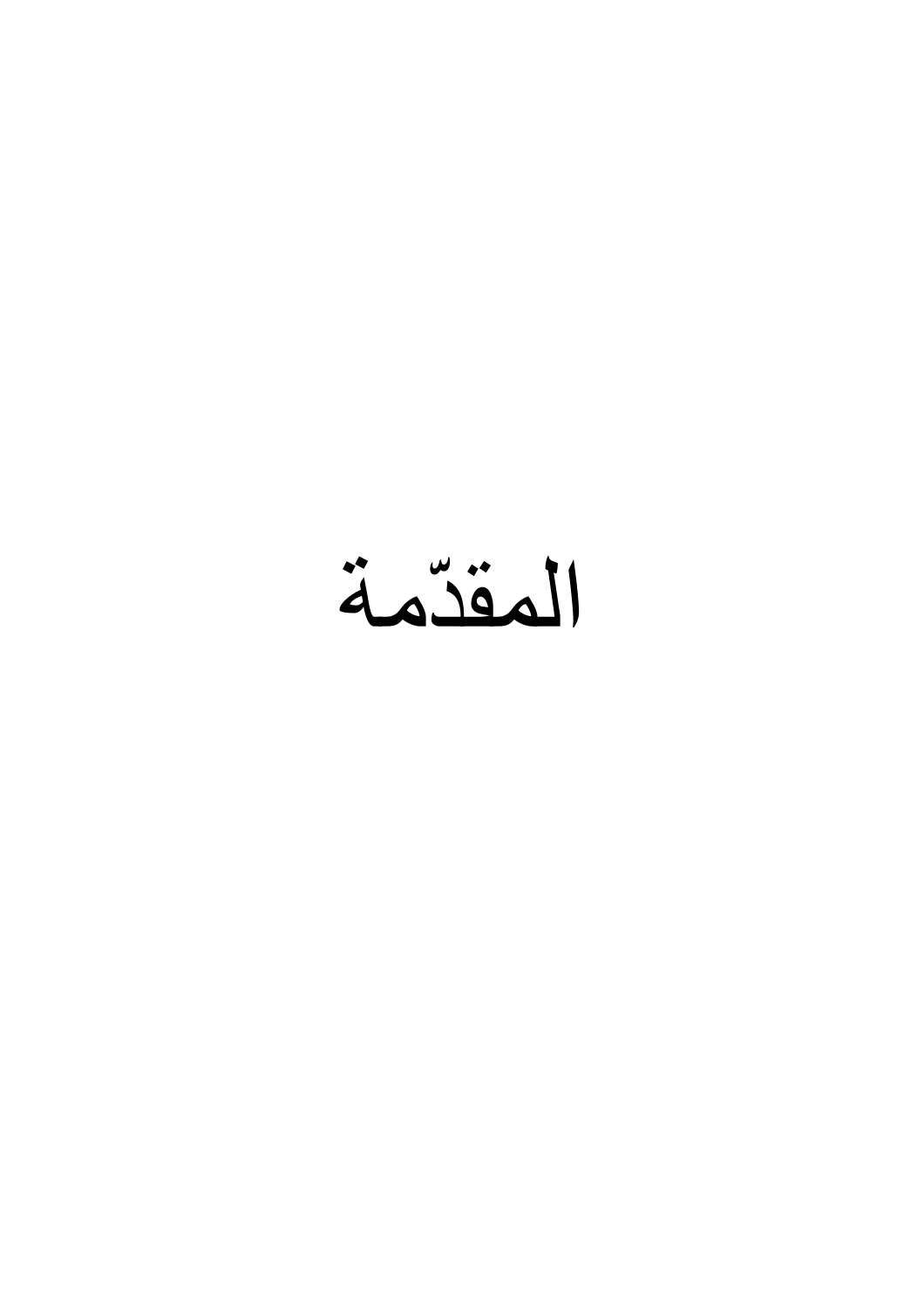# المقدّمة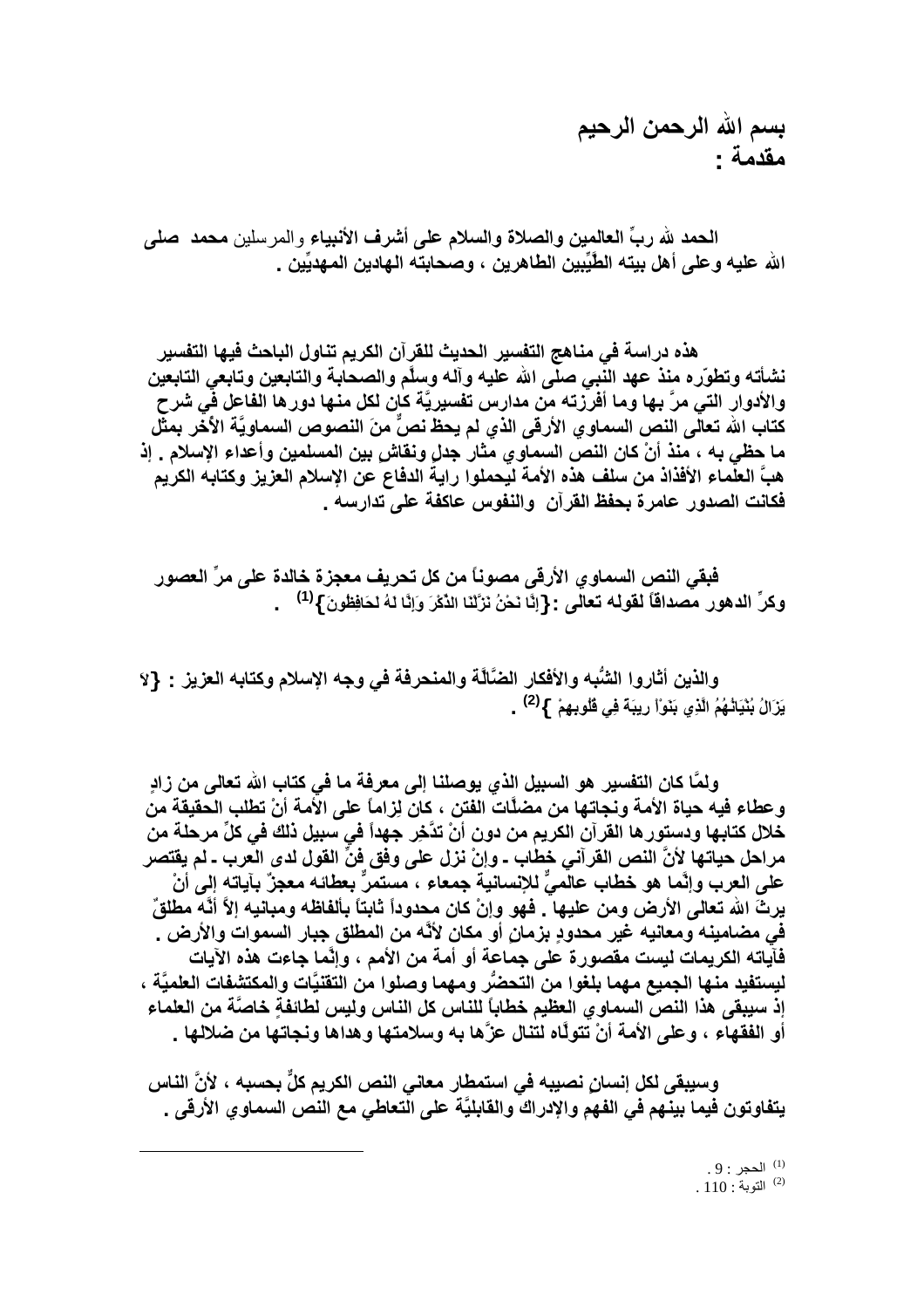# بسم الله الرحمن الرحيم

## مقدمة :

الحمد لله ربِّ العالمين والصلاة والسلام على أشرف الأنبياء والمرسلين محمد صلى الله عليه وعلى أهل بيته الطَّيِّبين الطاهرين ، وصحابته الهادين المهديِّين .

هذه دراسة في مناهج التفسير الحديث للقرآن الكريم تناول الباحث فيها التفسير نشأته وتطوّره منذ عهد النبي صلى الله عليه وآله وسلَّم والصحابة والتابعين وتابعي التابعين والأدوار التي مرَّ بها وما أفرزته من مدارس تفسيريَّة كان لكل منها دورها الفاعل في شرح كتاب الله تعالى النص السماوي الأرقى الذي لم يحظ نصٌّ منَ النصوص السماويَّة الأخر بمثل ما حظي به ، منذ أنْ كان النص السماوي مثار جدلٍ ونقاش بين المسلمين وأعداء الإسلام . إذ هبَّ العلماء الأفذاذ من سلف هذه الأمة ليحملوا راية الدفاع عن الإسلام العزيز وكتابه الكريم فكانت الصدور عامرة بحفظ القرآن والنفوس عاكفة على تدارسه .

فبقي النص السماوي الأرقى مصوناً من كل تحريف معجزة خالدة على مرِّ العصور وكرِّ الدهور مصداقاً لقوله تعالى : {إِنَّا نَحْنُ نَزَّلْنَا الذِّكْرَ وَإِنَّا لَهُ لَحَافِظُونَ}[1] .

والذين أثاروا الشُّبه والأفكار الضَّالَّة والمنحرفة في وجه الإسلام وكتابه العزيز : {لاَ يَزَالُ بُنْيَانُهُمُ الَّذِي بَنَوْا رِيبَةً فِي قُلُوبِهِمْ }[2] .

ولمَّا كان التفسير هو السبيل الذي يوصلنا إلى معرفة ما في كتاب الله تعالى من زادٍ وعطاء فيه حياة الأمة ونجاتها من مضلَّات الفتن ، كان لِزاماً على الأمة أنْ تطلب الحقيقة من خلال كتابها ودستورها القرآن الكريم من دون أنْ تدَّخر جهداً في سبيل ذلك في كلِّ مرحلة من مراحل حياتها لأنَّ النص القرآني خطاب ـ وإنْ نزل على وفق فنِّ القول لدى العرب ـ لم يقتصر على العرب وإنَّما هو خطاب عالميٌّ للإنسانية جمعاء ، مستمرٌّ بعطائه معجزٌ بآياته إلى أنْ يرثَ الله تعالى الأرض ومن عليها . فهو وإنْ كان محدوداً ثابتاً بألفاظه ومبانيه إلاَّ أنَّه مطلقٌ في مضامينه ومعانيه غير محدودٍ بزمانٍ أو مكان لأنَّه من المطلق جبار السموات والأرض . فآياته الكريمات ليست مقصورة على جماعة أو أمة من الأمم ، وإنَّما جاءت هذه الآيات ليستفيد منها الجميع مهما بلغوا من التحضُّر ومهما وصلوا من التقنيَّات والمكتشفات العلميَّة ، إذ سيبقى هذا النص السماوي العظيم خطاباً للناس كل الناس وليس لطائفةٍ خاصَّة من العلماء أو الفقهاء ، وعلى الأمة أنْ تتولَّاه لتنال عزَّها به وسلامتها وهداها ونجاتها من ضلالها .

وسيبقى لكل إنسانٍ نصيبه في استمطار معاني النص الكريم كلٌّ بحسبه ، لأنَّ الناس يتفاوتون فيما بينهم في الفهم والإدراك والقابليَّة على التعاطي مع النص السماوي الأرقى .

---

[1] الحجر : 9 .

[2] التوبة : 110 .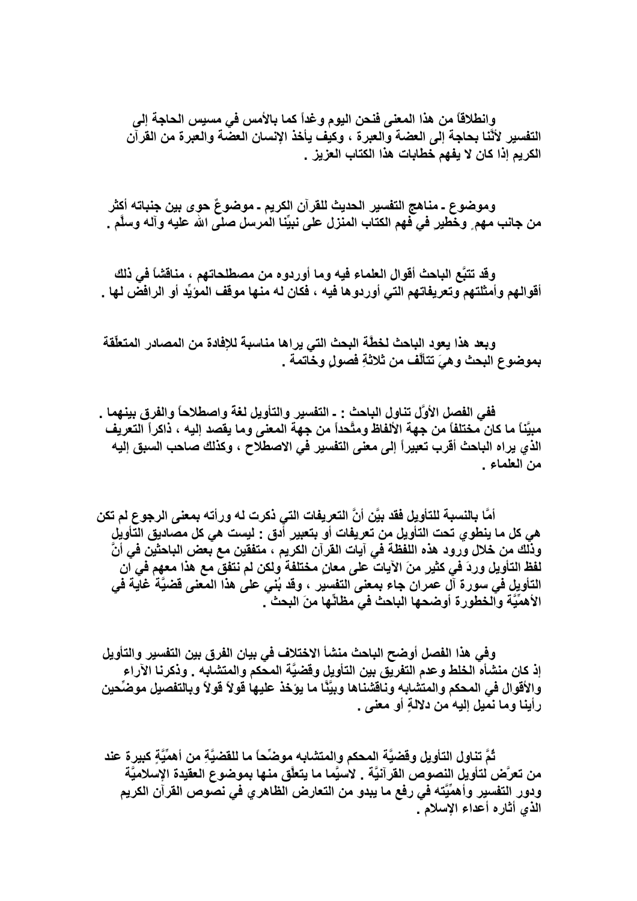وانطلاقاً من هذا المعنى فنحن اليوم وغداً كما بالأمس في مسيس الحاجة إلى التفسير لأنَّنا بحاجة إلى العضة والعبرة ، وكيف يأخذ الإنسان العضة والعبرة من القرآن الكريم إذا كان لا يفهم خطابات هذا الكتاب العزيز .

وموضوع ـ مناهج التفسير الحديث للقرآن الكريم ـ موضوعٌ حوى بين جنباته أكثر من جانب مهمٍ وخطيرٍ في فهم الكتاب المنزل على نبيِّنا المرسل صلى الله عليه وآله وسلَّم .

وقد تتبَّع الباحث أقوال العلماء فيه وما أوردوه من مصطلحاتهم ، مناقشاً في ذلك أقوالهم وأمثلتهم وتعريفاتهم التي أوردوها فيه ، فكان له منها موقف المؤيِّد أو الرافض لها .

وبعد هذا يعود الباحث لخطَّة البحث التي يراها مناسبة للإفادة من المصادر المتعلِّقة بموضوع البحث وهيَ تتألَّف من ثلاثةِ فصولٍ وخاتمة .

ففي الفصل الأوَّل تناول الباحث : ـ التفسير والتأويل لغة واصطلاحاً والفرق بينهما . مبيِّناً ما كان مختلفاً من جهة الألفاظ ومتَّحداً من جهة المعنى وما يقصد إليه ، ذاكراً التعريف الذي يراه الباحث أقرب تعبيراً إلى معنى التفسير في الاصطلاح ، وكذلك صاحب السبق إليه من العلماء .

أمَّا بالنسبة للتأويل فقد بيَّن أنَّ التعريفات التي ذكرت له ورأته بمعنى الرجوع لم تكن هي كل ما ينطوي تحت التأويل من تعريفات أو بتعبيرٍ أدق : ليست هي كل مصاديق التأويل وذلك من خلال ورود هذه اللفظة في آيات القرآن الكريم ، متفقين مع بعض الباحثين في أنَّ لفظ التأويل وردَ في كثيرٍ منَ الآيات على معانٍ مختلفة ولكن لم نتفق مع هذا معهم في ان التأويل في سورة آل عمران جاء بمعنى التفسير ، وقد بُني على هذا المعنى قضيَّة غاية في الأهمِّيَّة والخطورة أوضحها الباحث في مظانِّها منَ البحث .

وفي هذا الفصل أوضح الباحث منشأ الاختلاف في بيان الفرق بين التفسير والتأويل إذ كان منشأه الخلط وعدم التفريق بين التأويل وقضيَّة المحكم والمتشابه . وذكرنا الآراء والأقوال في المحكم والمتشابه وناقشناها وبيَّنَّا ما يؤخذ عليها قولاً قولاً وبالتفصيل موضِّحين رأينا وما نميل إليه من دلالةٍ أو معنى .

ثُمَّ تناول التأويل وقضيَّة المحكم والمتشابه موضِّحاً ما للقضيَّةِ من أهمِّيَّةٍ كبيرة عند من تعرَّض لتأويل النصوص القرآنيَّة . لاسيَّما ما يتعلَّق منها بموضوع العقيدة الإسلاميَّة ودور التفسير وأهمِّيَّته في رفع ما يبدو من التعارض الظاهري في نصوص القرآن الكريم الذي أثاره أعداء الإسلام .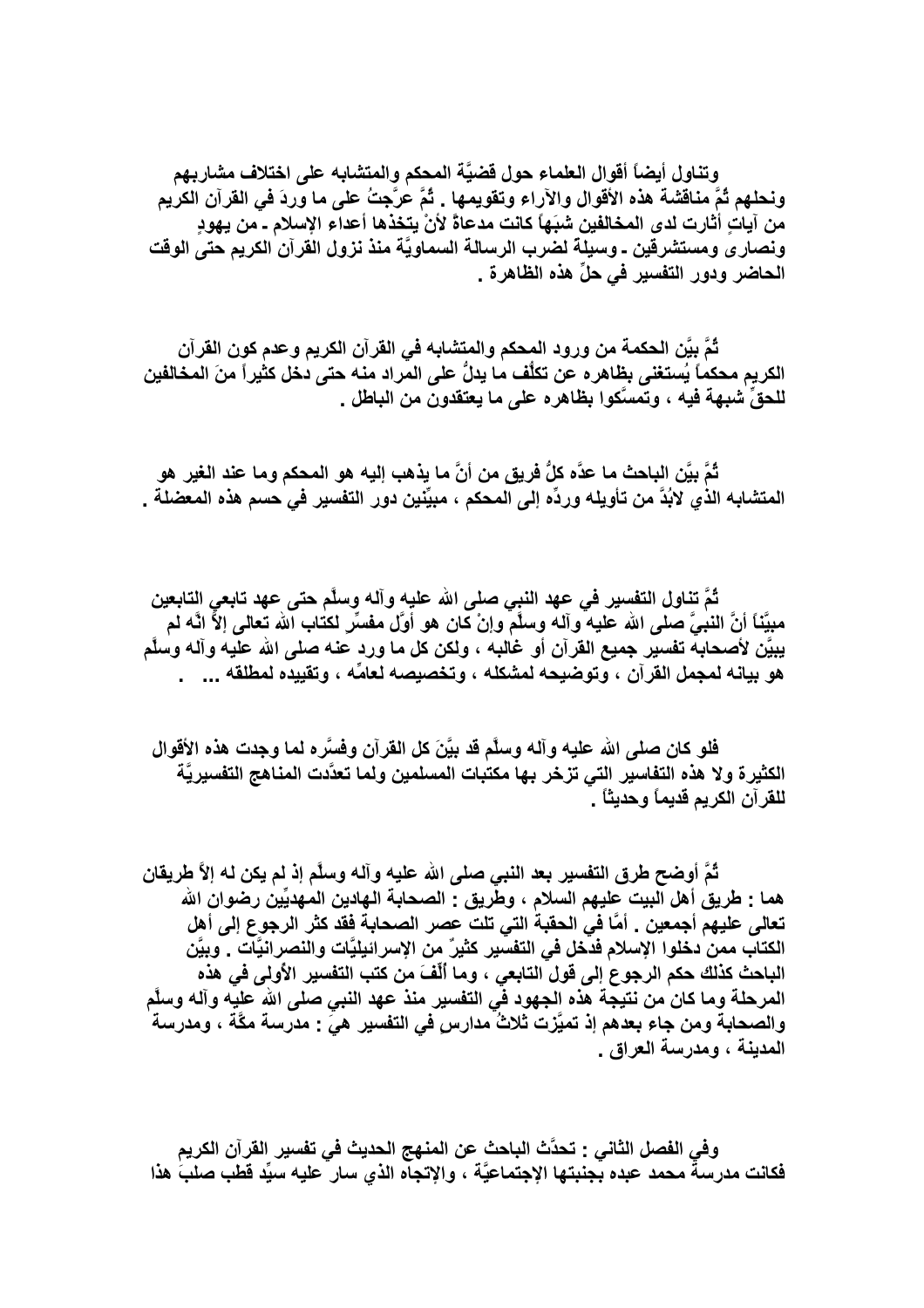وتناول أيضاً أقوال العلماء حول قضيَّة المحكم والمتشابه على اختلاف مشاربهم ونحلهم ثُمَّ مناقشة هذه الأقوال والآراء وتقويمها . ثُمَّ عرَّجتُ على ما وردَ في القرآن الكريم من آياتٍ أثارت لدى المخالفين شبَهاً كانت مدعاةً لأنْ يتخذها أعداء الإسلام ـ من يهودٍ ونصارى ومستشرقين ـ وسيلةً لضرب الرسالة السماويَّة منذ نزول القرآن الكريم حتى الوقت الحاضر ودور التفسير في حلِّ هذه الظاهرة .

ثُمَّ بيَّن الحكمة من ورود المحكم والمتشابه في القرآن الكريم وعدم كون القرآن الكريم محكماً يُستغنى بظاهره عن تكلُّف ما يدلُّ على المراد منه حتى دخل كثيراً منَ المخالفين للحقِّ شبهةً فيه ، وتمسَّكوا بظاهره على ما يعتقدون من الباطل .

ثُمَّ بيَّن الباحث ما عدَّه كلُّ فريق من أنَّ ما يذهب إليه هو المحكم وما عند الغير هو المتشابه الذي لابُدَّ من تأويله وردِّه إلى المحكم ، مبيِّنين دور التفسير في حسم هذه المعضلة .

ثُمَّ تناول التفسير في عهد النبي صلى الله عليه وآله وسلَّم حتى عهد تابعي التابعين مبيِّناً أنَّ النبيَّ صلى الله عليه وآله وسلَّم وإنْ كان هو أوَّل مفسِّرٍ لكتاب الله تعالى إلاَّ انَّه لم يبيِّن لأصحابه تفسير جميع القرآن أو غالبه ، ولكن كل ما ورد عنه صلى الله عليه وآله وسلَّم هو بيانه لمجمل القرآن ، وتوضيحه لمشكله ، وتخصيصه لعامِّه ، وتقييده لمطلقه ... .

فلو كان صلى الله عليه وآله وسلَّم قد بيَّنَ كل القرآن وفسَّره لما وجدت هذه الأقوال الكثيرة ولا هذه التفاسير التي تزخر بها مكتبات المسلمين ولما تعدَّدت المناهج التفسيريَّة للقرآن الكريم قديماً وحديثاً .

ثُمَّ أوضح طرق التفسير بعد النبي صلى الله عليه وآله وسلَّم إذ لم يكن له إلاَّ طريقان هما : طريق أهل البيت عليهم السلام ، وطريق : الصحابة الهادين المهديِّين رضوان الله تعالى عليهم أجمعين . أمَّا في الحقبة التي تلت عصر الصحابة فقد كثر الرجوع إلى أهل الكتاب ممن دخلوا الإسلام فدخل في التفسير كثيرٌ من الإسرائيليَّات والنصرانيَّات . وبيَّن الباحث كذلك حكم الرجوع إلى قول التابعي ، وما أُلِّفَ من كتب التفسير الأولى في هذه المرحلة وما كان من نتيجة هذه الجهود في التفسير منذ عهد النبي صلى الله عليه وآله وسلَّم والصحابة ومن جاء بعدهم إذ تميَّزت ثلاثُ مدارس في التفسير هيَ : مدرسة مكَّة ، ومدرسة المدينة ، ومدرسة العراق .

وفي الفصل الثاني : تحدَّث الباحث عن المنهج الحديث في تفسير القرآن الكريم فكانت مدرسة محمد عبده بجنبتها الإجتماعيَّة ، والإتجاه الذي سار عليه سيِّد قطب صلبَ هذا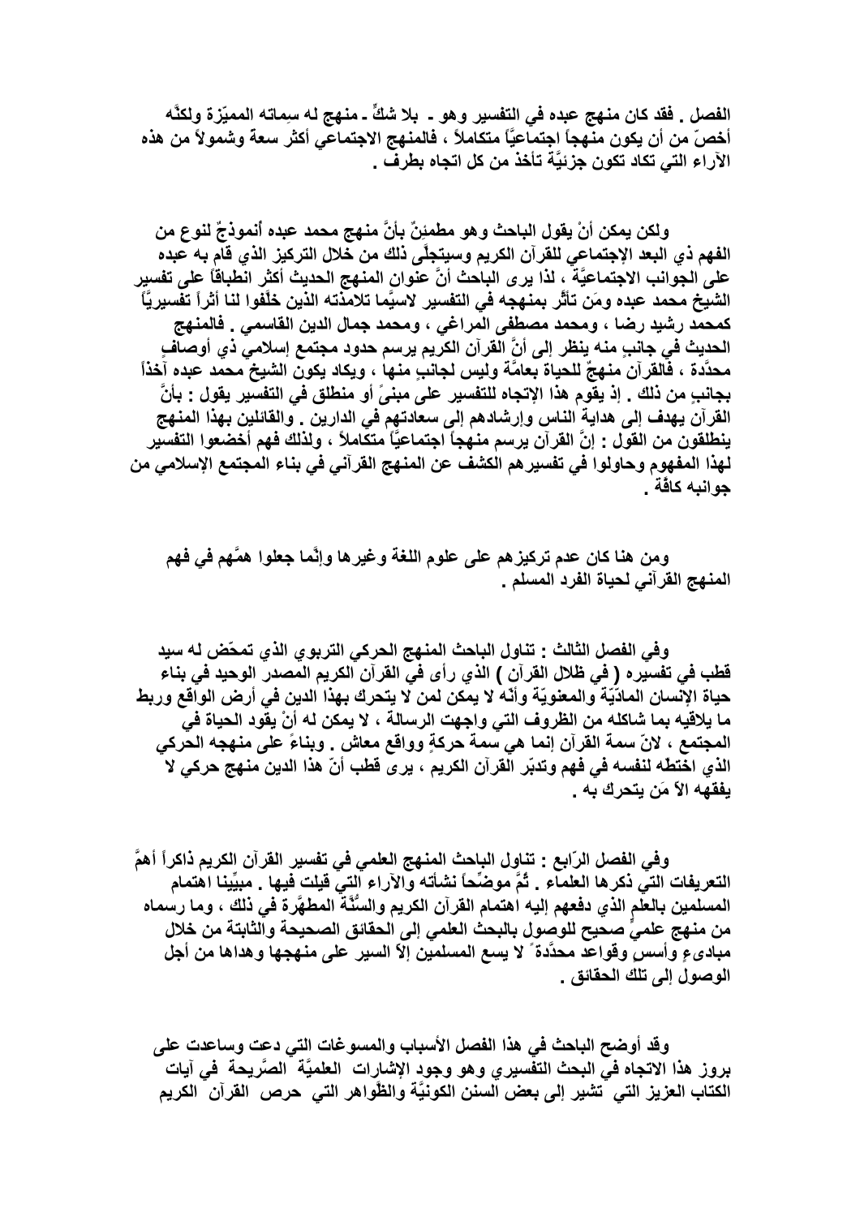الفصل . فقد كان منهج عبده في التفسير وهو ـ بلا شكٍّ ـ منهج له سِماته المميّزة ولكنَّه أخصّ من أن يكون منهجاً اجتماعيَّاً متكاملاً ، فالمنهج الاجتماعي أكثر سعة وشمولاً من هذه الآراء التي تكاد تكون جزئيَّة تأخذ من كل اتجاه بطرف .

ولكن يمكن أنْ يقول الباحث وهو مطمئنٌ بأنَّ منهج محمد عبده أنموذجٌ لنوع من الفهم ذي البعد الإجتماعي للقرآن الكريم وسيتجلّى ذلك من خلال التركيز الذي قام به عبده على الجوانب الاجتماعيَّة ، لذا يرى الباحث أنَّ عنوان المنهج الحديث أكثر انطباقاً على تفسير الشيخ محمد عبده ومَن تأثّر بمنهجه في التفسير لاسيَّما تلامذته الذين خلّفوا لنا أثراً تفسيريَّاً كمحمد رشيد رضا ، ومحمد مصطفى المراغي ، ومحمد جمال الدين القاسمي . فالمنهج الحديث في جانبٍ منه ينظر إلى أنَّ القرآن الكريم يرسم حدود مجتمع إسلامي ذي أوصافٍ محدَّدة ، فالقرآن منهجٌ للحياة بعامَّة وليس لجانبٍ منها ، ويكاد يكون الشيخ محمد عبده آخذاً بجانبٍ من ذلك . إذ يقوم هذا الإتجاه للتفسير على مبنىً أو منطلق في التفسير يقول : بأنَّ القرآن يهدف إلى هداية الناس وإرشادهم إلى سعادتهم في الدارين . والقائلين بهذا المنهج ينطلقون من القول : إنَّ القرآن يرسم منهجاً اجتماعيَّاً متكاملاً ، ولذلك فهم أخضعوا التفسير لهذا المفهوم وحاولوا في تفسيرهم الكشف عن المنهج القرآني في بناء المجتمع الإسلامي من جوانبه كافّة .

ومن هنا كان عدم تركيزهم على علوم اللغة وغيرها وإنَّما جعلوا همَّهم في فهم المنهج القرآني لحياة الفرد المسلم .

وفي الفصل الثالث : تناول الباحث المنهج الحركي التربوي الذي تمحّض له سيد قطب في تفسيره ( في ظلال القرآن ) الذي رأى في القرآن الكريم المصدر الوحيد في بناء حياة الإنسان المادّيّة والمعنويّة وأنّه لا يمكن لمن لا يتحرك بهذا الدين في أرض الواقع وربط ما يلاقيه بما شاكله من الظروف التي واجهت الرسالة ، لا يمكن له أنْ يقود الحياة في المجتمع ، لانّ سمة القرآن إنما هي سمة حركةٍ وواقع معاش . وبناءً على منهجه الحركي الذي اختطّه لنفسه في فهم وتدبّر القرآن الكريم ، يرى قطب أنّ هذا الدين منهج حركي لا يفقهه الاّ مَن يتحرك به .

وفي الفصل الرّابع : تناول الباحث المنهج العلمي في تفسير القرآن الكريم ذاكراً أهمَّ التعريفات التي ذكرها العلماء . ثمَّ موضّحاً نشأته والآراء التي قيلت فيها . مبيِّنا اهتمام المسلمين بالعلم الذي دفعهم إليه اهتمام القرآن الكريم والسُنَّة المطهَّرة في ذلك ، وما رسماه من منهج علميٍّ صحيح للوصول بالبحث العلمي إلى الحقائق الصحيحة والثابتة من خلال مبادىءٍ وأسسٍ وقواعد محدَّدة ً لا يسع المسلمين إلاّ السير على منهجها وهداها من أجل الوصول إلى تلك الحقائق .

وقد أوضح الباحث في هذا الفصل الأسباب والمسوغات التي دعت وساعدت على بروز هذا الاتجاه في البحث التفسيري وهو وجود الإشارات العلميَّة الصَّريحة في آيات الكتاب العزيز التي تشير إلى بعض السنن الكونيَّة والظّواهر التي حرص القرآن الكريم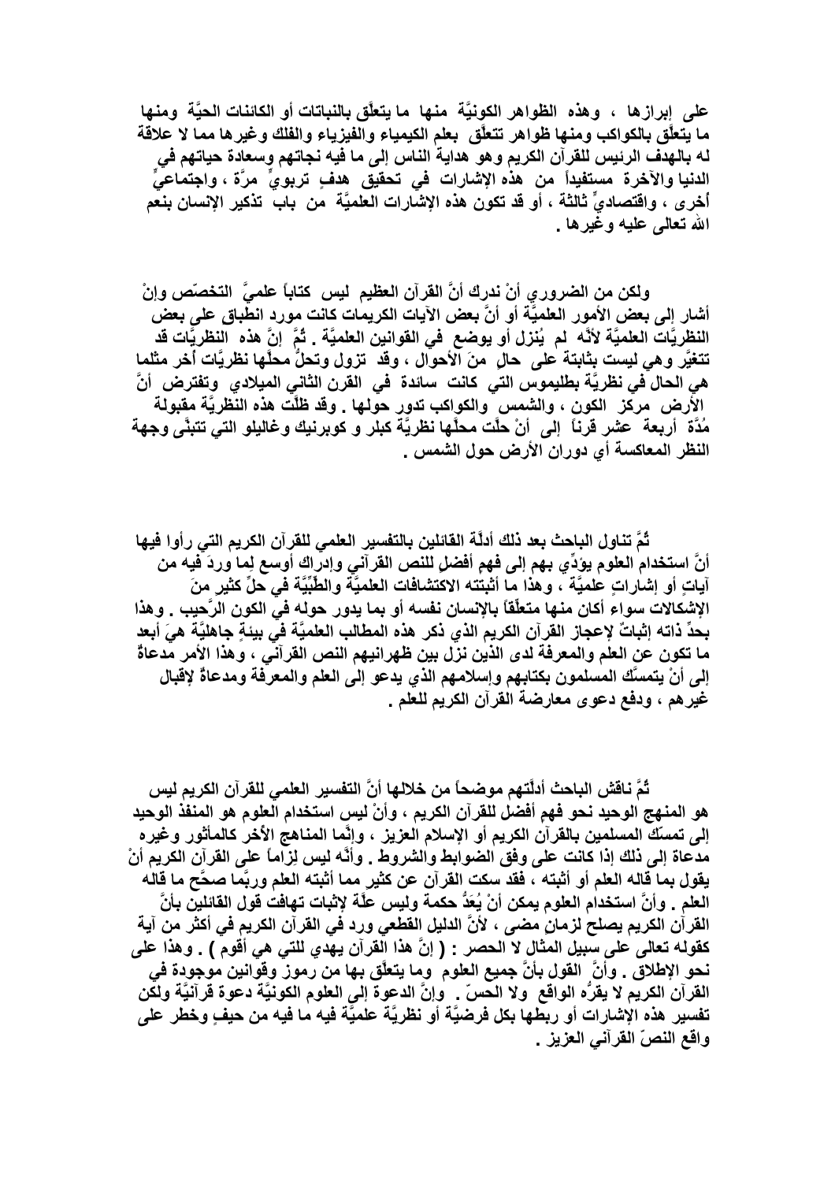على إبرازها ، وهذه الظواهر الكونيَّة منها ما يتعلَّق بالنباتات أو الكائنات الحيَّة ومنها ما يتعلَّق بالكواكب ومنها ظواهر تتعلَّق بعلم الكيمياء والفيزياء والفلك وغيرها مما لا علاقة له بالهدف الرئيس للقرآن الكريم وهو هداية الناس إلى ما فيه نجاتهم وسعادة حياتهم في الدنيا والآخرة مستفيداً من هذه الإشارات في تحقيق هدفٍ تربويٍّ مرَّة ، واجتماعيٍّ أخرى ، واقتصاديٍّ ثالثة ، أو قد تكون هذه الإشارات العلميَّة من باب تذكير الإنسان بنعم الله تعالى عليه وغيرها .

ولكن من الضروري أنْ ندرك أنَّ القرآن العظيم ليس كتاباً علميَّ التخصّص وإنْ أشار إلى بعض الأمور العلميَّة أو أنَّ بعض الآيات الكريمات كانت مورد انطباق على بعض النظريَّات العلميَّة لأنَّه لم يُنزل أو يوضع في القوانين العلميَّة . ثُمَّ إنَّ هذه النظريَّات قد تتغيَّر وهي ليست بثابتة على حالٍ منَ الأحوال ، وقد تزول وتحلُّ محلَّها نظريَّات أخر مثلما هي الحال في نظريَّة بطليموس التي كانت سائدة في القرن الثاني الميلادي وتفترض أنَّ الأرض مركز الكون ، والشمس والكواكب تدور حولها . وقد ظلَّت هذه النظريَّة مقبولة مُدَّة أربعة عشر قرناً إلى أنْ حلَّت محلَّها نظريَّة كبلر و كوبرنيك وغاليلو التي تتبنَّى وجهة النظر المعاكسة أي دوران الأرض حول الشمس .

ثُمَّ تناول الباحث بعد ذلك أدلَّة القائلين بالتفسير العلمي للقرآن الكريم التي رأوا فيها أنَّ استخدام العلوم يؤدِّي بهم إلى فهمٍ أفضل للنص القرآني وإدراك أوسع لِما وردَ فيه من آياتٍ أو إشاراتٍ علميَّة ، وهذا ما أثبتته الاكتشافات العلميَّة والطِّبِّيَّة في حلِّ كثيرٍ منَ الإشكالات سواء أكان منها متعلِّقاً بالإنسان نفسه أو بما يدور حوله في الكون الرَّحيب . وهذا بحدِّ ذاته إثباتٌ لإعجاز القرآن الكريم الذي ذكر هذه المطالب العلميَّة في بيئةٍ جاهليَّة هيَ أبعد ما تكون عن العلم والمعرفة لدى الذين نزل بين ظهرانيهم النص القرآني ، وهذا الأمر مدعاةٌ إلى أنْ يتمسَّك المسلمون بكتابهم وإسلامهم الذي يدعو إلى العلم والمعرفة ومدعاةٌ لإقبال غيرهم ، ودفع دعوى معارضة القرآن الكريم للعلم .

ثُمَّ ناقش الباحث أدلَّتهم موضحاً من خلالها أنَّ التفسير العلمي للقرآن الكريم ليس هو المنهج الوحيد نحو فهمٍ أفضل للقرآن الكريم ، وأنْ ليس استخدام العلوم هو المنفذ الوحيد إلى تمسّك المسلمين بالقرآن الكريم أو الإسلام العزيز ، وإنَّما المناهج الأُخر كالمأثور وغيره مدعاة إلى ذلك إذا كانت على وفق الضوابط والشروط . وأنَّه ليس لِزاماً على القرآن الكريم أنْ يقول بما قاله العلم أو أثبته ، فقد سكت القرآن عن كثيرٍ مما أثبته العلم وربَّما صحَّح ما قاله العلم . وأنَّ استخدام العلوم يمكن أنْ يُعَدَّ حكمة وليس علَّة لإثبات تهافت قول القائلين بأنَّ القرآن الكريم يصلح لزمانٍ مضى ، لأنَّ الدليل القطعي ورد في القرآن الكريم في أكثر من آية كقوله تعالى على سبيل المثال لا الحصر : ( إنَّ هذا القرآن يهدي للتي هي أقوم ) . وهذا على نحو الإطلاق . وأنَّ القول بأنَّ جميع العلوم وما يتعلَّق بها من رموز وقوانين موجودة في القرآن الكريم لا يقرُّه الواقع ولا الحسّ . وإنَّ الدعوة إلى العلوم الكونيَّة دعوة قرآنيَّة ولكن تفسير هذه الإشارات أو ربطها بكل فرضيَّة أو نظريَّة علميَّة فيه ما فيه من حيفٍ وخطر على واقع النصّ القرآني العزيز .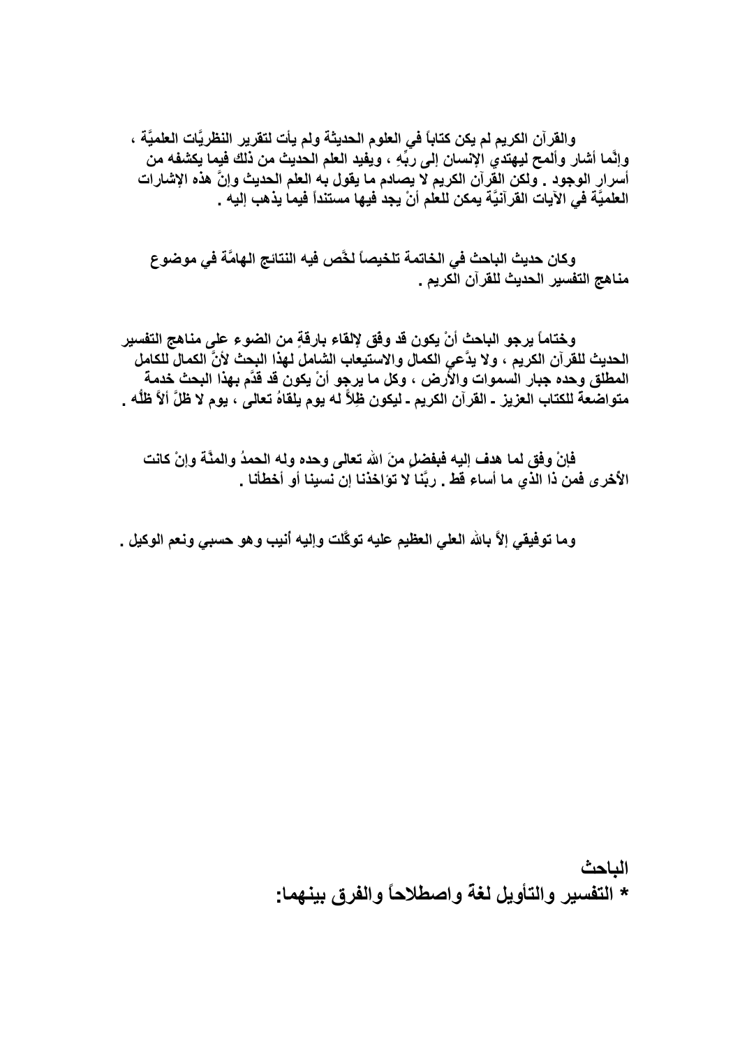والقرآن الكريم لم يكن كتاباً في العلوم الحديثة ولم يأت لتقرير النظريَّات العلميَّة ، وإنَّما أشار وألمح ليهتدي الإنسان إلى ربِّهِ ، ويفيد العلم الحديث من ذلك فيما يكشفه من أسرار الوجود . ولكن القرآن الكريم لا يصادم ما يقول به العلم الحديث وإنَّ هذه الإشارات العلميَّة في الآيات القرآنيَّة يمكن للعلم أنْ يجد فيها مستنداً فيما يذهب إليه .

وكان حديث الباحث في الخاتمة تلخيصاً لخَّص فيه النتائج الهامَّة في موضوع مناهج التفسير الحديث للقرآن الكريم .

وختاماً يرجو الباحث أنْ يكون قد وفق لإلقاء بارقةٍ من الضوء على مناهج التفسير الحديث للقرآن الكريم ، ولا يدَّعي الكمال والاستيعاب الشامل لهذا البحث لأنَّ الكمال للكامل المطلق وحده جبار السموات والأرض ، وكل ما يرجو أنْ يكون قد قدَّم بهذا البحث خدمة متواضعة للكتاب العزيز ـ القرآن الكريم ـ ليكون ظِلاً له يوم يلقاهُ تعالى ، يوم لا ظلَّ ألاَ ظلُّه .

فإنْ وفق لما هدف إليه فبفضلٍ منَ الله تعالى وحده وله الحمدُ والمنَّة وإنْ كانت الأخرى فمن ذا الذي ما أساء قط . ربَّنا لا تؤاخذنا إن نسينا أو أخطأنا .

وما توفيقي إلاَّ بالله العلي العظيم عليه توكَّلت وإليه أنيب وهو حسبي ونعم الوكيل .

الباحث

* التفسير والتأويل لغةً واصطلاحاً والفرق بينهما: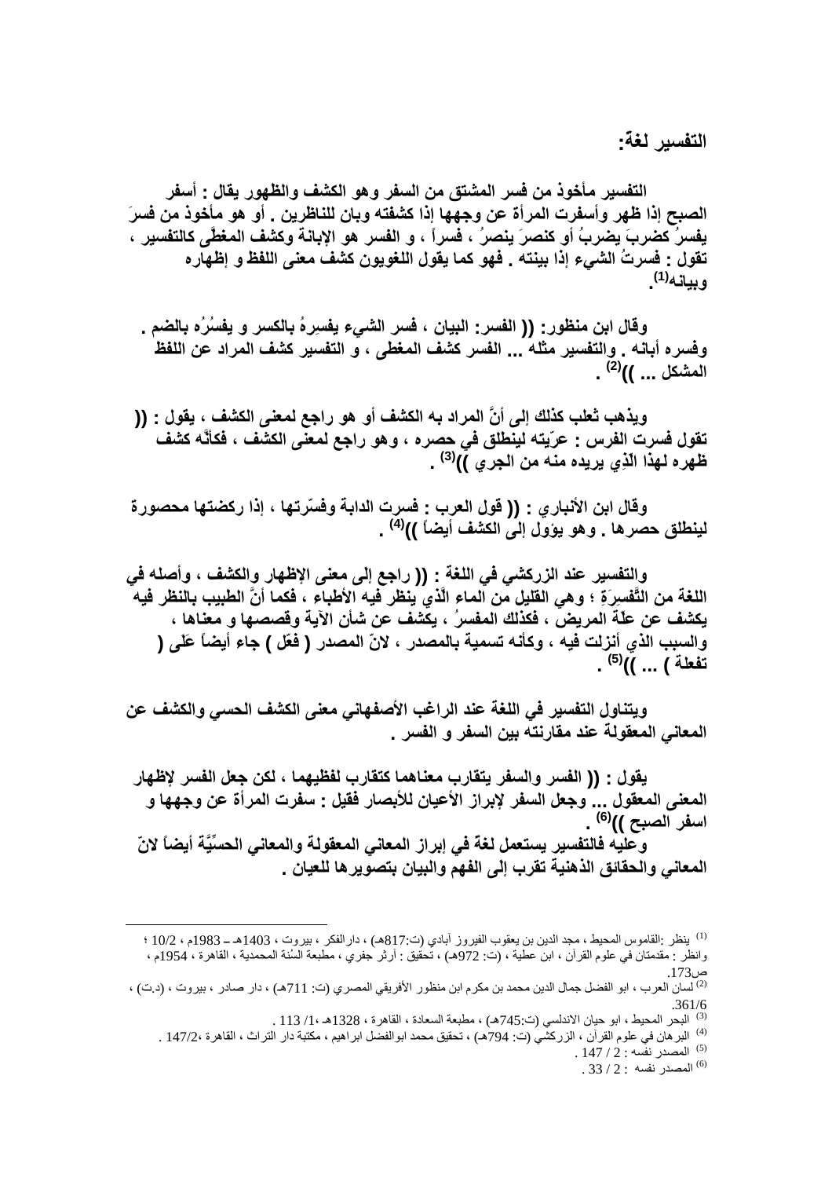## التفسير لغةً:

التفسير مأخوذ من فسر المشتق من السفر وهو الكشف والظهور يقال : أسفر الصبح إذا ظهر وأسفرت المرأة عن وجهها إذا كشفته وبان للناظرين . أو هو مأخوذ من فسرَ يفسرُ كضربَ يضربُ أو كنصرَ ينصرُ ، فسراً ، و الفسر هو الإبانة وكشف المغطّى كالتفسير ، تقول : فسرتُ الشيء إذا بينته . فهو كما يقول اللغويون كشف معنى اللفظ و إظهاره وبيانه[1].

وقال ابن منظور: (( الفسر: البيان ، فسر الشيء يفسِرهُ بالكسر و يفسُرُه بالضم . وفسره أبانه . والتفسير مثله ... الفسر كشف المغطى ، و التفسير كشف المراد عن اللفظ المشكل ... ))[2] .

ويذهب ثعلب كذلك إلى أنَّ المراد به الكشف أو هو راجع لمعنى الكشف ، يقول : (( تقول فسرت الفرس : عرّيته لينطلق في حصره ، وهو راجع لمعنى الكشف ، فكأنَّه كشف ظهره لهذا الذي يريده منه من الجري ))[3] .

وقال ابن الأنباري : (( قول العرب : فسرت الدابة وفسّرتها ، إذا ركضتها محصورة لينطلق حصرها . وهو يؤول إلى الكشف أيضاً ))[4] .

والتفسير عند الزركشي في اللغة : (( راجع إلى معنى الإظهار والكشف ، وأصله في اللغة من التَّفسرَةِ ؛ وهي القليل من الماء الَّذي ينظر فيه الأطباء ، فكما أنَّ الطبيب بالنظر فيه يكشف عن علّة المريض ، فكذلك المفسرُ ، يكشف عن شأن الآية وقصصها و معناها ، والسبب الذي أنزلت فيه ، وكأنه تسمية بالمصدر ، لانّ المصدر ( فعّل ) جاء أيضاً عَلى ( تفعلة ) ... ))[5] .

ويتناول التفسير في اللغة عند الراغب الأصفهاني معنى الكشف الحسي والكشف عن المعاني المعقولة عند مقارنته بين السفر و الفسر .

يقول : (( الفسر والسفر يتقارب معناهما كتقارب لفظيهما ، لكن جعل الفسر لإظهار المعنى المعقول ... وجعل السفر لإبراز الأعيان للأبصار فقيل : سفرت المرأة عن وجهها و اسفر الصبح ))[6] .

وعليه فالتفسير يستعمل لغة في إبراز المعاني المعقولة والمعاني الحسِّيَّة أيضاً لانّ المعاني والحقائق الذهنية تقرب إلى الفهم والبيان بتصويرها للعيان .

---

[1] ينظر :القاموس المحيط ، مجد الدين بن يعقوب الفيروز آبادي (ت:817هـ) ، دارالفكر ، بيروت ، 1403هـ ـ 1983م ، 10/2 ؛ وانظر : مقدمتان في علوم القرآن ، ابن عطية ، (ت: 972هـ) ، تحقيق : أرثر جفري ، مطبعة السُنة المحمدية ، القاهرة ، 1954م ، ص173.

[2] لسان العرب ، ابو الفضل جمال الدين محمد بن مكرم ابن منظور الأفريقي المصري (ت: 711هـ) ، دار صادر ، بيروت ، (د.ت) ، 361/6.

[3] البحر المحيط ، ابو حيان الاندلسي (ت:745هـ) ، مطبعة السعادة ، القاهرة ، 1328هـ ،1/ 113 .

[4] البرهان في علوم القرآن ، الزركشي (ت: 794هـ) ، تحقيق محمد ابوالفضل ابراهيم ، مكتبة دار التراث ، القاهرة ،147/2 .

[5] المصدر نفسه : 2 / 147 .

[6] المصدر نفسه : 2 / 33 .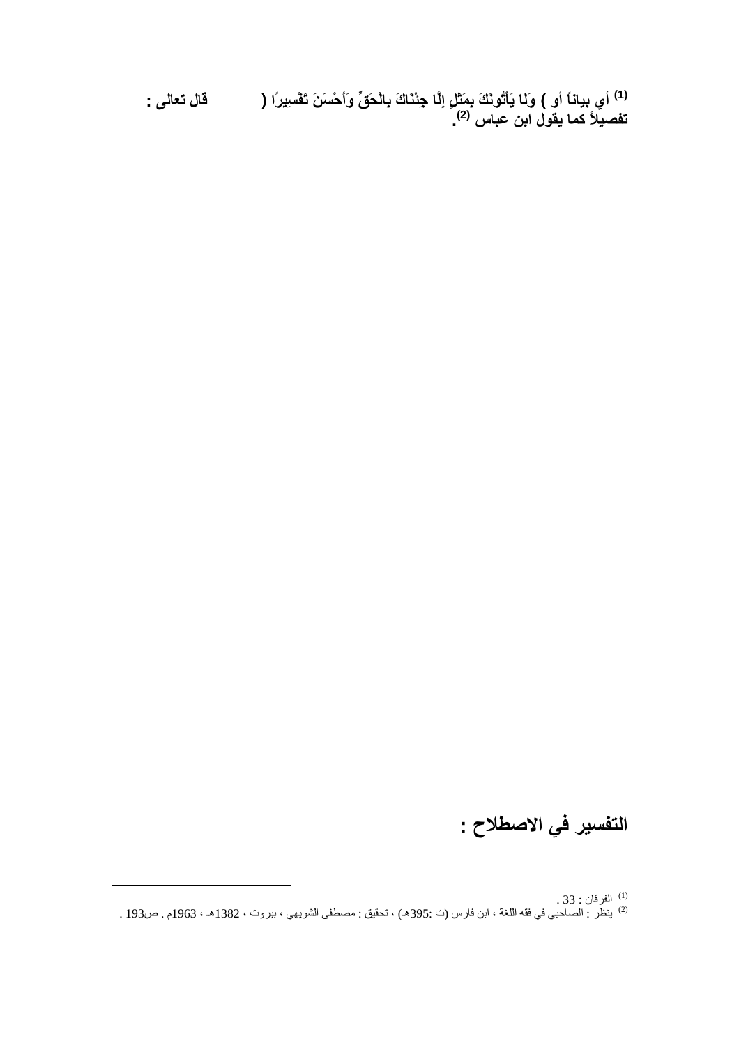**قال تعالى : ( وَلَا يَأْتُونَكَ بِمَثَلٍ إِلَّا جِئْنَاكَ بِالْحَقِّ وَأَحْسَنَ تَفْسِيرًا )[1] أي بياناً أو تفصيلاً كما يقول ابن عباس [2].**

## التفسير في الاصطلاح :

---

[1] الفرقان : 33 .

[2] ينظر : الصاحبي في فقه اللغة ، ابن فارس (ت :395هـ) ، تحقيق : مصطفى الشويمي ، بيروت ، 1382هـ ، 1963م . ص193 .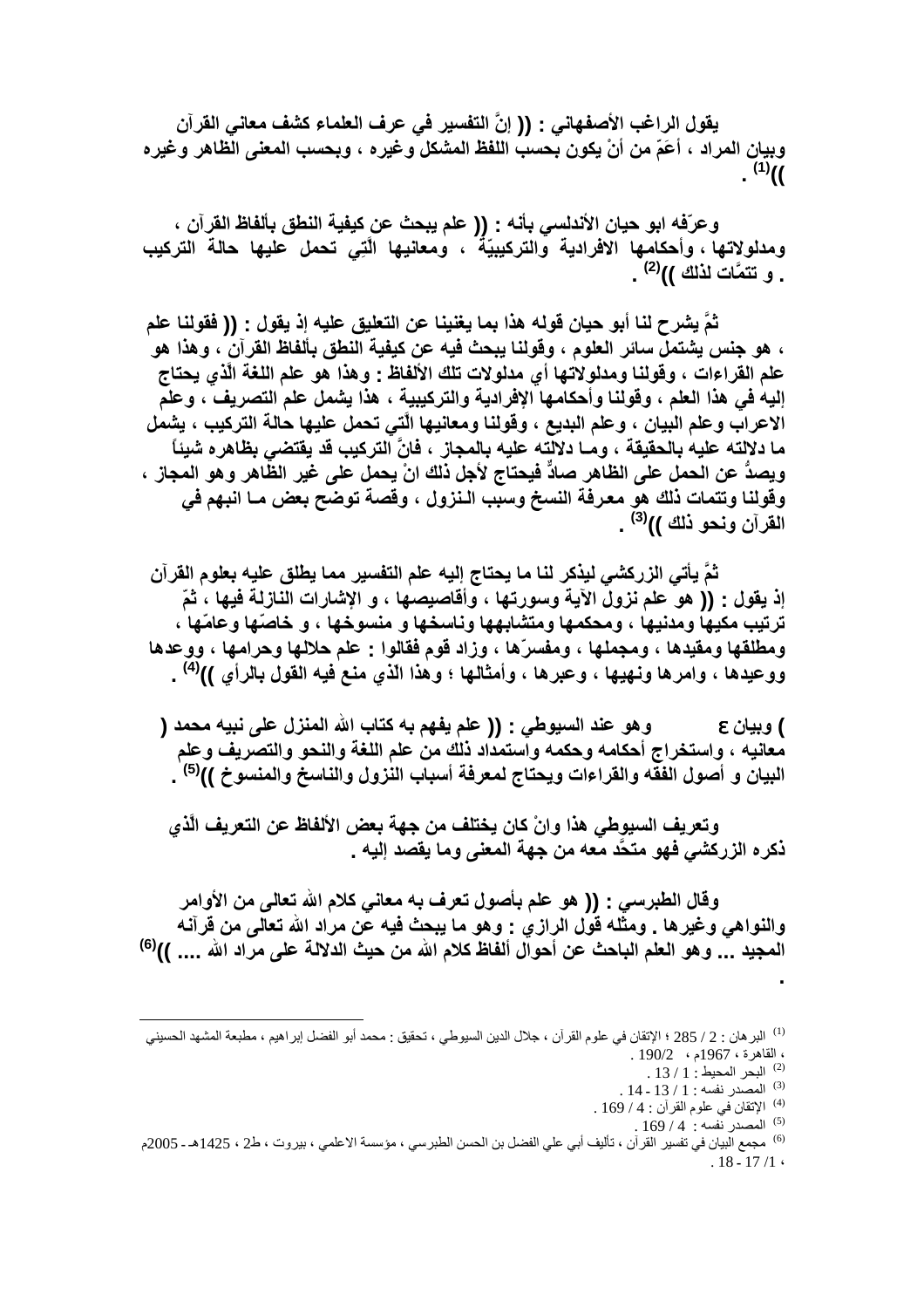**يقول الراغب الأصفهاني : (( إنَّ التفسير في عرف العلماء كشف معاني القرآن وبيان المراد ، أعَمّ من أنْ يكون بحسب اللفظ المشكل وغيره ، وبحسب المعنى الظاهر وغيره ))[1] .**

**وعرّفه ابو حيان الأندلسي بأنه : (( علم يبحث عن كيفية النطق بألفاظ القرآن ، ومدلولاتها ، وأحكامها الافرادية والتركيبيّة ، ومعانيها الَّتِي تحمل عليها حالة التركيب . و تتمَّات لذلك ))[2] .**

**ثمَّ يشرح لنا أبو حيان قوله هذا بما يغنينا عن التعليق عليه إذ يقول : (( فقولنا علم ، هو جنس يشتمل سائر العلوم ، وقولنا يبحث فيه عن كيفية النطق بألفاظ القرآن ، وهذا هو علم القراءات ، وقولنا ومدلولاتها أي مدلولات تلك الألفاظ : وهذا هو علم اللغة الَّذي يحتاج إليه في هذا العلم ، وقولنا وأحكامها الإفرادية والتركيبية ، هذا يشمل علم التصريف ، وعلم الاعراب وعلم البيان ، وعلم البديع ، وقولنا ومعانيها الَّتي تحمل عليها حالة التركيب ، يشمل ما دلالته عليه بالحقيقة ، وما دلالته عليه بالمجاز ، فانَّ التركيب قد يقتضي بظاهره شيئاً ويصدُّ عن الحمل على الظاهر صادٌّ فيحتاج لأجل ذلك انْ يحمل على غير الظاهر وهو المجاز ، وقولنا وتتمات ذلك هو معرفة النسخ وسبب النزول ، وقصة توضح بعض ما انبهم في القرآن ونحو ذلك ))[3] .**

**ثمَّ يأتي الزركشي ليذكر لنا ما يحتاج إليه علم التفسير مما يطلق عليه بعلوم القرآن إذ يقول : (( هو علم نزول الآية وسورتها ، وأقاصيصها ، و الإشارات النازلة فيها ، ثمّ ترتيب مكيها ومدنيها ، ومحكمها ومتشابهها وناسخها و منسوخها ، و خاصّها وعامّها ، ومطلقها ومقيدها ، ومجملها ، ومفسرّها ، وزاد قوم فقالوا : علم حلالها وحرامها ، ووعدها ووعيدها ، وامرها ونهيها ، وعبرها ، وأمثالها ؛ وهذا الذي منع فيه القول بالرأي ))[4] .**

**) وبيان ع      وهو عند السيوطي : (( علم يفهم به كتاب الله المنزل على نبيه محمد ( معانيه ، واستخراج أحكامه وحكمه واستمداد ذلك من علم اللغة والنحو والتصريف وعلم البيان و أصول الفقه والقراءات ويحتاج لمعرفة أسباب النزول والناسخ والمنسوخ ))[5] .**

**وتعريف السيوطي هذا وانْ كان يختلف من جهة بعض الألفاظ عن التعريف الَّذي ذكره الزركشي فهو متحَّد معه من جهة المعنى وما يقصد إليه .**

**وقال الطبرسي : (( هو علم بأصول تعرف به معاني كلام الله تعالى من الأوامر والنواهي وغيرها . ومثله قول الرازي : وهو ما يبحث فيه عن مراد الله تعالى من قرآنه المجيد ... وهو العلم الباحث عن أحوال ألفاظ كلام الله من حيث الدلالة على مراد الله .... ))[6] .**

---

[1] البرهان : 2 / 285 ؛ الإتقان في علوم القرآن ، جلال الدين السيوطي ، تحقيق : محمد أبو الفضل إبراهيم ، مطبعة المشهد الحسيني ، القاهرة ، 1967م ، 190/2 .

[2] البحر المحيط : 1 / 13 .

[3] المصدر نفسه : 1 / 13 - 14 .

[4] الإتقان في علوم القرآن : 4 / 169 .

[5] المصدر نفسه : 4 / 169 .

[6] مجمع البيان في تفسير القرآن ، تأليف أبي علي الفضل بن الحسن الطبرسي ، مؤسسة الاعلمي ، بيروت ، ط2 ، 1425هـ - 2005م ، 1/ 17 - 18 .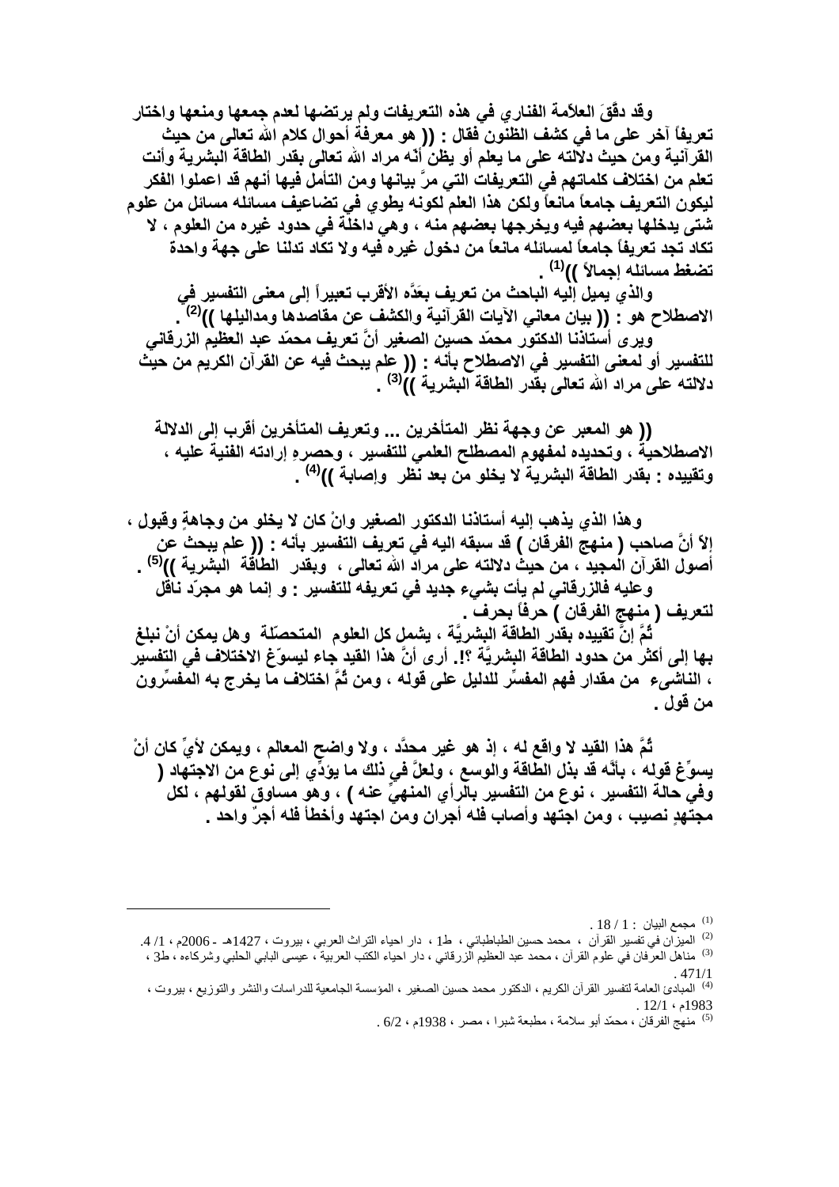وقد دقَّقَ العلامة الفناري في هذه التعريفات ولم يرتضها لعدم جمعها ومنعها واختار تعريفاً آخر على ما في كشف الظنون فقال : (( هو معرفة أحوال كلام الله تعالى من حيث القرآنية ومن حيث دلالته على ما يعلم أو يظن أنّه مراد الله تعالى بقدر الطاقة البشرية وأنت تعلم من اختلاف كلماتهم في التعريفات التي مرَّ بيانها ومن التأمل فيها أنهم قد اعملوا الفكر ليكون التعريف جامعاً مانعاً ولكن هذا العلم لكونه يطوي في تضاعيف مسائله مسائل من علوم شتى يدخلها بعضهم فيه ويخرجها بعضهم منه ، وهي داخلة في حدود غيره من العلوم ، لا تكاد تجد تعريفاً جامعاً لمسائله مانعاً من دخول غيره فيه ولا تكاد تدلنا على جهة واحدة تضغط مسائله إجمالاً ))[1] .

والذي يميل إليه الباحث من تعريف بعَدَّه الأقرب تعبيراً إلى معنى التفسير في الاصطلاح هو : (( بيان معاني الآيات القرآنية والكشف عن مقاصدها ومداليلها ))[2] .

ويرى أستاذنا الدكتور محمّد حسين الصغير أنَّ تعريف محمّد عبد العظيم الزرقاني للتفسير أو لمعنى التفسير في الاصطلاح بأنه : (( علم يبحث فيه عن القرآن الكريم من حيث دلالته على مراد الله تعالى بقدر الطاقة البشرية ))[3] .

(( هو المعبر عن وجهة نظر المتأخرين ... وتعريف المتأخرين أقرب إلى الدلالة الاصطلاحية ، وتحديده لمفهوم المصطلح العلمي للتفسير ، وحصرهِ إرادته الفنية عليه ، وتقييده : بقدر الطاقة البشرية لا يخلو من بعد نظر وإصابة ))[4] .

وهذا الذي يذهب إليه أستاذنا الدكتور الصغير وإنْ كان لا يخلو من وجاهةٍ وقبول ، إلاّ أنَّ صاحب ( منهج الفرقان ) قد سبقه اليه في تعريف التفسير بأنه : (( علم يبحث عن أصول القرآن المجيد ، من حيث دلالته على مراد الله تعالى ، وبقدر الطاقة البشرية ))[5] .

وعليه فالزرقاني لم يأتِ بشيء جديد في تعريفه للتفسير : و إنما هو مجرّد ناقل لتعريف ( منهج الفرقان ) حرفاً بحرف .

ثُمَّ إنَّ تقييده بقدر الطاقة البشريَّة ، يشمل كل العلوم المتحصّلة وهل يمكن أنْ نبلغ بها إلى أكثر من حدود الطاقة البشريَّة ؟! . أرى أنَّ هذا القيد جاء ليسوّغ الاختلاف في التفسير ، الناشيء من مقدار فهم المفسِّر للدليل على قوله ، ومن ثُمَّ اختلاف ما يخرج به المفسِّرون من قول .

ثُمَّ هذا القيد لا واقع له ، إذ هو غير محدَّد ، ولا واضح المعالم ، ويمكن لأيٍّ كان أنْ يسوِّغ قوله ، بأنَّه قد بذل الطاقة والوسع ، ولعلَّ في ذلك ما يؤدِّي إلى نوع من الاجتهاد ( وفي حالة التفسير ، نوع من التفسير بالرأي المنهيِّ عنه ) ، وهو مساوقٍ لقولهم ، لكل مجتهدٍ نصيب ، ومن اجتهد وأصاب فله أجران ومن اجتهد وأخطأ فله أجرٌ واحد .

---

[1] مجمع البيان : 1 / 18 .

[2] الميزان في تفسير القرآن ، محمد حسين الطباطبائي ، ط1 ، دار احياء التراث العربي ، بيروت ، 1427هـ - 2006م ، 1/ 4.

[3] مناهل العرفان في علوم القرآن ، محمد عبد العظيم الزرقاني ، دار احياء الكتب العربية ، عيسى البابي الحلبي وشركاءه ، ط3 ، 471/1 .

[4] المبادئ العامة لتفسير القرآن الكريم ، الدكتور محمد حسين الصغير ، المؤسسة الجامعية للدراسات والنشر والتوزيع ، بيروت ، 1983م ، 12/1 .

[5] منهج الفرقان ، محمّد أبو سلامة ، مطبعة شبرا ، مصر ، 1938م ، 6/2 .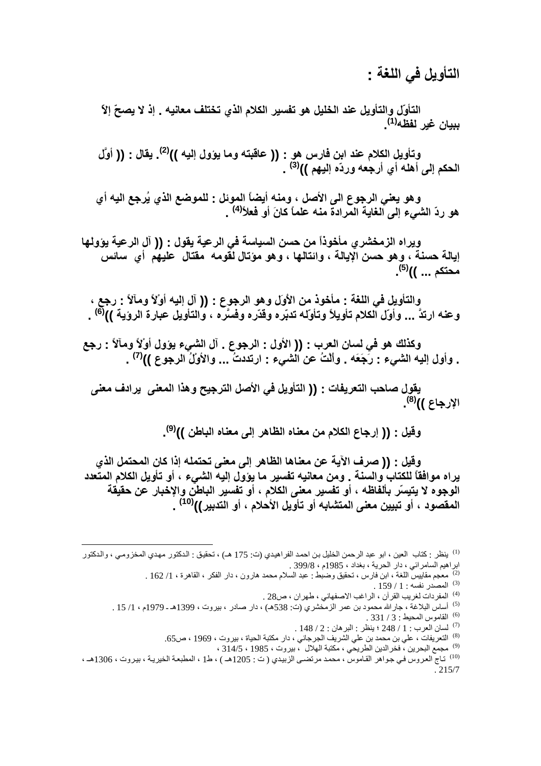## التأويل في اللغة :

التأوّل والتأويل عند الخليل هو تفسير الكلام الذي تختلف معانيه . إذ لا يصحّ إلاّ ببيان غير لفظه[1].

وتأويل الكلام عند ابن فارس هو : (( عاقبته وما يؤول إليه ))[2]. يقال : (( أوَّل الحكم إلى أهله أي أرجعه وردّه إليهم ))[3] .

وهو يعني الرجوع الى الأصل ، ومنه أيضاً الموئل : للموضع الذي يُرجع اليه أي هو ردّ الشيء إلى الغاية المرادة منه علماً كانَ أو فعلاً[4] .

ويراه الزمخشري مأخوذاً من حسن السياسة في الرعية يقول : (( آل الرعية يؤولها إيالة حسنة ، وهو حسن الإيالة ، وائتالها ، وهو مؤتال لقومه مقتال عليهم أي سائس محتكم ... ))[5].

والتأويل في اللغة : مأخوذ من الأوَل وهو الرجوع : (( آل إليه أوْلاً ومآلاً : رجع ، وعنه ارتدَّ ... وأوّل الكلام تأويلاً وتأوّله تدبّره وقدّره وفسَّره ، والتأويل عبارة الرؤية ))[6] .

وكذلك هو في لسان العرب : (( الأول : الرجوع . آل الشيء يؤول أوْلاً ومآلاً : رجع . وأول إليه الشيء : رَجَعَه . وألْتُ عن الشيء : ارتددتُ ... والأوْلُ الرجوع ))[7] .

يقول صاحب التعريفات : (( التأويل في الأصل الترجيح وهذا المعنى يرادف معنى الإرجاع ))[8].

وقيل : (( إرجاع الكلام من معناه الظاهر إلى معناه الباطن ))[9].

وقيل : (( صرف الآية عن معناها الظاهر إلى معنى تحتمله إذا كان المحتمل الذي يراه موافقاً للكتاب والسنة . ومن معانيه تفسير ما يؤول إليه الشيء ، أو تأويل الكلام المتعدد الوجوه لا يتيسّر بألفاظه ، أو تفسير معنى الكلام ، أو تفسير الباطن والإخبار عن حقيقة المقصود ، أو تبيين معنى المتشابه أو تأويل الأحلام ، أو التدبير))[10] .

---

[1] ينظر : كتاب العين ، ابو عبد الرحمن الخليل بن احمد الفراهيدي (ت: 175 هـ) ، تحقيق : الدكتور مهدي المخزومي ، والدكتور ابراهيم السامرائي ، دار الحرية ، بغداد ، 1985م ، 399/8 .

[2] معجم مقاييس اللغة ، ابن فارس ، تحقيق وضبط : عبد السلام محمد هارون ، دار الفكر ، القاهرة ، 1/ 162 .

[3] المصدر نفسه : 1 / 159 .

[4] المفردات لغريب القرآن ، الراغب الاصفهاني ، طهران ، ص28 .

[5] أساس البلاغة ، جارالله محمود بن عمر الزمخشري (ت: 538هـ) ، دار صادر ، بيروت ، 1399هـ- 1979م ، 1/ 15 .

[6] القاموس المحيط : 3 / 331 .

[7] لسان العرب : 1 / 248 ؛ ينظر : البرهان : 2 / 148 .

[8] التعريفات ، علي بن محمد بن علي الشريف الجرجاني ، دار مكتبة الحياة ، بيروت ، 1969 ، ص65.

[9] مجمع البحرين ، فخرالدين الطريحي ، مكتبة الهلال ، بيروت ، 1985 ، 314/5 ،

[10] تاج العروس في جواهر القاموس ، محمد مرتضى الزبيدي ( ت : 1205هـ ) ، ط1 ، المطبعة الخيرية ، بيروت ، 1306هـ ، 215/7 .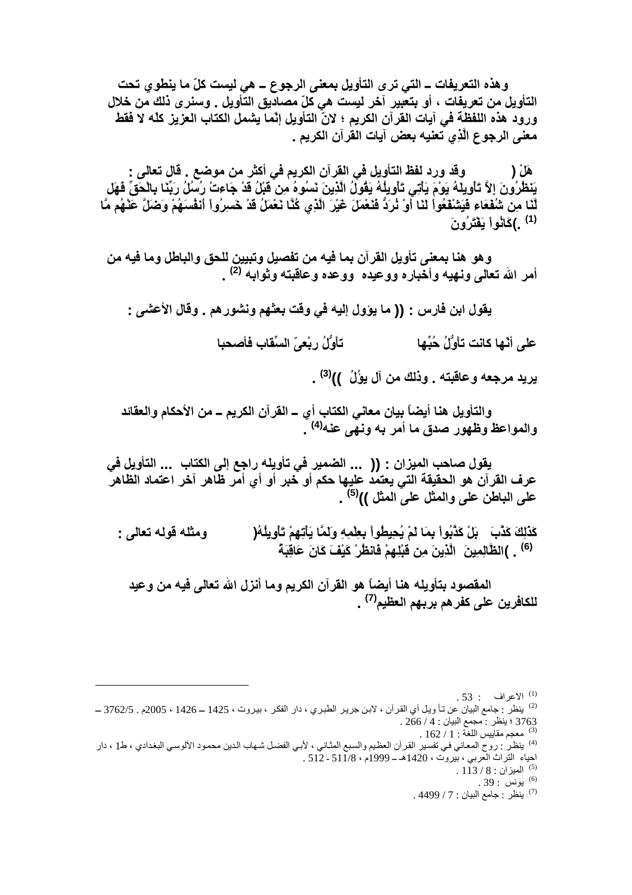وهذه التعريفات ـ التي ترى التأويل بمعنى الرجوع ـ هي ليست كلّ ما ينطوي تحت التأويل من تعريفات ، أو بتعبير آخر ليست هي كلّ مصاديق التأويل . وسنرى ذلك من خلال ورود هذه اللفظة في آيات القرآن الكريم ؛ لانّ التأويل إنّما يشمل الكتاب العزيز كلّه لا فقط معنى الرجوع الَّذي تعنيه بعض آيات القرآن الكريم .

وقد ورد لفظ التأويل في القرآن الكريم في أكثر من موضع . قال تعالى : ( هَلْ يَنظُرُونَ إِلاَّ تَأْوِيلَهُ يَوْمَ يَأْتِي تَأْوِيلُهُ يَقُولُ الَّذِينَ نَسُوهُ مِن قَبْلُ قَدْ جَاءتْ رُسُلُ رَبِّنَا بِالْحَقِّ فَهَل لَّنَا مِن شُفَعَاء فَيَشْفَعُواْ لَنَا أَوْ نُرَدُّ فَنَعْمَلَ غَيْرَ الَّذِي كُنَّا نَعْمَلُ قَدْ خَسِرُواْ أَنفُسَهُمْ وَضَلَّ عَنْهُم مَّا كَانُواْ يَفْتَرُونَ ) [1] .

وهو هنا بمعنى تأويل القرآن بما فيه من تفصيل وتبيين للحق والباطل وما فيه من أمر الله تعالى ونهيه وأخباره ووعيده ووعده وعاقبته وثوابه [2] .

يقول ابن فارس : (( ما يؤول إليه في وقت بعثهم ونشورهم . وقال الأعشى :

على أنّها كانت تأوُّلُ حُبِّها تأوُّلَ رِبْعيِّ السِّقاب فأصحبا

يريد مرجعه وعاقبته . وذلك من آل يؤُلُ ))[3] .

والتأويل هنا أيضاً بيان معاني الكتاب أي ـ القرآن الكريم ـ من الأحكام والعقائد والمواعظ وظهور صدق ما أمر به ونهى عنه[4] .

يقول صاحب الميزان : (( ... الضمير في تأويله راجع إلى الكتاب ... التأويل في عرف القرآن هو الحقيقة التي يعتمد عليها حكم أو خبر أو أي أمر ظاهر آخر اعتماد الظاهر على الباطن والمثل على المثل ))[5] .

ومثله قوله تعالى : ( بَلْ كَذَّبُواْ بِمَا لَمْ يُحِيطُواْ بِعِلْمِهِ وَلَمَّا يَأْتِهِمْ تَأْوِيلُهُ كَذَلِكَ كَذَّبَ الَّذِينَ مِن قَبْلِهِمْ فَانظُرْ كَيْفَ كَانَ عَاقِبَةُ الظَّالِمِينَ ) [6] .

المقصود بتأويله هنا أيضاً هو القرآن الكريم وما أنزل الله تعالى فيه من وعيد للكافرين على كفرهم بربهم العظيم[7] .

---

(1) الاعراف : 53 .

(2) ينظر : جامع البيان عن تأويل آي القرآن ، لابن جرير الطبري ، دار الفكر ، بيروت ، 1425 ـ 1426 ، 2005م . 3762/5 ـ 3763 ؛ ينظر : مجمع البيان : 4 / 266 .

(3) معجم مقاييس اللغة : 1 / 162 .

(4) ينظر : روح المعاني في تفسير القرآن العظيم والسبع المثاني ، لأبي الفضل شهاب الدين محمود الآلوسي البغدادي ، ط1 ، دار احياء التراث العربي ، بيروت ، 1420هـ ـ 1999م ، 511/8 - 512 .

(5) الميزان : 8 / 113 .

(6) يونس : 39 .

(7) ينظر : جامع البيان : 7 / 4499 .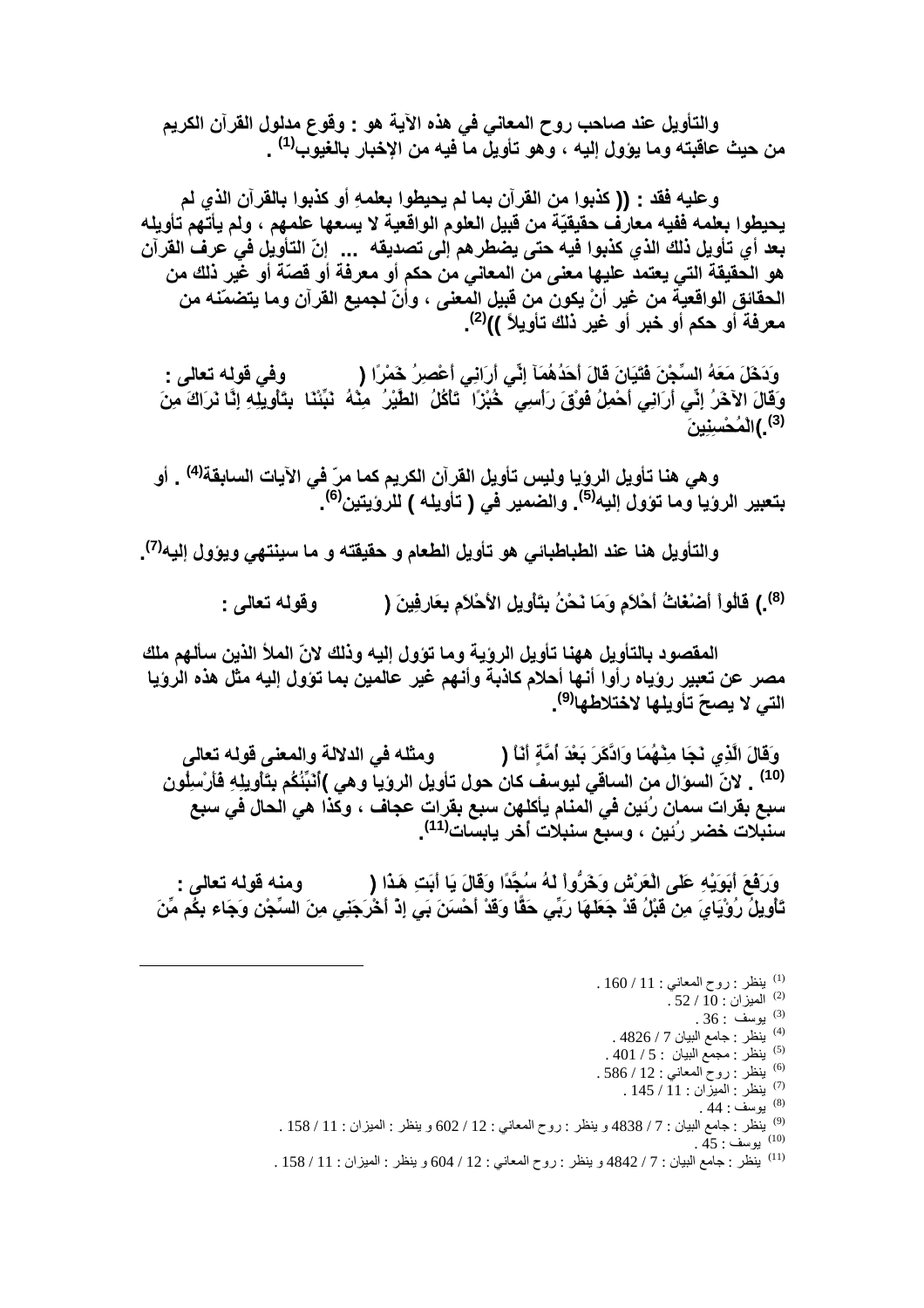والتأويل عند صاحب روح المعاني في هذه الآية هو : وقوع مدلول القرآن الكريم من حيث عاقبته وما يؤول إليه ، وهو تأويل ما فيه من الإخبار بالغيوب[1] .

وعليه فقد : (( كذبوا من القرآن بما لم يحيطوا بعلمهِ أو كذبوا بالقرآن الذي لم يحيطوا بعلمه ففيه معارف حقيقيّة من قبيل العلوم الواقعية لا يسعها علمهم ، ولم يأتهم تأويله بعد أي تأويل ذلك الذي كذبوا فيه حتى يضطرهم إلى تصديقه ... إنّ التأويل في عرف القرآن هو الحقيقة التي يعتمد عليها معنى من المعاني من حكم أو معرفة أو قصّة أو غير ذلك من الحقائق الواقعية من غير أنْ يكون من قبيل المعنى ، وأنّ لجميع القرآن وما يتضمّنه من معرفة أو حكم أو خبر أو غير ذلك تأويلاً ))[2].

وفي قوله تعالى : ( وَدَخَلَ مَعَهُ السِّجْنَ فَتَيَانَ قَالَ أَحَدُهُمَآ إِنِّي أَرَانِي أَعْصِرُ خَمْرًا وَقَالَ الآخَرُ إِنِّي أَرَانِي أَحْمِلُ فَوْقَ رَأْسِي خُبْزًا تَأْكُلُ الطَّيْرُ مِنْهُ نَبِّئْنَا بِتَأْوِيلِهِ إِنَّا نَرَاكَ مِنَ الْمُحْسِنِينَ )[3].

وهي هنا تأويل الرؤيا وليس تأويل القرآن الكريم كما مرّ في الآيات السابقة[4] . أو بتعبير الرؤيا وما تؤول إليه[5]. والضمير في ( تأويله ) للرؤيتين[6].

والتأويل هنا عند الطباطبائي هو تأويل الطعام و حقيقته و ما سينتهي ويؤول إليه[7].

وقوله تعالى : ( قَالُواْ أَضْغَاثُ أَحْلاَمٍ وَمَا نَحْنُ بِتَأْوِيلِ الأَحْلاَمِ بِعَالِمِينَ )[8].

المقصود بالتأويل ههنا تأويل الرؤية وما تؤول إليه وذلك لانّ الملأ الذين سألهم ملك مصر عن تعبير رؤياه رأوا أنها أحلام كاذبة وأنهم غير عالمين بما تؤول إليه مثل هذه الرؤيا التي لا يصحّ تأويلها لاختلاطها[9].

ومثله في الدلالة والمعنى قوله تعالى ( وَقَالَ الَّذِي نَجَا مِنْهُمَا وَادَّكَرَ بَعْدَ أُمَّةٍ أَنَاْ أُنَبِّئُكُم بِتَأْوِيلِهِ فَأَرْسِلُونِ )[10] . لانّ السؤال من الساقي ليوسف كان حول تأويل الرؤيا وهي سبع بقرات سمان رُئين في المنام يأكلهن سبع بقرات عجاف ، وكذا هي الحال في سبع سنبلات خضر رُئين ، وسبع سنبلات أخر يابسات[11].

ومنه قوله تعالى : ( وَرَفَعَ أَبَوَيْهِ عَلَى الْعَرْشِ وَخَرُّواْ لَهُ سُجَّدًا وَقَالَ يَا أَبَتِ هَـذَا تَأْوِيلُ رُؤْيَايَ مِن قَبْلُ قَدْ جَعَلَهَا رَبِّي حَقًّا وَقَدْ أَحْسَنَ بَي إِذْ أَخْرَجَنِي مِنَ السِّجْنِ وَجَاء بِكُم مِّنَ

---

[1] ينظر : روح المعاني : 11 / 160 .
[2] الميزان : 10 / 52 .
[3] يوسف : 36 .
[4] ينظر : جامع البيان 7 / 4826 .
[5] ينظر : مجمع البيان : 5 / 401 .
[6] ينظر : روح المعاني : 12 / 586 .
[7] ينظر : الميزان : 11 / 145 .
[8] يوسف : 44 .
[9] ينظر : جامع البيان : 7 / 4838 و ينظر : روح المعاني : 12 / 602 و ينظر : الميزان : 11 / 158 .
[10] يوسف : 45 .
[11] ينظر : جامع البيان : 7 / 4842 و ينظر : روح المعاني : 12 / 604 و ينظر : الميزان : 11 / 158 .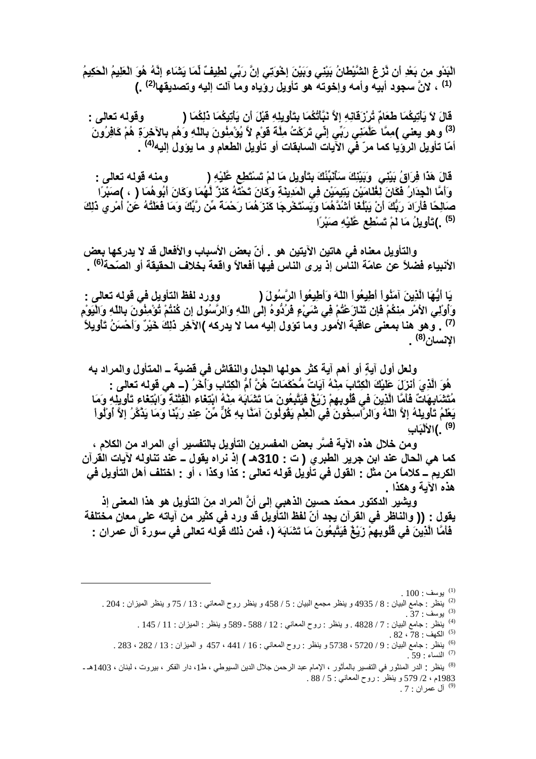الْبَدْوِ مِن بَعْدِ أَن نَّزَغَ الشَّيْطَانُ بَيْنِي وَبَيْنَ إِخْوَتِي إِنَّ رَبِّي لَطِيفٌ لِّمَا يَشَاء إِنَّهُ هُوَ الْعَلِيمُ الْحَكِيمُ [(1)] ، لانّ سجود أبيه وأمه وإخوته هو تأويل رؤياه وما آلت إليه وتصديقها[(2)] .)

وقوله تعالى : ( قَالَ لاَ يَأْتِيكُمَا طَعَامٌ تُرْزَقَانِهِ إِلاَّ نَبَّأْتُكُمَا بِتَأْوِيلِهِ قَبْلَ أَن يَأْتِيكُمَا ذَلِكُمَا مِمَّا عَلَّمَنِي رَبِّي إِنِّي تَرَكْتُ مِلَّةَ قَوْمٍ لاَّ يُؤْمِنُونَ بِاللّهِ وَهُم بِالآخِرَةِ هُمْ كَافِرُونَ [(3)]) وهو يعني أمّا تأويل الرؤيا كما مرّ في الآيات السابقات أو تأويل الطعام و ما يؤول إليه[(4)] .

ومنه قوله تعالى : ( قَالَ هَذَا فِرَاقُ بَيْنِي وَبَيْنِكَ سَأُنَبِّئُكَ بِتَأْوِيلِ مَا لَمْ تَسْتَطِع عَّلَيْهِ صَبْرًا ) ، ( وَأَمَّا الْجِدَارُ فَكَانَ لِغُلَامَيْنِ يَتِيمَيْنِ فِي الْمَدِينَةِ وَكَانَ تَحْتَهُ كَنزٌ لَّهُمَا وَكَانَ أَبُوهُمَا صَالِحًا فَأَرَادَ رَبُّكَ أَنْ يَبْلُغَا أَشُدَّهُمَا وَيَسْتَخْرِجَا كَنزَهُمَا رَحْمَةً مِّن رَّبِّكَ وَمَا فَعَلْتُهُ عَنْ أَمْرِي ذَلِكَ تَأْوِيلُ مَا لَمْ تَسْطِع عَّلَيْهِ صَبْرًا [(5)] .)

والتأويل معناه في هاتين الآيتين هو . أنّ بعض الأسباب والأفعال قد لا يدركها بعض الأنبياء فضلاً عن عامّة الناس إذ يرى الناس فيها أفعالاً واقعة بخلاف الحقيقة أو الصّحة[(6)] .

وورد لفظ التأويل في قوله تعالى : ( يَا أَيُّهَا الَّذِينَ آمَنُواْ أَطِيعُواْ اللّهَ وَأَطِيعُواْ الرَّسُولَ وَأُوْلِي الأَمْرِ مِنكُمْ فَإِن تَنَازَعْتُمْ فِي شَيْءٍ فَرُدُّوهُ إِلَى اللّهِ وَالرَّسُولِ إِن كُنتُمْ تُؤْمِنُونَ بِاللّهِ وَالْيَوْمِ الآخِرِ ذَلِكَ خَيْرٌ وَأَحْسَنُ تَأْوِيلاً [(7)]) . وهو هنا بمعنى عاقبة الأمور وما تؤول إليه مما لا يدركه الإنسان[(8)] .

ولعل أول آيةٍ أو أهم آية كثر حولها الجدل والنقاش في قضية ـ المتأول والمراد به ـ هي قوله تعالى : ( هُوَ الَّذِيَ أَنزَلَ عَلَيْكَ الْكِتَابَ مِنْهُ آيَاتٌ مُّحْكَمَاتٌ هُنَّ أُمُّ الْكِتَابِ وَأُخَرُ مُتَشَابِهَاتٌ فَأَمَّا الَّذِينَ في قُلُوبِهِمْ زَيْغٌ فَيَتَّبِعُونَ مَا تَشَابَهَ مِنْهُ ابْتِغَاء الْفِتْنَةِ وَابْتِغَاء تَأْوِيلِهِ وَمَا يَعْلَمُ تَأْوِيلَهُ إِلاَّ اللّهُ وَالرَّاسِخُونَ فِي الْعِلْمِ يَقُولُونَ آمَنَّا بِهِ كُلٌّ مِّنْ عِندِ رَبِّنَا وَمَا يَذَّكَّرُ إِلاَّ أُوْلُواْ الأَلْبَابِ [(9)] .)

ومن خلال هذه الآية فسَّر بعض المفسرين التأويل بالتفسير أي المراد من الكلام ، كما هي الحال عند ابن جرير الطبري ( ت : 310هـ ) إذ نراه يقول ـ عند تناوله لآيات القرآن الكريم ـ كلاماً من مثل : القول في تأويل قوله تعالى : كذا وكذا ، أو : اختلف أهل التأويل في هذه الآية وهكذا .

ويشير الدكتور محمّد حسين الذهبي إلى أنَّ المراد مِنَ التأويل هو هذا المعنى إذ يقول : (( والناظر في القرآن يجد أنّ لفظ التأويل قد ورد في كثير من آياته على معانٍ مختلفة ، فمن ذلك قوله تعالى في سورة آل عمران : ( فَأَمَّا الَّذِينَ في قُلُوبِهِمْ زَيْغٌ فَيَتَّبِعُونَ مَا تَشَابَهَ

---

(1) يوسف : 100 .

(2) ينظر : جامع البيان : 8 / 4935 و ينظر مجمع البيان : 5 / 458 و ينظر روح المعاني : 13 / 75 و ينظر الميزان : 204 .

(3) يوسف : 37 .

(4) ينظر : جامع البيان : 7 / 4828 . و ينظر : روح المعاني : 12 / 588 - 589 و ينظر : الميزان : 11 / 145 .

(5) الكهف : 78 ، 82 .

(6) ينظر : جامع البيان : 9 / 5720 ، 5738 و ينظر : روح المعاني : 16 / 441 ، 457 و الميزان : 13 / 282 ، 283 .

(7) النساء : 59 .

(8) ينظر : الدر المنثور في التفسير بالمأثور ، الإمام عبد الرحمن جلال الدين السيوطي ، ط1، دار الفكر ، بيروت ، لبنان ، 1403هـ - 1983م ، 2/ 579 و ينظر : روح المعاني : 5 / 88 .

(9) آل عمران : 7 .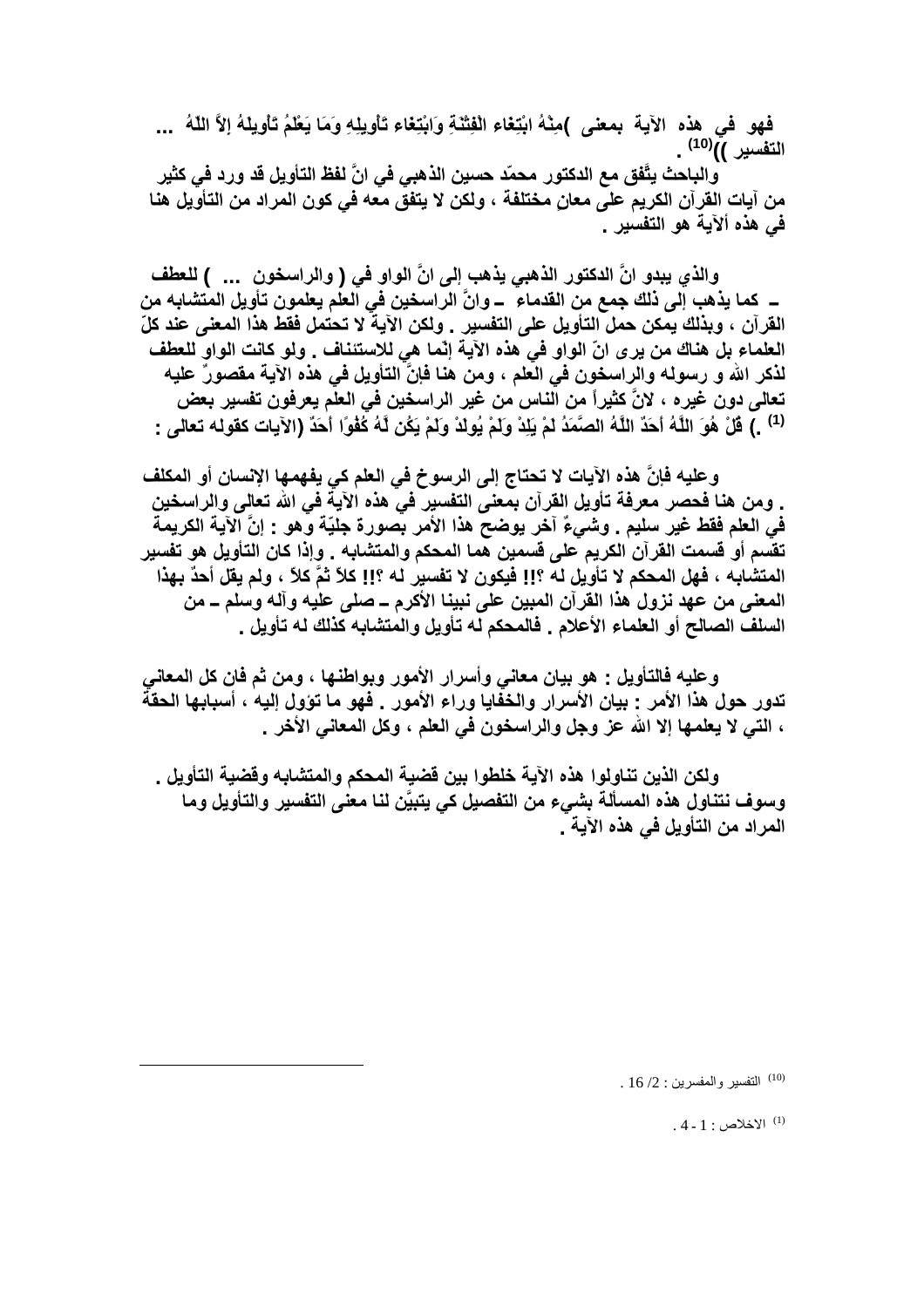**فهو في هذه الآية بمعنى )مِنْهُ ابْتِغاء الْفِتْنَةِ وَابْتِغاء تَأْوِيلِهِ وَمَا يَعْلَمُ تَأْوِيلَهُ إِلاَّ اللّهُ ... التفسير ))[10] .**

**والباحث يتَّفق مع الدكتور محمّد حسين الذهبي في انَّ لفظ التأويل قد ورد في كثير من آيات القرآن الكريم على معانٍ مختلفة ، ولكن لا يتفق معه في كون المراد من التأويل هنا في هذه ألآية هو التفسير .**

**والذي يبدو انَّ الدكتور الذهبي يذهب إلى انَّ الواو في ( والراسخون ... ) للعطف ــ كما يذهب إلى ذلك جمع من القدماء ــ وانَّ الراسخين في العلم يعلمون تأويل المتشابه من القرآن ، وبذلك يمكن حمل التأويل على التفسير . ولكن الآية لا تحتمل فقط هذا المعنى عند كلّ العلماء بل هناك من يرى انّ الواو في هذه الآية إنّما هي للاستئناف . ولو كانت الواو للعطف لذكر الله و رسوله والراسخون في العلم ، ومن هنا فإنَّ التأويل في هذه الآية مقصورٌ عليه تعالى دون غيره ، لانَّ كثيراً من الناس من غير الراسخين في العلم يعرفون تفسير بعض الآيات كقوله تعالى : (قُلْ هُوَ اللَّهُ أَحَدٌ اللَّهُ الصَّمَدُ لَمْ يَلِدْ وَلَمْ يُولَدْ وَلَمْ يَكُن لَّهُ كُفُوًا أَحَدٌ )[1] .**

**وعليه فإنَّ هذه الآيات لا تحتاج إلى الرسوخ في العلم كي يفهمها الإنسان أو المكلف . ومن هنا فحصر معرفة تأويل القرآن بمعنى التفسير في هذه الآية في الله تعالى والراسخين في العلم فقط غير سليم . وشيءٌ آخر يوضح هذا الأمر بصورة جليّة وهو : إنَّ الآية الكريمة تقسم أو قسمت القرآن الكريم على قسمين هما المحكم والمتشابه . وإذا كان التأويل هو تفسير المتشابه ، فهل المحكم لا تأويل له ؟!! فيكون لا تفسير له ؟!! كلاَّ ثمَّ كلاَّ ، ولم يقل أحدٌ بهذا المعنى من عهد نزول هذا القرآن المبين على نبينا الأكرم ــ صلى عليه وآله وسلم ــ من السلف الصالح أو العلماء الأعلام . فالمحكم له تأويل والمتشابه كذلك له تأويل .**

**وعليه فالتأويل : هو بيان معاني وأسرار الأمور وبواطنها ، ومن ثم فان كل المعاني تدور حول هذا الأمر : بيان الأسرار والخفايا وراء الأمور . فهو ما تؤول إليه ، أسبابها الحقة ، التي لا يعلمها إلا الله عز وجل والراسخون في العلم ، وكل المعاني الأخر .**

**ولكن الذين تناولوا هذه الآية خلطوا بين قضية المحكم والمتشابه وقضية التأويل . وسوف نتناول هذه المسألة بشيء من التفصيل كي يتبيَّن لنا معنى التفسير والتأويل وما المراد من التأويل في هذه الآية .**

---

[10] التفسير والمفسرين : 2/ 16 .

[1] الاخلاص : 1 - 4 .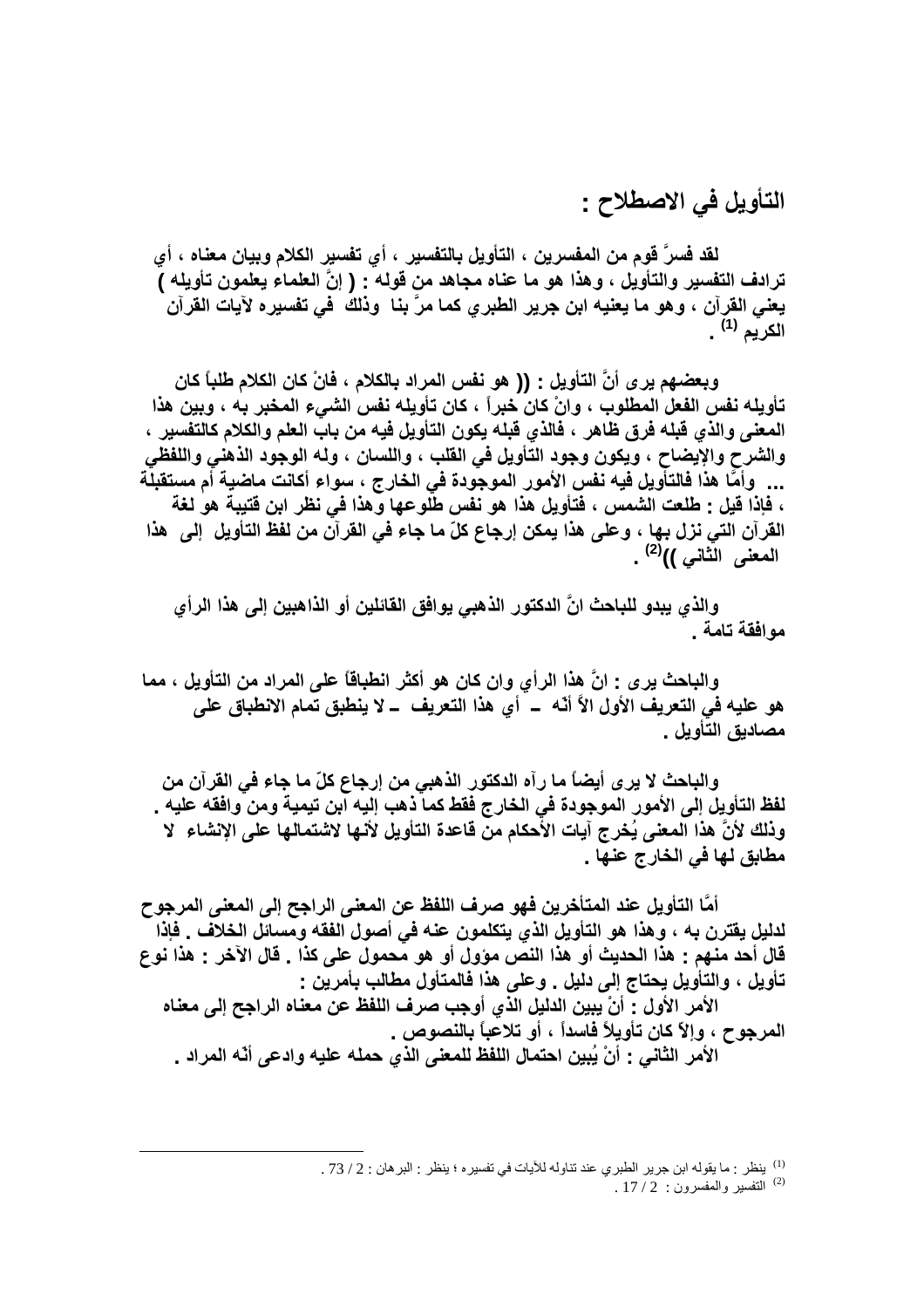## التأويل في الاصطلاح :

لقد فسرَّ قوم من المفسرين ، التأويل بالتفسير ، أي تفسير الكلام وبيان معناه ، أي ترادف التفسير والتأويل ، وهذا هو ما عناه مجاهد من قوله : ( إنَّ العلماء يعلمون تأويله ) يعني القرآن ، وهو ما يعنيه ابن جرير الطبري كما مرَّ بنا وذلك في تفسيره لآيات القرآن الكريم [1] .

وبعضهم يرى أنَّ التأويل : (( هو نفس المراد بالكلام ، فانْ كان الكلام طلباً كان تأويله نفس الفعل المطلوب ، وانْ كان خبراً ، كان تأويله نفس الشيء المخبر به ، وبين هذا المعنى والذي قبله فرق ظاهر ، فالذي قبله يكون التأويل فيه من باب العلم والكلام كالتفسير ، والشرح والإيضاح ، ويكون وجود التأويل في القلب ، واللسان ، وله الوجود الذهني واللفظي ... وأمَّا هذا فالتأويل فيه نفس الأمور الموجودة في الخارج ، سواء أكانت ماضية أم مستقبلة ، فإذا قيل : طلعت الشمس ، فتأويل هذا هو نفس طلوعها وهذا في نظر ابن قتيبة هو لغة القرآن التي نزل بها ، وعلى هذا يمكن إرجاع كلّ ما جاء في القرآن من لفظ التأويل إلى هذا المعنى الثاني ))[2] .

والذي يبدو للباحث انَّ الدكتور الذهبي يوافق القائلين أو الذاهبين إلى هذا الرأي موافقة تامة .

والباحث يرى : انَّ هذا الرأي وان كان هو أكثر انطباقاً على المراد من التأويل ، مما هو عليه في التعريف الأول الاَّ أنَّه ــ أي هذا التعريف ــ لا ينطبق تمام الانطباق على مصاديق التأويل .

والباحث لا يرى أيضاً ما رآه الدكتور الذهبي من إرجاع كلّ ما جاء في القرآن من لفظ التأويل إلى الأمور الموجودة في الخارج فقط كما ذهب إليه ابن تيمية ومن وافقه عليه . وذلك لأنَّ هذا المعنى يُخرج آيات الأحكام من قاعدة التأويل لأنها لاشتمالها على الإنشاء لا مطابق لها في الخارج عنها .

أمَّا التأويل عند المتأخرين فهو صرف اللفظ عن المعنى الراجح إلى المعنى المرجوح لدليل يقترن به ، وهذا هو التأويل الذي يتكلمون عنه في أصول الفقه ومسائل الخلاف . فإذا قال أحد منهم : هذا الحديث أو هذا النص مؤول أو هو محمول على كذا . قال الآخر : هذا نوع تأويل ، والتأويل يحتاج إلى دليل . وعلى هذا فالمتأول مطالب بأمرين :

الأمر الأول : أنْ يبين الدليل الذي أوجب صرف اللفظ عن معناه الراجح إلى معناه المرجوح ، وإلاَّ كان تأويلاً فاسداً ، أو تلاعباً بالنصوص .

الأمر الثاني : أنْ يُبين احتمال اللفظ للمعنى الذي حمله عليه وادعى أنَّه المراد .

---

[1] ينظر : ما يقوله ابن جرير الطبري عند تناوله للآيات في تفسيره ؛ ينظر : البرهان : 2 / 73 .

[2] التفسير والمفسرون : 2 / 17 .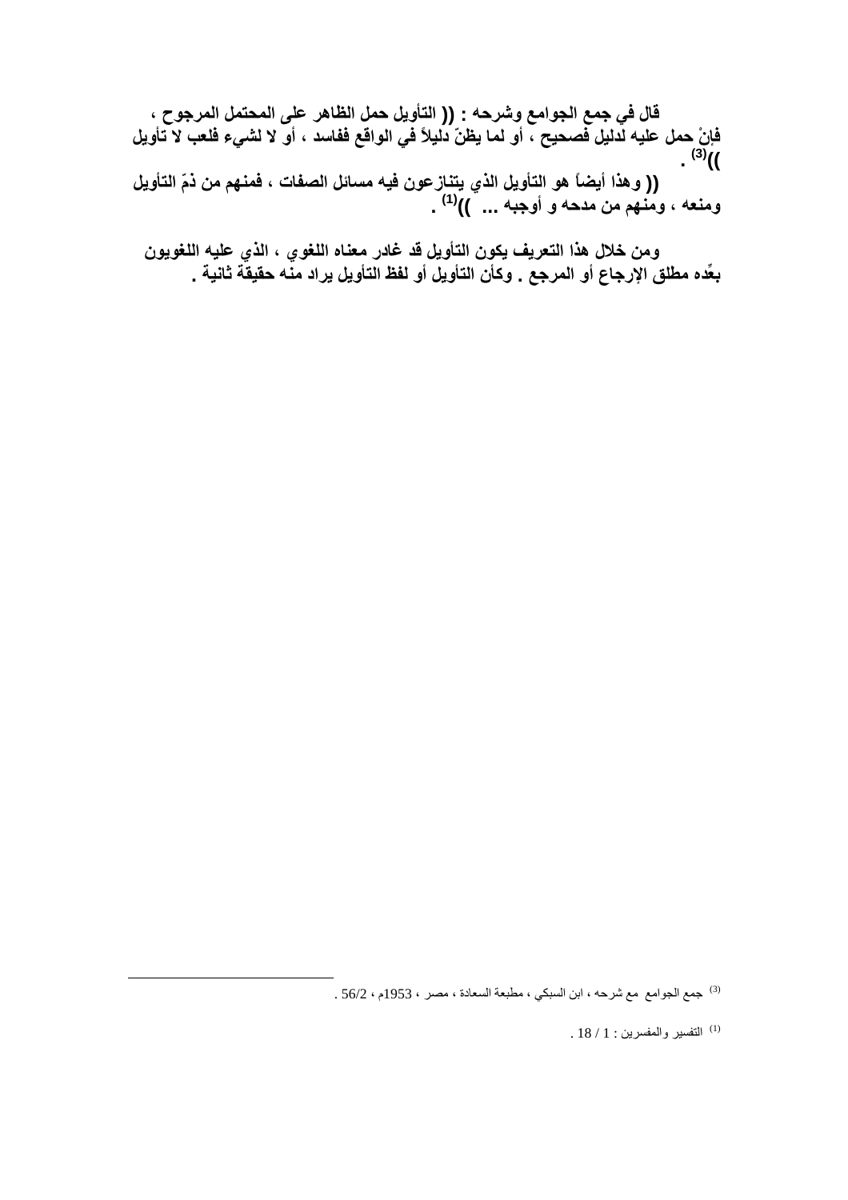**قال في جمع الجوامع وشرحه : (( التأويل حمل الظاهر على المحتمل المرجوح ، فإنْ حمل عليه لدليل فصحيح ، أو لما يظنّ دليلاً في الواقع ففاسد ، أو لا لشيء فلعب لا تأويل ))[(3)] .**

**(( وهذا أيضاً هو التأويل الذي يتنازعون فيه مسائل الصفات ، فمنهم من ذمّ التأويل ومنعه ، ومنهم من مدحه و أوجبه ... ))[(1)] .**

**ومن خلال هذا التعريف يكون التأويل قد غادر معناه اللغوي ، الذي عليه اللغويون بعدّه مطلق الإرجاع أو المرجع . وكأن التأويل أو لفظ التأويل يراد منه حقيقة ثانية .**

---

[(3)] جمع الجوامع مع شرحه ، ابن السبكي ، مطبعة السعادة ، مصر ، 1953م ، 56/2 .

[(1)] التفسير والمفسرين : 1 / 18 .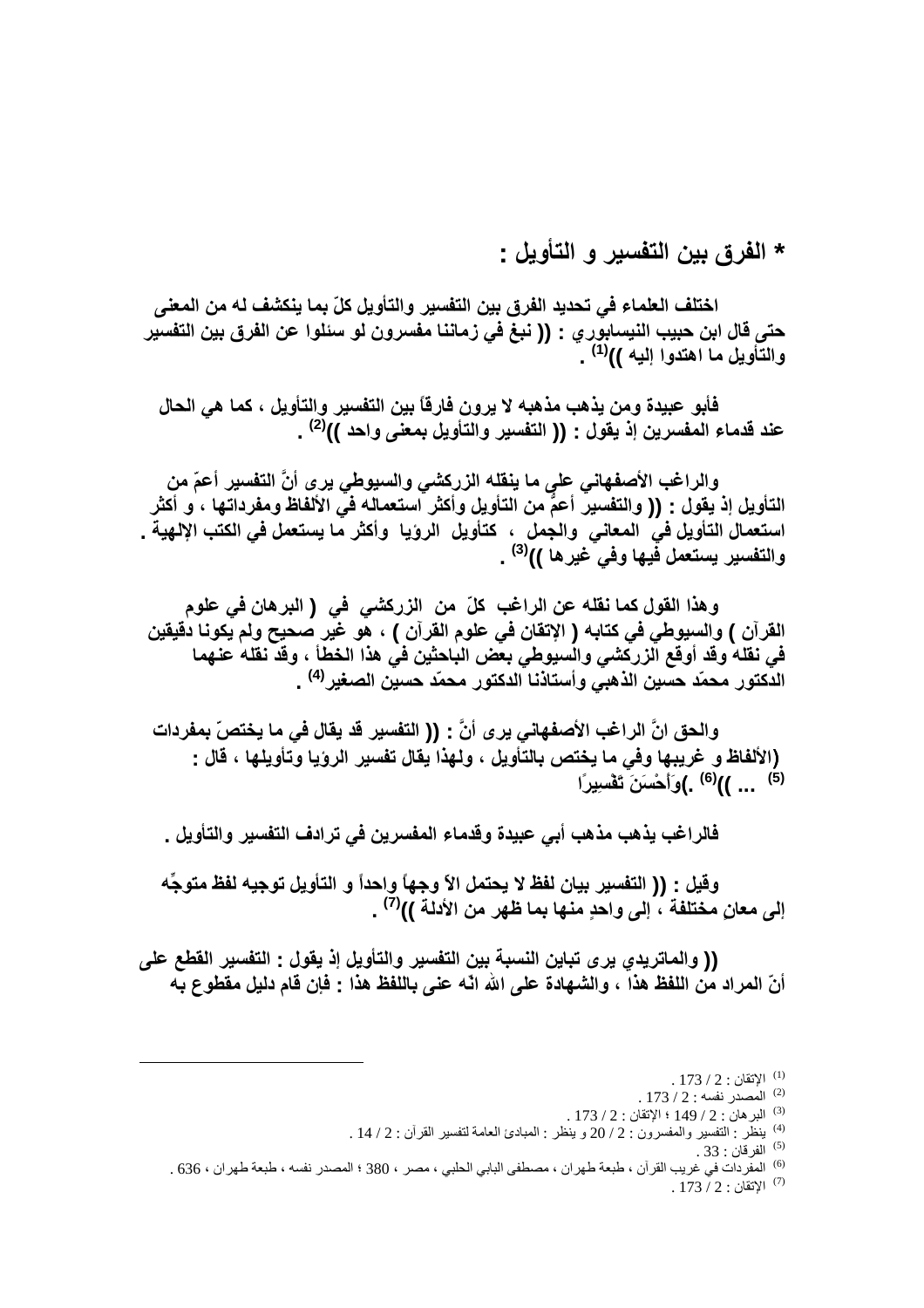## * الفرق بين التفسير و التأويل :

اختلف العلماء في تحديد الفرق بين التفسير والتأويل كلّ بما ينكشف له من المعنى حتى قال ابن حبيب النيسابوري : (( نبغ في زماننا مفسرون لو سئلوا عن الفرق بين التفسير والتأويل ما اهتدوا إليه ))[1] .

فأبو عبيدة ومن يذهب مذهبه لا يرون فارقاً بين التفسير والتأويل ، كما هي الحال عند قدماء المفسرين إذ يقول : (( التفسير والتأويل بمعنى واحد ))[2] .

والراغب الأصفهاني على ما ينقله الزركشي والسيوطي يرى أنَّ التفسير أعمّ من التأويل إذ يقول : (( والتفسير أعمُّ من التأويل وأكثر استعماله في الألفاظ ومفرداتها ، و أكثر استعمال التأويل في المعاني والجمل ، كتأويل الرؤيا وأكثر ما يستعمل في الكتب الإلهية . والتفسير يستعمل فيها وفي غيرها ))[3] .

وهذا القول كما نقله عن الراغب كلّ من الزركشي في ( البرهان في علوم القرآن ) والسيوطي في كتابه ( الإتقان في علوم القرآن ) ، هو غير صحيح ولم يكونا دقيقين في نقله وقد أوقع الزركشي والسيوطي بعض الباحثين في هذا الخطأ ، وقد نقله عنهما الدكتور محمّد حسين الذهبي وأستاذنا الدكتور محمّد حسين الصغير[4] .

والحق انَّ الراغب الأصفهاني يرى أنَّ : (( التفسير قد يقال في ما يختصّ بمفردات (الألفاظ و غريبها وفي ما يختص بالتأويل ، ولهذا يقال تفسير الرؤيا وتأويلها ، قال : وَأَحْسَنَ تَفْسِيرًا )[5] ... ))[6] .

فالراغب يذهب مذهب أبي عبيدة وقدماء المفسرين في ترادف التفسير والتأويل .

وقيل : (( التفسير بيان لفظ لا يحتمل الاَّ وجهاً واحداً و التأويل توجيه لفظ متوجِّه إلى معانٍ مختلفة ، إلى واحدٍ منها بما ظهر من الأدلة ))[7] .

(( والماتريدي يرى تباين النسبة بين التفسير والتأويل إذ يقول : التفسير القطع على أنّ المراد من اللفظ هذا ، والشهادة على الله انّه عنى باللفظ هذا : فإن قام دليل مقطوع به

---

[1] الإتقان : 2 / 173 .

[2] المصدر نفسه : 2 / 173 .

[3] البرهان : 2 / 149 ؛ الإتقان : 2 / 173 .

[4] ينظر : التفسير والمفسرون : 2 / 20 و ينظر : المبادئ العامة لتفسير القرآن : 2 / 14 .

[5] الفرقان : 33 .

[6] المفردات في غريب القرآن ، طبعة طهران ، مصطفى البابي الحلبي ، مصر ، 380 ؛ المصدر نفسه ، طبعة طهران ، 636 .

[7] الإتقان : 2 / 173 .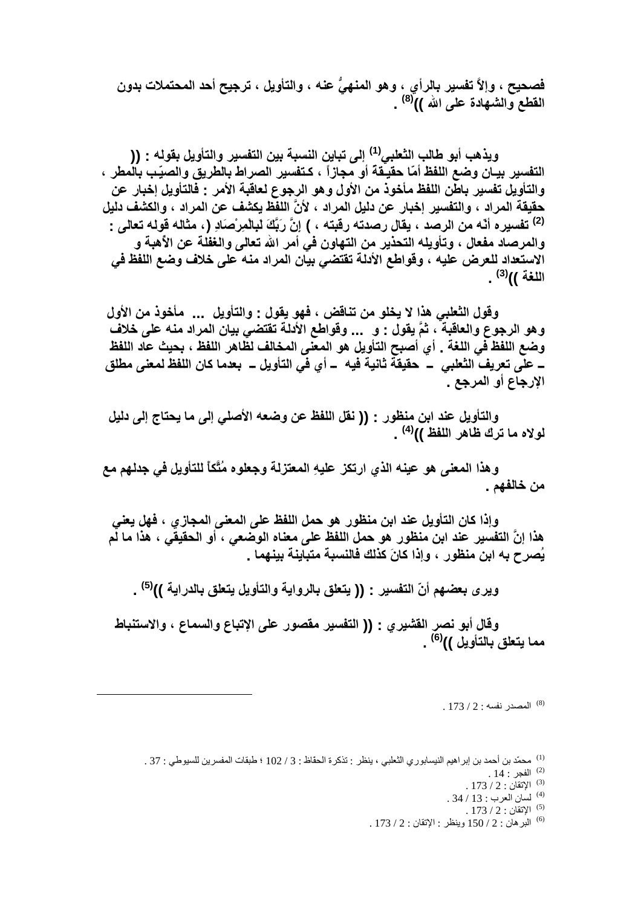**فصحيح ، وإلاَّ تفسير بالرأي ، وهو المنهيُّ عنه ، والتأويل ، ترجيح أحد المحتملات بدون القطع والشهادة على الله ))[8] .**

**ويذهب أبو طالب الثعلبي[1] إلى تباين النسبة بين التفسير والتأويل بقوله : (( التفسير بيـان وضع اللفظ أمّا حقيـقة أو مجازاً ، كـتفسير الصراط بالطريق والصيِّب بالمطر ، والتأويل تفسير باطن اللفظ مأخوذ من الأول وهو الرجوع لعاقبة الأمر : فالتأويل إخبار عن حقيقة المراد ، والتفسير إخبار عن دليل المراد ، لأنَّ اللفظ يكشف عن المراد ، والكشف دليل [2] تفسيره أنّه من الرصد ، يقال رصدته رقبته ، ) إنَّ رَبَّكَ لَبِالْمِرْصَادِ (، مثاله قوله تعالى : والمرصاد مفعال ، وتأويله التحذير من التهاون في أمر الله تعالى والغفلة عن الأهبة و الاستعداد للعرض عليه ، وقواطع الأدلة تقتضي بيان المراد منه على خلاف وضع اللفظ في اللغة ))[3] .**

**وقول الثعلبي هذا لا يخلو من تناقض ، فهو يقول : والتأويل ... مأخوذ من الأول وهو الرجوع والعاقبة ، ثمَّ يقول : و ... وقواطع الأدلة تقتضي بيان المراد منه على خلاف وضع اللفظ في اللغة . أي أصبح التأويل هو المعنى المخالف لظاهر اللفظ ، بحيث عاد اللفظ ــ على تعريف الثعلبي ــ حقيقة ثانية فيه ــ أي في التأويل ــ بعدما كان اللفظ لمعنى مطلق الإرجاع أو المرجع .**

**والتأويل عند ابن منظور : (( نقل اللفظ عن وضعه الأصلي إلى ما يحتاج إلى دليل لولاه ما ترك ظاهر اللفظ ))[4] .**

**وهذا المعنى هو عينه الذي ارتكز عليهِ المعتزلة وجعلوه مُتَّكاً للتأويل في جدلهم مع من خالفهم .**

**وإذا كان التأويل عند ابن منظور هو حمل اللفظ على المعنى المجازي ، فهل يعني هذا إنَّ التفسير عند ابن منظور هو حمل اللفظ على معناه الوضعي ، أو الحقيقي ، هذا ما لم يُصرح به ابن منظور ، وإذا كانَ كذلك فالنسبة متباينة بينهما .**

**ويرى بعضهم أنّ التفسير : (( يتعلق بالرواية والتأويل يتعلق بالدراية ))[5] .**

**وقال أبو نصر القشيري : (( التفسير مقصور على الإتباع والسماع ، والاستنباط مما يتعلق بالتأويل ))[6] .**

---

[8] المصدر نفسه : 2 / 173 .

[1] محمّد بن أحمد بن إبراهيم النيسابوري الثعلبي ، ينظر : تذكرة الحفاظ : 3 / 102 ؛ طبقات المفسرين للسيوطي : 37 .
[2] الفجر : 14 .
[3] الإتقان : 2 / 173 .
[4] لسان العرب : 13 / 34 .
[5] الإتقان : 2 / 173 .
[6] البرهان : 2 / 150 وينظر : الإتقان : 2 / 173 .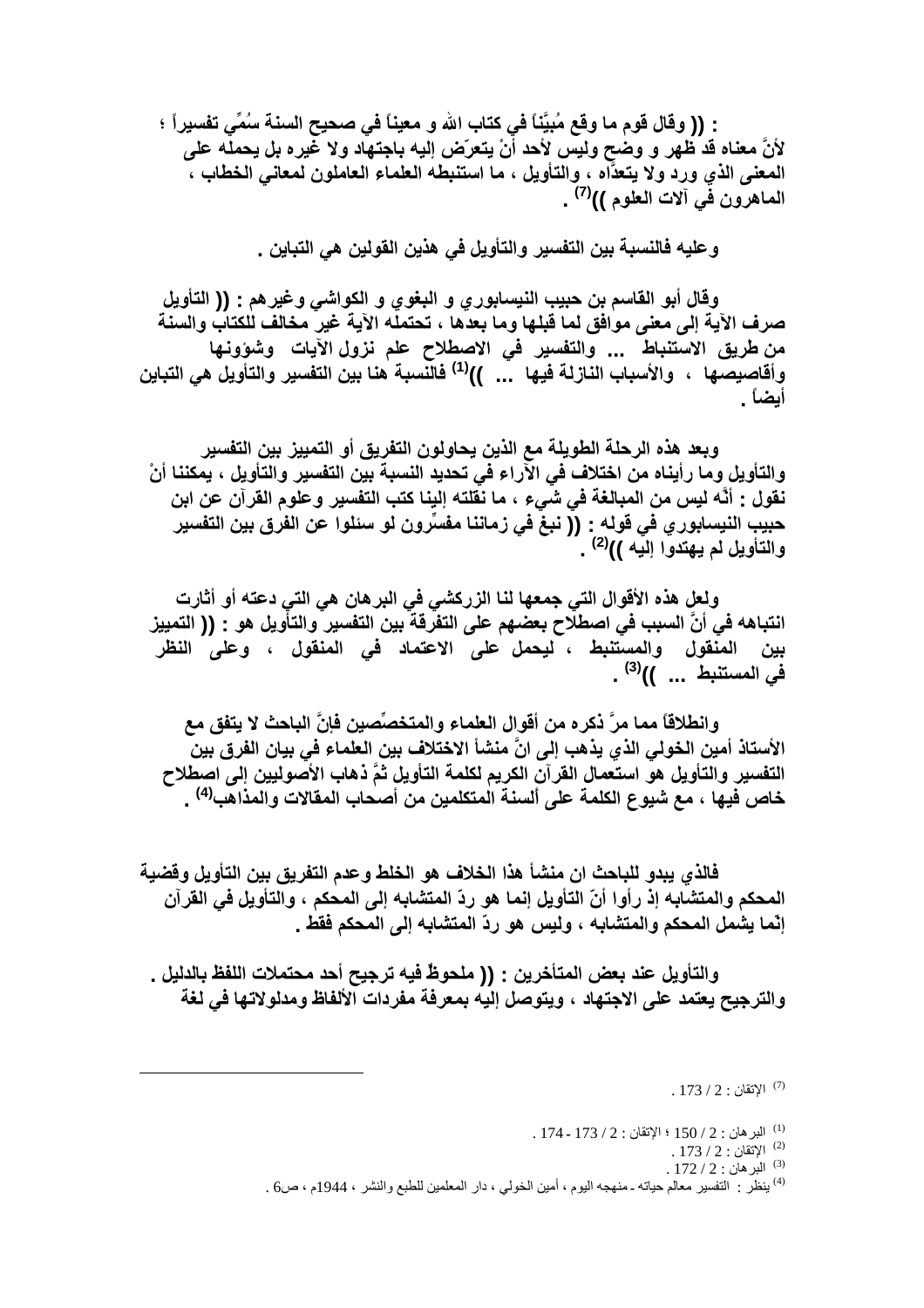: (( وقال قوم ما وقع مُبَيَّناً في كتاب الله و معيناً في صحيح السنة سُمِّي تفسيراً ؛ لأنَّ معناه قد ظهر و وضح وليس لأحد أنْ يتعرّض إليه باجتهاد ولا غيره بل يحمله على المعنى الذي ورد ولا يتعدّاه ، والتأويل ، ما استنبطه العلماء العاملون لمعاني الخطاب ، الماهرون في آلات العلوم ))[7] .

وعليه فالنسبة بين التفسير والتأويل في هذين القولين هي التباين .

وقال أبو القاسم بن حبيب النيسابوري و البغوي و الكواشي وغيرهم : (( التأويل صرف الآية إلى معنى موافق لما قبلها وما بعدها ، تحتمله الآية غير مخالف للكتاب والسنة من طريق الاستنباط ... والتفسير في الاصطلاح علم نزول الآيات وشؤونها وأقاصيصها ، والأسباب النازلة فيها ... ))[1] فالنسبة هنا بين التفسير والتأويل هي التباين أيضاً .

وبعد هذه الرحلة الطويلة مع الذين يحاولون التفريق أو التمييز بين التفسير والتأويل وما رأيناه من اختلاف في الآراء في تحديد النسبة بين التفسير والتأويل ، يمكننا أنْ نقول : أنَّه ليس من المبالغة في شيء ، ما نقلته إلينا كتب التفسير وعلوم القرآن عن ابن حبيب النيسابوري في قوله : (( نبغ في زماننا مفسِّرون لو سئلوا عن الفرق بين التفسير والتأويل لم يهتدوا إليه ))[2] .

ولعل هذه الأقوال التي جمعها لنا الزركشي في البرهان هي التي دعته أو أثارت انتباهه في أنَّ السبب في اصطلاح بعضهم على التفرقة بين التفسير والتأويل هو : (( التمييز بين المنقول والمستنبط ، ليحمل على الاعتماد في المنقول ، وعلى النظر في المستنبط ... ))[3] .

وانطلاقاً مما مرَّ ذكره من أقوال العلماء والمتخصِّصين فإنَّ الباحث لا يتفق مع الأستاذ أمين الخولي الذي يذهب إلى انَّ منشأ الاختلاف بين العلماء في بيان الفرق بين التفسير والتأويل هو استعمال القرآن الكريم لكلمة التأويل ثمَّ ذهاب الأصوليين إلى اصطلاح خاص فيها ، مع شيوع الكلمة على ألسنة المتكلمين من أصحاب المقالات والمذاهب[4] .

فالذي يبدو للباحث ان منشأ هذا الخلاف هو الخلط وعدم التفريق بين التأويل وقضية المحكم والمتشابه إذْ رأوا أنّ التأويل إنما هو ردّ المتشابه إلى المحكم ، والتأويل في القرآن إنّما يشمل المحكم والمتشابه ، وليس هو ردّ المتشابه إلى المحكم فقط .

والتأويل عند بعض المتأخرين : (( ملحوظٌ فيه ترجيح أحد محتملات اللفظ بالدليل . والترجيح يعتمد على الاجتهاد ، ويتوصل إليه بمعرفة مفردات الألفاظ ومدلولاتها في لغة

---

(7) الإتقان : 2 / 173 .

(1) البرهان : 2 / 150 ؛ الإتقان : 2 / 173 - 174 .
(2) الإتقان : 2 / 173 .
(3) البرهان : 2 / 172 .
(4) ينظر : التفسير معالم حياته ـ منهجه اليوم ، أمين الخولي ، دار المعلمين للطبع والنشر ، 1944م ، ص6 .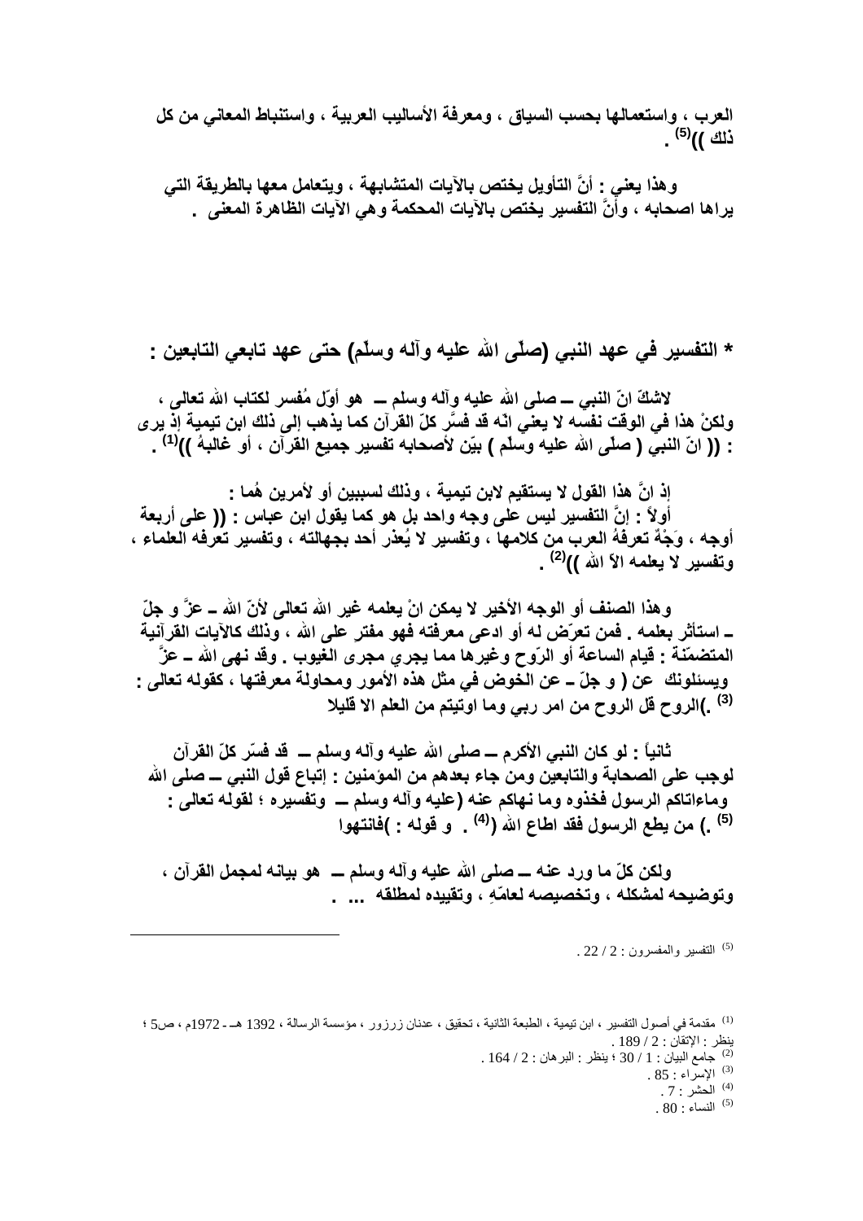**العرب ، واستعمالها بحسب السياق ، ومعرفة الأساليب العربية ، واستنباط المعاني من كل ذلك ))[5] .**

**وهذا يعني : أنَّ التأويل يختص بالآيات المتشابهة ، ويتعامل معها بالطريقة التي يراها اصحابه ، وأنَّ التفسير يختص بالآيات المحكمة وهي الآيات الظاهرة المعنى .**

## * التفسير في عهد النبي (صلّى الله عليه وآله وسلّم) حتى عهد تابعي التابعين :

**لاشكّ انّ النبي ــ صلى الله عليه وآله وسلم ــ هو أوّل مُفسر لكتاب الله تعالى ، ولكنْ هذا في الوقت نفسه لا يعني انّه قد فسَّر كلّ القرآن كما يذهب إلى ذلك ابن تيمية إذ يرى : (( انّ النبي ( صلّى الله عليه وسلّم ) بيّن لأصحابه تفسير جميع القرآن ، أو غالبهُ ))[1] .**

**إذ انَّ هذا القول لا يستقيم لابن تيمية ، وذلك لسببين أو لأمرين هُما :**

**أولاً : إنَّ التفسير ليس على وجه واحد بل هو كما يقول ابن عباس : (( على أربعة أوجه ، وَجْهٌ تعرفُهُ العرب من كلامها ، وتفسير لا يُعذر أحد بجهالته ، وتفسير تعرفه العلماء ، وتفسير لا يعلمه الاّ الله ))[2] .**

**وهذا الصنف أو الوجه الأخير لا يمكن انْ يعلمه غير الله تعالى لأنّ الله ـ عزَّ و جلّ ـ استأثر بعلمه . فمن تعرّض له أو ادعى معرفته فهو مفترٍ على الله ، وذلك كالآيات القرآنية المتضمّنة : قيام الساعة أو الرّوح وغيرها مما يجري مجرى الغيوب . وقد نهى الله ـ عزَّ و جلّ ـ عن الخوض في مثل هذه الأمور ومحاولة معرفتها ، كقوله تعالى : ( ويسئلونك عن الروح قل الروح من امر ربي وما اوتيتم من العلم الا قليلا )[3] .**

**ثانياً : لو كان النبي الأكرم ــ صلى الله عليه وآله وسلم ــ قد فسّر كلّ القرآن لوجب على الصحابة والتابعين ومن جاء بعدهم من المؤمنين : إتباع قول النبي ــ صلى الله عليه وآله وسلم ــ وتفسيره ؛ لقوله تعالى : ( وماءاتاكم الرسول فخذوه وما نهاكم عنه فانتهوا )[4] . و قوله : ( من يطع الرسول فقد اطاع الله )[5] .**

**ولكن كلّ ما ورد عنه ــ صلى الله عليه وآله وسلم ــ هو بيانه لمجمل القرآن ، وتوضيحه لمشكله ، وتخصيصه لعامّهِ ، وتقييده لمطلقه ... .**

---

[5] التفسير والمفسرون : 2 / 22 .

[1] مقدمة في أصول التفسير ، ابن تيمية ، الطبعة الثانية ، تحقيق ، عدنان زرزور ، مؤسسة الرسالة ، 1392 هـ ـ 1972م ، ص5 ؛ ينظر : الإتقان : 2 / 189 .

[2] جامع البيان : 1 / 30 ؛ ينظر : البرهان : 2 / 164 .

[3] الإسراء : 85 .

[4] الحشر : 7 .

[5] النساء : 80 .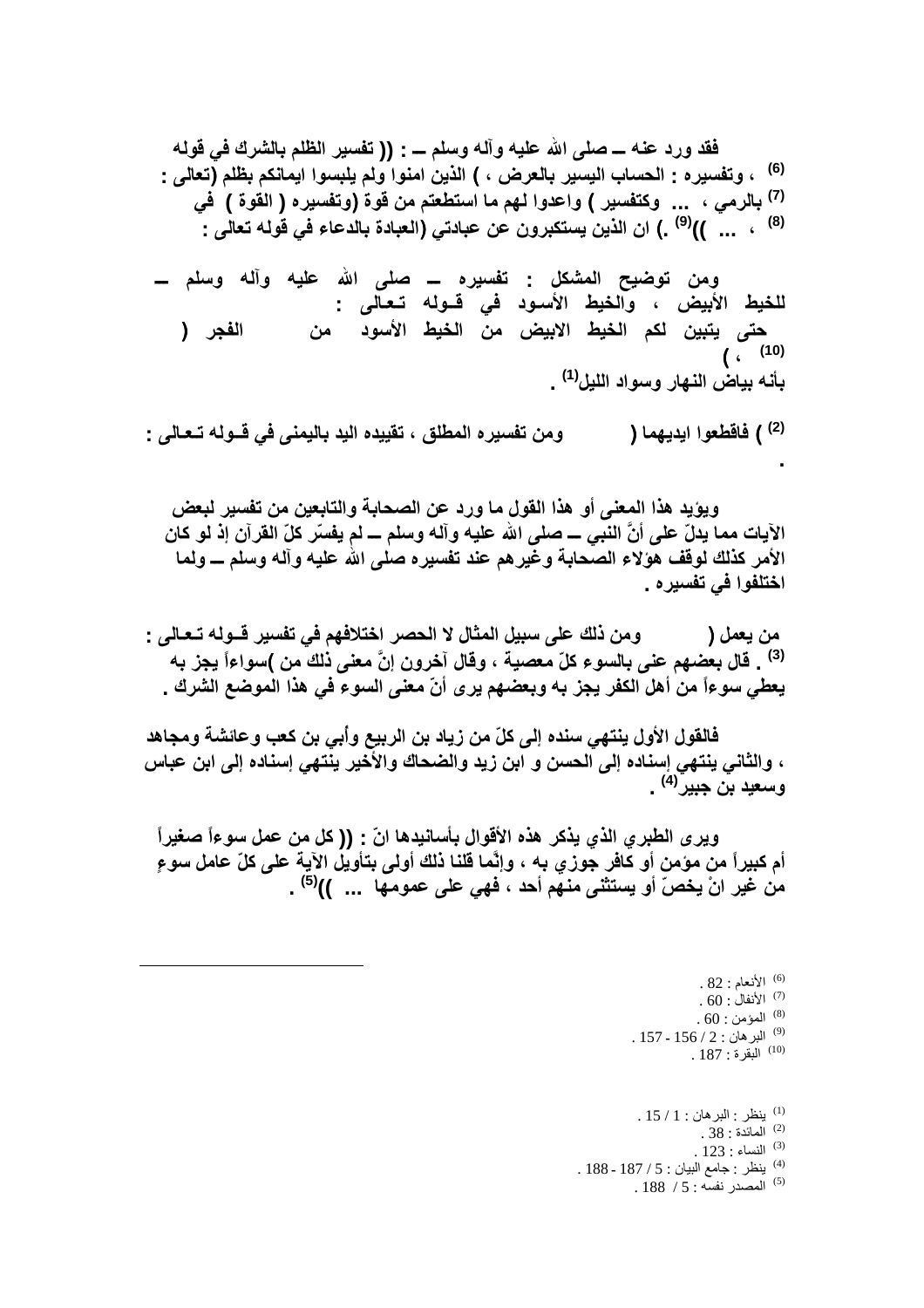فقد ورد عنه ــ صلى الله عليه وآله وسلم ــ : (( تفسير الظلم بالشرك في قوله (تعالى : الذين امنوا ولم يلبسوا ايمانكم بظلم )[6] ، وتفسيره : الحساب اليسير بالعرض ، وكتفسير ( القوة ) في ( واعدوا لهم ما استطعتم من قوة )[7] بالرمي ، ... وتفسيره (العبادة بالدعاء في قوله تعالى : ( ان الذين يستكبرون عن عبادتي )[8] ، ... ))[9] .

ومن توضيح المشكل : تفسيره ــ صلى الله عليه وآله وسلم ــ للخيط الأبيض ، والخيط الأسود في قـوله تـعالى : ( حتى يتبين لكم الخيط الابيض من الخيط الأسود من الفجر )[10] ، بأنه بياض النهار وسواد الليل[1] .

ومن تفسيره المطلق ، تقييده اليد باليمنى في قـوله تـعالى : ( فاقطعوا ايديهما )[2] .

ويؤيد هذا المعنى أو هذا القول ما ورد عن الصحابة والتابعين من تفسير لبعض الآيات مما يدلّ على أنَّ النبي ــ صلى الله عليه وآله وسلم ــ لم يفسّر كلّ القرآن إذ لو كان الأمر كذلك لوقف هؤلاء الصحابة وغيرهم عند تفسيره صلى الله عليه وآله وسلم ــ ولما اختلفوا في تفسيره .

ومن ذلك على سبيل المثال لا الحصر اختلافهم في تفسير قـوله تـعالى : ( من يعمل سوءاً يجز به )[3] . قال بعضهم عنى بالسوء كلّ معصية ، وقال آخرون إنَّ معنى ذلك من يعطي سوءاً من أهل الكفر يجز به وبعضهم يرى أنّ معنى السوء في هذا الموضع الشرك .

فالقول الأول ينتهي سنده إلى كلّ من زياد بن الربيع وأبي بن كعب وعائشة ومجاهد ، والثاني ينتهي إسناده إلى الحسن و ابن زيد والضحاك والأخير ينتهي إسناده إلى ابن عباس وسعيد بن جبير[4] .

ويرى الطبري الذي يذكر هذه الأقوال بأسانيدها انّ : (( كل من عمل سوءاً صغيراً أم كبيراً من مؤمن أو كافر جوزي به ، وإنَّما قلنا ذلك أولى بتأويل الآية على كلّ عامل سوءٍ من غير انْ يخصّ أو يستثنى منهم أحد ، فهي على عمومها ... ))[5] .

---

(6) الأنعام : 82 .
(7) الأنفال : 60 .
(8) المؤمن : 60 .
(9) البرهان : 2 / 156 - 157 .
(10) البقرة : 187 .

(1) ينظر : البرهان : 1 / 15 .
(2) المائدة : 38 .
(3) النساء : 123 .
(4) ينظر : جامع البيان : 5 / 187 - 188 .
(5) المصدر نفسه : 5 / 188 .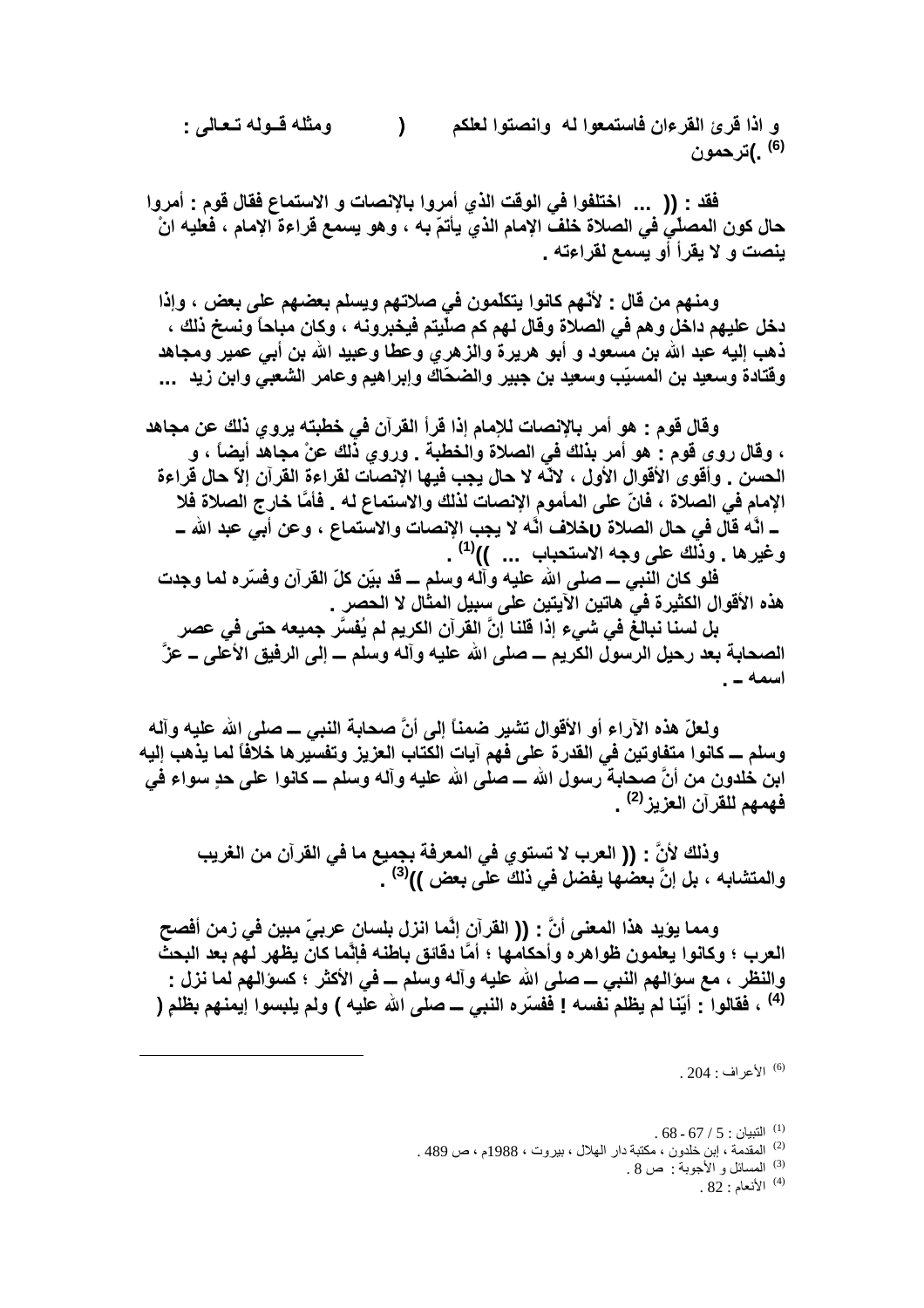ومثله قـوله تـعالى : ( و اذا قرئ القرءان فاستمعوا لـه وانصتوا لعلكم ترحمون )[6] .

فقد : (( ... اختلفوا في الوقت الذي أمروا بالإنصات و الاستماع فقال قوم : أمروا حال كون المصلّي في الصلاة خلف الإمام الذي يأتمّ به ، وهو يسمع قراءة الإمام ، فعليه انْ ينصت و لا يقرأ أو يسمع لقراءته .

ومنهم من قال : لأنّهم كانوا يتكلّمون في صلاتهم ويسلم بعضهم على بعض ، وإذا دخل عليهم داخل وهم في الصلاة وقال لهم كم صلّيتم فيخبرونه ، وكان مباحاً ونسخ ذلك ، ذهب إليه عبد الله بن مسعود و أبو هريرة والزهري وعطا وعبيد الله بن أبي عمير ومجاهد وقتادة وسعيد بن المسيّب وسعيد بن جبير والضحّاك وإبراهيم وعامر الشعبي وابن زيد ...

وقال قوم : هو أمر بالإنصات للإمام إذا قرأ القرآن في خطبته يروي ذلك عن مجاهد ، وقال روى قوم : هو أمر بذلك في الصلاة والخطبة . وروي ذلك عنْ مجاهد أيضاً ، و الحسن . وأقوى الأقوال الأول ، لانّه لا حال يجب فيها الإنصات لقراءة القرآن إلاّ حال قراءة الإمام في الصلاة ، فانّ على المأموم الإنصات لذلك والاستماع له . فأمّا خارج الصلاة فلا خلاف انّه لا يجب الإنصات والاستماع ، وعن أبي عبد الله ـ u ـ انّه قال في حال الصلاة وغيرها . وذلك على وجه الاستحباب ... ))[1] .

فلو كان النبي ــ صلى الله عليه وآله وسلم ــ قد بيّن كلّ القرآن وفسّره لما وجدت هذه الأقوال الكثيرة في هاتين الآيتين على سبيل المثال لا الحصر .

بل لسنا نبالغ في شيء إذا قلنا إنَّ القرآن الكريم لم يُفسَّر جميعه حتى في عصر الصحابة بعد رحيل الرسول الكريم ــ صلى الله عليه وآله وسلم ــ إلى الرفيق الأعلى ــ عزَّ اسمه ـ .

ولعلّ هذه الآراء أو الأقوال تشير ضمناً إلى أنَّ صحابة النبي ــ صلى الله عليه وآله وسلم ــ كانوا متفاوتين في القدرة على فهم آيات الكتاب العزيز وتفسيرها خلافاً لما يذهب إليه ابن خلدون من أنَّ صحابة رسول الله ــ صلى الله عليه وآله وسلم ــ كانوا على حدٍ سواء في فهمهم للقرآن العزيز[2] .

وذلك لأنَّ : (( العرب لا تستوي في المعرفة بجميع ما في القرآن من الغريب والمتشابه ، بل إنَّ بعضها يفضل في ذلك على بعض ))[3] .

ومما يؤيد هذا المعنى أنَّ : (( القرآن إنّما انزل بلسان عربيّ مبين في زمن أفصح العرب ؛ وكانوا يعلمون ظواهره وأحكامها ؛ أمَّا دقائق باطنه فإنّما كان يظهر لهم بعد البحث والنظر ، مع سؤالهم النبي ــ صلى الله عليه وآله وسلم ــ في الأكثر ؛ كسؤالهم لما نزل : ( ولم يلبسوا إيمنهم بظلمٍ )[4] ، فقالوا : أيّنا لم يظلم نفسه ! ففسّره النبي ــ صلى الله عليه

---

[6] الأعراف : 204 .

[1] التبيان : 5 / 67 - 68 .
[2] المقدمة ، إبن خلدون ، مكتبة دار الهلال ، بيروت ، 1988م ، ص 489 .
[3] المسائل و الأجوبة : ص 8 .
[4] الأنعام : 82 .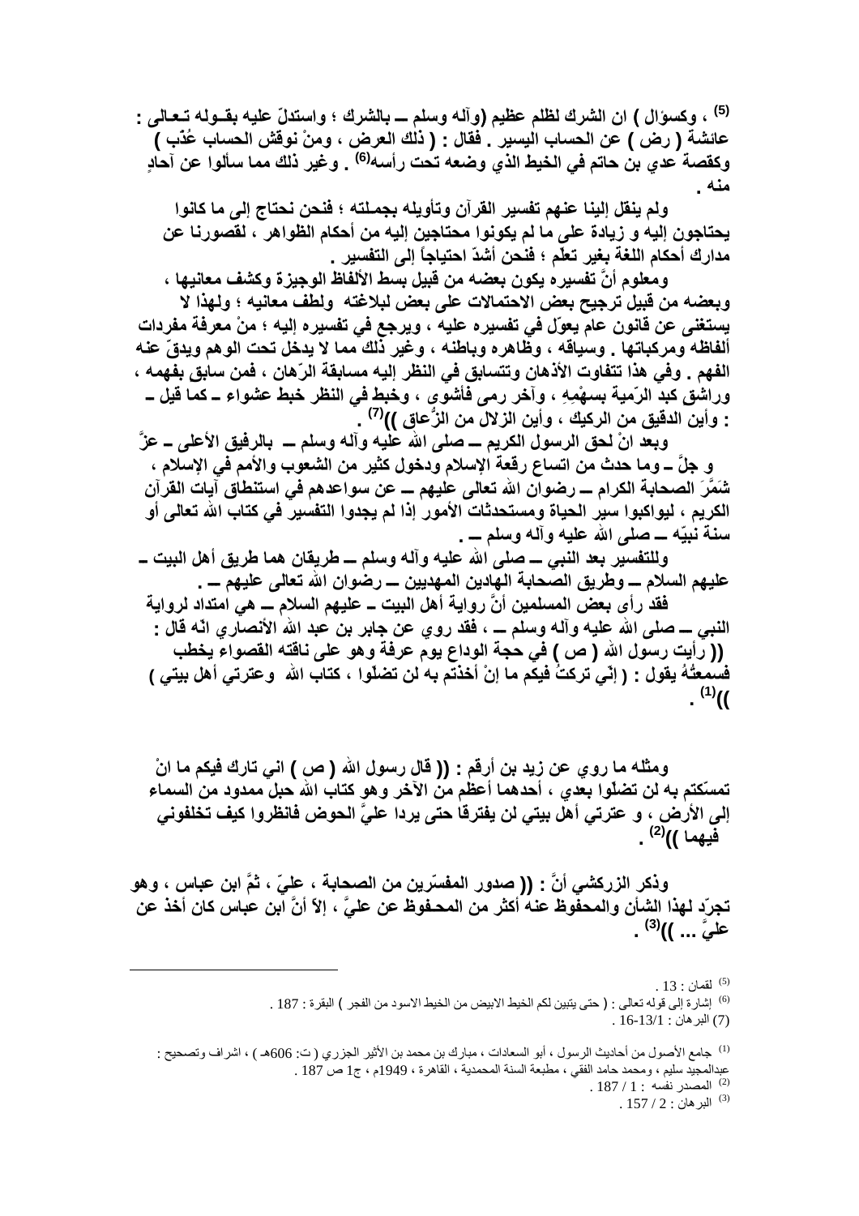[5] ، وكسؤال ) ان الشرك لظلم عظيم (وآله وسلم ــ بالشرك ؛ واستدلّ عليه بقـوله تـعالى : عائشة ( رض ) عن الحساب اليسير . فقال : ( ذلك العرض ، ومنْ نوقش الحساب عُذّب ) وكقصة عدي بن حاتم في الخيط الذي وضعه تحت رأسه[6] . وغير ذلك مما سألوا عن آحادٍ منه .

ولم ينقل إلينا عنهم تفسير القرآن وتأويله بجملته ؛ فنحن نحتاج إلى ما كانوا يحتاجون إليه و زيادة على ما لم يكونوا محتاجين إليه من أحكام الظواهر ، لقصورنا عن مدارك أحكام اللغة بغير تعلّم ؛ فنحن أشدّ احتياجاً إلى التفسير .

ومعلوم أنَّ تفسيره يكون بعضه من قبيل بسط الألفاظ الوجيزة وكشف معانيها ، وبعضه من قبيل ترجيح بعض الاحتمالات على بعض لبلاغته ولطف معانيه ؛ ولهذا لا يستغنى عن قانون عام يعوّل في تفسيره عليه ، ويرجع في تفسيره إليه ؛ منْ معرفة مفردات ألفاظه ومركباتها . وسياقه ، وظاهره وباطنه ، وغير ذلك مما لا يدخل تحت الوهم ويدقّ عنه الفهم . وفي هذا تتفاوت الأذهان وتتسابق في النظر إليه مسابقة الرّهان ، فمن سابق بفهمه ، وراشق كبد الرّمية بسهْمِهِ ، وآخر رمى فأشوى ، وخبط في النظر خبط عشواء ــ كما قيل ــ : وأين الدقيق من الركيك ، وأين الزلال من الزّعاق ))[7] .

وبعد انْ لحق الرسول الكريم ــ صلى الله عليه وآله وسلم ــ بالرفيق الأعلى ــ عزَّ و جلَّ ــ وما حدث من اتساع رقعة الإسلام ودخول كثير من الشعوب والأمم في الإسلام ، شَمَّرَ الصحابة الكرام ــ رضوان الله تعالى عليهم ــ عن سواعدهم في استنطاق آيات القرآن الكريم ، ليواكبوا سير الحياة ومستحدثات الأمور إذا لم يجدوا التفسير في كتاب الله تعالى أو سنة نبيّه ــ صلى الله عليه وآله وسلم ــ .

وللتفسير بعد النبي ــ صلى الله عليه وآله وسلم ــ طريقان هما طريق أهل البيت ــ عليهم السلام ــ وطريق الصحابة الهادين المهديين ــ رضوان الله تعالى عليهم ــ .

فقد رأى بعض المسلمين أنَّ رواية أهل البيت ــ عليهم السلام ــ هي امتداد لرواية النبي ــ صلى الله عليه وآله وسلم ــ ، فقد روي عن جابر بن عبد الله الأنصاري انه قال : (( رأيت رسول الله ( ص ) في حجة الوداع يوم عرفة وهو على ناقته القصواء يخطب فسمعتُهُ يقول : ( إنّي تركتُ فيكم ما إنْ أخذتم به لن تضلّوا ، كتاب الله وعترتي أهل بيتي ) ))[1] .

ومثله ما روي عن زيد بن أرقم : (( قال رسول الله ( ص ) اني تارك فيكم ما انْ تمسّكتم به لن تضلّوا بعدي ، أحدهما أعظم من الآخر وهو كتاب الله حبل ممدود من السماء إلى الأرض ، و عترتي أهل بيتي لن يفترقا حتى يردا عليَّ الحوض فانظروا كيف تخلفوني فيهما ))[2] .

وذكر الزركشي أنَّ : (( صدور المفسّرين من الصحابة ، عليّ ، ثمَّ ابن عباس ، وهو تجرّد لهذا الشأن والمحفوظ عنه أكثر من المحفوظ عن عليٍّ ، إلاّ أنَّ ابن عباس كان أخذ عن عليٍّ ... ))[3] .

---

(5) لقمان : 13 .

(6) إشارة إلى قوله تعالى : ( حتى يتبين لكم الخيط الابيض من الخيط الاسود من الفجر ) البقرة : 187 .

(7) البرهان : 13/1-16 .

(1) جامع الأصول من أحاديث الرسول ، أبو السعادات ، مبارك بن محمد بن الأثير الجزري ( ت: 606هـ ) ، اشراف وتصحيح : عبدالمجيد سليم ، ومحمد حامد الفقي ، مطبعة السنة المحمدية ، القاهرة ، 1949م ، ج1 ص 187 .

(2) المصدر نفسه : 1 / 187 .

(3) البرهان : 2 / 157 .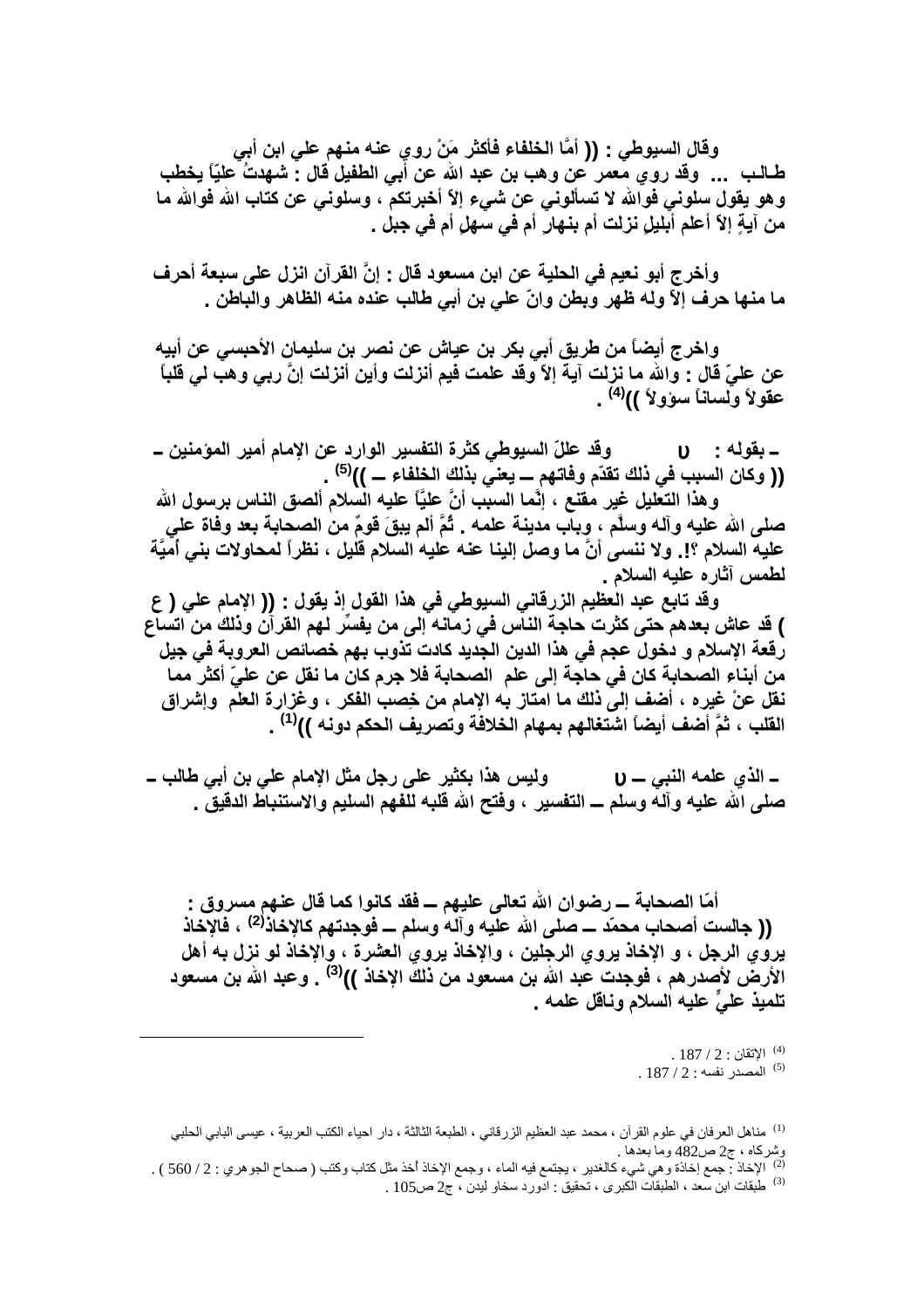وقال السيوطي : (( أمَّا الخلفاء فأكثر مَنْ روي عنه منهم علي ابن أبي طـالب ... وقد روي معمر عن وهب بن عبد الله عن أبي الطفيل قال : شهدتُ عليّاً يخطب وهو يقول سلوني فوالله لا تسألوني عن شيء إلاّ أخبرتكم ، وسلوني عن كتاب الله فوالله ما من آيةٍ إلاّ أعلم أبليلٍ نزلت أم بنهارٍ أم في سهلٍ أم في جبل .

وأخرج أبو نعيم في الحلية عن ابن مسعود قال : إنَّ القرآن انزل على سبعة أحرف ما منها حرف إلاّ وله ظهر وبطن وانّ علي بن أبي طالب عنده منه الظاهر والباطن .

واخرج أيضاً من طريق أبي بكر بن عياش عن نصر بن سليمان الأحبسي عن أبيه عن عليّ قال : والله ما نزلت آية إلاّ وقد علمت فيم أنزلت وأين أنزلت إنَّ ربي وهب لي قلباً عقولاً ولساناً سؤولاً ))[4] .

وقد عللّ السيوطي كثرة التفسير الوارد عن الإمام أمير المؤمنين ـ υ ـ بقوله : (( وكان السبب في ذلك تقدّم وفاتهم ــ يعني بذلك الخلفاء ــ ))[5] .

وهذا التعليل غير مقنع ، إنّما السبب أنَّ عليّاً عليه السلام ألصق الناس برسول الله صلى الله عليه وآله وسلّم ، وباب مدينة علمه . ثُمَّ ألم يبقَ قومٌ من الصحابة بعد وفاة علي عليه السلام ؟!. ولا ننسى أنَّ ما وصل إلينا عنه عليه السلام قليل ، نظراً لمحاولات بني أُميَّة لطمس آثاره عليه السلام .

وقد تابع عبد العظيم الزرقاني السيوطي في هذا القول إذ يقول : (( الإمام علي ( ع ) قد عاش بعدهم حتى كثرت حاجة الناس في زمانه إلى من يفسِّر لهم القرآن وذلك من اتساع رقعة الإسلام و دخول عجم في هذا الدين الجديد كادت تذوب بهم خصائص العروبة في جيل من أبناء الصحابة كان في حاجة إلى علم الصحابة فلا جرم كان ما نقل عن عليّ أكثر مما نقل عنْ غيره ، أضف إلى ذلك ما امتاز به الإمام من خِصب الفكر ، وغزارة العلم وإشراق القلب ، ثمَّ أضف أيضاً اشتغالهم بمهام الخلافة وتصريف الحكم دونه ))[1] .

وليس هذا بكثير على رجل مثل الإمام علي بن أبي طالب ـ υ ــ الذي علمه النبي ــ صلى الله عليه وآله وسلم ــ التفسير ، وفتح الله قلبه للفهم السليم والاستنباط الدقيق .

أمّا الصحابة ــ رضوان الله تعالى عليهم ــ فقد كانوا كما قال عنهم مسروق : (( جالست أصحاب محمّد ــ صلى الله عليه وآله وسلم ــ فوجدتهم كالإخاذ[2] ، فالإخاذ يروي الرجل ، و الإخاذ يروي الرجلين ، والإخاذ يروي العشرة ، والإخاذ لو نزل به أهل الأرض لأصدرهم ، فوجدت عبد الله بن مسعود من ذلك الإخاذ ))[3] . وعبد الله بن مسعود تلميذ عليٍّ عليه السلام وناقل علمه .

---

(4) الإتقان : 2 / 187 .
(5) المصدر نفسه : 2 / 187 .

(1) مناهل العرفان في علوم القرآن ، محمد عبد العظيم الزرقاني ، الطبعة الثالثة ، دار احياء الكتب العربية ، عيسى البابي الحلبي وشركاه ، ج2 ص482 وما بعدها .
(2) الإخاذ : جمع إخاذة وهي شيء كالغدير ، يجتمع فيه الماء ، وجمع الإخاذ أُخذ مثل كتاب وكتب ( صحاح الجوهري : 2 / 560 ) .
(3) طبقات ابن سعد ، الطبقات الكبرى ، تحقيق : ادورد سخاو ليدن ، ج2 ص105 .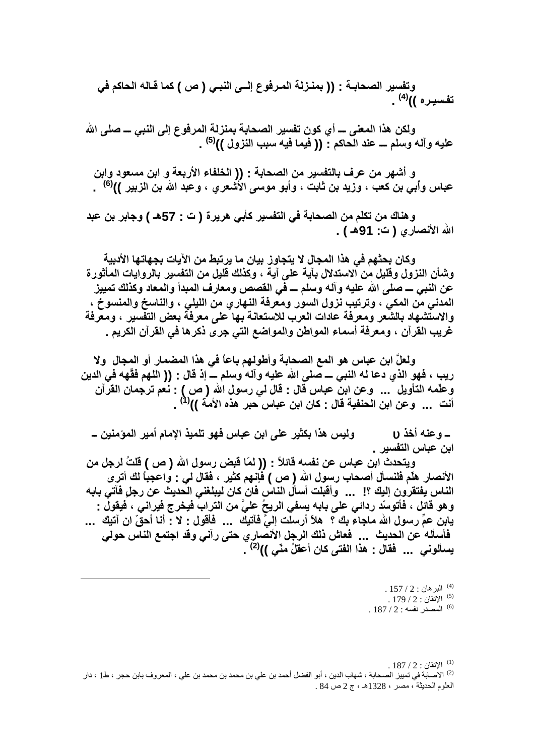**وتفسير الصحابة : (( بمنزلة المرفوع إلى النبي ( ص ) كما قاله الحاكم في تفسيره ))[4] .**

**ولكن هذا المعنى ــ أي كون تفسير الصحابة بمنزلة المرفوع إلى النبي ــ صلى الله عليه وآله وسلم ــ عند الحاكم : (( فيما فيه سبب النزول ))[5] .**

**و أشهر من عرف بالتفسير من الصحابة : (( الخلفاء الأربعة و ابن مسعود وابن عباس وأبي بن كعب ، وزيد بن ثابت ، وأبو موسى الأشعري ، وعبد الله بن الزبير ))[6] .**

**وهناك من تكلّم من الصحابة في التفسير كأبي هريرة ( ت : 57هـ ) وجابر بن عبد الله الأنصاري ( ت: 91هـ ) .**

**وكان بحثهم في هذا المجال لا يتجاوز بيان ما يرتبط من الآيات بجهاتها الأدبية وشأن النزول وقليل من الاستدلال بآية على آية ، وكذلك قليل من التفسير بالروايات المأثورة عن النبي ــ صلى الله عليه وآله وسلم ــ في القصص ومعارف المبدأ والمعاد وكذلك تمييز المدني من المكي ، وترتيب نزول السور ومعرفة النهاري من الليلي ، والناسخ والمنسوخ ، والاستشهاد بالشعر ومعرفة عادات العرب للاستعانة بها على معرفة بعض التفسير ، ومعرفة غريب القرآن ، ومعرفة أسماء المواطن والمواضع التي جرى ذكرها في القرآن الكريم .**

**ولعلَّ ابن عباس هو المع الصحابة وأطولهم باعاً في هذا المضمار أو المجال ولا ريب ، فهو الذي دعا له النبي ــ صلى الله عليه وآله وسلم ــ إذ قال : (( اللهم فقّهه في الدين وعلّمه التأويل ... وعن ابن عباس قال : قال لي رسول الله ( ص ) : نعم ترجمان القرآن أنت ... وعن ابن الحنفية قال : كان ابن عباس حبر هذه الأمة ))[1] .**

**وليس هذا بكثير على ابن عباس فهو تلميذ الإمام أمير المؤمنين ــ وعنه أخذ υ ــ ابن عباس التفسير .**

**ويتحدث ابن عباس عن نفسه قائلاً : (( لمّا قبض رسول الله ( ص ) قلتُ لرجل من الأنصار هلّم فلنسأل أصحاب رسول الله ( ص ) فإنهم كثير ، فقال لي : واعجباً لك أترى الناس يفتقرون إليك ؟! ... وأقبلت أسأل الناس فإن كان ليبلغني الحديث عن رجل فآتي بابه وهو قائل ، فأتوسّد ردائي على بابه يسفي الريحُ عليَّ من التراب فيخرج فيراني ، فيقول : يابن عمِّ رسول الله ماجاء بك ؟ هلاّ أرسلت إليَّ فآتيك ... فأقول : لا : أنا أحقّ ان آتيك ... فأسأله عن الحديث ... فعاش ذلك الرجل الأنصاري حتى رآني وقد اجتمع الناس حولي يسألوني ... فقال : هذا الفتى كان أعقلُ منّي ))[2] .**

---

[4] البرهان : 2 / 157 .

[5] الإتقان : 2 / 179 .

[6] المصدر نفسه : 2 / 187 .

[1] الإتقان : 2 / 187 .

[2] الاصابة في تمييز الصحابة ، شهاب الدين ، أبو الفضل أحمد بن علي بن محمد بن محمد بن علي ، المعروف بابن حجر ، ط1 ، دار العلوم الحديثة ، مصر ، 1328هـ ، ج 2 ص 84 .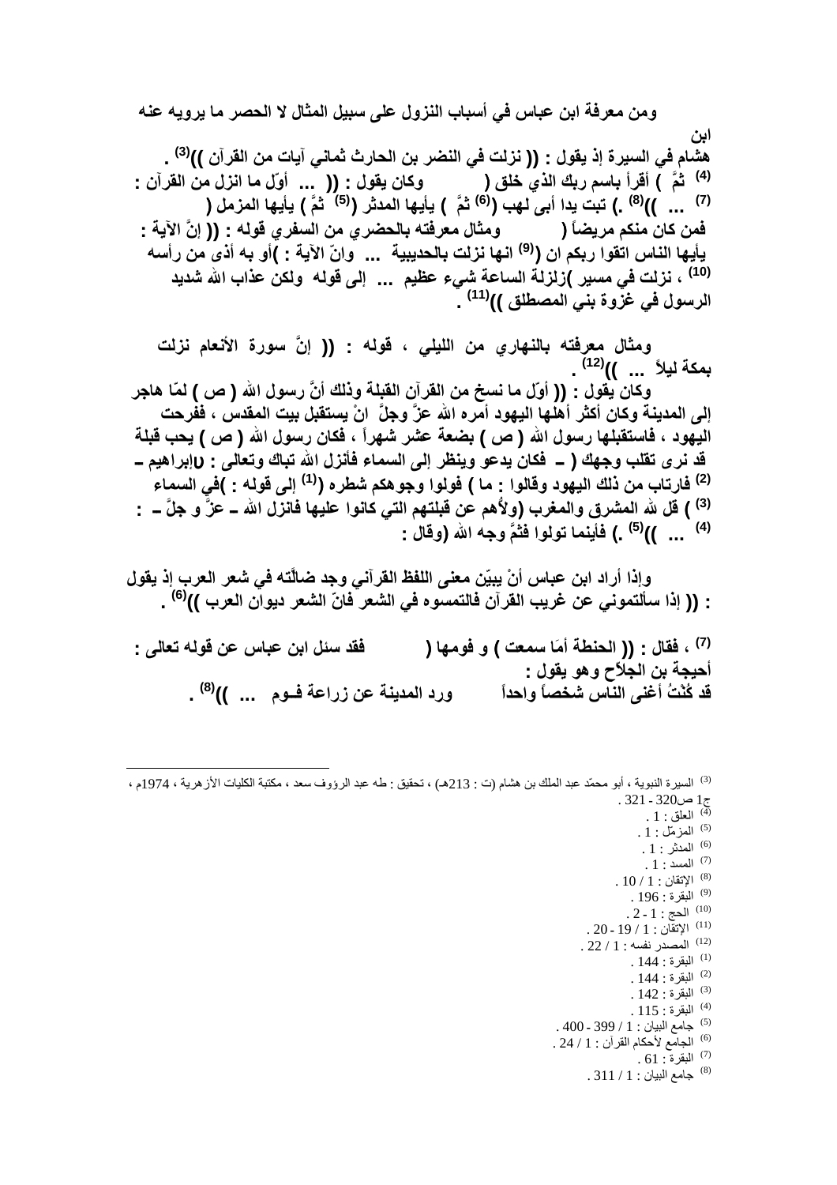ومن معرفة ابن عباس في أسباب النزول على سبيل المثال لا الحصر ما يرويه عنه ابن هشام في السيرة إذ يقول : (( نزلت في النضر بن الحارث ثماني آيات من القرآن ))[3] .

وكان يقول : (( ... أوّل ما انزل من القرآن : أقرأ باسم ربك الذي خلق (4) ثمَّ ) يأيها المزمل (5) ثمَّ ) يأيها المدثر (6) ثمَّ ) تبت يدا أبي لهب (7) ... ))[8] .

ومثال معرفته بالحضري من السفري قوله : (( إنَّ الآية : فمن كان منكم مريضاً ( [9] انها نزلت بالحديبية ... وانّ الآية : )أو به أذى من رأسه يأيها الناس اتقوا ربكم ان زلزلة الساعة شيء عظيم ... إلى قوله ولكن عذاب الله شديد [10] ، نزلت في مسير الرسول في غزوة بني المصطلق ))[11] .

ومثال معرفته بالنهاري من الليلي ، قوله : (( إنَّ سورة الأنعام نزلت بمكة ليلاً ... ))[12] .

وكان يقول : (( أوّل ما نسخ من القرآن القبلة وذلك أنَّ رسول الله ( ص ) لمّا هاجر إلى المدينة وكان أكثر أهلها اليهود أمره الله عزَّ وجلَّ انْ يستقبل بيت المقدس ، ففرحت اليهود ، فاستقبلها رسول الله ( ص ) بضعة عشر شهراً ، فكان رسول الله ( ص ) يحب قبلة إبراهيم ـ فكان يدعو وينظر إلى السماء فأنزل الله تبارك وتعالى : ( قد نرى تقلب وجهك في السماء ) إلى قوله : ( فولوا وجوهكم شطره [1] فارتاب من ذلك اليهود وقالوا : ما ولأهم عن قبلتهم التي كانوا عليها [2] فانزل الله ـ عزَّ و جلَّ ـ : ( قل لله المشرق والمغرب [3] ) وقال : ( فأينما تولوا فثمَّ وجه الله [4] ... ))[5] .

وإذا أراد ابن عباس أنْ يبيّن معنى اللفظ القرآني وجد ضالّته في شعر العرب إذ يقول : (( إذا سألتموني عن غريب القرآن فالتمسوه في الشعر فانّ الشعر ديوان العرب ))[6] .

فقد سئل ابن عباس عن قوله تعالى : ( و فومها [7] ) ، فقال : (( الحنطة أمَا سمعت أحيحة بن الجلاح وهو يقول :

قد كُنْتُ أغنى الناس شخصاً واحداً ورد المدينة عن زراعة فـوم ... ))[8] .

---

[3] السيرة النبوية ، أبو محمّد عبد الملك بن هشام (ت : 213هـ) ، تحقيق : طه عبد الرؤوف سعد ، مكتبة الكليات الأزهرية ، 1974م ، ج1 ص320 - 321 .

[4] العلق : 1 .

[5] المزمّل : 1 .

[6] المدثر : 1 .

[7] المسد : 1 .

[8] الإتقان : 1 / 10 .

[9] البقرة : 196 .

[10] الحج : 1 - 2 .

[11] الإتقان : 1 / 19 - 20 .

[12] المصدر نفسه : 1 / 22 .

[1] البقرة : 144 .

[2] البقرة : 144 .

[3] البقرة : 142 .

[4] البقرة : 115 .

[5] جامع البيان : 1 / 399 - 400 .

[6] الجامع لأحكام القرآن : 1 / 24 .

[7] البقرة : 61 .

[8] جامع البيان : 1 / 311 .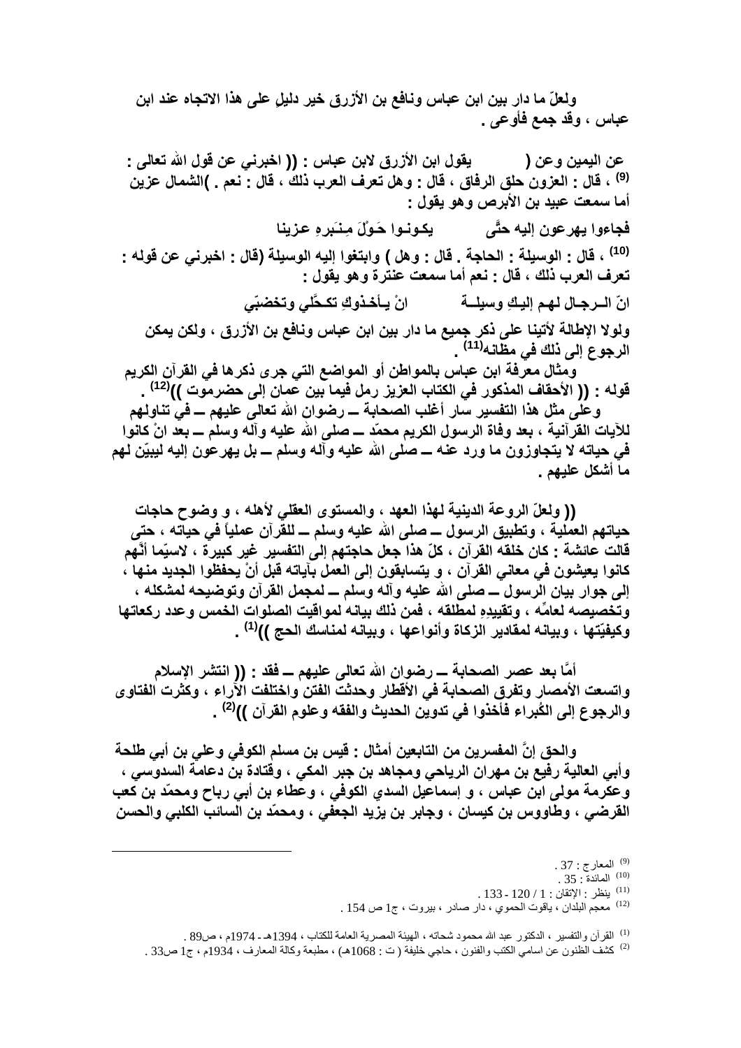ولعلّ ما دار بين ابن عباس ونافع بن الأزرق خير دليل على هذا الاتجاه عند ابن عباس ، وقد جمع فأوعى .

عن اليمين وعن (          يقول ابن الأزرق لابن عباس : (( اخبرني عن قول الله تعالى : [9] ، قال : العزون حلق الرفاق ، قال : وهل تعرف العرب ذلك ، قال : نعم . )الشمال عزين أما سمعت عبيد بن الأبرص وهو يقول :

فجاءوا يهرعون إليه حتَّى          يكـونـوا حَـوْلَ مِـنـبَرِهِ عزينا

[10] ، قال : الوسيلة : الحاجة . قال : وهل ) وابتغوا إليه الوسيلة (قال : اخبرني عن قوله : تعرف العرب ذلك ، قال : نعم أما سمعت عنترة وهو يقول :

انّ الـرجـال لهـم إليـكِ وسيلــة          انْ يـأخذوكِ تكحَّلي وتخضّبي

ولولا الإطالة لأتينا على ذكر جميع ما دار بين ابن عباس ونافع بن الأزرق ، ولكن يمكن الرجوع إلى ذلك في مظانه[11] .

ومثال معرفة ابن عباس بالمواطن أو المواضع التي جرى ذكرها في القرآن الكريم قوله : (( الأحقاف المذكور في الكتاب العزيز رمل فيما بين عمان إلى حضرموت ))[12] .

وعلى مثل هذا التفسير سار أغلب الصحابة ــ رضوان الله تعالى عليهم ــ في تناولهم للآيات القرآنية ، بعد وفاة الرسول الكريم محمّد ــ صلى الله عليه وآله وسلم ــ بعد انْ كانوا في حياته لا يتجاوزون ما ورد عنه ــ صلى الله عليه وآله وسلم ــ بل يهرعون إليه ليبيّن لهم ما أشكل عليهم .

(( ولعلّ الروعة الدينية لهذا العهد ، والمستوى العقلي لأهله ، و وضوح حاجات حياتهم العملية ، وتطبيق الرسول ــ صلى الله عليه وسلم ــ للقرآن عملياً في حياته ، حتى قالت عائشة : كان خلقه القرآن ، كلّ هذا جعل حاجتهم إلى التفسير غير كبيرة ، لاسيّما أنَّهم كانوا يعيشون في معاني القرآن ، و يتسابقون إلى العمل بآياته قبل أنْ يحفظوا الجديد منها ، إلى جوار بيان الرسول ــ صلى الله عليه وآله وسلم ــ لمجمل القرآن وتوضيحه لمشكله ، وتخصيصه لعامِّه ، وتقييدِهِ لمطلقه ، فمن ذلك بيانه لمواقيت الصلوات الخمس وعدد ركعاتها وكيفيّتها ، وبيانه لمقادير الزكاة وأنواعها ، وبيانه لمناسك الحج ))[1] .

أمَّا بعد عصر الصحابة ــ رضوان الله تعالى عليهم ــ فقد : (( انتشر الإسلام واتسعت الأمصار وتفرق الصحابة في الأقطار وحدثت الفتن واختلفت الآراء ، وكثرت الفتاوى والرجوع إلى الكُبراء فأخذوا في تدوين الحديث والفقه وعلوم القرآن ))[2] .

والحق إنَّ المفسرين من التابعين أمثال : قيس بن مسلم الكوفي وعلي بن أبي طلحة وأبي العالية رفيع بن مهران الرياحي ومجاهد بن جبر المكي ، وقتادة بن دعامة السدوسي ، وعكرمة مولى ابن عباس ، و إسماعيل السدي الكوفي ، وعطاء بن أبي رباح ومحمّد بن كعب القرضي ، وطاووس بن كيسان ، وجابر بن يزيد الجعفي ، ومحمّد بن السائب الكلبي والحسن

---

[9] المعارج : 37 .

[10] المائدة : 35 .

[11] ينظر : الإتقان : 1 / 120 - 133 .

[12] معجم البلدان ، ياقوت الحموي ، دار صادر ، بيروت ، ج1 ص 154 .

[1] القرآن والتفسير ، الدكتور عبد الله محمود شحاته ، الهيئة المصرية العامة للكتاب ، 1394هـ - 1974م ، ص89 .

[2] كشف الظنون عن اسامي الكتب والفنون ، حاجي خليفة ( ت : 1068هـ ) ، مطبعة وكالة المعارف ، 1934م ، ج1 ص33 .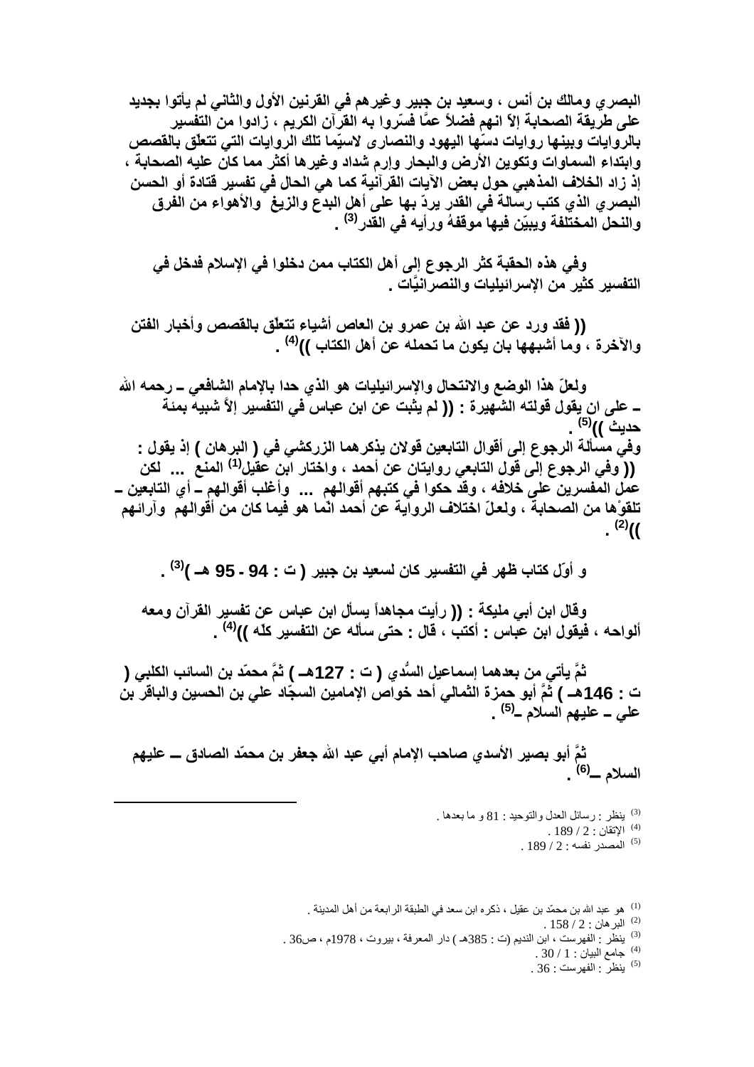البصري ومالك بن أنس ، وسعيد بن جبير وغيرهم في القرنين الأول والثاني لم يأتوا بجديد على طريقة الصحابة إلاّ انهم فضلاً عمَّا فسّروا به القرآن الكريم ، زادوا من التفسير بالروايات وبينها روايات دسّها اليهود والنصارى لاسيّما تلك الروايات التي تتعلّق بالقصص وابتداء السماوات وتكوين الأرض والبحار وإرم شداد وغيرها أكثر مما كان عليه الصحابة ، إذ زاد الخلاف المذهبي حول بعض الآيات القرآنية كما هي الحال في تفسير قتادة أو الحسن البصري الذي كتب رسالة في القدر يردّ بها على أهل البدع والزيغ والأهواء من الفرق والنحل المختلفة ويبيّن فيها موقفهُ ورأيه في القدر[3] .

وفي هذه الحقبة كثر الرجوع إلى أهل الكتاب ممن دخلوا في الإسلام فدخل في التفسير كثير من الإسرائيليات والنصرانيَّات .

(( فقد ورد عن عبد الله بن عمرو بن العاص أشياء تتعلّق بالقصص وأخبار الفتن والآخرة ، وما أشبهها بان يكون ما تحمله عن أهل الكتاب ))[4] .

ولعلّ هذا الوضع والانتحال والإسرائيليات هو الذي حدا بالإمام الشافعي ـ رحمه الله ـ على ان يقول قولته الشهيرة : (( لم يثبت عن ابن عباس في التفسير إلاَّ شبيه بمئة حديث ))[5] .

وفي مسألة الرجوع إلى أقوال التابعين قولان يذكرهما الزركشي في ( البرهان ) إذ يقول : (( وفي الرجوع إلى قول التابعي روايتان عن أحمد ، واختار ابن عقيل[1] المنع ... لكن عمل المفسرين على خلافه ، وقد حكوا في كتبهم أقوالهم ... وأغلب أقوالهم ـ أي التابعين ـ تلقوْها من الصحابة ، ولعلّ اختلاف الرواية عن أحمد انّما هو فيما كان من أقوالهم وآرائهم ))[2] .

و أوّل كتاب ظهر في التفسير كان لسعيد بن جبير ( ت : 94 - 95 هـ )[3] .

وقال ابن أبي مليكة : (( رأيت مجاهداً يسأل ابن عباس عن تفسير القرآن ومعه ألواحه ، فيقول ابن عباس : أكتب ، قال : حتى سأله عن التفسير كلّه ))[4] .

ثمَّ يأتي من بعدهما إسماعيل السُدي ( ت : 127هـ ) ثمَّ محمّد بن السائب الكلبي ( ت : 146هـ ) ثمَّ أبو حمزة الثمالي أحد خواص الإمامين السجّاد علي بن الحسين والباقر بن علي ـ عليهم السلام ـ[5] .

ثمَّ أبو بصير الأسدي صاحب الإمام أبي عبد الله جعفر بن محمّد الصادق ـ عليهم السلام ـ[6] .

---

[3] ينظر : رسائل العدل والتوحيد : 81 و ما بعدها .
[4] الإتقان : 2 / 189 .
[5] المصدر نفسه : 2 / 189 .

[1] هو عبد الله بن محمّد بن عقيل ، ذكره ابن سعد في الطبقة الرابعة من أهل المدينة .
[2] البرهان : 2 / 158 .
[3] ينظر : الفهرست ، ابن النديم (ت : 385هـ ) دار المعرفة ، بيروت ، 1978م ، ص36 .
[4] جامع البيان : 1 / 30 .
[5] ينظر : الفهرست : 36 .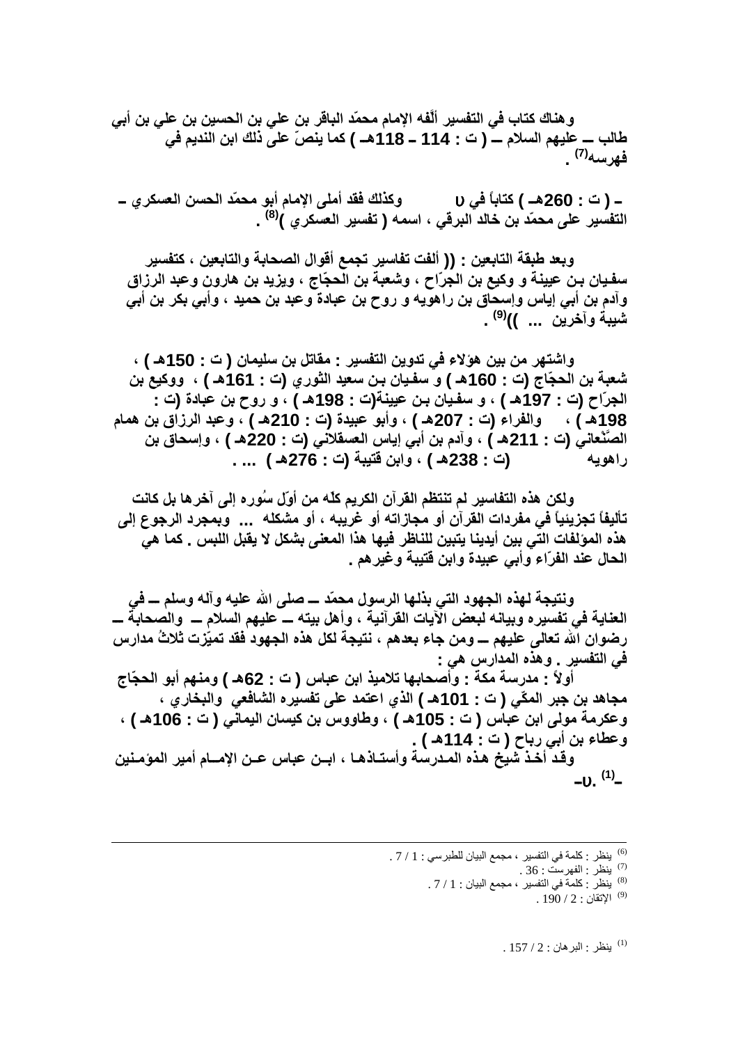وهناك كتاب في التفسير ألّفه الإمام محمّد الباقر بن علي بن الحسين بن علي بن أبي طالب ــ عليهم السلام ــ ( ت : 114 ـ 118هـ ) كما ينصّ على ذلك ابن النديم في فهرسه[7] .

وكذلك فقد أملى الإمام أبو محمّد الحسن العسكري ـ ـ ( ت : 260هـ ) كتاباً في ں التفسير على محمّد بن خالد البرقي ، اسمه ( تفسير العسكري )[8] .

وبعد طبقة التابعين : (( ألفت تفاسير تجمع أقوال الصحابة والتابعين ، كتفسير سفيان بن عيينة و وكيع بن الجرّاح ، وشعبة بن الحجّاج ، ويزيد بن هارون وعبد الرزاق وآدم بن أبي إياس وإسحاق بن راهويه و روح بن عبادة وعبد بن حميد ، وأبي بكر بن أبي شيبة وآخرين ... ))[9] .

واشتهر من بين هؤلاء في تدوين التفسير : مقاتل بن سليمان ( ت : 150هـ ) ، شعبة بن الحجّاج (ت : 160هـ ) و سفيان بن سعيد الثوري (ت : 161هـ ) ، ووكيع بن الجرّاح (ت : 197هـ ) ، و سفيان بن عيينة(ت : 198هـ ) ، و روح بن عبادة (ت : 198هـ ) ، والفراء (ت : 207هـ ) ، وأبو عبيدة (ت : 210هـ ) ، وعبد الرزاق بن همام الصَّنْعاني (ت : 211هـ ) ، وآدم بن أبي إياس العسقلاني (ت : 220هـ ) ، وإسحاق بن راهويه (ت : 238هـ ) ، وابن قتيبة (ت : 276هـ ) ... .

ولكن هذه التفاسير لم تنتظم القرآن الكريم كلّه من أوّل سُوره إلى آخرها بل كانت تأليفاً تجزيئياً في مفردات القرآن أو مجازاته أو غريبه ، أو مشكله ... وبمجرد الرجوع إلى هذه المؤلفات التي بين أيدينا يتبين للناظر فيها هذا المعنى بشكل لا يقبل اللبس . كما هي الحال عند الفرّاء وأبي عبيدة وابن قتيبة وغيرهم .

ونتيجة لهذه الجهود التي بذلها الرسول محمّد ــ صلى الله عليه وآله وسلم ــ في العناية في تفسيره وبيانه لبعض الآيات القرآنية ، وأهل بيته ــ عليهم السلام ــ والصحابة ــ رضوان الله تعالى عليهم ــ ومن جاء بعدهم ، نتيجة لكل هذه الجهود فقد تميّزت ثلاثُ مدارس في التفسير . وهذه المدارس هي :

أولاً : مدرسة مكة : وأصحابها تلاميذ ابن عباس ( ت : 62هـ ) ومنهم أبو الحجّاج مجاهد بن جبر المكّي ( ت : 101هـ ) الذي اعتمد على تفسيره الشافعي والبخاري ، وعكرمة مولى ابن عباس ( ت : 105هـ ) ، وطاووس بن كيسان اليماني ( ت : 106هـ ) ، وعطاء بن أبي رباح ( ت : 114هـ ) .

وقد أخذ شيخ هذه المدرسة وأستاذها ، ابن عباس عن الإمام أمير المؤمنين ـں.[1]ـ

---

[6] ينظر : كلمة في التفسير ، مجمع البيان للطبرسي : 1 / 7 .

[7] ينظر : الفهرست : 36 .

[8] ينظر : كلمة في التفسير ، مجمع البيان : 1 / 7 .

[9] الإتقان : 2 / 190 .

[1] ينظر : البرهان : 2 / 157 .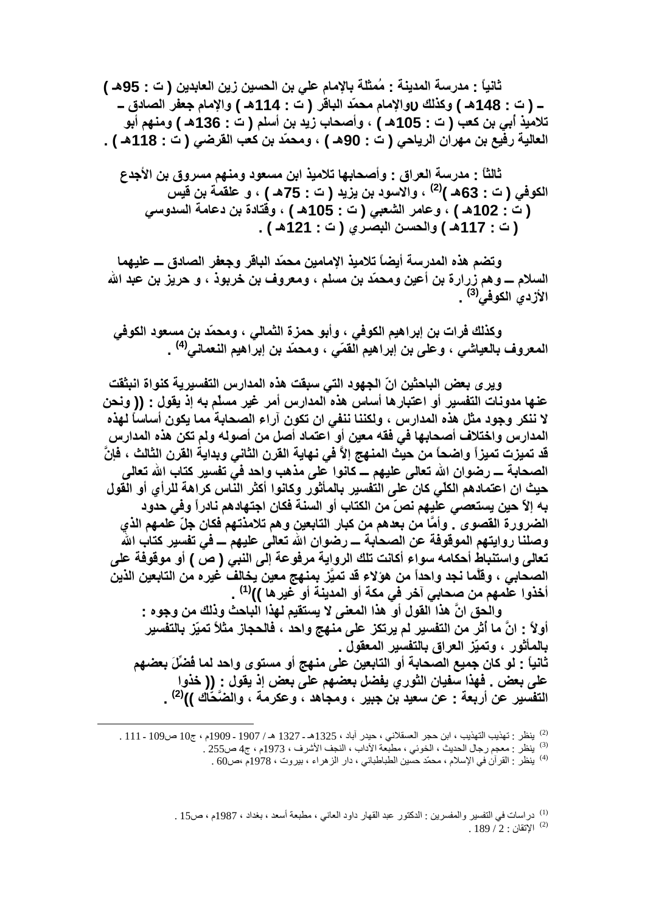**ثانياً : مدرسة المدينة : مُمثلة بالإمام علي بن الحسين زين العابدين ( ت : 95هـ ) ـ ( ت : 148هـ ) وكذلك υوالإمام محمّد الباقر ( ت : 114هـ ) والإمام جعفر الصادق ـ تلاميذ أبي بن كعب ( ت : 105هـ ) ، وأصحاب زيد بن أسلم ( ت : 136هـ ) ومنهم أبو العالية رفيع بن مهران الرياحي ( ت : 90هـ ) ، ومحمّد بن كعب القرضي ( ت : 118هـ ) .**

**ثالثاً : مدرسة العراق : وأصحابها تلاميذ ابن مسعود ومنهم مسروق بن الأجدع الكوفي ( ت : 63هـ )[2] ، والاسود بن يزيد ( ت : 75هـ ) ، و علقمة بن قيس ( ت : 102هـ ) ، وعامر الشعبي ( ت : 105هـ ) ، وقتادة بن دعامة السدوسي ( ت : 117هـ ) والحسن البصري ( ت : 121هـ ) .**

**وتضم هذه المدرسة أيضاً تلاميذ الإمامين محمّد الباقر وجعفر الصادق ـــ عليهما السلام ـــ وهم زرارة بن أعين ومحمّد بن مسلم ، ومعروف بن خربوذ ، و حريز بن عبد الله الأزدي الكوفي[3] .**

**وكذلك فرات بن إبراهيم الكوفي ، وأبو حمزة الثمالي ، ومحمّد بن مسعود الكوفي المعروف بالعياشي ، وعلي بن إبراهيم القمّي ، ومحمّد بن إبراهيم النعماني[4] .**

**ويرى بعض الباحثين انّ الجهود التي سبقت هذه المدارس التفسيرية كنواة انبثقت عنها مدونات التفسير أو اعتبارها أساس هذه المدارس أمر غير مسلّم به إذ يقول : (( ونحن لا ننكر وجود مثل هذه المدارس ، ولكننا ننفي ان تكون آراء الصحابة مما يكون أساساً لهذه المدارس واختلاف أصحابها في فقه معين أو اعتماد أصل من أصوله ولم تكن هذه المدارس قد تميزت تميزاً واضحاً من حيث المنهج إلاّ في نهاية القرن الثاني وبداية القرن الثالث ، فإنَّ الصحابة ـــ رضوان الله تعالى عليهم ـــ كانوا على مذهب واحد في تفسير كتاب الله تعالى حيث ان اعتمادهم الكلّي كان على التفسير بالمأثور وكانوا أكثر الناس كراهة للرأي أو القول به إلاّ حين يستعصي عليهم نصّ من الكتاب أو السنة فكان اجتهادهم نادراً وفي حدود الضرورة القصوى . وأمَّا من بعدهم من كبار التابعين وهم تلامذتهم فكان جلّ علمهم الذي وصلنا روايتهم الموقوفة عن الصحابة ـــ رضوان الله تعالى عليهم ـــ في تفسير كتاب الله تعالى واستنباط أحكامه سواء أكانت تلك الرواية مرفوعة إلى النبي ( ص ) أو موقوفة على الصحابي ، وقلَّما نجد واحداً من هؤلاء قد تميَّز بمنهج معين يخالف غيره من التابعين الذين أخذوا علمهم من صحابي آخر في مكة أو المدينة أو غيرها ))[1] .**

**والحق انَّ هذا القول أو هذا المعنى لا يستقيم لهذا الباحث وذلك من وجوه :**

**أولاً : انَّ ما أثر من التفسير لم يرتكز على منهج واحد ، فالحجاز مثلاً تميّز بالتفسير بالمأثور ، وتميّز العراق بالتفسير المعقول .**

**ثانياً : لو كان جميع الصحابة أو التابعين على منهج أو مستوى واحد لما فُضِّلَ بعضهم على بعض . فهذا سفيان الثوري يفضل بعضهم على بعض إذ يقول : (( خذوا التفسير عن أربعة : عن سعيد بن جبير ، ومجاهد ، وعكرمة ، والضَّحَّاك ))[2] .**

---

[2] ينظر : تهذيب التهذيب ، ابن حجر العسقلاني ، حيدر آباد ، 1325هـ - 1327 هـ / 1907 - 1909م ، ج10 ص109 - 111 .

[3] ينظر : معجم رجال الحديث ، الخوئي ، مطبعة الآداب ، النجف الأشرف ، 1973م ، ج4 ص255 .

[4] ينظر : القرآن في الإسلام ، محمّد حسين الطباطبائي ، دار الزهراء ، بيروت ، 1978م ،ص60 .

[1] دراسات في التفسير والمفسرين : الدكتور عبد القهار داود العاني ، مطبعة أسعد ، بغداد ، 1987م ، ص15 .

[2] الإتقان : 2 / 189 .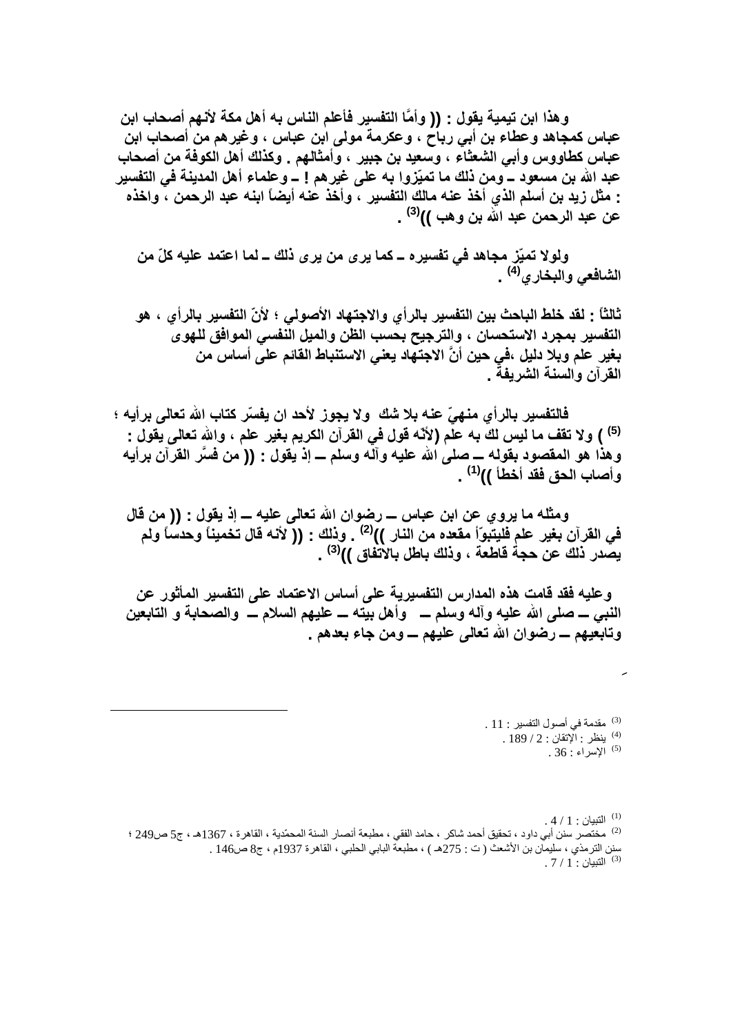وهذا ابن تيمية يقول : (( وأمَّا التفسير فأعلم الناس به أهل مكة لأنهم أصحاب ابن عباس كمجاهد وعطاء بن أبي رباح ، وعكرمة مولى ابن عباس ، وغيرهم من أصحاب ابن عباس كطاووس وأبي الشعثاء ، وسعيد بن جبير ، وأمثالهم . وكذلك أهل الكوفة من أصحاب عبد الله بن مسعود ـ ومن ذلك ما تميّزوا به على غيرهم ! ـ وعلماء أهل المدينة في التفسير : مثل زيد بن أسلم الذي أخذ عنه مالك التفسير ، وأخذ عنه أيضاً ابنه عبد الرحمن ، واخذه عن عبد الرحمن عبد الله بن وهب ))[(3)] .

ولولا تميّز مجاهد في تفسيره ـ كما يرى من يرى ذلك ـ لما اعتمد عليه كلّ من الشافعي والبخاري[(4)] .

ثالثاً : لقد خلط الباحث بين التفسير بالرأي والاجتهاد الأصولي ؛ لأنّ التفسير بالرأي ، هو التفسير بمجرد الاستحسان ، والترجيح بحسب الظن والميل النفسي الموافق للهوى بغير علم وبلا دليل ،في حين أنَّ الاجتهاد يعني الاستنباط القائم على أساس من القرآن والسنة الشريفة .

فالتفسير بالرأي منهيّ عنه بلا شك ولا يجوز لأحد ان يفسّر كتاب الله تعالى برأيه ؛ لأنّه قول في القرآن الكريم بغير علم ، والله تعالى يقول : ( ولا تقف ما ليس لك به علم )[(5)] وهذا هو المقصود بقوله ــ صلى الله عليه وآله وسلم ــ إذ يقول : (( من فسَّر القرآن برأيه وأصاب الحق فقد أخطأ ))[(1)] .

ومثله ما يروي عن ابن عباس ــ رضوان الله تعالى عليه ــ إذ يقول : (( من قال في القرآن بغير علم فليتبوّأ مقعده من النار ))[(2)] . وذلك : (( لأنه قال تخميناً وحدساً ولم يصدر ذلك عن حجة قاطعة ، وذلك باطل بالاتفاق ))[(3)] .

وعليه فقد قامت هذه المدارس التفسيرية على أساس الاعتماد على التفسير المأثور عن النبي ــ صلى الله عليه وآله وسلم ــ وأهل بيته ــ عليهم السلام ــ والصحابة و التابعين وتابعيهم ــ رضوان الله تعالى عليهم ــ ومن جاء بعدهم .

---

(3) مقدمة في أصول التفسير : 11 .
(4) ينظر : الإتقان : 2 / 189 .
(5) الإسراء : 36 .

(1) التبيان : 1 / 4 .
(2) مختصر سنن أبي داود ، تحقيق أحمد شاكر ، حامد الفقي ، مطبعة أنصار السنة المحمّدية ، القاهرة ، 1367هـ ، ج5 ص249 ؛ سنن الترمذي ، سليمان بن الأشعث ( ت : 275هـ ) ، مطبعة البابي الحلبي ، القاهرة 1937م ، ج8 ص146 .
(3) التبيان : 1 / 7 .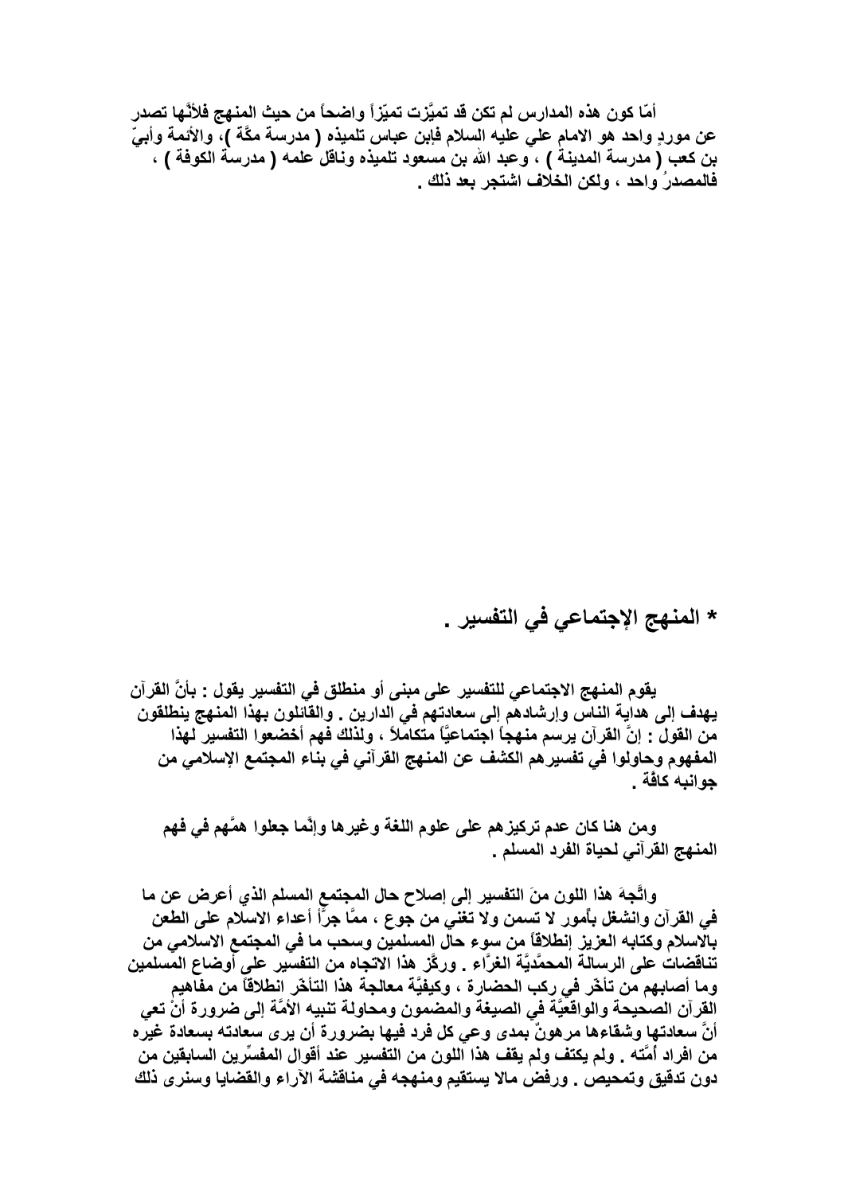أمّا كون هذه المدارس لم تكن قد تميَّزت تميّزاً واضحاً من حيث المنهج فلأنَّها تصدر عن موردٍ واحد هو الامام علي عليه السلام فإبن عباس تلميذه ( مدرسة مكَّة )، والأئمة وأبيّ بن كعب ( مدرسة المدينة ) ، وعبد الله بن مسعود تلميذه وناقل علمه ( مدرسة الكوفة ) ، فالمصدرُ واحد ، ولكن الخلاف اشتجر بعد ذلك .

## * المنهج الإجتماعي في التفسير .

يقوم المنهج الاجتماعي للتفسير على مبنى أو منطلق في التفسير يقول : بأنَّ القرآن يهدف إلى هداية الناس وإرشادهم إلى سعادتهم في الدارين . والقائلون بهذا المنهج ينطلقون من القول : إنَّ القرآن يرسم منهجاً اجتماعيَّاً متكاملاً ، ولذلك فهم أخضعوا التفسير لهذا المفهوم وحاولوا في تفسيرهم الكشف عن المنهج القرآني في بناء المجتمع الإسلامي من جوانبه كافة .

ومن هنا كان عدم تركيزهم على علوم اللغة وغيرها وإنَّما جعلوا همَّهم في فهم المنهج القرآني لحياة الفرد المسلم .

واتَّجهَ هذا اللون منَ التفسير إلى إصلاح حال المجتمع المسلم الذي أعرض عن ما في القرآن وانشغل بأمور لا تسمن ولا تغني من جوع ، ممَّا جرَّأ أعداء الاسلام على الطعن بالاسلام وكتابه العزيز إنطلاقاً من سوء حال المسلمين وسحب ما في المجتمع الاسلامي من تناقضات على الرسالة المحمَّديَّة الغرَّاء . وركَّز هذا الاتجاه من التفسير على أوضاع المسلمين وما أصابهم من تأخّر في ركب الحضارة ، وكيفيَّة معالجة هذا التأخّر انطلاقاً من مفاهيم القرآن الصحيحة والواقعيَّة في الصيغة والمضمون ومحاولة تنبيه الأمَّة إلى ضرورة أنْ تعي أنَّ سعادتها وشقاءها مرهونٌ بمدى وعي كل فرد فيها بضرورة أن يرى سعادته بسعادة غيره من افراد أمَّته . ولم يكتف ولم يقف هذا اللون من التفسير عند أقوال المفسِّرين السابقين من دون تدقيق وتمحيص . ورفض مالا يستقيم ومنهجه في مناقشة الآراء والقضايا وسنرى ذلك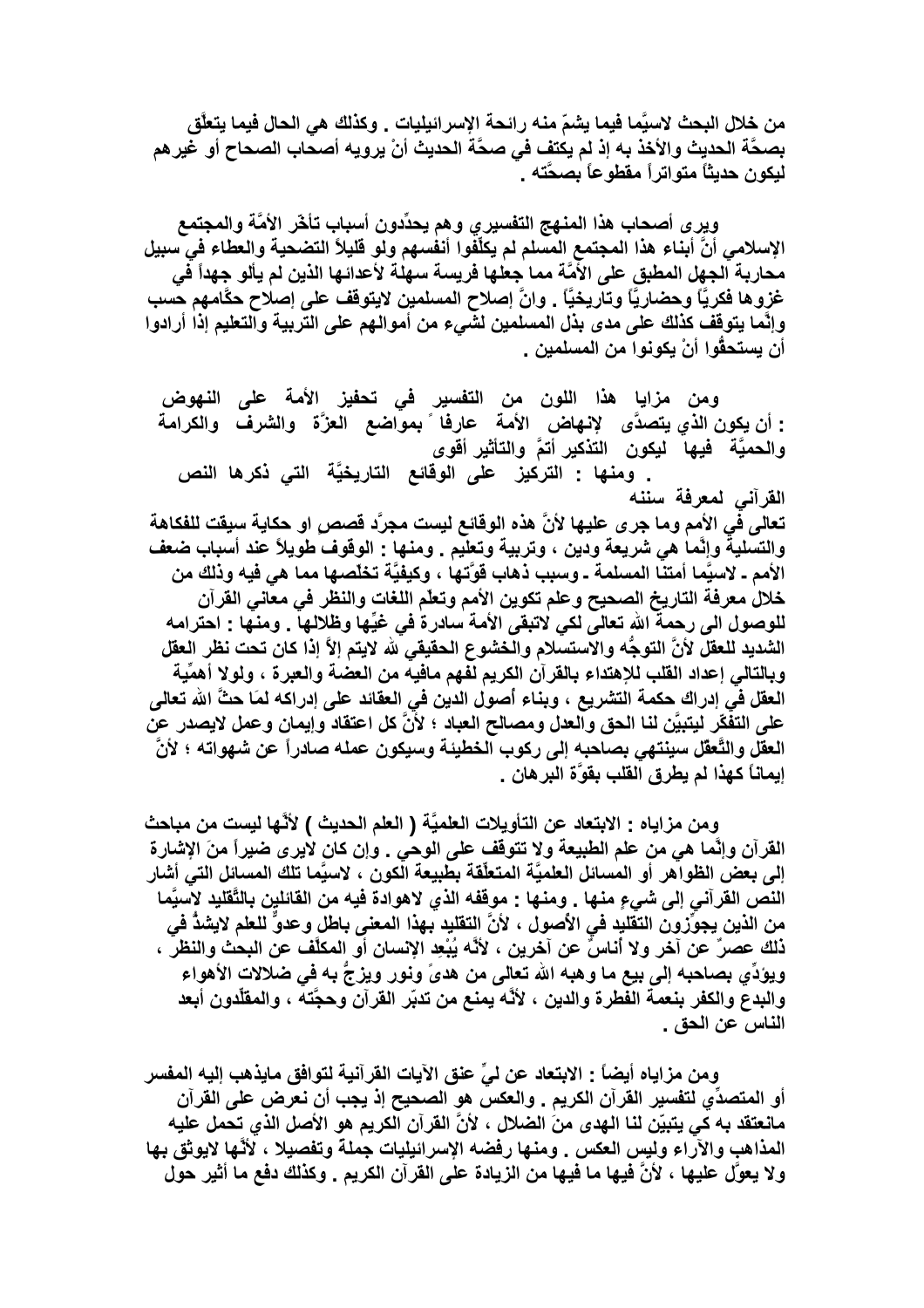من خلال البحث لاسيَّما فيما يشمّ منه رائحة الإسرائيليات . وكذلك هي الحال فيما يتعلّق بصحَّة الحديث والأخذ به إذ لم يكتف في صحَّة الحديث أنْ يرويه أصحاب الصحاح أو غيرهم ليكون حديثاً متواتراً مقطوعاً بصحَّته .

ويرى أصحاب هذا المنهج التفسيري وهم يحدِّدون أسباب تأخّر الأمَّة والمجتمع الإسلامي أنَّ أبناء هذا المجتمع المسلم لم يكلِّفوا أنفسهم ولو قليلاً التضحية والعطاء في سبيل محاربة الجهل المطبق على الأمَّة مما جعلها فريسة سهلة لأعدائها الذين لم يألو جهداً في غزوها فكريَّاً وحضاريَّاً وتاريخيَّاً . وانَّ إصلاح المسلمين لايتوقف على إصلاح حكَّامهم حسب وإنَّما يتوقف كذلك على مدى بذل المسلمين لشيء من أموالهم على التربية والتعليم إذا أرادوا أن يستحقُّوا أنْ يكونوا من المسلمين .

ومن مزايا هذا اللون من التفسير في تحفيز الأمة على النهوض : أن يكون الذي يتصدَّى لإنهاض الأمة عارفاً بمواضع العزَّة والشرف والكرامة والحميَّة فيها ليكون التذكير أتمَّ والتأثير أقوى . ومنها : التركيز على الوقائع التاريخيَّة التي ذكرها النص القرآني لمعرفة سننه تعالى في الأمم وما جرى عليها لأنَّ هذه الوقائع ليست مجرَّد قصص او حكاية سيقت للفكاهة والتسلية وإنَّما هي شريعة ودين ، وتربية وتعليم . ومنها : الوقوف طويلاً عند أسباب ضعف الأمم . لاسيَّما أمتنا المسلمة . وسبب ذهاب قوَّتها ، وكيفيَّة تخلّصها مما هي فيه وذلك من خلال معرفة التاريخ الصحيح وعلم تكوين الأمم وتعلّم اللغات والنظر في معاني القرآن للوصول الى رحمة الله تعالى لكي لاتبقى الأمة سادرة في غيِّها وظلالها . ومنها : احترامه الشديد للعقل لأنَّ التوجُّه والاستسلام والخشوع الحقيقي لله لايتم إلاَّ إذا كان تحت نظر العقل وبالتالي إعداد القلب للإهتداء بالقرآن الكريم لفهم مافيه من العضة والعبرة ، ولولا أهميَّة العقل في إدراك حكمة التشريع ، وبناء أصول الدين في العقائد على إدراكه لمَا حثَّ الله تعالى على التفكّر ليتبيَّن لنا الحق والعدل ومصالح العباد ؛ لأنَّ كل اعتقاد وإيمان وعمل لايصدر عن العقل والتَّعقل سينتهي بصاحبه إلى ركوب الخطيئة وسيكون عمله صادراً عن شهواته ؛ لأنَّ إيماناً كهذا لم يطرق القلب بقوَّة البرهان .

ومن مزاياه : الابتعاد عن التأويلات العلميَّة ( العلم الحديث ) لأنَّها ليست من مباحث القرآن وإنَّما هي من علم الطبيعة ولا تتوقف على الوحي . وإن كان لايرى ضيراً منَ الإشارة إلى بعض الظواهر أو المسائل العلميَّة المتعلّقة بطبيعة الكون ، لاسيَّما تلك المسائل التي أشار النص القرآني إلى شيءٍ منها . ومنها : موقفه الذي لاهوادة فيه من القائلين بالتَّقليد لاسيَّما من الذين يجوّزون التقليد في الأصول ، لأنَّ التقليد بهذا المعنى باطل وعدوٌّ للعلم لايشذُّ في ذلك عصرٌ عن آخر ولا أناسٌ عن آخرين ، لأنَّه يُبْعِد الإنسان أو المكلّف عن البحث والنظر ، ويؤدِّي بصاحبه إلى بيع ما وهبه الله تعالى من هدىً ونور ويزجُّ به في ضلالات الأهواء والبدع والكفر بنعمة الفطرة والدين ، لأنّه يمنع من تدبّر القرآن وحجّته ، والمقلّدون أبعد الناس عن الحق .

ومن مزاياه أيضاً : الابتعاد عن ليِّ عنق الآيات القرآنية لتوافق مايذهب إليه المفسر أو المتصدِّي لتفسير القرآن الكريم . والعكس هو الصحيح إذ يجب أن نعرض على القرآن مانعتقد به كي يتبيّن لنا الهدى منَ الضلال ، لأنَّ القرآن الكريم هو الأصل الذي تحمل عليه المذاهب والآراء وليس العكس . ومنها رفضه الإسرائيليات جملة وتفصيلا ، لأنَّها لايوثق بها ولا يعوَّل عليها ، لأنَّ فيها ما فيها من الزيادة على القرآن الكريم . وكذلك دفع ما أثير حول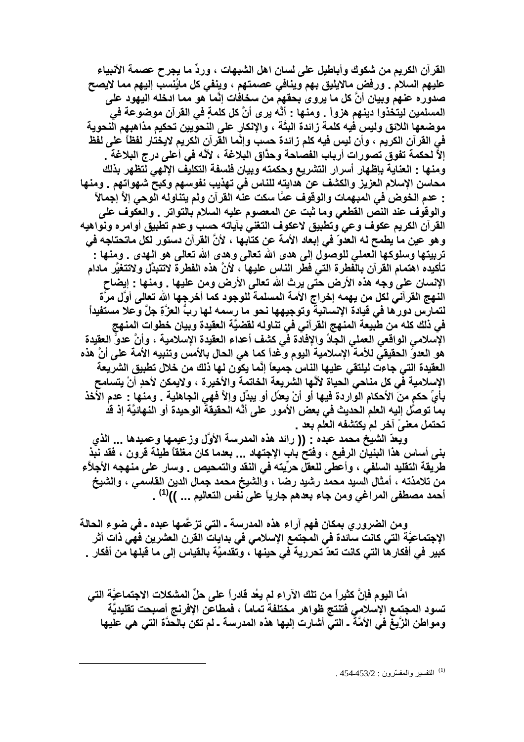القرآن الكريم من شكوك وأباطيل على لسان اهل الشبهات ، وردٌ ما يجرح عصمة الأنبياء عليهم السلام . ورفض مالايليق بهم وينافي عصمتهم ، وينفي كل مايُنسب إليهم مما لايصح صدوره عنهم وبيان أنَّ كل ما يروى بحقهم من سخافات إنَّما هو مما ادخله اليهود على المسلمين ليتخذوا دينهم هزواً . ومنها : أنَّه يرى أنَّ كل كلمةٍ في القرآن موضوعة في موضعها اللائق وليس فيه كلمة زائدة البتَّة ، والإنكار على النحويين تحكيم مذاهبهم النحوية في القرآن الكريم ، وأن ليس فيه كلم زائدة حسب وإنَّما القرآن الكريم لايختار لفظاً على لفظ إلاَّ لحكمة تفوق تصورات أرباب الفصاحة وحذّاق البلاغة ، لأنَّه في أعلى درج البلاغة . ومنها : العناية بإظهار أسرار التشريع وحكمته وبيان فلسفة التكليف الإلهي لتظهر بذلك محاسن الإسلام العزيز والكشف عن هدايته للناس في تهذيب نفوسهم وكبح شهواتهم . ومنها : عدم الخوض في المبهمات والوقوف عمَّا سكت عنه القرآن ولم يتناوله الوحي إلاَّ إجمالاً والوقوف عند النص القطعي وما ثبت عن المعصوم عليه السلام بالتواتر . والعكوف على القرآن الكريم عكوف وعي وتطبيق لاعكوف التغني بآياته حسب وعدم تطبيق أوامره ونواهيه وهو عين ما يطمح له العدوّ في إبعاد الأمة عن كتابها ، لأنَّ القرآن دستور لكل ماتحتاجه في تربيتها وسلوكها العملي للوصول إلى هدى الله تعالى وهدى الله تعالى هو الهدى . ومنها : تأكيده اهتمام القرآن بالفطرة التي فطر الناس عليها ، لأنَّ هذه الفطرة لاتتبدَّل ولاتتغيَّر مادام الإنسان على وجه هذه الأرض حتى يرث الله تعالى الأرض ومن عليها . ومنها : إيضاح النهج القرآني لكل من يهمه إخراج الأمة المسلمة للوجود كما أخرجها الله تعالى أوّل مرَّة لتمارس دورها في قيادة الإنسانية وتوجيهها نحو ما رسمه لها ربُّ العزَّةِ جلَّ وعلا مستفيداً في ذلك كله من طبيعة المنهج القرآني في تناوله لقضيَّة العقيدة وبيان خطوات المنهج الإسلامي الواقعي العملي الجادّ والإفادة في كشف أعداء العقيدة الإسلامية ، وأنَّ عدوَّ العقيدة هو العدوّ الحقيقي للأمة الإسلامية اليوم وغداً كما هي الحال بالأمس وتنبيه الأمة على أنَّ هذه العقيدة التي جاءت ليلتقي عليها الناس جميعاً إنَّما يكون لها ذلك من خلال تطبيق الشريعة الإسلامية في كل مناحي الحياة لأنَّها الشريعة الخاتمة والأخيرة ، ولايمكن لأحدٍ أنْ يتسامح بأيِّ حكمٍ منَ الأحكام الواردة فيها أو أنْ يعدّل أو يبدّل وإلاَّ فهي الجاهلية . ومنها : عدم الأخذ بما توصَّل إليه العلم الحديث في بعض الأمور على أنَّه الحقيقة الوحيدة أو النهائيَّة إذ قد تحتمل معنىً آخر لم يكتشفه العلم بعد .

ويعدّ الشيخ محمد عبده : (( رائد هذه المدرسة الأوَّل وزعيمها وعميدها ... الذي بنى أساس هذا البنيان الرفيع ، وفتح باب الإجتهاد ... بعدما كان مغلقاً طيلة قرون ، فقد نبذ طريقة التقليد السلفي ، وأعطى للعقل حرِّيته في النقد والتمحيص . وسار على منهجه الأجلاَّء من تلامذته ، أمثال السيد محمد رشيد رضا ، والشيخ محمد جمال الدين القاسمي ، والشيخ أحمد مصطفى المراغي ومن جاء بعدهم جارياً على نفس التعاليم ... ))[1] .

ومن الضروري بمكان فهم آراء هذه المدرسة ـ التي تزعَّمها عبده ـ في ضوء الحالة الإجتماعيَّة التي كانت سائدة في المجتمع الإسلامي في بدايات القرن العشرين فهي ذات أثر كبير في أفكارها التي كانت تعدّ تحررية في حينها ، وتقدميَّة بالقياس إلى ما قبلها من أفكار .

امَّا اليوم فإنَّ كثيراً من تلك الآراء لم يعُد قادراً على حلِّ المشكلات الاجتماعيَّة التي تسود المجتمع الإسلامي فتنتج ظواهر مختلفة تماماً ، فمطاعن الإفرنج أصبحت تقليديَّة ومواطن الزَّيغ في الأمَّة ـ التي أشارت إليها هذه المدرسة ـ لم تكن بالحدَّة التي هي عليها

---

[1] التفسير والمفسّرون : 2/453-454 .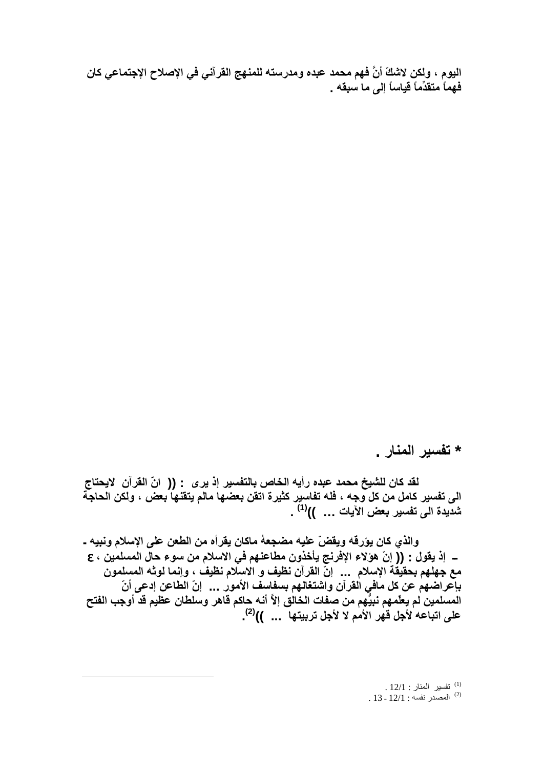**اليوم ، ولكن لاشكّ أنَّ فهم محمد عبده ومدرسته للمنهج القرآني في الإصلاح الإجتماعي كان فهماً متقدّماً قياساً إلى ما سبقه .**

## * تفسير المنار .

**لقد كان للشيخ محمد عبده رأيه الخاص بالتفسير إذ يرى : (( انّ القرآن لايحتاج الى تفسير كامل من كل وجه ، فله تفاسير كثيرة اتقن بعضها مالم يتقنها بعض ، ولكن الحاجة شديدة الى تفسير بعض الآيات ... ))[1] .**

**والذي كان يؤرقه ويقضّ عليه مضجعهُ ماكان يقرأه من الطعن على الإسلام ونبيه ـ ـ إذ يقول : (( إنّ هؤلاء الإفرنج يأخذون مطاعنهم في الاسلام من سوء حال المسلمين ، ع مع جهلهم بحقيقة الإسلام ... إنّ القرآن نظيف و الاسلام نظيف ، وإنما لوثه المسلمون بإعراضهم عن كل مافي القرآن واشتغالهم بسفاسف الأمور ... إنّ الطاعن إدعى أنّ المسلمين لم يعلّمهم نبيُّهم من صفات الخالق إلاّ أنه حاكم قاهر وسلطان عظيم قد أوجب الفتح على اتباعه لأجل قهر الأمم لا لأجل تربيتها ... ))[2].**

---

[1] تفسير المنار : 12/1 .

[2] المصدر نفسه : 12/1 - 13 .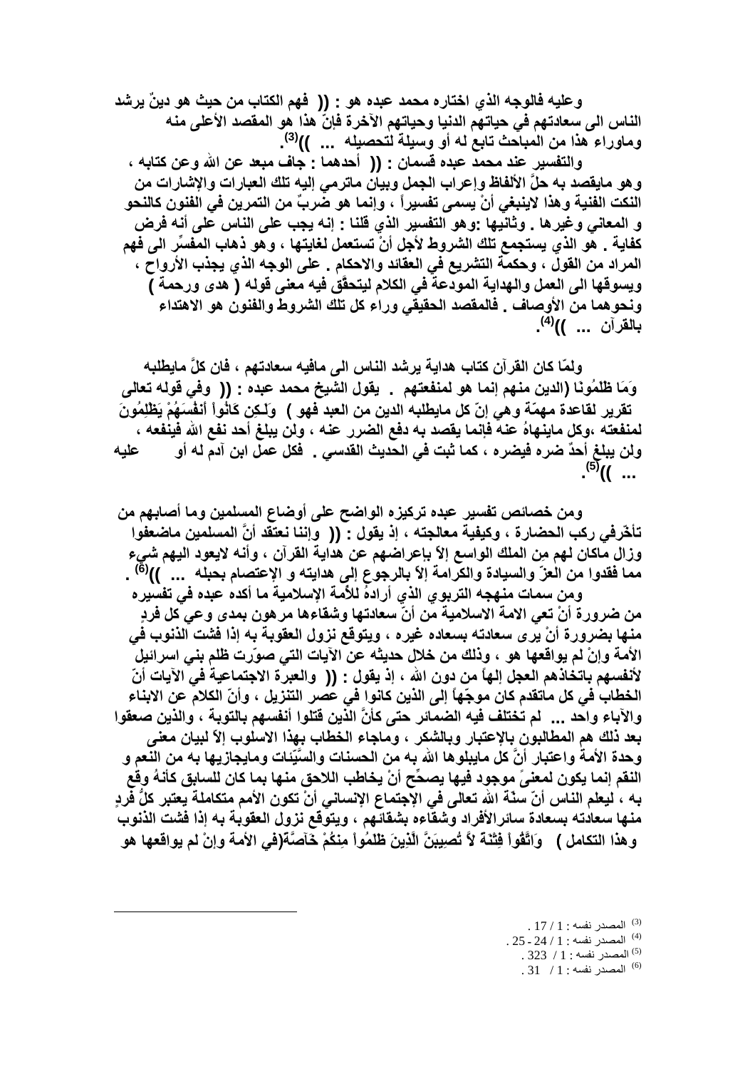وعليه فالوجه الذي اختاره محمد عبده هو : (( فهم الكتاب من حيث هو دينٌ يرشد الناس الى سعادتهم في حياتهم الدنيا وحياتهم الآخرة فإنَّ هذا هو المقصد الأعلى منه وماوراء هذا من المباحث تابع له أو وسيلة لتحصيله ... ))[3].

والتفسير عند محمد عبده قسمان : (( أحدهما : جاف مبعد عن الله وعن كتابه ، وهو مايقصد به حلَّ الألفاظ وإعراب الجمل وبيان ماترمي إليه تلك العبارات والإشارات من النكت الفنية وهذا لاينبغي أنْ يسمى تفسيراً ، وإنما هو ضربٌ من التمرين في الفنون كالنحو و المعاني وغيرها . وثانيها :وهو التفسير الذي قلنا : إنه يجب على الناس على أنه فرض كفاية . هو الذي يستجمع تلك الشروط لأجل أنْ تستعمل لغايتها ، وهو ذهاب المفسِّر الى فهم المراد من القول ، وحكمة التشريع في العقائد والاحكام . على الوجه الذي يجذب الأرواح ، ويسوقها الى العمل والهداية المودعة في الكلام ليتحقَّق فيه معنى قوله ( هدى ورحمة ) ونحوهما من الأوصاف . فالمقصد الحقيقي وراء كل تلك الشروط والفنون هو الاهتداء بالقرآن ... ))[4].

ولمّا كان القرآن كتاب هداية يرشد الناس الى مافيه سعادتهم ، فان كلَّ مايطلبه الدين منهم إنما هو لمنفعتهم . يقول الشيخ محمد عبده : (( وفي قوله تعالى وَمَا ظَلَمُونَا وَلَـكِن كَانُواْ أَنفُسَهُمْ يَظْلِمُونَ ) تقرير لقاعدة مهمّة وهي إنّ كل مايطلبه الدين من العبد فهو لمنفعته ،وكل ماينهاهُ عنه فإنما يقصد به دفع الضرر عنه ، ولن يبلغ أحد نفع الله فينفعه ، ولن يبلغ أحدٌ ضره فيضره ، كما ثبت في الحديث القدسي . فكل عمل ابن آدم له أو عليه ... ))[5].

ومن خصائص تفسير عبده تركيزه الواضح على أوضاع المسلمين وما أصابهم من تأخّرفي ركب الحضارة ، وكيفية معالجته ، إذ يقول : (( وإننا نعتقد أنَّ المسلمين ماضعفوا وزال ماكان لهم من الملك الواسع إلاّ بإعراضهم عن هداية القرآن ، وأنه لايعود اليهم شيء مما فقدوا من العزّ والسيادة والكرامة إلاّ بالرجوع إلى هدايته و الإعتصام بحبله ... ))[6] .

ومن سمات منهجه التربوي الذي أرادهُ للأمّة الإسلامية ما أكده عبده في تفسيره من ضرورة أنْ تعي الامة الاسلامية من أنّ سعادتها وشقاءها مرهون بمدى وعي كل فردٍ منها بضرورة أنْ يرى سعادته بسعاده غيره ، ويتوقع نزول العقوبة به إذا فشت الذنوب في الأمة وإنْ لم يواقعها هو ، وذلك من خلال حديثه عن الآيات التي صوّرت ظلم بني اسرائيل لأنفسهم باتخاذهم العجل إلهاً من دون الله ، إذ يقول : (( والعبرة الاجتماعية في الآيات أنّ الخطاب في كل ماتقدم كان موجّهاً إلى الذين كانوا في عصر التنزيل ، وأنّ الكلام عن الابناء والآباء واحد ... لم تختلف فيه الضمائر حتى كأنَّ الذين قتلوا أنفسهم بالتوبة ، والذين صعقوا بعد ذلك هم المطالبون بالإعتبار وبالشكر ، وماجاء الخطاب بهذا الاسلوب إلاّ لبيان معنى وحدة الأمة واعتبار أنَّ كل مايبلوها الله به من الحسنات والسَّيِّئات ومايجازيها به من النعم و النقم إنما يكون لمعنىً موجود فيها يصحّح أنْ يخاطب اللاحق منها بما كان للسابق كأنهُ وقع به ، ليعلم الناس أنّ سنّة الله تعالى في الإجتماع الإنساني أنْ تكون الأمم متكاملة يعتبر كلُّ فردٍ منها سعادته بسعادة سائرالأفراد وشقاءه بشقائهم ، ويتوقع نزول العقوبة به إذا فشت الذنوب في الأمة وإنْ لم يواقعها هو وهذا التكامل ) وَاتَّقُواْ فِتْنَةً لاَّ تُصِيبَنَّ الَّذِينَ ظَلَمُواْ مِنكُمْ خَآصَّةً(

---

[3] المصدر نفسه : 1 / 17 .

[4] المصدر نفسه : 1 / 24 - 25 .

[5] المصدر نفسه : 1 / 323 .

[6] المصدر نفسه : 1 / 31 .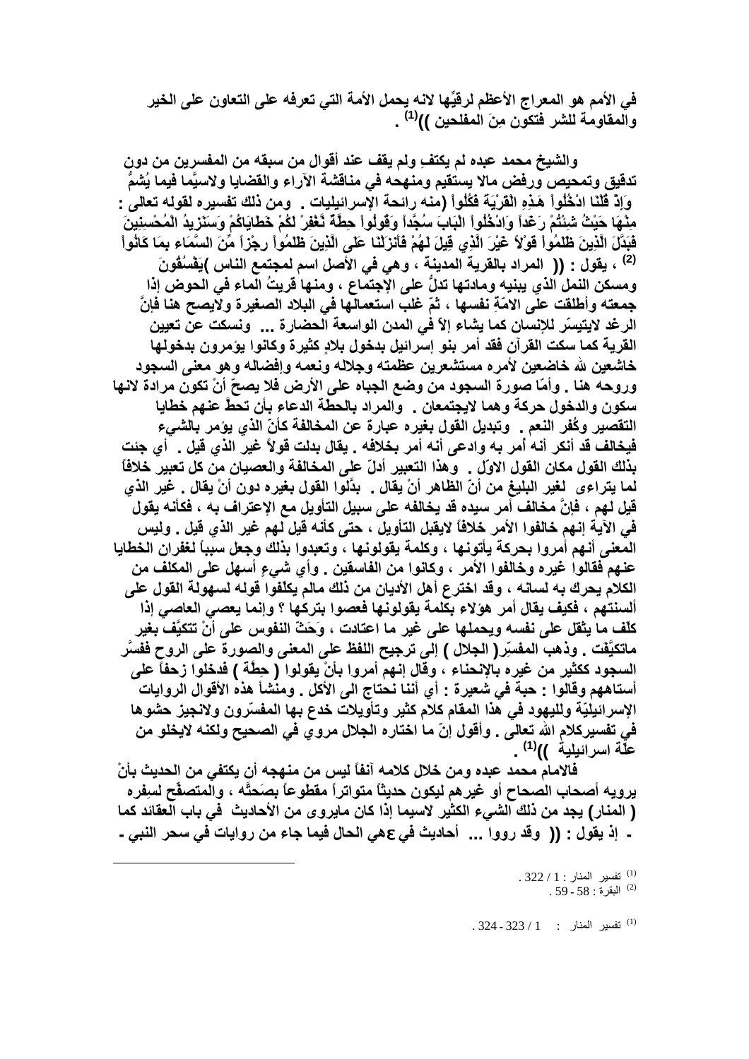في الأمم هو المعراج الأعظم لرقيّها لانه يحمل الأمة التي تعرفه على التعاون على الخير والمقاومة للشر فتكون مِنَ المفلحين ))[1] .

والشيخ محمد عبده لم يكتفِ ولم يقف عند أقوال من سبقه من المفسرين من دون تدقيق وتمحيص ورفض مالا يستقيم ومنهجه في مناقشة الآراء والقضايا ولاسيَّما فيما يُشمُّ منه رائحة الإسرائيليات . ومن ذلك تفسيره لقوله تعالى : وَإِذْ قُلْنَا ادْخُلُواْ هَذِهِ الْقَرْيَةَ فَكُلُواْ مِنْهَا حَيْثُ شِئْتُمْ رَغَداً وَادْخُلُواْ الْبَابَ سُجَّداً وَقُولُواْ حِطَّةٌ نَّغْفِرْ لَكُمْ خَطَايَاكُمْ وَسَنَزِيدُ الْمُحْسِنِينَ فَبَدَّلَ الَّذِينَ ظَلَمُواْ قَوْلاً غَيْرَ الَّذِي قِيلَ لَهُمْ فَأَنزَلْنَا عَلَى الَّذِينَ ظَلَمُواْ رِجْزاً مِّنَ السَّمَاء بِمَا كَانُواْ يَفْسُقُونَ[2] ، يقول : (( المراد بالقرية المدينة ، وهي في الأصل اسم لمجتمع الناس ومسكن النمل الذي يبنيه ومادتها تدلُّ على الإجتماع ، ومنها قريتُ الماء في الحوض إذا جمعته وأطلقت على الامَّةِ نفسها ، ثمّ غلب استعمالها في البلاد الصغيرة ولايصح هنا فإنَّ الرغد لايتيسّر للإنسان كما يشاء إلاّ في المدن الواسعة الحضارة ... ونسكت عن تعيين القرية كما سكت القرآن فقد أمر بنو إسرائيل بدخول بلادٍ كثيرة وكانوا يؤمرون بدخولها خاشعين لله خاضعين لأمره مستشعرين عظمته وجلاله ونعمه وإفضاله وهو معنى السجود وروحه هنا . وأمّا صورة السجود من وضع الجباه على الأرض فلا يصحّ أنْ تكون مرادة لانها سكون والدخول حركة وهما لايجتمعان . والمراد بالحطة الدعاء بأن تحطّ عنهم خطايا التقصير وكُفر النعم . وتبديل القول بغيره عبارة عن المخالفة كأنّ الذي يؤمر بالشيء فيخالف قد أنكر أنه أمر به وادعى أنه أمر بخلافه . يقال بدلت قولاً غير الذي قيل . أي جئت بذلك القول مكان القول الاوّل . وهذا التعبير أدلّ على المخالفة والعصيان من كل تعبير خلافاً لما يتراءى لغير البليغ من أنّ الظاهر أنْ يقال . بدّلوا القول بغيره دون أنْ يقال . غير الذي قيل لهم ، فإنّ مخالف أمر سيده قد يخالفه على سبيل التأويل مع الإعتراف به ، فكأنه يقول في الآية إنهم خالفوا الأمر خلافاً لايقبل التأويل ، حتى كأنه قيل لهم غير الذي قيل . وليس المعنى أنهم أمروا بحركة يأتونها ، وكلمة يقولونها ، وتعبدوا بذلك وجعل سبباً لغفران الخطايا عنهم فقالوا غيره وخالفوا الأمر ، وكانوا من الفاسقين . وأي شيءٍ أسهل على المكلف من الكلام يحرك به لسانه ، وقد اخترع أهل الأديان من ذلك مالم يكلّفوا قوله لسهولة القول على ألسنتهم ، فكيف يقال أمر هؤلاء بكلمة يقولونها فعصوا بتركها ؟ وإنما يعصي العاصي إذا كلّف ما يثقل على نفسه ويحملها على غير ما اعتادت ، وَحَثّ النفوس على أنْ تتكيَّف بغير ماتكيَّفت . وذهب المفسّر( الجلال ) إلى ترجيح اللفظ على المعنى والصورة على الروح ففسَّر السجود ككثير من غيره بالإنحناء ، وقال إنهم أمروا بأنْ يقولوا ( حِطَّة ) فدخلوا زحفاً على أستاههم وقالوا : حبة في شعيرة : أي أننا نحتاج الى الأكل . ومنشأ هذه الأقوال الروايات الإسرائيليّة ولليهود في هذا المقام كلام كثير وتأويلات خدع بها المفسّرون ولانجيز حشوها في تفسيركلام الله تعالى . وأقول إنّ ما اختاره الجلال مروي في الصحيح ولكنه لايخلو من علّة اسرائيلية ))[1] .

فالامام محمد عبده ومن خلال كلامه آنفاً ليس من منهجه أن يكتفي من الحديث بأنْ يرويه أصحاب الصحاح أو غيرهم ليكون حديثاً متواتراً مقطوعاً بصَحتَّه ، والمتصفّح لسِفره ( المنار) يجد من ذلك الشيء الكثير لاسيما إذا كان مايروى من الأحاديث في باب العقائد كما هي الحال فيما جاء من روايات في سحر النبي ﷺ - إذ يقول : (( وقد رووا ... أحاديث في

---

[1] تفسير المنار : 1 / 322 .
[2] البقرة : 58 - 59 .

[1] تفسير المنار : 1 / 323 - 324 .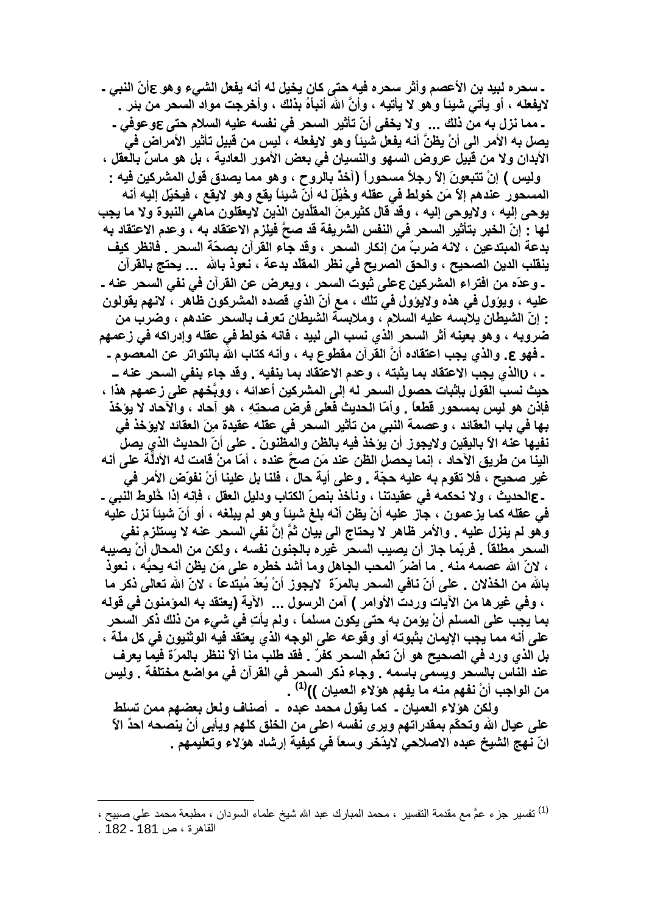ـ سحره لبيد بن الأعصم وأثر سحره فيه حتى كان يخيل له أنه يفعل الشيء وهو عأنّ النبي ـ لايفعله ، أو يأتي شيئاً وهو لا يأتيه ، وأنَّ الله أنبأهُ بذلك ، وأخرجت مواد السحر من بئر .
ـ مما نزل به من ذلك ... ولا يخفى أنّ تأثير السحر في نفسه عليه السلام حتى عوعوفي ـ يصل به الأمر الى أنْ يظنَّ أنه يفعل شيئاً وهو لايفعله ، ليس من قبيل تأثير الأمراض في الأبدان ولا من قبيل عروض السهو والنسيان في بعض الأمور العادية ، بل هو ماسٌّ بالعقل ، وليس ) إنْ تتبعونَ إلاّ رجلاً مسحوراً (آخذٌ بالروح ، وهو مما يصدق قول المشركين فيه : المسحور عندهم إلاّ مَن خولط في عقله وخُيِّلَ له أنّ شيئاً يقع وهو لايقع ، فيخيّل إليه أنه يوحى إليه ، ولايوحى إليه ، وقد قال كثيرمِنَ المقلّدين الذين لايعقلون ماهي النبوة ولا ما يجب لها : إنّ الخبر بتأثير السحر في النفس الشريفة قد صحَّ فيلزم الاعتقاد به ، وعدم الاعتقاد به بدعة المبتدعين ، لانه ضربٌ من إنكار السحر ، وقد جاء القرآن بصحّة السحر . فانظر كيف ينقلب الدين الصحيح ، والحق الصريح في نظر المقلد بدعة ، نعوذ بالله ... يحتج بالقرآن
ـ وعدّه من افتراء المشركين ععلى ثبوت السحر ، ويعرض عن القرآن في نفي السحر عنه ـ عليه ، ويؤول في هذه ولايؤول في تلك ، مع أنّ الذي قصده المشركون ظاهر ، لانهم يقولون : إنّ الشيطان يلابسه عليه السلام ، وملابسة الشيطان تعرف بالسحر عندهم ، وضرب من ضروبه ، وهو بعينه أثر السحر الذي نسب الى لبيد ، فانه خولط في عقله وإدراكه في زعمهم
ـ فهو ع. والذي يجب اعتقاده أنّ القرآن مقطوع به ، وأنه كتاب الله بالتواتر عن المعصوم ـ
ـ ، Uالذي يجب الاعتقاد بما يثبته ، وعدم الاعتقاد بما ينفيه . وقد جاء بنفي السحر عنه ـ حيث نسب القول بإثبات حصول السحر له إلى المشركين أعدائه ، ووبّخهم على زعمهم هذا ، فإذن هو ليس بمسحور قطعاً . وأمّا الحديث فعلى فرض صحتِهِ ، هو آحاد ، والآحاد لا يؤخذ بها في باب العقائد ، وعصمة النبي من تأثير السحر في عقله عقيدة مِنَ العقائد لايؤخذ في نفيها عنه الاّ باليقين ولايجوز أن يؤخذ فيه بالظن والمظنونَ . على أنّ الحديث الذي يصل الينا من طريق الآحاد ، إنما يحصل الظن عند مَن صحَّ عنده ، أمّا منْ قامت له الأدلّة على أنه غير صحيح ، فلا تقوم به عليه حجّة . وعلى أية حال ، فلنا بل علينا أنْ نفوّض الأمر في
ـ عالحديث ، ولا نحكمه في عقيدتنا ، ونأخذ بنصّ الكتاب ودليل العقل ، فإنه إذا خُلوط النبي ـ في عقله كما يزعمون ، جاز عليه أنْ يظن أنّه بلغ شيئاً وهو لم يبلّغه ، أو أنّ شيئاً نزل عليه وهو لم ينزل عليه . والأمر ظاهر لا يحتاج الى بيان ثمَّ إنَّ نفي السحر عنه لا يستلزم نفي السحر مطلقاً . فربّما جاز أن يصيب السحر غيره بالجنون نفسه ، ولكن من المحال أنْ يصيبه ، لانّ الله عصمه منه . ما أضرّ المحب الجاهل وما أشد خطره على مَن يظن أنه يحبُّه ، نعوذ بالله من الخذلان . على أنّ نافي السحر بالمرّة لايجوز أنْ يُعدّ مُبتدعاً ، لانّ الله تعالى ذكر ما ، وفي غيرها من الآيات وردت الأوامر ) آمن الرسول ... الآية (يعتقد به المؤمنون في قوله بما يجب على المسلم أنْ يؤمن به حتى يكون مسلماً ، ولم يأتِ في شيء من ذلك ذكر السحر على أنه مما يجب الإيمان بثبوته أو وقوعه على الوجه الذي يعتقد فيه الوثنيون في كل ملّة ، بل الذي ورد في الصحيح هو أنّ تعلّم السحر كفرٌ . فقد طلب منا ألاّ ننظر بالمرّة فيما يعرف عند الناس بالسحر ويسمى باسمه . وجاء ذكر السحر في القرآن في مواضع مختلفة . وليس من الواجب أنْ نفهم منه ما يفهم هؤلاء العميان ))[1] .

ولكن هؤلاء العميان ـ كما يقول محمد عبده ـ أصناف ولعل بعضهم ممن تسلط على عيال الله وتحكّم بمقدراتهم ويرى نفسه اعلى من الخلق كلهم ويأبى أنْ ينصحه احدٌ الاّ انّ نهج الشيخ عبده الاصلاحي لايدّخر وسعاً في كيفية إرشاد هؤلاء وتعليمهم .

---

[1] تفسير جزء عمَّ مع مقدمة التفسير ، محمد المبارك عبد الله شيخ علماء السودان ، مطبعة محمد علي صبيح ، القاهرة ، ص 181 - 182 .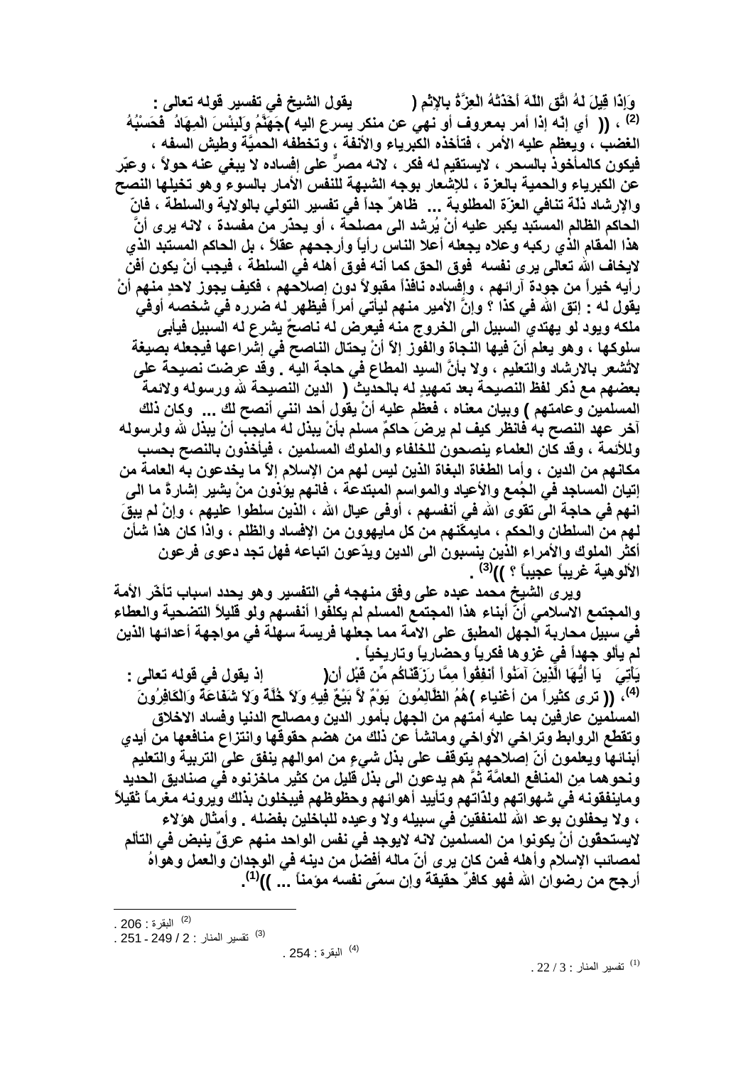يقول الشيخ في تفسير قوله تعالى : ﴿وَإِذَا قِيلَ لَهُ اتَّقِ اللَّهَ أَخَذَتْهُ الْعِزَّةُ بِالإِثْمِ فَحَسْبُهُ جَهَنَّمُ وَلَبِئْسَ الْمِهَادُ﴾[2] ، (( أي إنّه إذا أمر بمعروف أو نهي عن منكر يسرع اليه الغضب ، ويعظم عليه الأمر ، فتأخذه الكبرياء والأنفة ، وتخطفه الحميَّة وطيش السفه ، فيكون كالمأخوذ بالسحر ، لايستقيم له فكر ، لانه مصرٌّ على إفساده لا يبغي عنه حولاً ، وعبّر عن الكبرياء والحمية بالعزة ، للإشعار بوجه الشبهة للنفس الأمار بالسوء وهو تخيلها النصح والإرشاد ذلّة تنافي العزّة المطلوبة ... ظاهرٌ جداً في تفسير التولي بالولاية والسلطة ، فإنّ الحاكم الظالم المستبد يكبر عليه أنْ يُرشد الى مصلحة ، أو يحذّر من مفسدة ، لانه يرى أنَّ هذا المقام الذي ركبه وعلاه يجعله أعلا الناس رأياً وأرجحهم عقلاً ، بل الحاكم المستبد الذي لايخاف الله تعالى يرى نفسه فوق الحق كما أنه فوق أهله في السلطة ، فيجب أنْ يكون أفن رأيه خيراً من جودة آرائهم ، وإفساده نافذاً مقبولاً دون إصلاحهم ، فكيف يجوز لاحدٍ منهم أنْ يقول له : إتق الله في كذا ؟ وإنَّ الأمير منهم ليأتي أمراً فيظهر له ضرره في شخصه أوفي ملكه ويود لو يهتدي السبيل الى الخروج منه فيعرض له ناصحٌ يشرع له السبيل فيأبى سلوكها ، وهو يعلم أنّ فيها النجاة والفوز إلاّ أنْ يحتال الناصح في إشراعها فيجعله بصيغة لاتُشعر بالارشاد والتعليم ، ولا بأنَّ السيد المطاع في حاجة اليه . وقد عرضت نصيحة على بعضهم مع ذكر لفظ النصيحة بعد تمهيدٍ له بالحديث ( الدين النصيحة لله ورسوله ولائمة المسلمين وعامتهم ) وبيان معناه ، فعظم عليه أنْ يقول أحد انني أنصح لك ... وكان ذلك آخر عهد النصح به فانظر كيف لم يرضَ حاكمٌ مسلم بأنْ يبذل له مايجب أنْ يبذل لله ولرسوله وللأئمة ، وقد كان العلماء ينصحون للخلفاء والملوك المسلمين ، فيأخذون بالنصح بحسب مكانهم من الدين ، وأما الطغاة البغاة الذين ليس لهم من الإسلام إلاّ ما يخدعون به العامة من إتيان المساجد في الجُمع والأعياد والمواسم المبتدعة ، فانهم يؤذون منْ يشير إشارةً ما الى انهم في حاجة الى تقوى الله في أنفسهم ، أوفى عيال الله ، الذين سلطوا عليهم ، وإنْ لم يبقَ لهم من السلطان والحكم ، مايمكّنهم من كل مايهوون من الإفساد والظلم ، واذا كان هذا شأن أكثر الملوك والأمراء الذين ينسبون الى الدين ويدّعون اتباعه فهل تجد دعوى فرعون الألوهية غريباً عجيباً ؟ ))[3] .

ويرى الشيخ محمد عبده على وفق منهجه في التفسير وهو يحدد اسباب تأخّر الأمة والمجتمع الاسلامي أنّ أبناء هذا المجتمع المسلم لم يكلفوا أنفسهم ولو قليلاً التضحية والعطاء في سبيل محاربة الجهل المطبق على الامة مما جعلها فريسة سهلة في مواجهة أعدائها الذين لم يألو جهداً في غزوها فكرياً وحضارياً وتاريخياً .

إذ يقول في قوله تعالى : ﴿يَا أَيُّهَا الَّذِينَ آمَنُواْ أَنفِقُواْ مِمَّا رَزَقْنَاكُم مِّن قَبْلِ أَن يَأْتِيَ يَوْمٌ لاَّ بَيْعٌ فِيهِ وَلاَ خُلَّةٌ وَلاَ شَفَاعَةٌ وَالْكَافِرُونَ هُمُ الظَّالِمُونَ﴾[4]، (( ترى كثيراً من أغنياء المسلمين عارفين بما عليه أمتهم من الجهل بأمور الدين ومصالح الدنيا وفساد الاخلاق وتقطع الروابط وتراخي الأواخي ومانشأ عن ذلك من هضم حقوقها وانتزاع منافعها من أيدي أبنائها ويعلمون أنّ إصلاحهم يتوقف على بذل شيءٍ من اموالهم ينفق على التربية والتعليم ونحوهما من المنافع العامَّة ثمَّ هم يدعون الى بذل قليل من كثير ماخزنوه في صناديق الحديد ومايُنفقونه في شهواتهم ولذّاتهم وتأييد أهوائهم وحظوظهم فيبخلون بذلك ويرونه مغرماً ثقيلاً ، ولا يحفلون بوعد الله للمنفقين في سبيله ولا وعيده للباخلين بفضله . وأمثال هؤلاء لايستحقون أنْ يكونوا من المسلمين لانه لايوجد في نفس الواحد منهم عرقٌ ينبض في التألم لمصائب الإسلام وأهله فمن كان يرى أنّ ماله أفضل من دينه في الوجدان والعمل وهواهُ أرجح من رضوان الله فهو كافرٌ حقيقةً وإن سمّى نفسه مؤمناً ... ))[1].

---

[2] البقرة : 206 .

[3] تفسير المنار : 2 / 249 - 251 .

[4] البقرة : 254 .

[1] تفسير المنار : 3 / 22 .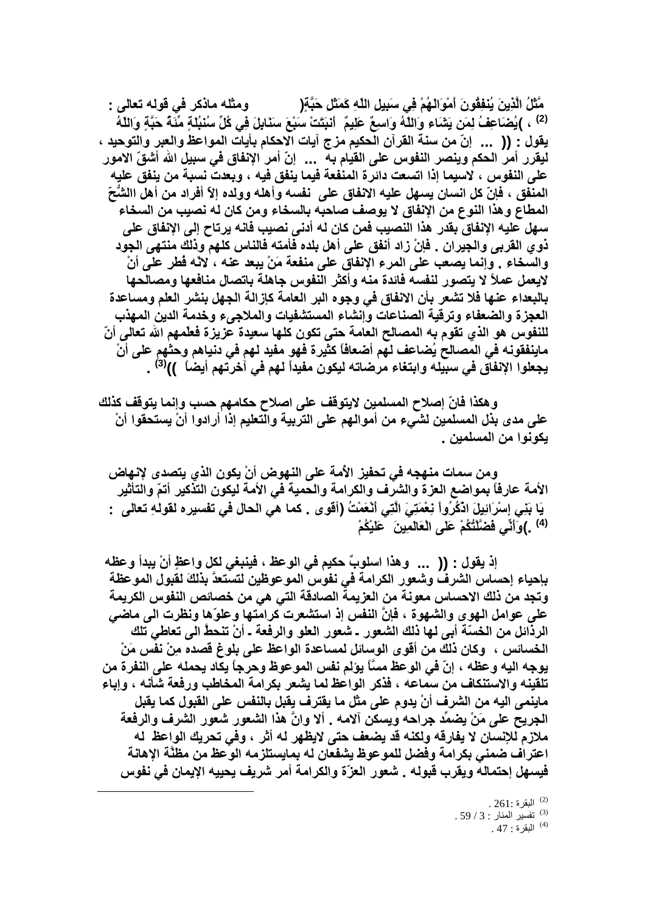ومثله ماذكر في قوله تعالى : )مَّثَلُ الَّذِينَ يُنفِقُونَ أَمْوَالَهُمْ فِي سَبِيلِ اللّهِ كَمَثَلِ حَبَّةٍ أَنبَتَتْ سَبْعَ سَنَابِلَ فِي كُلِّ سُنبُلَةٍ مِّئَةُ حَبَّةٍ وَاللّهُ يُضَاعِفُ لِمَن يَشَاء وَاللّهُ وَاسِعٌ عَلِيمٌ( [2] ، يقول : (( ... إنّ من سنة القرآن الحكيم مزج آيات الاحكام بأيات المواعظ والعبر والتوحيد ، ليقرر أمر الحكم وينصر النفوس على القيام به ... إنّ أمر الإنفاق في سبيل الله أشقّ الامور على النفوس ، لاسيما إذا اتسعت دائرة المنفعة فيما ينفق فيه ، وبعدت نسبة من ينفق عليه المنفق ، فإنّ كل انسان يسهل عليه الانفاق على نفسه وأهله وولده إلاّ أفراد من أهل الشُّحّ المطاع وهذا النوع من الإنفاق لا يوصف صاحبه بالسخاء ومن كان له نصيب من السخاء سهل عليه الإنفاق بقدر هذا النصيب فمن كان له أدنى نصيب فانه يرتاح إلى الإنفاق على ذوي القربى والجيران . فإنْ زاد أنفق على أهل بلده فأمته فالناس كلهم وذلك منتهى الجود والسخاء . وإنما يصعب على المرء الإنفاق على منفعة مَنْ يبعد عنه ، لانّه فُطر على أنْ لايعمل عملاً لا يتصور لنفسه فائدة منه وأكثر النفوس جاهلة باتصال منافعها ومصالحها بالبعداء عنها فلا تشعر بأن الانفاق في وجوه البر العامة كإزالة الجهل بنشر العلم ومساعدة العجزة والضعفاء وترقية الصناعات وإنشاء المستشفيات والملاجىء وخدمة الدين المهذب للنفوس هو الذي تقوم به المصالح العامة حتى تكون كلها سعيدة عزيزة فعلّمهم الله تعالى أنّ ماينفقونه في المصالح يُضاعف لهم أضعافاً كثيرة فهو مفيد لهم في دنياهم وحثّهم على أنْ يجعلوا الإنفاق في سبيله وابتغاء مرضاته ليكون مفيداً لهم في آخرتهم أيضاً ))[3] .

وهكذا فانّ إصلاح المسلمين لايتوقف على اصلاح حكامهم حسب وإنما يتوقف كذلك على مدى بذل المسلمين لشيء من أموالهم على التربية والتعليم إذا أرادوا أنْ يستحقوا أنْ يكونوا من المسلمين .

ومن سمات منهجه في تحفيز الأمة على النهوض أنْ يكون الذي يتصدى لإنهاض الأمة عارفاً بمواضع العزة والشرف والكرامة والحمية في الأمة ليكون التذكير أتمّ والتأثير أقوى . كما هي الحال في تفسيره لقولهِ تعالى : )يَا بَنِي إِسْرَائِيلَ اذْكُرُواْ نِعْمَتِيَ الَّتِي أَنْعَمْتُ عَلَيْكُمْ وَأَنِّي فَضَّلْتُكُمْ عَلَى الْعَالَمِينَ( [4] .

إذ يقول : (( ... وهذا اسلوبٌ حكيم في الوعظ ، فينبغي لكل واعظٍ أنْ يبدأ وعظه بإحياء إحساس الشرف وشعور الكرامة في نفوس الموعوظين لتستعدَّ بذلكَ لقبول الموعظة وتجد من ذلك الاحساس معونة من العزيمة الصادقة التي هي من خصائص النفوس الكريمة على عوامل الهوى والشهوة ، فإنَّ النفس إذ استشعرت كرامتها وعلوّها ونظرت الى ماضي الرذائل من الخسّة أبى لها ذلك الشعور ـ شعور العلو والرفعة ـ أنْ تنحطّ الى تعاطي تلك الخسائس ، وكان ذلك من أقوى الوسائل لمساعدة الواعظ على بلوغ قصده مِنْ نفس مَنْ يوجه اليه وعظه ، إنّ في الوعظ مسّاً يؤلم نفس الموعوظ وحرجاً يكاد يحمله على النفرة من تلقينه والاستنكاف من سماعه ، فذكر الواعظ لما يشعر بكرامة المخاطب ورفعة شأنه ، وإباء ماينمى اليه من الشرف أنْ يدوم على مثل ما يقترف يقبل بالنفس على القبول كما يقبل الجريح على مَنْ يضمِّد جراحه ويسكن آلامه . ألا وانَّ هذا الشعور شعور الشرف والرفعة ملازم للإنسان لا يفارقه ولكنه قد يضعف حتى لايظهر له أثر ، وفي تحريك الواعظ له اعتراف ضمني بكرامة وفضل للموعوظ يشفعان له بمايستلزمه الوعظ من مظنّة الإهانة فيسهل إحتماله ويقرب قبوله . شعور العزّة والكرامة أمر شريف يحييه الإيمان في نفوس

---

[2] البقرة :261 .

[3] تفسير المنار : 3 / 59 .

[4] البقرة : 47 .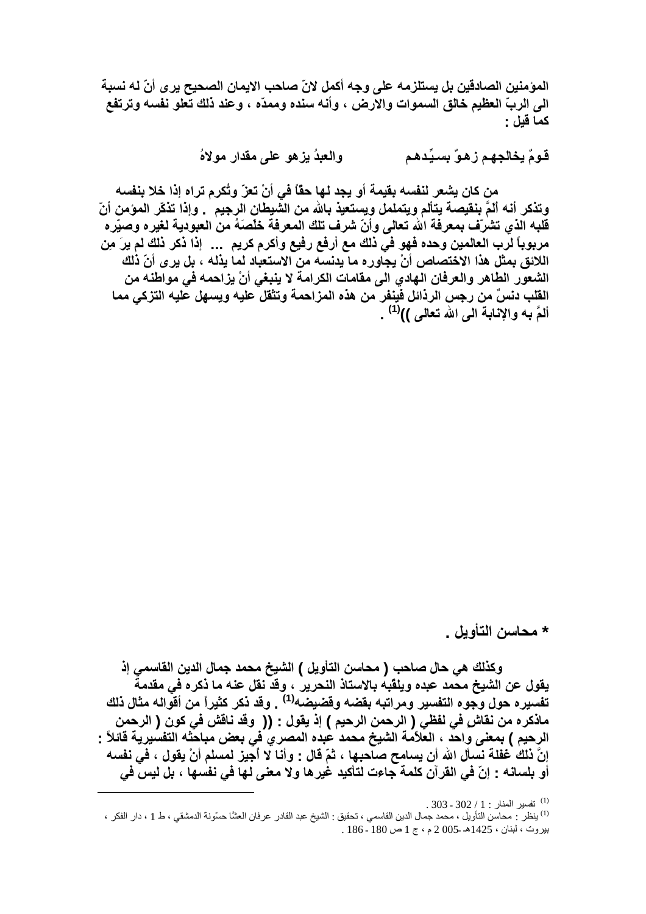المؤمنين الصادقين بل يستلزمه على وجه أكمل لانّ صاحب الايمان الصحيح يرى أنّ له نسبة الى الربّ العظيم خالق السموات والارض ، وأنه سنده وممدّه ، وعند ذلك تعلو نفسه وترتفع كما قيل :

قومٌ يخالجهم زهوٌ بسيِّدهم          والعبدُ يزهو على مقدار مولاهُ

من كان يشعر لنفسه بقيمة أو يجد لها حقاً في أنْ تعزّ وتُكرم تراه إذا خلا بنفسه وتذكر أنه ألمَّ بنقيصة يتألم ويتململ ويستعيذ بالله من الشيطان الرجيم . وإذا تذكّر المؤمن أنّ قلبه الذي تشرّف بمعرفة الله تعالى وأنّ شرف تلك المعرفة خلصَهُ من العبودية لغيره وصيّره مربوباً لرب العالمين وحده فهو في ذلك مع أرفع رفيع وأكرم كريم ... إذا ذكر ذلك لم يرَ مِن اللائق بمثل هذا الاختصاص أنْ يجاوره ما يدنسه من الاستعباد لما يذله ، بل يرى أنّ ذلك الشعور الطاهر والعرفان الهادي الى مقامات الكرامة لا ينبغي أنْ يزاحمه في مواطنه من القلب دنسٌ من رجس الرذائل فينفر من هذه المزاحمة وتثقل عليه ويسهل عليه التزكي مما ألمَّ به والإنابة الى الله تعالى ))[1] .

## * محاسن التأويل .

وكذلك هي حال صاحب ( محاسن التأويل ) الشيخ محمد جمال الدين القاسمي إذ يقول عن الشيخ محمد عبده ويلقبه بالاستاذ النحرير ، وقد نقل عنه ما ذكره في مقدمة تفسيره حول وجوه التفسير ومراتبه بقضه وقضيضه[1] . وقد ذكر كثيراً من أقواله مثال ذلك ماذكره من نقاشٍ في لفظي ( الرحمن الرحيم ) إذ يقول : (( وقد ناقش في كون ( الرحمن الرحيم ) بمعنى واحد ، العلاّمة الشيخ محمد عبده المصري في بعض مباحثه التفسيرية قائلاً : إنَّ ذلك غفلة نسأل الله أن يسامح صاحبها ، ثمّ قال : وأنا لا أُجيز لمسلم أنْ يقول ، في نفسه أو بلسانه : إنّ في القرآن كلمة جاءت لتأكيد غيرها ولا معنى لها في نفسها ، بل ليس في

---

[1] تفسير المنار : 1 / 302 - 303 .

[1] ينظر : محاسن التأويل ، محمد جمال الدين القاسمي ، تحقيق : الشيخ عبد القادر عرفان العشّا حسّونة الدمشقي ، ط 1 ، دار الفكر ، بيروت ، لبنان ، 1425هـ -2005 م ، ج 1 ص 180 - 186 .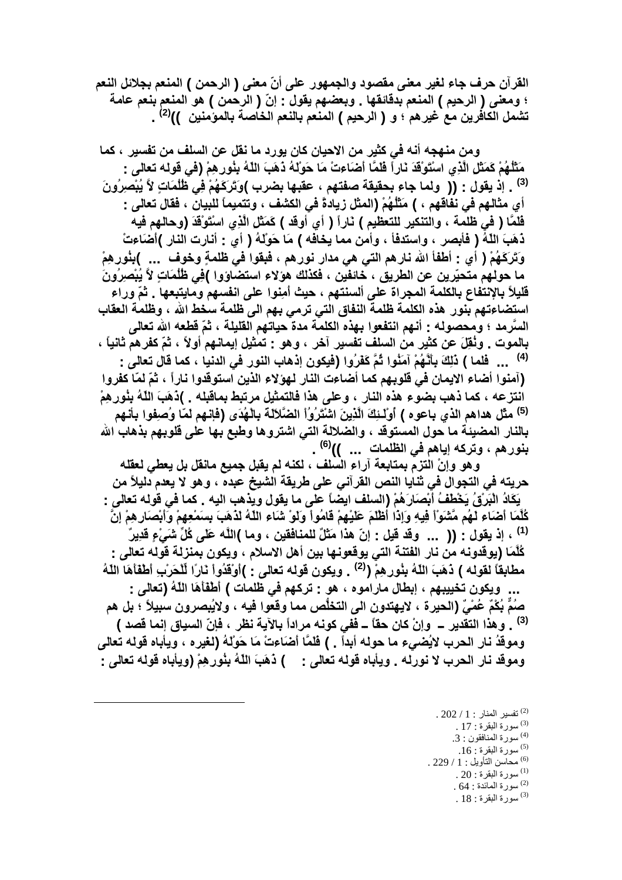القرآن حرف جاء لغير معنى مقصود والجمهور على أنّ معنى ( الرحمن ) المنعم بجلائل النعم ؛ ومعنى ( الرحيم ) المنعم بدقائقها . وبعضهم يقول : إنّ ( الرحمن ) هو المنعم بنعم عامة تشمل الكافرين مع غيرهم ؛ و ( الرحيم ) المنعم بالنعم الخاصة بالمؤمنين ))[2] .

ومن منهجه أنه في كثير من الاحيان كان يورد ما نقل عن السلف من تفسير ، كما (في قوله تعالى : مَثَلُهُمْ كَمَثَلِ الَّذِي اسْتَوْقَدَ نَاراً فَلَمَّا أَضَاءتْ مَا حَوْلَهُ ذَهَبَ اللّهُ بِنُورِهِمْ وَتَرَكَهُمْ فِي ظُلُمَاتٍ لاَّ يُبْصِرُونَ)[3] . إذ يقول : (( ولما جاء بحقيقة صفتهم ، عقبها بضرب ) مَثَلُهُمْ (المثل زيادةً في الكشف ، وتتميماً للبيان ، فقال تعالى : أي مثالهم في نفاقهم ، ) كَمَثَلِ الَّذِي اسْتَوْقَدَ ( أي أوقد ) ناراً ( في ظلمة ، والتنكير للتعظيم ) فَلَمَّا ( وحالهم فيه ) أَضَاءتْ ( أي : أنارت النار ) مَا حَوْلَهُ ( أي مما يخافه ، وأمن مما يخافه ) ذَهَبَ اللّهُ ( فأبصر ، واستدفأ ، وأمن مما يخافه ) بِنُورِهِمْ وَتَرَكَهُمْ ( أي : أطفأ الله نارهم التي هي مدار نورهم ، فبقوا في ظلمة وخوف ... )فِي ظُلُمَاتٍ لاَّ يُبْصِرُونَ ما حولهم متحيّرين عن الطريق ، خائفين ، فكذلك هؤلاء استضاؤوا ) قليلاً بالإنتفاع بالكلمة المجراة على ألسنتهم ، حيث أمِنوا على انفسهم ومايتبعها . ثمّ وراء استضاءتهم بنور هذه الكلمة ظلمة النفاق التي ترمي بهم الى ظلمة سخط الله ، وظلمة العقاب السَّرمد ؛ ومحصوله : أنهم انتفعوا بهذه الكلمة مدة حياتهم القليلة ، ثمّ قطعه الله تعالى بالموت . ونُقِلَ عن كثير من السلف تفسير آخر ، وهو : تمثيل إيمانهم أولاً ، ثمّ كفرهم ثانياً ، كما قال تعالى : ) ذَلِكَ بِأَنَّهُمْ آمَنُوا ثُمَّ كَفَرُوا[4] ... فلما ) (فيكون إذهاب النور في الدنيا (آمنوا أضاء الايمان في قلوبهم كما أضاءت النار لهؤلاء الذين استوقدوا ناراً ، ثمّ لمّا كفروا انتزعه ، كما ذهب بضوء هذه النار ، وعلى هذا فالتمثيل مرتبط بماقبله . )ذَهَبَ اللّهُ بِنُورِهِمْ مثّل هداهم الذي باعوه ) أُوْلَـئِكَ الَّذِينَ اشْتَرُوُاْ الضَّلاَلَةَ بِالْهُدَى[5] (فإنهم لمّا وُصِفوا بأنهم بالنار المضيئة ما حول المستوقد ، والضلالة التي اشتروها وطبع بها على قلوبهم بذهاب الله بنورهم ، وتركه إياهم في الظلمات ... ))[6] .

وهو وإنْ التزم بمتابعة آراء السلف ، لكنه لم يقبل جميع مانقل بل يعطي لعقله حريته في التجوال في ثنايا النص القرآني على طريقة الشيخ عبده ، وهو لا يعدم دليلاً من (السلف ايضاً على ما يقول ويذهب اليه . كما في قوله تعالى : يَكَادُ الْبَرْقُ يَخْطَفُ أَبْصَارَهُمْ كُلَّمَا أَضَاء لَهُم مَّشَوْاْ فِيهِ وَإِذَا أَظْلَمَ عَلَيْهِمْ قَامُواْ وَلَوْ شَاء اللّهُ لَذَهَبَ بِسَمْعِهِمْ وَأَبْصَارِهِمْ إِنَّ اللَّه عَلَى كُلِّ شَيْءٍ قَدِيرٌ)[1] ، إذ يقول : (( ... وقد قيل : إنّ هذا مَثَلٌ للمنافقين ، وما ) كُلَّمَا (يوقدونه من نار الفتنة التي يوقعونها بين أهل الاسلام ، ويكون بمنزلة قوله تعالى : مطابقاً لقوله ) ذَهَبَ اللّهُ بِنُورِهِمْ[2] . ويكون قوله تعالى : )أَوْقَدُواْ نَارًا لِّلْحَرْبِ أَطْفَأَهَا اللّهُ ... ويكون تخييبهم ، إبطال ماراموه ، هو : تركهم في ظلمات ) أطفأها اللّهُ (تعالى : صُمٌّ بُكْمٌ عُمْيٌ (الحيرة ، لايهتدون الى التخلّص مما وقعوا فيه ، ولايُبصرون سبيلاً ؛ بل هم[3] . وهذا التقدير ــ وإنْ كان حقاً ــ ففي كونه مراداً بالآية نظر ، فإنّ السياق إنما قصد ) وموقدُ نار الحرب لايُضيء ما حوله أبداً . ) فَلَمَّا أَضَاءتْ مَا حَوْلَهُ (لغيره ، ويأباه قوله تعالى وموقد نار الحرب لا نورله . ويأباه قوله تعالى : ) ذَهَبَ اللّهُ بِنُورِهِمْ (ويأباه قوله تعالى :

---

[2] تفسير المنار : 1 / 202 .
[3] سورة البقرة : 17 .
[4] سورة المنافقون : 3.
[5] سورة البقرة : 16.
[6] محاسن التأويل : 1 / 229 .
[1] سورة البقرة : 20 .
[2] سورة المائدة : 64 .
[3] سورة البقرة : 18 .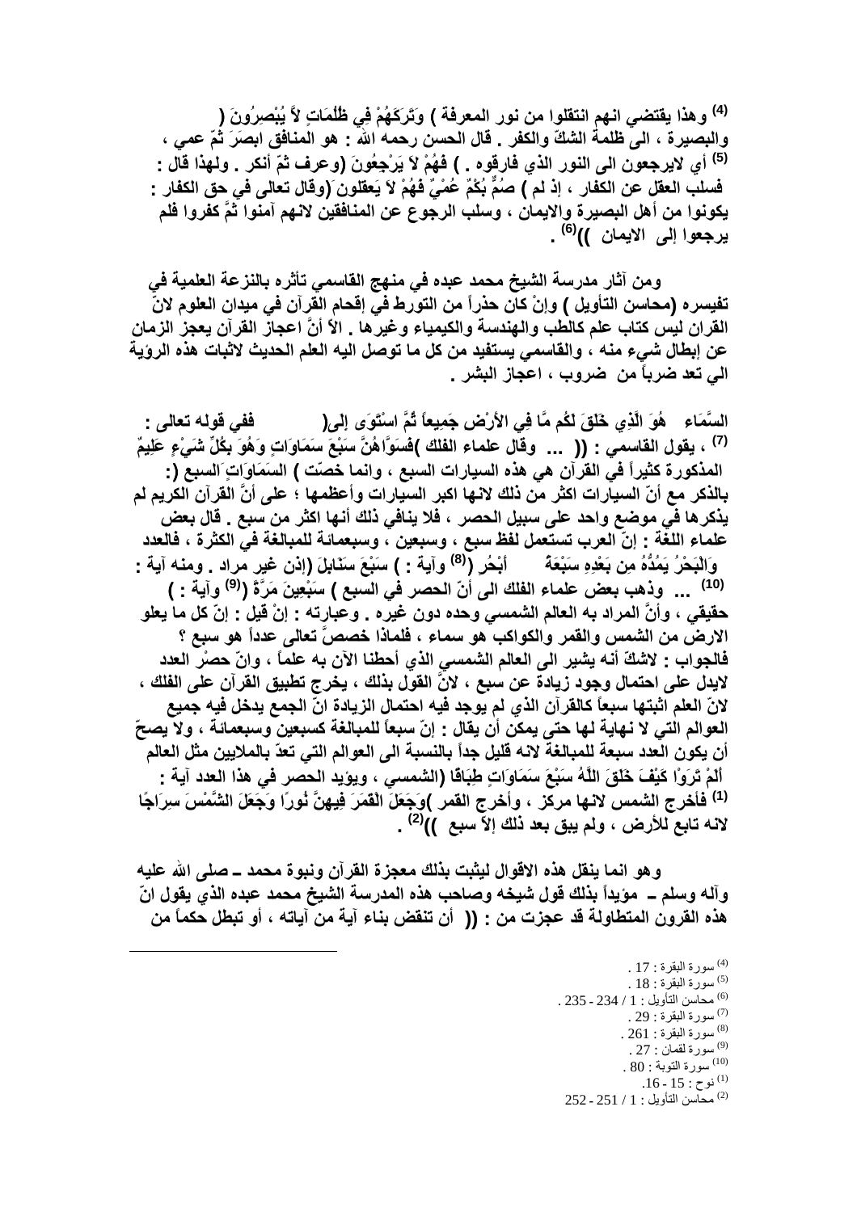[4] وهذا يقتضي انهم انتقلوا من نور المعرفة ) وَتَرَكَهُمْ فِي ظُلُمَاتٍ لاَّ يُبْصِرُونَ ( والبصيرة ، الى ظلمة الشكّ والكفر . قال الحسن رحمه الله : هو المنافق ابصَرَ ثمّ عمي ، [5] أي لايرجعون الى النور الذي فارقوه . ) فَهُمْ لاَ يَرْجِعُونَ (وعرف ثمّ أنكر . ولهذا قال : فسلب العقل عن الكفار ، إذ لم ) صُمٌّ بُكْمٌ عُمْيٌ فَهُمْ لاَ يَعقلون (وقال تعالى في حق الكفار : يكونوا من أهل البصيرة والايمان ، وسلب الرجوع عن المنافقين لانهم آمنوا ثمّ كفروا فلم يرجعوا إلى الايمان ))[6] .

ومن آثار مدرسة الشيخ محمد عبده في منهج القاسمي تأثره بالنزعة العلمية في تفيسره (محاسن التأويل ) وإنْ كان حذراً من التورط في إقحام القرآن في ميدان العلوم لانّ القران ليس كتاب علم كالطب والهندسة والكيمياء وغيرها . الاّ أنَّ اعجاز القرآن يعجز الزمان عن إبطال شيء منه ، والقاسمي يستفيد من كل ما توصل اليه العلم الحديث لاثبات هذه الروية الي تعد ضرباً من ضروب ، اعجاز البشر .

السَّمَاءِ هُوَ الَّذِي خَلَقَ لَكُم مَّا فِي الأَرْضِ جَمِيعاً ثُمَّ اسْتَوَى إِلَى( ففي قوله تعالى : [7] ، يقول القاسمي : (( ... وقال علماء الفلك )فَسَوَّاهُنَّ سَبْعَ سَمَاوَاتٍ وَهُوَ بِكُلِّ شَيْءٍ عَلِيمٌ المذكورة كثيراً في القرآن هي هذه السيارات السبع ، وانما خصّت ) السَمَاوَاتِ السبع (: بالذكر مع أنّ السيارات اكثر من ذلك لانها اكبر السيارات وأعظمها ؛ على أنَّ القرآن الكريم لم يذكرها في موضع واحد على سبيل الحصر ، فلا ينافي ذلك أنها اكثر من سبع . قال بعض علماء اللغة : إنّ العرب تستعمل لفظ سبع ، وسبعين ، وسبعمائة للمبالغة في الكثرة ، فالعدد وَالْبَحْرُ يَمُدُّهُ مِن بَعْدِهِ سَبْعَةُ أَبْحُرٍ [8] وآية : ) سَبْعَ سَنَابِلَ (إذن غير مراد . ومنه آية : [10] ... وذهب بعض علماء الفلك الى أنّ الحصر في السبع ) سَبْعِينَ مَرَّةً [9] وآية : ) حقيقي ، وأنَّ المراد به العالم الشمسي وحده دون غيره . وعبارته : إنْ قيل : إنّ كل ما يعلو الارض من الشمس والقمر والكواكب هو سماء ، فلماذا خصصَّ تعالى عدداً هو سبع ؟ فالجواب : لاشكّ أنه يشير الى العالم الشمسي الذي أحطنا الآن به علماً ، وانّ حصْر العدد لايدل على احتمال وجود زيادة عن سبع ، لانَّ القول بذلك ، يخرج تطبيق القرآن على الفلك ، لانّ العلم اثبتها سبعاً كالقرآن الذي لم يوجد فيه احتمال انّ الزيادة انّ الجمع يدخل فيه جميع العوالم التي لا نهاية لها حتى يمكن أن يقال : إنّ سبعاً للمبالغة كسبعين وسبعمائة ، ولا يصحّ أن يكون العدد سبعة للمبالغة لانه قليل جداً بالنسبة الى العوالم التي تعدّ بالملايين مثل العالم أَلَمْ تَرَوْا كَيْفَ خَلَقَ اللَّهُ سَبْعَ سَمَاوَاتٍ طِبَاقًا (الشمسي ، ويؤيد الحصر في هذا العدد آية : [1] فأخرج الشمس لانها مركز ، وأخرج القمر )وَجَعَلَ الْقَمَرَ فِيهِنَّ نُورًا وَجَعَلَ الشَّمْسَ سِرَاجًا لانه تابع للأرض ، ولم يبق بعد ذلك إلاّ سبع ))[2] .

وهو انما ينقل هذه الاقوال ليثبت بذلك معجزة القرآن ونبوة محمد ـ صلى الله عليه وآله وسلم ـ مؤيداً بذلك قول شيخه وصاحب هذه المدرسة الشيخ محمد عبده الذي يقول انّ هذه القرون المتطاولة قد عجزت من : (( أن تنقض بناء آية من آياته ، أو تبطل حكماً من

---

[4] سورة البقرة : 17 .
[5] سورة البقرة : 18 .
[6] محاسن التأويل : 1 / 234 - 235 .
[7] سورة البقرة : 29 .
[8] سورة البقرة : 261 .
[9] سورة لقمان : 27 .
[10] سورة التوبة : 80 .
[1] نوح : 15 - 16.
[2] محاسن التأويل : 1 / 251 - 252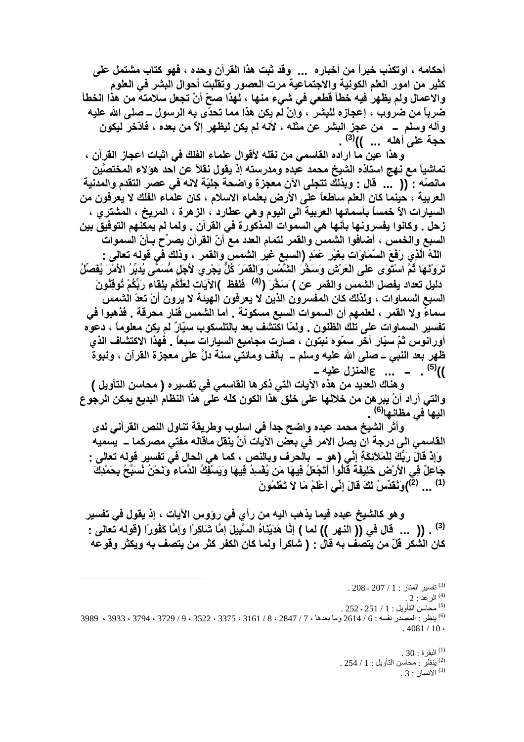أحكامه ، اوتكذب خبراً من أخباره ... وقد ثبت هذا القرآن وحده ، فهو كتاب مشتمل على كثير من امور العلم الكونية والاجتماعية مرت العصور وتقلبت أحوال البشر في العلوم والاعمال ولم يظهر فيه خطأ قطعي في شيء منها ، لهذا صحّ أنْ تجعل سلامته من هذا الخطأ ضرباً من ضروب ، إعجازه للبشر ، وإنْ لم يكن هذا مما تحدّى به الرسول ـ صلى الله عليه وآله وسلم ـ من عجز البشر عن مثله ، لأنه لم يكن ليظهر إلاّ من بعده ، فادّخر ليكون حجة على أهله ... ))[3] .

وهذا عين ما اراده القاسمي من نقله لأقوال علماء الفلك في اثبات اعجاز القرآن ، تماشياً مع نهج استاذه الشيخ محمد عبده ومدرسته إذ يقول نقلاً عن احد هؤلاء المختصَّين مانصّه : (( ... قال : وبذلك تتجلى الآن معجزة واضحة جليّة لانه في عصر التقدم والمدنية العربية ، حينما كان العلم ساطعاً على الأرض بعلماء الاسلام ، كان علماء الفلك لا يعرفون من السيارات الاّ خمساً بأسمائها العربية الى اليوم وهي عطارد ، الزهرة ، المريخ ، المشتري ، زحل . وكانوا يفسرونها بأنها هي السموات المذكورة في القرآن . ولما لم يمكنهم التوفيق بين السبع والخمس ، أضافوا الشمس والقمر لتمام العدد مع أنّ القرآن يصرِّح بـأنّ السموات (السبع غير الشمس والقمر ، وذلك في قوله تعالى : اللّهُ الَّذِي رَفَعَ السَّمَاوَاتِ بِغَيْرِ عَمَدٍ تَرَوْنَهَا ثُمَّ اسْتَوَى عَلَى الْعَرْشِ وَسَخَّرَ الشَّمْسَ وَالْقَمَرَ كُلٌّ يَجْرِي لأَجَلٍ مُّسَمًّى يُدَبِّرُ الأَمْرَ يُفَصِّلُ الآيَاتِ لَعَلَّكُم بِلِقَاء رَبِّكُمْ تُوقِنُونَ )[4] فلفظ ( سَخَّرَ دليل تعداد يفصل الشمس والقمر عن ) السبع السماوات ، ولذلك كان المفسرون الذين لا يعرفون الهيئة لا يرون أنْ تعدّ الشمس سماءً ولا القمر ، لعلمهم أن السموات السبع مسكونة . أما الشمس فنار محرقة . فذهبوا في تفسير السماوات على تلك الظنون . ولمّا اكتشف بعد بالتلسكوب سيّارٌ لم يكن معلوماً ، دعوه أورانوس ثمّ سيّار آخر سمّوه نبتون ، صارت مجاميع السيارات سبعاً . فهذا الاكتشاف الذي ظهر بعد النبي ـ صلى الله عليه وسلم ـ بألف ومائتي سنة دلَّ على معجزة القرآن ، ونبوة المنزل عليه ـ ع ... ـ . ))[5]

وهناك العديد من هذه الآيات التي ذكرها القاسمي في تفسيره ( محاسن التأويل ) والتي أراد أنْ يبرهن من خلالها على خلق هذا الكون كلّه على هذا النظام البديع يمكن الرجوع اليها في مظانها[6] .

وأثر الشيخ محمد عبده واضح جداً في اسلوب وطريقة تناول النص القرآني لدى القاسمي الى درجة ان يصل الامر في بعض الآيات أنْ ينقل ماقاله مفتي مصركما ـ يسميه (هو ـ بالحرف وبالنص ، كما هي الحال في تفسير قوله تعالى : وَإِذْ قَالَ رَبُّكَ لِلْمَلاَئِكَةِ إِنِّي جَاعِلٌ فِي الأَرْضِ خَلِيفَةً قَالُواْ أَتَجْعَلُ فِيهَا مَن يُفْسِدُ فِيهَا وَيَسْفِكُ الدِّمَاء وَنَحْنُ نُسَبِّحُ بِحَمْدِكَ وَنُقَدِّسُ لَكَ قَالَ إِنِّي أَعْلَمُ مَا لاَ تَعْلَمُونَ[1] ... [2]

وهو كالشيخ عبده فيما يذهب اليه من رأي في رؤوس الآيات ، إذ يقول في تفسير (قوله تعالى : إِنَّا هَدَيْنَاهُ السَّبِيلَ إِمَّا شَاكِرًا وَإِمَّا كَفُورًا[3] . (( ... قال في (( النهر )) لما ) كان الشكر قلّ من يتصف به قال : ( شاكراً ولما كان الكفر كثر من يتصف به ويكثر وقوعه

---

[3] تفسير المنار : 1 / 207 - 208 .

[4] الرعد : 2 .

[5] محاسن التأويل : 1 / 251 - 252 .

[6] ينظر : المصدر نفسه : 6 / 2614 وما بعدها ، 7 / 2847 ، 8 / 3161 ، 3375 ، 3522 ، 9 / 3729 ، 3794 ، 3933 ، 3989 ، 10 / 4081 .

[1] البقرة : 30 .

[2] ينظر : محاسن التأويل : 1 / 254 .

[3] الانسان : 3 .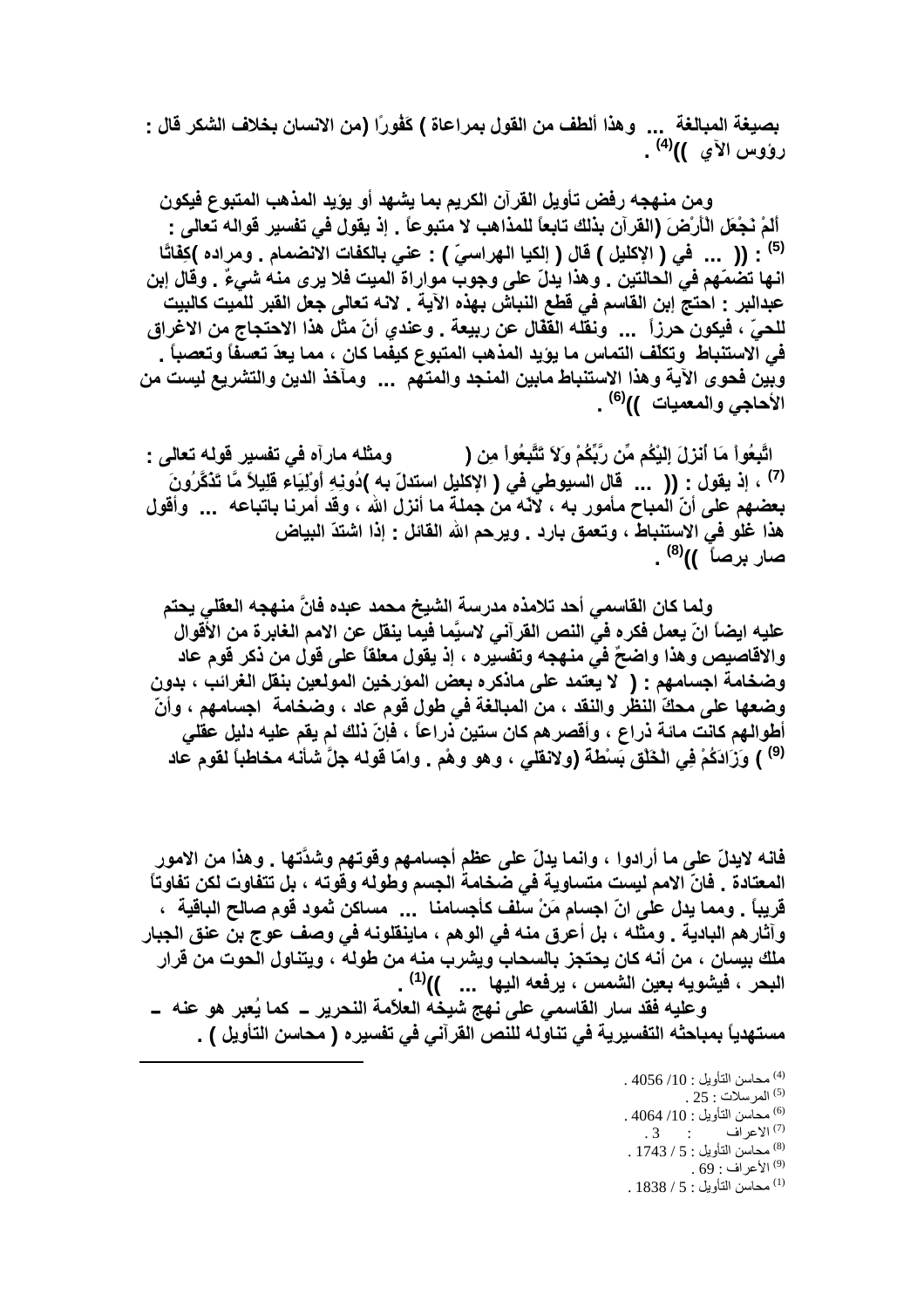**بصيغة المبالغة ... وهذا ألطف من القول بمراعاة ) كَفُورًا (من الانسان بخلاف الشكر قال : رؤوس الآي ))[4] .**

**ومن منهجه رفض تأويل القرآن الكريم بما يشهد أو يؤيد المذهب المتبوع فيكون القرآن بذلك تابعاً للمذاهب لا متبوعاً . إذ يقول في تفسير قواله تعالى : أَلَمْ نَجْعَلِ الْأَرْضَ كِفَاتًا [5] : (( ... في ( الإكليل ) قال ( إلكيا الهراسيّ ) : عني بالكفات الانضمام . ومراده انها تضمّهم في الحالتين . وهذا يدلّ على وجوب مواراة الميت فلا يرى منه شيءٌ . وقال إبن عبدالبر : احتج إبن القاسم في قطع النباش بهذه الآية . لانه تعالى جعل القبر للميت كالبيت للحيّ ، فيكون حرزاً ... ونقله القفّال عن ربيعة . وعندي أنّ مثل هذا الاحتجاج من الاغراق في الاستنباط وتكلف التماس ما يؤيد المذهب المتبوع كيفما كان ، مما يعدّ تعسفاً وتعصباً . وبين فحوى الآية وهذا الاستنباط مابين المنجد والمتهم ... ومآخذ الدين والتشريع ليست من الأحاجي والمعميات ))[6] .**

**ومثله مارآه في تفسير قوله تعالى : اتَّبِعُواْ مَا أُنزِلَ إِلَيْكُم مِّن رَّبِّكُمْ وَلاَ تَتَّبِعُواْ مِن دُونِهِ أَوْلِيَاء قَلِيلاً مَّا تَذَكَّرُونَ [7] ، إذ يقول : (( ... قال السيوطي في ( الإكليل ) استدلّ به بعضهم على أنّ المباح مأمور به ، لانّه من جملة ما أنزل الله ، وقد أمرنا باتباعه ... وأقول هذا غلو في الاستنباط ، وتعمق بارد . ويرحم الله القائل : إذا اشتدّ البياض صار برصاً ))[8] .**

**ولما كان القاسمي أحد تلامذه مدرسة الشيخ محمد عبده فانَّ منهجه العقلي يحتم عليه ايضاً انّ يعمل فكره في النص القرآني لاسيَّما فيما ينقل عن الامم الغابرة من الأقوال والاقاصيص وهذا واضحٌ في منهجه وتفسيره ، إذ يقول معلقاً على قول من ذكر قوم عاد وضخامة اجسامهم : ( لا يعتمد على ماذكره بعض المؤرخين المولعين بنقل الغرائب ، بدون وضعها على محكّ النظر والنقد ، من المبالغة في طول قوم عاد ، وضخامة اجسامهم ، وأنّ أطوالهم كانت مائة ذراع ، وأقصرهم كان ستين ذراعاً ، فإنّ ذلك لم يقم عليه دليل عقلي ولانقلي ، وهو وهْم . وامّا قوله جلَّ شأنه مخاطباً لقوم عاد وَزَادَكُمْ فِي الْخَلْقِ بَسْطَةً [9] )**

**فانه لايدلّ على ما أرادوا ، وانما يدلّ على عظم أجسامهم وقوتهم وشدَّتها . وهذا من الامور المعتادة . فانّ الامم ليست متساوية في ضخامة الجسم وطوله وقوته ، بل تتفاوت لكن تفاوتاً قريباً . ومما يدل على انّ اجسام مَنْ سلف كأجسامنا ... مساكن ثمود قوم صالح الباقية ، وآثارهم البادية . ومثله ، بل أعرق منه في الوهم ، ماينقلونه في وصف عوج بن عنق الجبار ملك بيسان ، من أنه كان يحتجز بالسحاب ويشرب منه من طوله ، ويتناول الحوت من قرار البحر ، فيشويه بعين الشمس ، يرفعه اليها ... ))[1] .**

**وعليه فقد سار القاسمي على نهج شيخه العلاّمة النحرير ـ كما يُعبر هو عنه ـ مستهدياً بمباحثه التفسيرية في تناوله للنص القرآني في تفسيره ( محاسن التأويل ) .**

---

[4] محاسن التأويل : 10/ 4056 .
[5] المرسلات : 25 .
[6] محاسن التأويل : 10/ 4064 .
[7] الاعراف : 3 .
[8] محاسن التأويل : 5 / 1743 .
[9] الأعراف : 69 .
[1] محاسن التأويل : 5 / 1838 .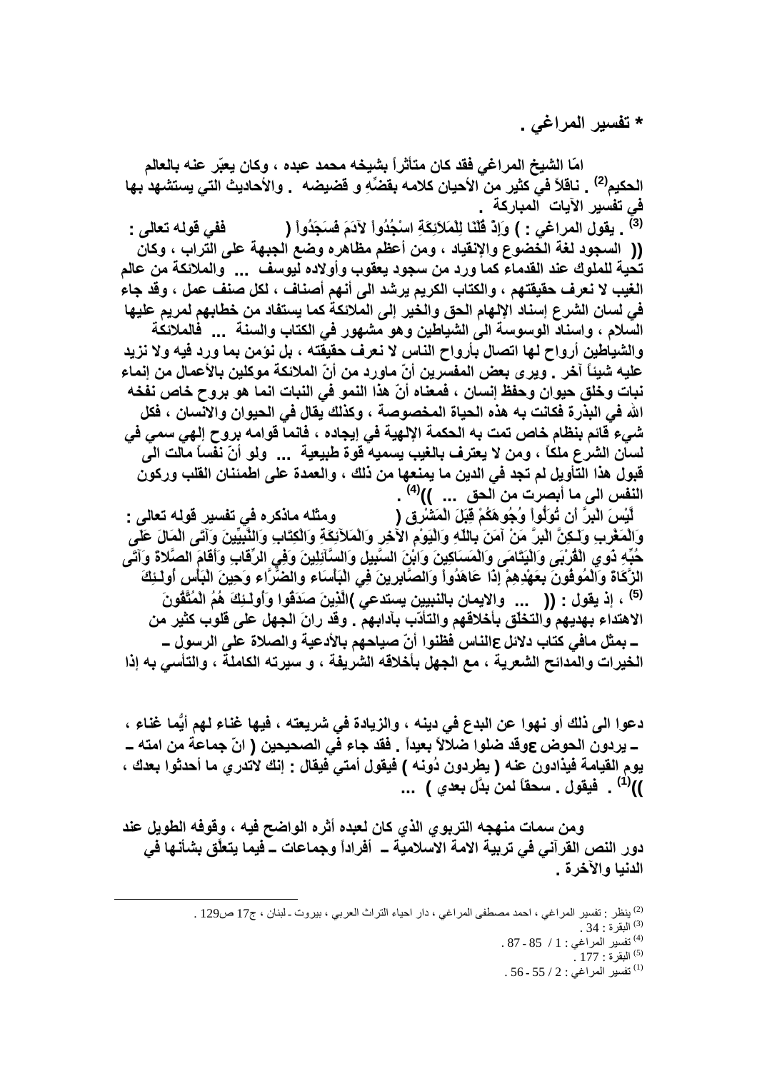* **تفسير المراغي .**

**امّا الشيخ المراغي فقد كان متأثراً بشيخه محمد عبده ، وكان يعبّر عنه بالعالم الحكيم[2] . ناقلاً في كثير من الأحيان كلامه بقضِّهِ و قضيضه . والأحاديث التي يستشهد بها في تفسير الآيات المباركة .**

**ففي قوله تعالى : ( وَإِذْ قُلْنَا لِلْمَلاَئِكَةِ اسْجُدُواْ لآدَمَ فَسَجَدُواْ ) [3] . يقول المراغي : (( السجود لغة الخضوع والإنقياد ، ومن أعظم مظاهره وضع الجبهة على التراب ، وكان تحية للملوك عند القدماء كما ورد من سجود يعقوب وأولاده ليوسف ... والملائكة من عالم الغيب لا نعرف حقيقتهم ، والكتاب الكريم يرشد الى أنهم أصناف ، لكل صنف عمل ، وقد جاء في لسان الشرع إسناد الإلهام الحق والخير إلى الملائكة كما يستفاد من خطابهم لمريم عليها السلام ، واسناد الوسوسة الى الشياطين وهو مشهور في الكتاب والسنة ... فالملائكة والشياطين أرواح لها اتصال بأرواح الناس لا نعرف حقيقته ، بل نؤمن بما ورد فيه ولا نزيد عليه شيئاً آخر . ويرى بعض المفسرين أنّ ماورد من أنّ الملائكة موكلين بالأعمال من إنماء نبات وخلق حيوان وحفظ إنسان ، فمعناه أنّ هذا النمو في النبات انما هو بروح خاص نفخه الله في البذرة فكانت به هذه الحياة المخصوصة ، وكذلك يقال في الحيوان والانسان ، فكل شيء قائم بنظام خاص تمت به الحكمة الإلهية في إيجاده ، فانما قوامه بروح إلهي سمي في لسان الشرع ملكاً ، ومن لا يعترف بالغيب يسميه قوة طبيعية ... ولو أنّ نفساً مالت الى قبول هذا التأويل لم تجد في الدين ما يمنعها من ذلك ، والعمدة على اطمئنان القلب وركون النفس الى ما أبصرت من الحق ... ))[4] .**

**ومثله ماذكره في تفسير قوله تعالى : ( لَّيْسَ الْبِرَّ أَن تُوَلُّواْ وُجُوهَكُمْ قِبَلَ الْمَشْرِقِ وَالْمَغْرِبِ وَلَـكِنَّ الْبِرَّ مَنْ آمَنَ بِاللّهِ وَالْيَوْمِ الآخِرِ وَالْمَلآئِكَةِ وَالْكِتَابِ وَالنَّبِيِّينَ وَآتَى الْمَالَ عَلَى حُبِّهِ ذَوِي الْقُرْبَى وَالْيَتَامَى وَالْمَسَاكِينَ وَابْنَ السَّبِيلِ وَالسَّآئِلِينَ وَفِي الرِّقَابِ وَأَقَامَ الصَّلاةَ وَآتَى الزَّكَاةَ وَالْمُوفُونَ بِعَهْدِهِمْ إِذَا عَاهَدُواْ وَالصَّابِرِينَ فِي الْبَأْسَاء والضَّرَّاء وَحِينَ الْبَأْسِ أُولَـئِكَ الَّذِينَ صَدَقُوا وَأُولَـئِكَ هُمُ الْمُتَّقُونَ )[5] ، إذ يقول : (( ... والايمان بالنبيين يستدعي الاهتداء بهديهم والتخلّق بأخلاقهم والتأدّب بآدابهم . وقد رانَ الجهل على قلوب كثير من الناس فظنوا أنّ صياحهم بالأدعية والصلاة على الرسول ـ ع ـ بمثل مافي كتاب دلائل الخيرات والمدائح الشعرية ، مع الجهل بأخلاقه الشريفة ، و سيرته الكاملة ، والتأسي به إذا دعوا الى ذلك أو نهوا عن البدع في دينه ، والزيادة في شريعته ، فيها غناء لهم أيَّما غناء ، وقد ضلوا ضلالاً بعيداً . فقد جاء في الصحيحين ( انّ جماعةً من امته ـ ع ـ يردون الحوض يوم القيامة فيذادون عنه ( يطردون دُونه ) فيقول أمتي فيقال : إنك لاتدري ما أحدثوا بعدك . فيقول . سحقاً لمن بدّل بعدي ) ... ))[1] .**

**ومن سمات منهجه التربوي الذي كان لعبده أثره الواضح فيه ، وقوفه الطويل عند دور النص القرآني في تربية الامة الاسلامية ـ أفراداً وجماعات ـ فيما يتعلّق بشأنها في الدنيا والآخرة .**

---

[2] ينظر : تفسير المراغي ، احمد مصطفى المراغي ، دار احياء التراث العربي ، بيروت ـ لبنان ، ج17 ص129 .

[3] البقرة : 34 .

[4] تفسير المراغي : 1 / 85 - 87 .

[5] البقرة : 177 .

[1] تفسير المراغي : 2 / 55 - 56 .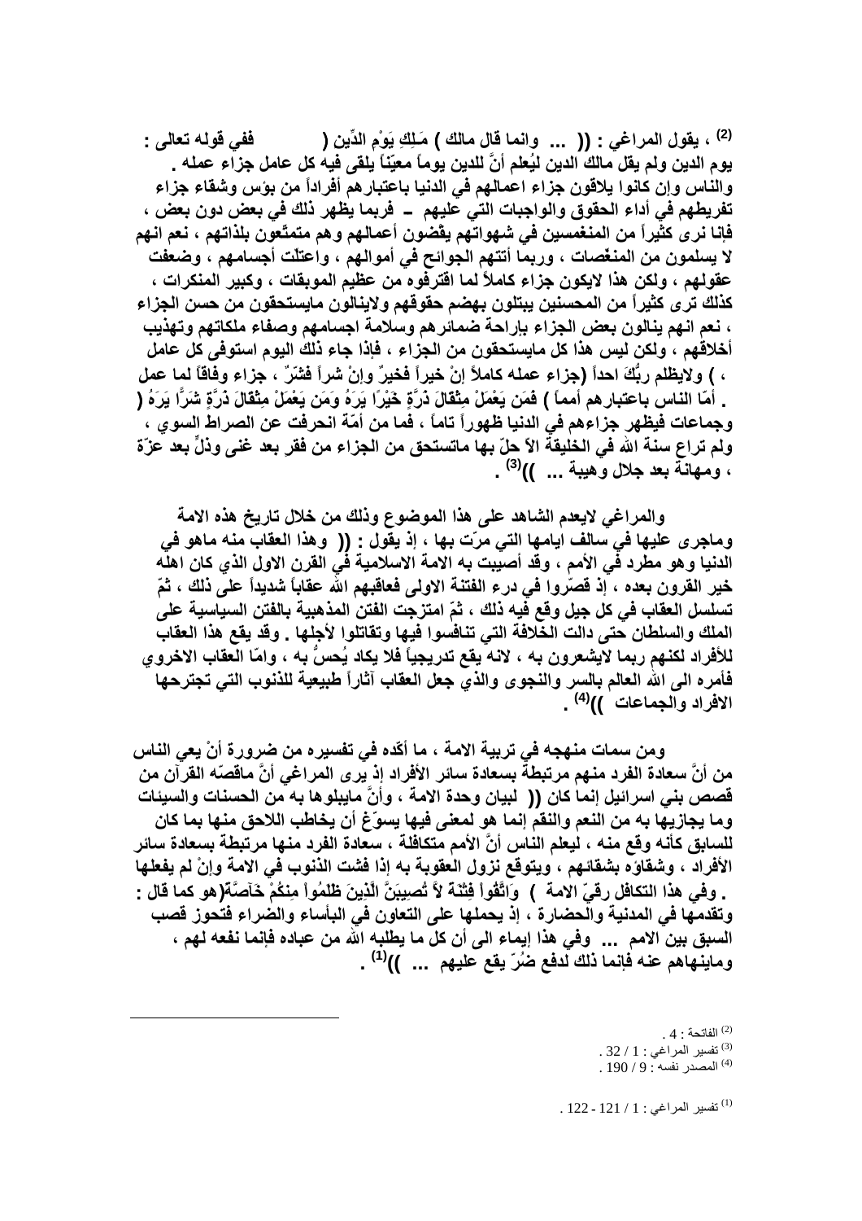(2) ، يقول المراغي : (( ... وانما قال مالك ) مَـلِكِ يَوْمِ الدِّين ( ففي قوله تعالى : يوم الدين ولم يقل مالك الدين ليُعلم أنَّ للدين يوماً معيّناً يلقى فيه كل عامل جزاء عمله . والناس وإن كانوا يلاقون جزاء اعمالهم في الدنيا باعتبارهم أفراداً من بؤس وشقاء جزاء تفريطهم في أداء الحقوق والواجبات التي عليهم ـ فربما يظهر ذلك في بعض دون بعض ، فإنا نرى كثيراً من المنغمسين في شهواتهم يقضون أعمالهم وهم متمتّعون بلذاتهم ، نعم انهم لا يسلمون من المنغّصات ، وربما أتتهم الجوائح في أموالهم ، واعتلّت أجسامهم ، وضعفت عقولهم ، ولكن هذا لايكون جزاء كاملاً لما اقترفوه من عظيم الموبقات ، وكبير المنكرات ، كذلك ترى كثيراً من المحسنين يبتلون بهضم حقوقهم ولاينالون مايستحقون من حسن الجزاء ، نعم انهم ينالون بعض الجزاء بإراحة ضمائرهم وسلامة اجسامهم وصفاء ملكاتهم وتهذيب أخلاقهم ، ولكن ليس هذا كل مايستحقون من الجزاء ، فإذا جاء ذلك اليوم استوفى كل عامل ، ) ولايظلم ربُّكَ احداً (جزاء عمله كاملاً إنْ خيراً فخيرٌ وإنْ شراً فشرٌ ، جزاء وفاقاً لما عمل . أمّا الناس باعتبارهم أمماً ) فَمَن يَعْمَلْ مِثْقَالَ ذَرَّةٍ خَيْرًا يَرَهُ وَمَن يَعْمَلْ مِثْقَالَ ذَرَّةٍ شَرًّا يَرَهُ ( وجماعات فيظهر جزاءهم في الدنيا ظهوراً تاماً ، فما من أمّة انحرفت عن الصراط السوي ، ولم تراع سنة الله في الخليقة الاّ حلّ بها ماتستحق من الجزاء من فقرٍ بعد غنى وذلٍّ بعد عزّة ، ومهانة بعد جلال وهيبة ... ))(3) .

والمراغي لايعدم الشاهد على هذا الموضوع وذلك من خلال تاريخ هذه الامة وماجرى عليها في سالف ايامها التي مرّت بها ، إذ يقول : (( وهذا العقاب منه ماهو في الدنيا وهو مطرد في الأمم ، وقد أصيبت به الامة الاسلامية في القرن الاول الذي كان اهله خير القرون بعده ، إذ قصّروا في درء الفتنة الاولى فعاقبهم الله عقاباً شديداً على ذلك ، ثمّ تسلسل العقاب في كل جيل وقع فيه ذلك ، ثمّ امتزجت الفتن المذهبية بالفتن السياسية على الملك والسلطان حتى دالت الخلافة التي تنافسوا فيها وتقاتلوا لأجلها . وقد يقع هذا العقاب للأفراد لكنهم ربما لايشعرون به ، لانه يقع تدريجياً فلا يكاد يُحسُّ به ، وامّا العقاب الاخروي فأمره الى الله العالم بالسر والنجوى والذي جعل العقاب آثاراً طبيعية للذنوب التي تجترحها الافراد والجماعات ))(4) .

ومن سمات منهجه في تربية الامة ، ما أكّده في تفسيره من ضرورة أنْ يعي الناس من أنَّ سعادة الفرد منهم مرتبطة بسعادة سائر الأفراد إذ يرى المراغي أنَّ ماقصّه القرآن من قصص بني اسرائيل إنما كان (( لبيان وحدة الامة ، وأنَّ مايبلوها به من الحسنات والسيئات وما يجازيها به من النعم والنقم إنما هو لمعنى فيها يسوّغ أن يخاطب اللاحق منها بما كان للسابق كأنه وقع منه ، ليعلم الناس أنَّ الأمم متكافلة ، سعادة الفرد منها مرتبطة بسعادة سائر الأفراد ، وشقاوه بشقائهم ، ويتوقع نزول العقوبة به إذا فشت الذنوب في الامة وإنْ لم يفعلها . وفي هذا التكافل رقيّ الامة ) وَاتَّقُواْ فِتْنَةً لاَّ تُصِيبَنَّ الَّذِينَ ظَلَمُواْ مِنكُمْ خَآصَّةً(هو كما قال : وتقدمها في المدنية والحضارة ، إذ يحملها على التعاون في البأساء والضراء فتحوز قصب السبق بين الامم ... وفي هذا إيماء الى أن كل ما يطلبه الله من عباده فإنما نفعه لهم ، ومانهاهم عنه فإنما ذلك لدفع ضُرٍّ يقع عليهم ... ))(1) .

---

(2) الفاتحة : 4 .

(3) تفسير المراغي : 1 / 32 .

(4) المصدر نفسه : 9 / 190 .

(1) تفسير المراغي : 1 / 121 - 122 .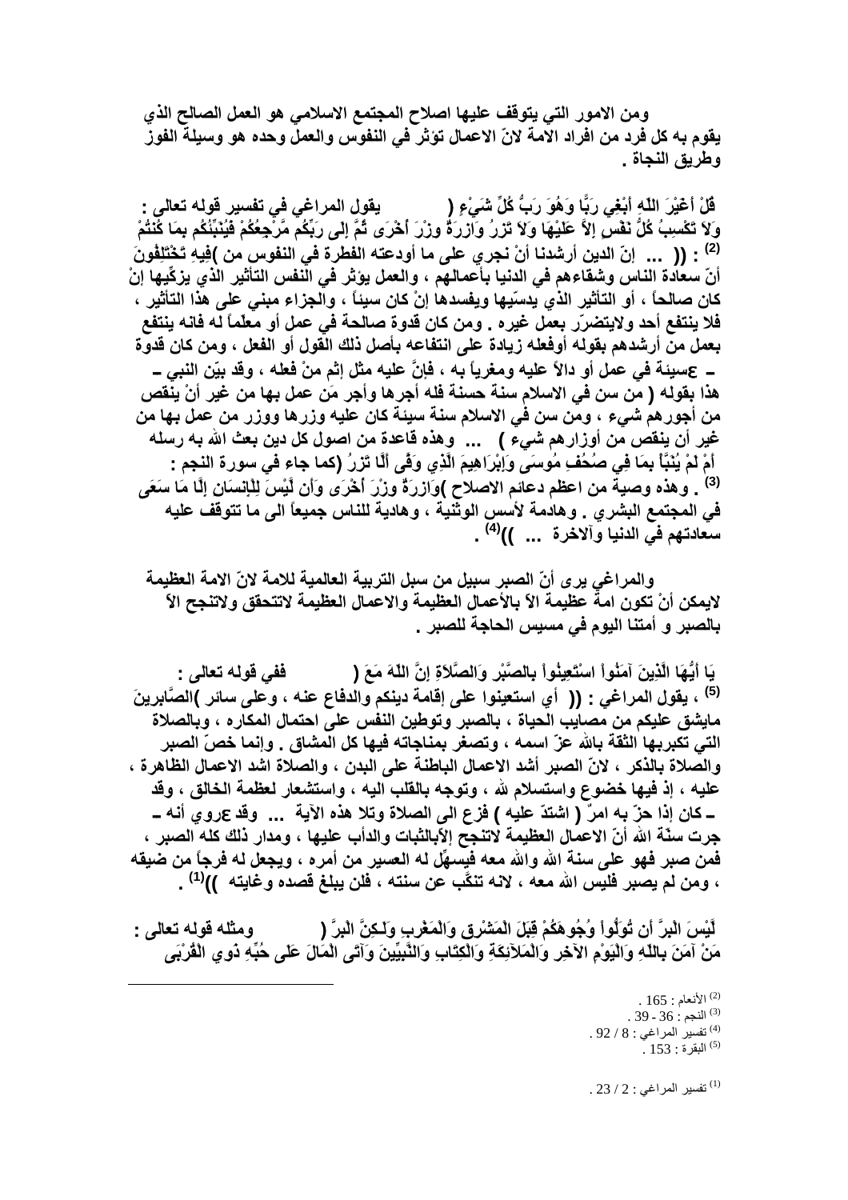ومن الامور التي يتوقف عليها اصلاح المجتمع الاسلامي هو العمل الصالح الذي يقوم به كل فرد من افراد الامة لانّ الاعمال تؤثر في النفوس والعمل وحده هو وسيلة الفوز وطريق النجاة .

يقول المراغي في تفسير قوله تعالى : ( قُلْ أَغَيْرَ اللّهِ أَبْغِي رَبًّا وَهُوَ رَبُّ كُلِّ شَيْءٍ وَلاَ تَكْسِبُ كُلُّ نَفْسٍ إِلاَّ عَلَيْهَا وَلاَ تَزِرُ وَازِرَةٌ وِزْرَ أُخْرَى ثُمَّ إِلَى رَبِّكُم مَّرْجِعُكُمْ فَيُنَبِّئُكُم بِمَا كُنتُمْ فِيهِ تَخْتَلِفُونَ )[2] : (( ... إنّ الدين أرشدنا أنْ نجري على ما أودعته الفطرة في النفوس من أنّ سعادة الناس وشقاءهم في الدنيا بأعمالهم ، والعمل يؤثر في النفس التأثير الذي يزكّيها إنْ كان صالحاً ، أو التأثير الذي يدسّيها ويفسدها إنْ كان سيئاً ، والجزاء مبني على هذا التأثير ، فلا ينتفع أحد ولايتضرّر بعمل غيره . ومن كان قدوة صالحة في عمل أو معلّماً له فانه ينتفع بعمل من أرشدهم بقوله أوفعله زيادة على انتفاعه بأصل ذلك القول أو الفعل ، ومن كان قدوة سيئة في عمل أو دالاً عليه ومغرياً به ، فإنَّ عليه مثل إثم منْ فعله ، وقد بيّن النبي ـ ع ـ هذا بقوله ( من سن في الاسلام سنة حسنة فله أجرها وأجر مَن عمل بها من غير أنْ ينقص من أجورهم شيء ، ومن سن في الاسلام سنة سيئة كان عليه وزرها ووزر من عمل بها من غير أن ينقص من أوزارهم شيء ) ... وهذه قاعدة من اصول كل دين بعث الله به رسله (كما جاء في سورة النجم : أَمْ لَمْ يُنَبَّأْ بِمَا فِي صُحُفِ مُوسَى وَإِبْرَاهِيمَ الَّذِي وَفَّى أَلَّا تَزِرُ وَازِرَةٌ وِزْرَ أُخْرَى وَأَن لَّيْسَ لِلْإِنسَانِ إِلَّا مَا سَعَى )[3] . وهذه وصية من اعظم دعائم الاصلاح في المجتمع البشري . وهادمة لأسس الوثنية ، وهادية للناس جميعاً الى ما تتوقف عليه سعادتهم في الدنيا والآخرة ... ))[4] .

والمراغي يرى أنّ الصبر سبيل من سبل التربية العالمية للامة لانّ الامة العظيمة لايمكن أنْ تكون امةً عظيمة الاّ بالأعمال العظيمة والاعمال العظيمة لاتتحقق ولاتنجح الاّ بالصبر و أمتنا اليوم في مسيس الحاجة للصبر .

ففي قوله تعالى : ( يَا أَيُّهَا الَّذِينَ آمَنُواْ اسْتَعِينُواْ بِالصَّبْرِ وَالصَّلاَةِ إِنَّ اللّهَ مَعَ الصَّابِرِينَ )[5] ، يقول المراغي : (( أي استعينوا على إقامة دينكم والدفاع عنه ، وعلى سائر مايشق عليكم من مصايب الحياة ، بالصبر وتوطين النفس على احتمال المكاره ، وبالصلاة التي تكبر بها الثقة بالله عزّ اسمه ، وتصغر بمناجاته فيها كل المشاق . وإنما خصّ الصبر والصلاة بالذكر ، لانّ الصبر أشد الاعمال الباطنة على البدن ، والصلاة اشد الاعمال الظاهرة عليه ، إذ فيها خضوع واستسلام لله ، وتوجه بالقلب اليه ، واستشعار لعظمة الخالق ، وقد كان إذا حزّ به امرٌ ( اشتدّ عليه ) فزع الى الصلاة وتلا هذه الآية ... وقد روي أنه ـ ع ـ جرت سنّة الله أنّ الاعمال العظيمة لاتنجح إلاّبالثبات والدأب عليها ، ومدار ذلك كله الصبر ، فمن صبر فهو على سنة الله والله معه فيسهّل له العسير من أمره ، ويجعل له فرجاً من ضيقه ، ومن لم يصبر فليس الله معه ، لانه تنكّب عن سنته ، فلن يبلغ قصده وغايته ))[1] .

ومثله قوله تعالى : ( لَّيْسَ الْبِرَّ أَن تُوَلُّواْ وُجُوهَكُمْ قِبَلَ الْمَشْرِقِ وَالْمَغْرِبِ وَلَـكِنَّ الْبِرَّ مَنْ آمَنَ بِاللّهِ وَالْيَوْمِ الآخِرِ وَالْمَلآئِكَةِ وَالْكِتَابِ وَالنَّبِيِّينَ وَآتَى الْمَالَ عَلَى حُبِّهِ ذَوِي الْقُرْبَى

---

[2] الأنعام : 165 .
[3] النجم : 36 - 39 .
[4] تفسير المراغي : 8 / 92 .
[5] البقرة : 153 .

[1] تفسير المراغي : 2 / 23 .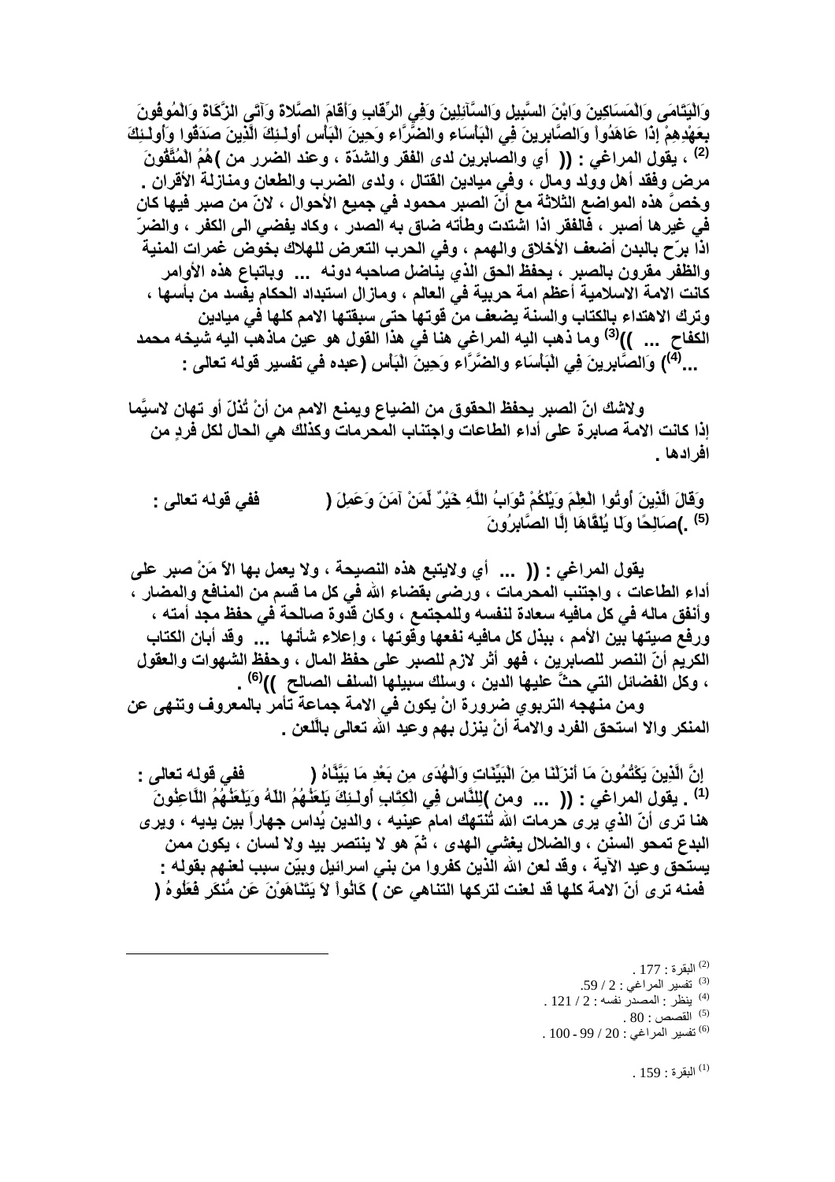وَالْيَتَامَى وَالْمَسَاكِينَ وَابْنَ السَّبِيلِ وَالسَّآئِلِينَ وَفِي الرِّقَابِ وَأَقَامَ الصَّلاةَ وَآتَى الزَّكَاةَ وَالْمُوفُونَ بِعَهْدِهِمْ إِذَا عَاهَدُواْ وَالصَّابِرِينَ فِي الْبَأْسَاء والضَّرَّاء وَحِينَ الْبَأْسِ أُولَـئِكَ الَّذِينَ صَدَقُوا وَأُولَـئِكَ هُمُ الْمُتَّقُونَ )[2] ، يقول المراغي : (( أي والصابرين لدى الفقر والشدّة ، وعند الضرر من مرض وفقد أهل وولد ومال ، وفي ميادين القتال ، ولدى الضرب والطعان ومنازلة الأقران . وخصَّ هذه المواضع الثلاثة مع أنّ الصبر محمود في جميع الأحوال ، لانّ من صبر فيها كان في غيرها أصبر ، فالفقر اذا اشتدت وطأته ضاق به الصدر ، وكاد يفضي الى الكفر ، والضرّ اذا برّح بالبدن أضعف الأخلاق والهمم ، وفي الحرب التعرض للهلاك بخوض غمرات المنية والظفر مقرون بالصبر ، يحفظ الحق الذي يناضل صاحبه دونه ... وباتباع هذه الأوامر كانت الامة الاسلامية أعظم امة حربية في العالم ، ومازال استبداد الحكام يفسد من بأسها ، وترك الاهتداء بالكتاب والسنة يضعف من قوتها حتى سبقتها الامم كلها في ميادين الكفاح ... ))[3] وما ذهب اليه المراغي هنا في هذا القول هو عين ماذهب اليه شيخه محمد عبده في تفسير قوله تعالى : ( وَالصَّابِرِينَ فِي الْبَأْسَاء والضَّرَّاء وَحِينَ الْبَأْسِ ...[4])

ولاشك انّ الصبر يحفظ الحقوق من الضياع ويمنع الامم من أنْ تُذلّ أو تهان لاسيَّما إذا كانت الامة صابرة على أداء الطاعات واجتناب المحرمات وكذلك هي الحال لكل فردٍ من افرادها .

ففي قوله تعالى : ( وَقَالَ الَّذِينَ أُوتُوا الْعِلْمَ وَيْلَكُمْ ثَوَابُ اللَّهِ خَيْرٌ لِّمَنْ آمَنَ وَعَمِلَ صَالِحًا وَلَا يُلَقَّاهَا إِلَّا الصَّابِرُونَ )[5] .

يقول المراغي : (( ... أي ولايتبع هذه النصيحة ، ولا يعمل بها الاّ مَنْ صبر على أداء الطاعات ، واجتنب المحرمات ، ورضى بقضاء الله في كل ما قسم من المنافع والمضار ، وأنفق ماله في كل مافيه سعادة لنفسه وللمجتمع ، وكان قدوة صالحة في حفظ مجد أمته ، ورفع صيتها بين الأمم ، ببذل كل مافيه نفعها وقوتها ، وإعلاء شأنها ... وقد أبان الكتاب الكريم أنّ النصر للصابرين ، فهو أثر لازم للصبر على حفظ المال ، وحفظ الشهوات والعقول ، وكل الفضائل التي حثّ عليها الدين ، وسلك سبيلها السلف الصالح ))[6] .

ومن منهجه التربوي ضرورة انْ يكون في الامة جماعة تأمر بالمعروف وتنهى عن المنكر والا استحق الفرد والامة أنْ ينزل بهم وعيد الله تعالى باللّعن .

ففي قوله تعالى : ( إِنَّ الَّذِينَ يَكْتُمُونَ مَا أَنزَلْنَا مِنَ الْبَيِّنَاتِ وَالْهُدَى مِن بَعْدِ مَا بَيَّنَّاهُ لِلنَّاسِ فِي الْكِتَابِ أُولَـئِكَ يَلعَنُهُمُ اللّهُ وَيَلْعَنُهُمُ اللَّاعِنُونَ )[1] . يقول المراغي : (( ... ومن هنا ترى أنّ الذي يرى حرمات الله تُنتهك امام عينيه ، والدين يُداس جهاراً بين يديه ، ويرى البدع تمحو السنن ، والضلال يغشي الهدى ، ثمّ هو لا ينتصر بيد ولا لسان ، يكون ممن يستحق وعيد الآية ، وقد لعن الله الذين كفروا من بني اسرائيل وبيّن سبب لعنهم بقوله : ( كَانُواْ لاَ يَتَنَاهَوْنَ عَن مُّنكَرٍ فَعَلُوهُ ) فمنه ترى أنّ الامة كلها قد لعنت لتركها التناهي عن

---

[2] البقرة : 177 .
[3] تفسير المراغي : 2 / 59.
[4] ينظر : المصدر نفسه : 2 / 121 .
[5] القصص : 80 .
[6] تفسير المراغي : 20 / 99 - 100 .

[1] البقرة : 159 .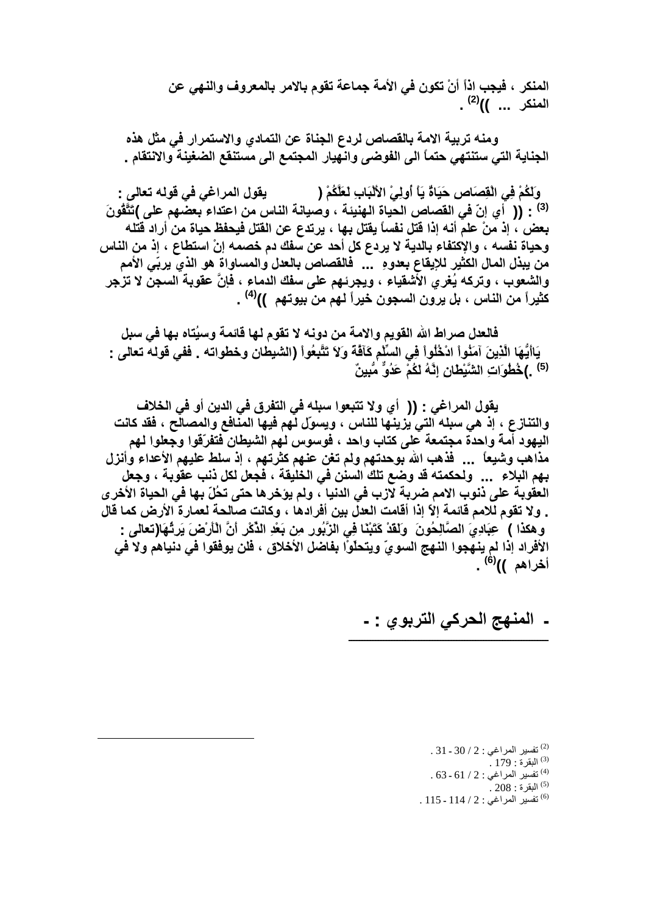المنكر ، فيجب اذاً أنْ تكون في الأمة جماعة تقوم بالامر بالمعروف والنهي عن المنكر ... ))[2] .

ومنه تربية الامة بالقصاص لردع الجناة عن التمادي والاستمرار في مثل هذه الجناية التي ستنتهي حتماً الى الفوضى وانهيار المجتمع الى مستنقع الضغينة والانتقام .

يقول المراغي في قوله تعالى : ( وَلَكُمْ فِي الْقِصَاصِ حَيَاةٌ يَاْ أُولِيْ الأَلْبَابِ لَعَلَّكُمْ تَتَّقُونَ )[3] : (( أي إنّ في القصاص الحياة الهنيئة ، وصيانة الناس من اعتداء بعضهم على بعض ، إذ منْ علم أنه إذا قتل نفساً يقتل بها ، يرتدع عن القتل فيحفظ حياة من أراد قتله وحياة نفسه ، والإكتفاء بالدية لا يردع كل أحد عن سفك دم خصمه إنْ استطاع ، إذ من الناس من يبذل المال الكثير للإيقاع بعدوهِ ... فالقصاص بالعدل والمساواة هو الذي يربّي الأمم والشعوب ، وتركه يُغري الأشقياء ، ويجرئهم على سفك الدماء ، فإنّ عقوبة السجن لا تزجر كثيراً من الناس ، بل يرون السجون خيراً لهم من بيوتهم ))[4] .

فالعدل صراط الله القويم والامة من دونه لا تقوم لها قائمة وسيُتاه بها في سبل (الشيطان وخطواته . ففي قوله تعالى : ( يَاأَيُّهَا الَّذِينَ آمَنُواْ ادْخُلُواْ فِي السِّلْمِ كَآفَّةً وَلاَ تَتَّبِعُواْ خُطُوَاتِ الشَّيْطَانِ إِنَّهُ لَكُمْ عَدُوٌّ مُّبِينٌ )[5] .

يقول المراغي : (( أي ولا تتبعوا سبله في التفرق في الدين أو في الخلاف والتنازع ، إذ هي سبله التي يزينها للناس ، ويسوّل لهم فيها المنافع والمصالح ، فقد كانت اليهود أمة واحدة مجتمعة على كتاب واحد ، فوسوس لهم الشيطان فتفرّقوا وجعلوا لهم مذاهب وشيعاً ... فذهب الله بوحدتهم ولم تغن عنهم كثرتهم ، إذ سلط عليهم الأعداء وأنزل بهم البلاء ... ولحكمته قد وضع تلك السنن في الخليقة ، فجعل لكل ذنب عقوبة ، وجعل العقوبة على ذنوب الامم ضربة لازب في الدنيا ، ولم يؤخرها حتى تحُلّ بها في الحياة الأخرى . ولا تقوم للامم قائمة إلاّ إذا أقامت العدل بين أفرادها ، وكانت صالحة لعمارة الأرض كما قال تعالى : ( وَلَقَدْ كَتَبْنَا فِي الزَّبُورِ مِن بَعْدِ الذِّكْرِ أَنَّ الْأَرْضَ يَرِثُهَا عِبَادِيَ الصَّالِحُونَ ) وهكذا الأفراد إذا لم ينهجوا النهج السويّ ويتحلّوا بفاضل الأخلاق ، فلن يوفقوا في دنياهم ولا في أخراهم ))[6] .

## - المنهج الحركي التربوي : -

---

[2] تفسير المراغي : 2 / 30 - 31 .
[3] البقرة : 179 .
[4] تفسير المراغي : 2 / 61 - 63 .
[5] البقرة : 208 .
[6] تفسير المراغي : 2 / 114 - 115 .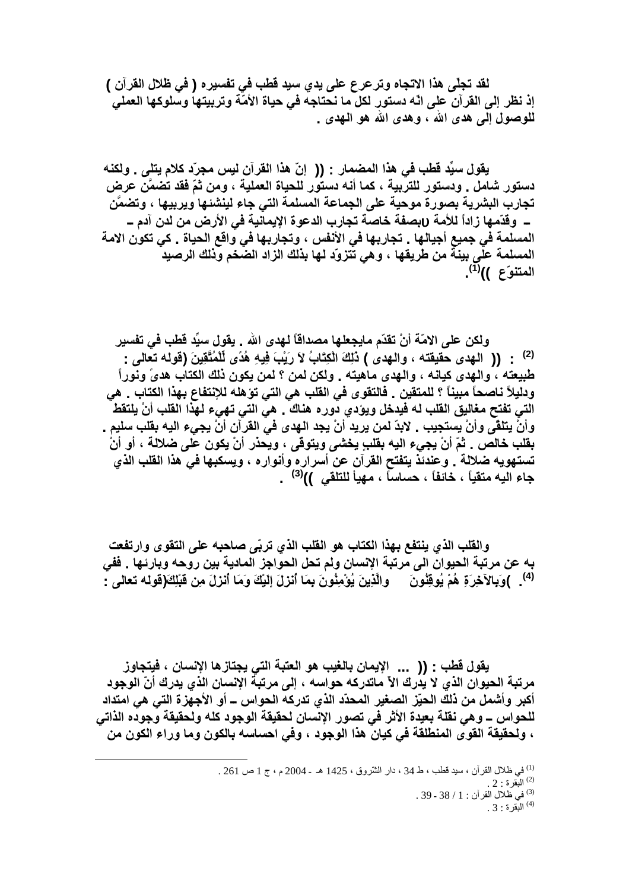لقد تجلّى هذا الاتجاه وترعرع على يدي سيد قطب في تفسيره ( في ظلال القرآن ) إذ نظر إلى القرآن على انّه دستور لكل ما نحتاجه في حياة الأمّة وتربيتها وسلوكها العملي للوصول إلى هدى الله ، وهدى الله هو الهدى .

يقول سيِّد قطب في هذا المضمار : (( إنّ هذا القرآن ليس مجرّد كلام يتلى . ولكنه دستور شامل . ودستور للتربية ، كما أنه دستور للحياة العملية ، ومن ثمّ فقد تضمَّن عرض تجارب البشرية بصورة موحية على الجماعة المسلمة التي جاء لينشئها ويربيها ، وتضمَّن – وقدّمها زاداً للأمة (بصفة خاصة تجارب الدعوة الإيمانية في الأرض من لدن آدم – المسلمة في جميع أجيالها . تجاربها في الأنفس ، وتجاربها في واقع الحياة . كي تكون الامة المسلمة على بيّنة من طريقها ، وهي تتزوّد لها بذلك الزاد الضخم وذلك الرصيد المتنوّع ))[1].

ولكن على الامّة أنْ تقدّم مايجعلها مصداقاً لهدى الله . يقول سيِّد قطب في تفسير (قوله تعالى : ﴿ذَلِكَ الْكِتَابُ لاَ رَيْبَ فِيهِ هُدًى لِّلْمُتَّقِينَ﴾[2] : (( الهدى حقيقته ، والهدى طبيعته ، والهدى كيانه ، والهدى ماهيته . ولكن لمن ؟ لمن يكون ذلك الكتاب هدىً ونوراً ودليلاً ناصحاً مبيناً ؟ للمتقين . فالتقوى في القلب هي التي تؤهله للإنتفاع بهذا الكتاب . هي التي تفتح مغاليق القلب له فيدخل ويؤدي دوره هناك . هي التي تهيء لهذا القلب أنْ يلتقط وأنْ يتلقى وأنْ يستجيب . لابدّ لمن يريد أنْ يجد الهدى في القرآن أنْ يجيء اليه بقلب سليم . بقلب خالص . ثمّ أنْ يجيء اليه بقلبٍ يخشى ويتوقى ، ويحذر أنْ يكون على ضلالة ، أو أنْ تستهويه ضلالة . وعندئذ يتفتح القرآن عن أسراره وأنواره ، ويسكبها في هذا القلب الذي جاء اليه متقياً ، خائفاً ، حساساً ، مهيأً للتلقي ))[3] .

والقلب الذي ينتفع بهذا الكتاب هو القلب الذي تربّى صاحبه على التقوى وارتفعت به عن مرتبة الحيوان الى مرتبة الإنسان ولم تحل الحواجز المادية بين روحه وبارئها . ففي (قوله تعالى : ﴿وَالَّذِينَ يُؤْمِنُونَ بِمَا أُنزِلَ إِلَيْكَ وَمَا أُنزِلَ مِن قَبْلِكَ وَبِالآخِرَةِ هُمْ يُوقِنُونَ﴾[4] .

يقول قطب : (( ... الإيمان بالغيب هو العتبة التي يجتازها الإنسان ، فيتجاوز مرتبة الحيوان الذي لا يدرك الاّ ماتدركه حواسه ، إلى مرتبة الإنسان الذي يدرك أنّ الوجود أكبر وأشمل من ذلك الحيّز الصغير المحدّد الذي تدركه الحواس – أو الأجهزة التي هي امتداد للحواس – وهي نقلة بعيدة الأثر في تصور الإنسان لحقيقة الوجود كله ولحقيقة وجوده الذاتي ، ولحقيقة القوى المنطلقة في كيان هذا الوجود ، وفي احساسه بالكون وما وراء الكون من

---

[1] في ظلال القرآن ، سيد قطب ، ط 34 ، دار الشروق ، 1425 هـ - 2004 م ، ج 1 ص 261 .
[2] البقرة : 2 .
[3] في ظلال القرآن : 1 / 38 - 39 .
[4] البقرة : 3 .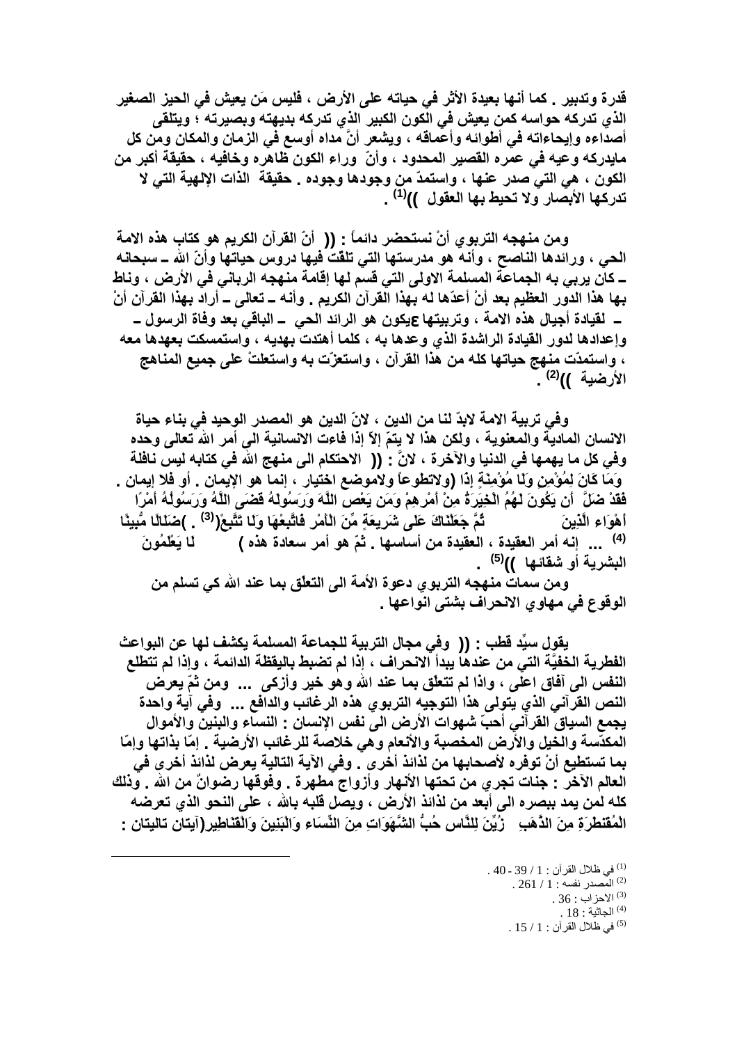قدرة وتدبير . كما أنها بعيدة الأثر في حياته على الأرض ، فليس مَن يعيش في الحيز الصغير الذي تدركه حواسه كمن يعيش في الكون الكبير الذي تدركه بديهته وبصيرته ؛ ويتلقى أصداءه وإيحاءاته في أطوائه وأعماقه ، ويشعر أنّ مداه أوسع في الزمان والمكان ومن كل مايدركه وعيه في عمره القصير المحدود ، وأنّ وراء الكون ظاهره وخافيه ، حقيقة أكبر من الكون ، هي التي صدر عنها ، واستمدّ من وجودها وجوده . حقيقة الذات الإلهية التي لا تدركها الأبصار ولا تحيط بها العقول ))[1] .

ومن منهجه التربوي أنْ نستحضر دائماً : (( أنّ القرآن الكريم هو كتاب هذه الامة الحي ، ورائدها الناصح ، وأنه هو مدرستها التي تلقت فيها دروس حياتها وأنّ الله ــ سبحانه ــ كان يربي به الجماعة المسلمة الاولى التي قسم لها إقامة منهجه الرباني في الأرض ، وناط بها هذا الدور العظيم بعد أنْ أعدّها له بهذا القرآن الكريم . وأنه ــ تعالى ــ أراد بهذا القرآن أنْ يكون هو الرائد الحي ــ الباقي بعد وفاة الرسول ﷺ ــ لقيادة أجيال هذه الامة ، وتربيتها وإعدادها لدور القيادة الراشدة الذي وعدها به ، كلما أهتدت بهديه ، واستمسكت بعهدها معه ، واستمدّت منهج حياتها كله من هذا القرآن ، واستعزّت به واستعلتْ على جميع المناهج الأرضية ))[2] .

وفي تربية الامة لابدّ لنا من الدين ، لانّ الدين هو المصدر الوحيد في بناء حياة الانسان المادية والمعنوية ، ولكن هذا لا يتمّ إلاّ إذا فاءت الانسانية الى أمر الله تعالى وحده وفي كل ما يهمها في الدنيا والآخرة ، لانّ : (( الاحتكام الى منهج الله في كتابه ليس نافلة ولاتطوعاً ولاموضع اختيار ، إنما هو الإيمان . أو فلا إيمان . وَمَا كَانَ لِمُؤْمِنٍ وَلَا مُؤْمِنَةٍ إِذَا قَضَى اللَّهُ وَرَسُولُهُ أَمْرًا أَن يَكُونَ لَهُمُ الْخِيَرَةُ مِنْ أَمْرِهِمْ وَمَن يَعْصِ اللَّهَ وَرَسُولَهُ فَقَدْ ضَلَّ ضَلَالًا مُّبِينًا[3] . ثُمَّ جَعَلْنَاكَ عَلَى شَرِيعَةٍ مِّنَ الْأَمْرِ فَاتَّبِعْهَا وَلَا تَتَّبِعْ أَهْوَاء الَّذِينَ لَا يَعْلَمُونَ[4] ... إنه أمر العقيدة ، العقيدة من أساسها . ثمّ هو أمر سعادة هذه ) البشرية أو شقائها ))[5] .

ومن سمات منهجه التربوي دعوة الأمة الى التعلّق بما عند الله كي تسلم من الوقوع في مهاوي الانحراف بشتى انواعها .

يقول سيّد قطب : (( وفي مجال التربية للجماعة المسلمة يكشف لها عن البواعث الفطرية الخفيّة التي من عندها يبدأ الانحراف ، إذا لم تضبط باليقظة الدائمة ، وإذا لم تتطلع النفس الى آفاق اعلى ، واذا لم تتعلق بما عند الله وهو خير وأزكى ... ومن ثمّ يعرض النص القرآني الذي يتولى هذا التوجيه التربوي هذه الرغائب والدافع ... وفي آية واحدة يجمع السياق القرآني أحبّ شهوات الأرض الى نفس الإنسان : النساء والبنين والأموال المكدّسة والخيل والأرض المخصبة والأنعام وهي خلاصة للرغائب الأرضية . إمّا بذاتها وإمّا بما تستطيع أنْ توفره لأصحابها من لذائذ أخرى . وفي الآية التالية يعرض لذائذ أخرى في العالم الآخر : جنات تجري من تحتها الأنهار وأزواج مطهرة . وفوقها رضوانٌ من الله . وذلك كله لمن يمد ببصره الى أبعد من لذائذ الأرض ، ويصل قلبه بالله ، على النحو الذي تعرضه آيتان تاليتان : زُيِّنَ لِلنَّاسِ حُبُّ الشَّهَوَاتِ مِنَ النِّسَاء وَالْبَنِينَ وَالْقَنَاطِيرِ الْمُقَنطَرَةِ مِنَ الذَّهَبِ

---

[1] في ظلال القرآن : 1 / 39 - 40 .
[2] المصدر نفسه : 1 / 261 .
[3] الاحزاب : 36 .
[4] الجاثية : 18 .
[5] في ظلال القرآن : 1 / 15 .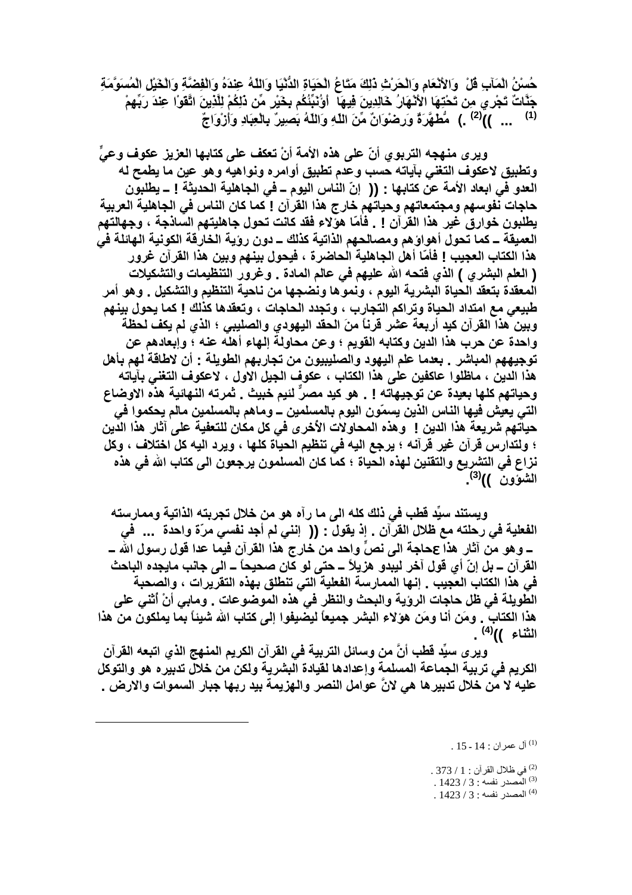حُسْنُ الْمَآبِ قُلْ وَالأَنْعَامِ وَالْحَرْثِ ذَلِكَ مَتَاعُ الْحَيَاةِ الدُّنْيَا وَاللّهُ عِندَهُ وَالْفِضَّةِ وَالْخَيْلِ الْمُسَوَّمَةِ جَنَّاتٌ تَجْرِي مِن تَحْتِهَا الأَنْهَارُ خَالِدِينَ فِيهَا أَؤُنَبِّئُكُم بِخَيْرٍ مِّن ذَلِكُمْ لِلَّذِينَ اتَّقَوْا عِندَ رَبِّهِمْ ... ))[2] .) مُّطَهَّرَةٌ وَرِضْوَانٌ مِّنَ اللّهِ وَاللّهُ بَصِيرٌ بِالْعِبَادِ وَأَزْوَاجٌ [1]

ويرى منهجه التربوي أنّ على هذه الأمة أنْ تعكف على كتابها العزيز عكوف وعيٍ وتطبيق لاعكوف التغني بآياته حسب وعدم تطبيق أوامره ونواهيه وهو عين ما يطمح له العدو في ابعاد الأمة عن كتابها : (( إنّ الناس اليوم ـ في الجاهلية الحديثة ! ـ يطلبون حاجات نفوسهم ومجتمعاتهم وحياتهم خارج هذا القرآن ! كما كان الناس في الجاهلية العربية يطلبون خوارق غير هذا القرآن ! . فأمّا هؤلاء فقد كانت تحول جاهليتهم الساذجة ، وجهالتهم العميقة ـ كما تحول أهواؤهم ومصالحهم الذاتية كذلك ـ دون رؤية الخارقة الكونية الهائلة في هذا الكتاب العجيب ! فأمّا أهل الجاهلية الحاضرة ، فيحول بينهم وبين هذا القرآن غرور ( العلم البشري ) الذي فتحه الله عليهم في عالم المادة . وغرور التنظيمات والتشكيلات المعقدة بتعقد الحياة البشرية اليوم ، ونموها ونضجها من ناحية التنظيم والتشكيل . وهو أمر طبيعي مع امتداد الحياة وتراكم التجارب ، وتجدد الحاجات ، وتعقدها كذلك ! كما يحول بينهم وبين هذا القرآن كيد أربعة عشر قرناً منَ الحقد اليهودي والصليبي ؛ الذي لم يكف لحظة واحدة عن حرب هذا الدين وكتابه القويم ؛ وعن محاولة إلهاء أهله عنه ؛ وإبعادهم عن توجيههم المباشر . بعدما علم اليهود والصليبيون من تجاربهم الطويلة : أن لاطاقة لهم بأهل هذا الدين ، ماظلوا عاكفين على هذا الكتاب ، عكوف الجيل الاول ، لاعكوف التغني بآياته وحياتهم كلها بعيدة عن توجيهاته ! . هو كيد مصرٌّ لئيم خبيث . ثمرته النهائية هذه الاوضاع التي يعيش فيها الناس الذين يسمّون اليوم بالمسلمين ـ وماهم بالمسلمين مالم يحكموا في حياتهم شريعة هذا الدين ! وهذه المحاولات الأخرى في كل مكان للتعفية على آثار هذا الدين ؛ ولتدارس قرآن غير قرآنه ؛ يرجع اليه في تنظيم الحياة كلها ، ويرد اليه كل اختلاف ، وكل نزاع في التشريع والتقنين لهذه الحياة ؛ كما كان المسلمون يرجعون الى كتاب الله في هذه الشؤون ))[3].

ويستند سيِّد قطب في ذلك كله الى ما رآه هو من خلال تجربته الذاتية وممارسته الفعلية في رحلته مع ظلال القرآن . إذ يقول : (( إنني لم أجد نفسي مرّة واحدة ... في ـ وهو من آثار هذا ءحاجة الى نصٍّ واحد من خارج هذا القرآن فيما عدا قول رسول الله ـ القرآن ـ بل إنّ أي قول آخر ليبدو هزيلاً ـ حتى لو كان صحيحاً ـ الى جانب مايجده الباحث في هذا الكتاب العجيب . إنها الممارسة الفعلية التي تنطلق بهذه التقريرات ، والصحبة الطويلة في ظل حاجات الرؤية والبحث والنظر في هذه الموضوعات . ومابي أنْ أثني على هذا الكتاب . ومَن أنا ومَن هؤلاء البشر جميعاً ليضيفوا إلى كتاب الله شيئاً بما يملكون من هذا الثناء ))[4] .

ويرى سيِّد قطب أنَّ من وسائل التربية في القرآن الكريم المنهج الذي اتبعه القرآن الكريم في تربية الجماعة المسلمة وإعدادها لقيادة البشرية ولكن من خلال تدبيره هو والتوكل عليه لا من خلال تدبيرها هي لانَّ عوامل النصر والهزيمة بيد ربها جبار السموات والارض .

---

[1] آل عمران : 14 - 15 .

[2] في ظلال القرآن : 1 / 373 .

[3] المصدر نفسه : 3 / 1423 .

[4] المصدر نفسه : 3 / 1423 .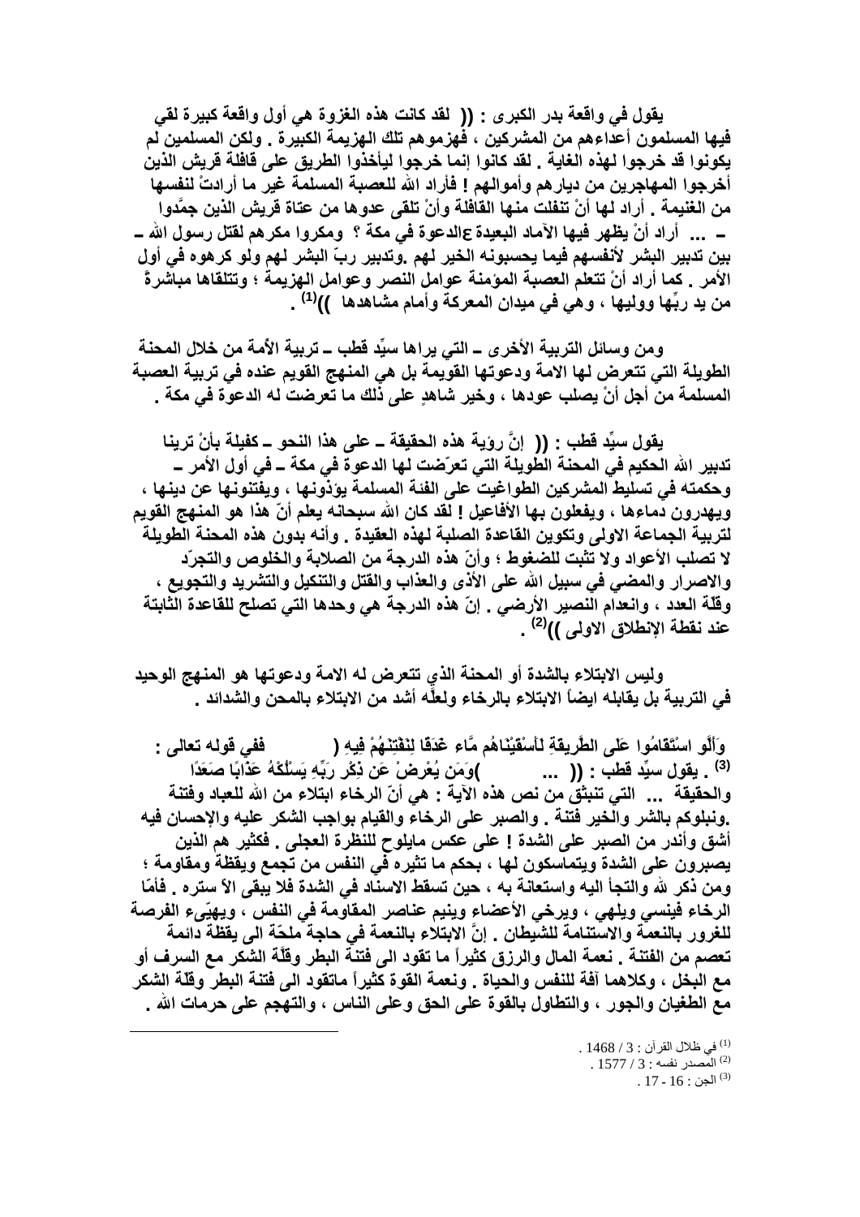يقول في واقعة بدر الكبرى : (( لقد كانت هذه الغزوة هي أول واقعة كبيرة لقي فيها المسلمون أعداءهم من المشركين ، فهزموهم تلك الهزيمة الكبيرة . ولكن المسلمين لم يكونوا قد خرجوا لهذه الغاية . لقد كانوا إنما خرجوا ليأخذوا الطريق على قافلة قريش الذين أخرجوا المهاجرين من ديارهم وأموالهم ! فأراد الله للعصبة المسلمة غير ما أرادتْ لنفسها من الغنيمة . أراد لها أنْ تنفلت منها القافلة وأنْ تلقى عدوها من عتاة قريش الذين جمَّدوا ـ ... أراد أنْ يظهر فيها الآماد البعيدة ﷺ الدعوة في مكة ؟ ومكروا مكرهم لقتل رسول الله ـ بين تدبير البشر لأنفسهم فيما يحسبونه الخير لهم .وتدبير ربّ البشر لهم ولو كرهوه في أول الأمر . كما أراد أنْ تتعلم العصبة المؤمنة عوامل النصر وعوامل الهزيمة ؛ وتتلقاها مباشرةً من يد ربِّها ووليها ، وهي في ميدان المعركة وأمام مشاهدها ))[1] .

ومن وسائل التربية الأخرى ـ التي يراها سيِّد قطب ـ تربية الأمة من خلال المحنة الطويلة التي تتعرض لها الامة ودعوتها القويمة بل هي المنهج القويم عنده في تربية العصبة المسلمة من أجل أنْ يصلب عودها ، وخير شاهدٍ على ذلك ما تعرضت له الدعوة في مكة .

يقول سيِّد قطب : (( إنَّ رؤية هذه الحقيقة ـ على هذا النحو ـ كفيلة بأنْ ترينا تدبير الله الحكيم في المحنة الطويلة التي تعرّضت لها الدعوة في مكة ـ في أول الأمر ـ وحكمته في تسليط المشركين الطواغيت على الفئة المسلمة يؤذونها ، ويفتتونها عن دينها ، ويهدرون دماءها ، ويفعلون بها الأفاعيل ! لقد كان الله سبحانه يعلم أنّ هذا هو المنهج القويم لتربية الجماعة الاولى وتكوين القاعدة الصلبة لهذه العقيدة . وأنه بدون هذه المحنة الطويلة لا تصلب الأعواد ولا تثبت للضغوط ؛ وأنّ هذه الدرجة من الصلابة والخلوص والتجرّد والاصرار والمضي في سبيل الله على الأذى والعذاب والقتل والتنكيل والتشريد والتجويع ، وقلّة العدد ، وانعدام النصير الأرضي . إنّ هذه الدرجة هي وحدها التي تصلح للقاعدة الثابتة عند نقطة الإنطلاق الاولى ))[2] .

وليس الابتلاء بالشدة أو المحنة الذي تتعرض له الامة ودعوتها هو المنهج الوحيد في التربية بل يقابله ايضاً الابتلاء بالرخاء ولعلّه أشد من الابتلاء بالمحن والشدائد .

ففي قوله تعالى : ( وَأَلَّوِ اسْتَقَامُوا عَلَى الطَّرِيقَةِ لَأَسْقَيْنَاهُم مَّاء غَدَقًا لِنَفْتِنَهُمْ فِيهِ وَمَن يُعْرِضْ عَن ذِكْرِ رَبِّهِ يَسْلُكْهُ عَذَابًا صَعَدًا )[3] . يقول سيِّد قطب : (( ... والحقيقة ... التي تنبثق من نص هذه الآية : هي أنّ الرخاء ابتلاء من الله للعباد وفتنة .ونبلوكم بالشر والخير فتنة . والصبر على الرخاء والقيام بواجب الشكر عليه والإحسان فيه أشق وأندر من الصبر على الشدة ! على عكس مايلوح للنظرة العجلى . فكثير هم الذين يصبرون على الشدة ويتماسكون لها ، بحكم ما تثيره في النفس من تجمع ويقظة ومقاومة ؛ ومن ذكر لله والتجأ اليه واستعانة به ، حين تسقط الاسناد في الشدة فلا يبقى الاّ ستره . فأمّا الرخاء فينسي ويلهي ، ويرخي الأعضاء وينيم عناصر المقاومة في النفس ، ويهيّيء الفرصة للغرور بالنعمة والاستنامة للشيطان . إنّ الابتلاء بالنعمة في حاجة ملحّة الى يقظة دائمة تعصم من الفتنة . نعمة المال والرزق كثيراً ما تقود الى فتنة البطر وقلّة الشكر مع السرف أو مع البخل ، وكلاهما آفة للنفس والحياة . ونعمة القوة كثيراً ماتقود الى فتنة البطر وقلّة الشكر مع الطغيان والجور ، والتطاول بالقوة على الحق وعلى الناس ، والتهجم على حرمات الله .

---

[1] في ظلال القرآن : 3 / 1468 .

[2] المصدر نفسه : 3 / 1577 .

[3] الجن : 16 - 17 .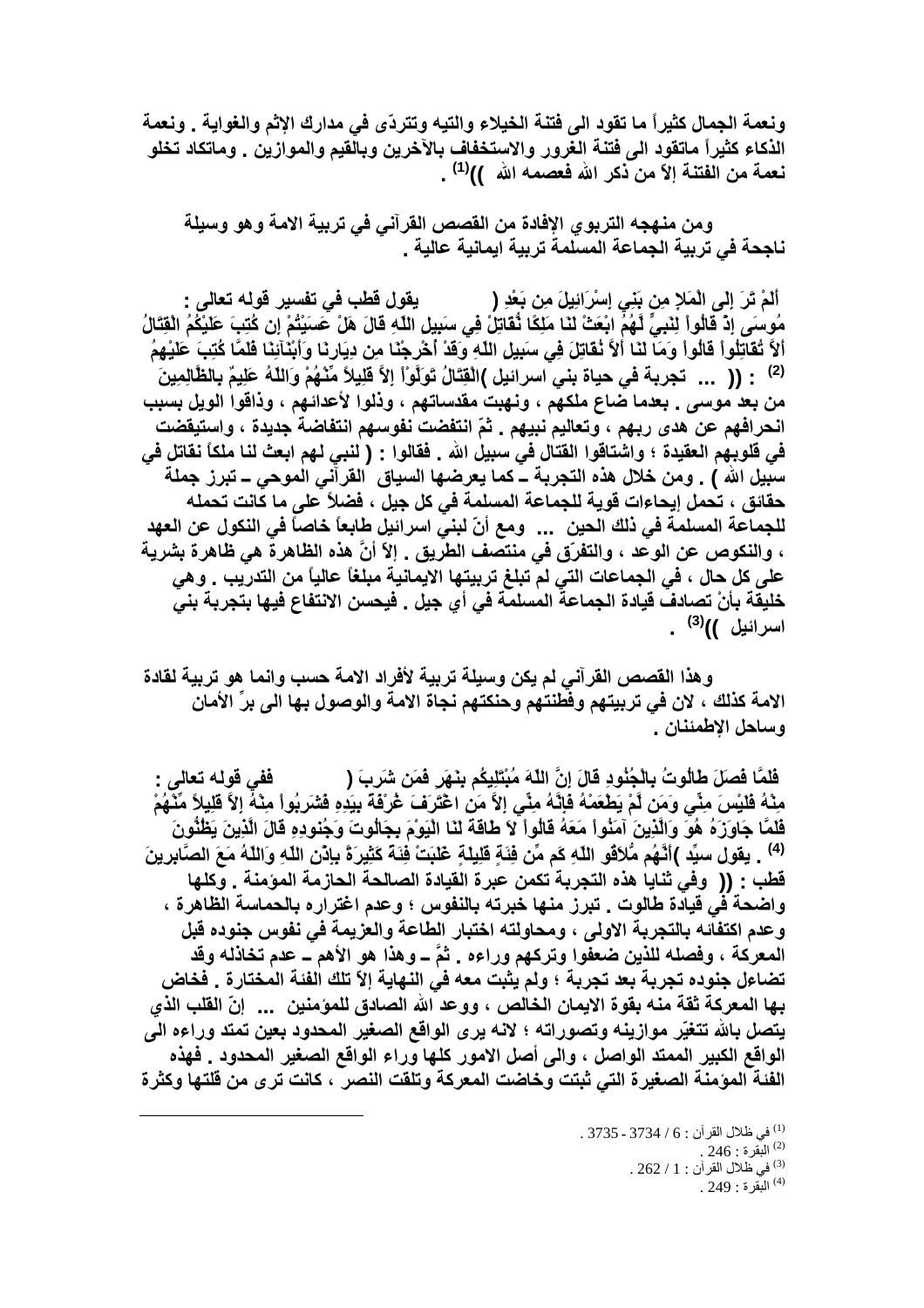ونعمة الجمال كثيراً ما تقود الى فتنة الخيلاء والتيه وتتردّى في مدارك الإثم والغواية . ونعمة الذكاء كثيراً ماتقود الى فتنة الغرور والاستخفاف بالآخرين وبالقيم والموازين . وماتكاد تخلو نعمة من الفتنة إلاّ من ذكر الله فعصمه الله ))[1] .

ومن منهجه التربوي الإفادة من القصص القرآني في تربية الامة وهو وسيلة ناجحة في تربية الجماعة المسلمة تربية ايمانية عالية .

يقول قطب في تفسير قوله تعالى : ( أَلَمْ تَرَ إِلَى الْمَلإِ مِن بَنِي إِسْرَائِيلَ مِن بَعْدِ مُوسَى إِذْ قَالُواْ لِنَبِيٍّ لَّهُمُ ابْعَثْ لَنَا مَلِكًا نُّقَاتِلْ فِي سَبِيلِ اللّهِ قَالَ هَلْ عَسَيْتُمْ إِن كُتِبَ عَلَيْكُمُ الْقِتَالُ أَلاَّ تُقَاتِلُواْ قَالُواْ وَمَا لَنَا أَلاَّ نُقَاتِلَ فِي سَبِيلِ اللّهِ وَقَدْ أُخْرِجْنَا مِن دِيَارِنَا وَأَبْنَآئِنَا فَلَمَّا كُتِبَ عَلَيْهِمُ الْقِتَالُ تَوَلَّوْاْ إِلاَّ قَلِيلاً مِّنْهُمْ وَاللّهُ عَلِيمٌ بِالظَّالِمِينَ )[2] : (( ... تجربة في حياة بني اسرائيل من بعد موسى . بعدما ضاع ملكهم ، ونهبت مقدساتهم ، وذلوا لأعدائهم ، وذاقوا الويل بسبب انحرافهم عن هدى ربهم ، وتعاليم نبيهم . ثمّ انتفضت نفوسهم انتفاضة جديدة ، واستيقظت في قلوبهم العقيدة ؛ واشتاقوا القتال في سبيل الله . فقالوا : ( لنبي لهم ابعث لنا ملكاً نقاتل في سبيل الله ) . ومن خلال هذه التجربة ــ كما يعرضها السياق القرآني الموحي ــ تبرز جملة حقائق ، تحمل إيحاءات قوية للجماعة المسلمة في كل جيل ، فضلاً على ما كانت تحمله للجماعة المسلمة في ذلك الحين ... ومع أنّ لبني اسرائيل طابعاً خاصاً في النكول عن العهد ، والنكوص عن الوعد ، والتفرّق في منتصف الطريق . إلاّ أنَّ هذه الظاهرة هي ظاهرة بشرية على كل حال ، في الجماعات التي لم تبلغ تربيتها الايمانية مبلغاً عالياً من التدريب . وهي خليقة بأنْ تصادف قيادة الجماعة المسلمة في أي جيل . فيحسن الانتفاع فيها بتجربة بني اسرائيل ))[3] .

وهذا القصص القرآني لم يكن وسيلة تربية لأفراد الامة حسب وانما هو تربية لقادة الامة كذلك ، لان في تربيتهم وفطنتهم وحنكتهم نجاة الامة والوصول بها الى برّ الأمان وساحل الإطمئنان .

ففي قوله تعالى : ( فَلَمَّا فَصَلَ طَالُوتُ بِالْجُنُودِ قَالَ إِنَّ اللّهَ مُبْتَلِيكُم بِنَهَرٍ فَمَن شَرِبَ مِنْهُ فَلَيْسَ مِنِّي وَمَن لَّمْ يَطْعَمْهُ فَإِنَّهُ مِنِّي إِلاَّ مَنِ اغْتَرَفَ غُرْفَةً بِيَدِهِ فَشَرِبُواْ مِنْهُ إِلاَّ قَلِيلاً مِّنْهُمْ فَلَمَّا جَاوَزَهُ هُوَ وَالَّذِينَ آمَنُواْ مَعَهُ قَالُواْ لاَ طَاقَةَ لَنَا الْيَوْمَ بِجَالُوتَ وَجُنودِهِ قَالَ الَّذِينَ يَظُنُّونَ أَنَّهُم مُّلاَقُو اللّهِ كَم مِّن فِئَةٍ قَلِيلَةٍ غَلَبَتْ فِئَةً كَثِيرَةً بِإِذْنِ اللّهِ وَاللّهُ مَعَ الصَّابِرِينَ )[4] . يقول سيّد قطب : (( وفي ثنايا هذه التجربة تكمن عبرة القيادة الصالحة الحازمة المؤمنة . وكلها واضحة في قيادة طالوت . تبرز منها خبرته بالنفوس ؛ وعدم اغتراره بالحماسة الظاهرة ، وعدم اكتفائه بالتجربة الاولى ، ومحاولته اختبار الطاعة والعزيمة في نفوس جنوده قبل المعركة ، وفصله للذين ضعفوا وتركهم وراءه . ثمَّ ــ وهذا هو الأهم ــ عدم تخاذله وقد تضاءل جنوده تجربة بعد تجربة ؛ ولم يثبت معه في النهاية إلاّ تلك الفئة المختارة . فخاض بها المعركة ثقة منه بقوة الايمان الخالص ، ووعد الله الصادق للمؤمنين ... إنّ القلب الذي يتصل بالله تتغيّر موازينه وتصوراته ؛ لانه يرى الواقع الصغير المحدود بعين تمتد وراءه الى الواقع الكبير الممتد الواصل ، والى أصل الامور كلها وراء الواقع الصغير المحدود . فهذه الفئة المؤمنة الصغيرة التي ثبتت وخاضت المعركة وتلقت النصر ، كانت ترى من قلتها وكثرة

---

[1] في ظلال القرآن : 6 / 3734 - 3735 .
[2] البقرة : 246 .
[3] في ظلال القرآن : 1 / 262 .
[4] البقرة : 249 .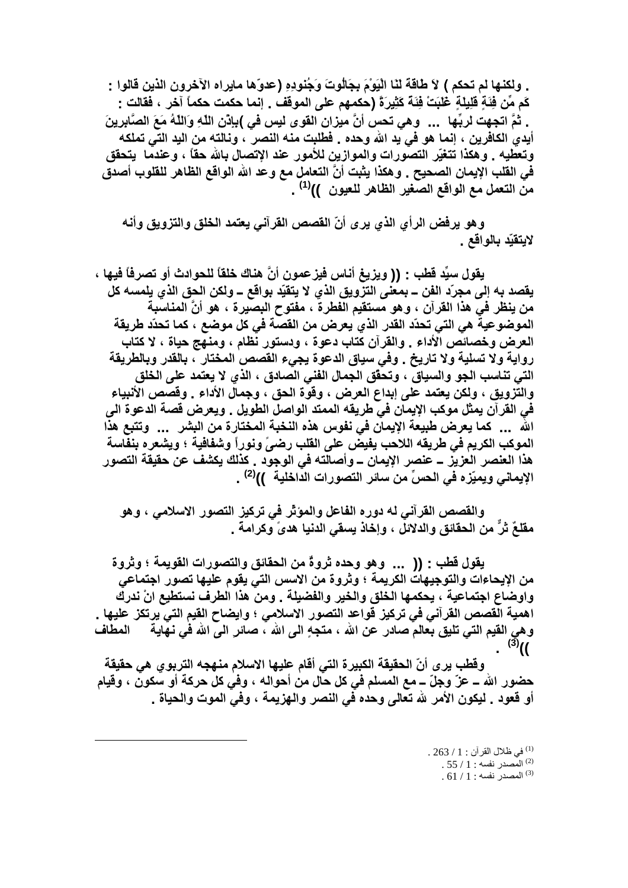. ولكنها لم تحكم ) لاَ طَاقَةَ لَنَا الْيَوْمَ بِجَالُوتَ وَجُنودِهِ (عدوّها مايراه الآخرون الذين قالوا : كَم مِّن فِئَةٍ قَلِيلَةٍ غَلَبَتْ فِئَةً كَثِيرَةً (حكمهم على الموقف . إنما حكمت حكماً آخر ، فقالت : . ثمَّ اتجهت لربِّها ... وهي تحس أنَّ ميزان القوى ليس في )بِإِذْنِ اللّهِ وَاللّهُ مَعَ الصَّابِرِينَ أيدي الكافرين ، إنما هو في يد الله وحده . فطلبت منه النصر ، ونالته من اليد التي تملكه وتعطيه . وهكذا تتغيّر التصورات والموازين للأمور عند الإتصال بالله حقاً ، وعندما يتحقق في القلب الإيمان الصحيح . وهكذا يثبت أنَّ التعامل مع وعد الله الواقع الظاهر للقلوب أصدق من التعمل مع الواقع الصغير الظاهر للعيون ))[1] .

وهو يرفض الرأي الذي يرى أنّ القصص القرآني يعتمد الخلق والتزويق وأنه لايتقيّد بالواقع .

يقول سيِّد قطب : (( ويزيغ أناس فيزعمون أنَّ هناك خلقاً للحوادث أو تصرفاً فيها ، يقصد به إلى مجرّد الفن ــ بمعنى التزويق الذي لا يتقيّد بواقع ــ ولكن الحق الذي يلمسه كل من ينظر في هذا القرآن ، وهو مستقيم الفطرة ، مفتوح البصيرة ، هو أنَّ المناسبة الموضوعية هي التي تحدّد القدر الذي يعرض من القصة في كل موضع ، كما تحدّد طريقة العرض وخصائص الأداء . والقرآن كتاب دعوة ، ودستور نظام ، ومنهج حياة ، لا كتاب رواية ولا تسلية ولا تاريخ . وفي سياق الدعوة يجيء القصص المختار ، بالقدر وبالطريقة التي تناسب الجو والسياق ، وتحقق الجمال الفني الصادق ، الذي لا يعتمد على الخلق والتزويق ، ولكن يعتمد على إبداع العرض ، وقوة الحق ، وجمال الأداء . وقصص الأنبياء في القرآن يمثل موكب الإيمان في طريقه الممتد الواصل الطويل . ويعرض قصة الدعوة الى الله ... كما يعرض طبيعة الإيمان في نفوس هذه النخبة المختارة من البشر ... وتتبع هذا الموكب الكريم في طريقه اللاحب يفيض على القلب رضىً ونوراً وشفافية ؛ ويشعره بنفاسة هذا العنصر العزيز ــ عنصر الإيمان ــ وأصالته في الوجود . كذلك يكشف عن حقيقة التصور الإيماني ويميّزه في الحسِّ من سائر التصورات الداخلية ))[2] .

والقصص القرآني له دوره الفاعل والمؤثّر في تركيز التصور الاسلامي ، وهو مقلعٌ ثرٌّ من الحقائق والدلائل ، وإخاذ يسقي الدنيا هدىً وكرامةً .

يقول قطب : (( ... وهو وحده ثروةٌ من الحقائق والتصورات القويمة ؛ وثروة من الإيحاءات والتوجيهات الكريمة ؛ وثروة من الاسس التي يقوم عليها تصور اجتماعي واوضاع اجتماعية ، يحكمها الخلق والخير والفضيلة . ومن هذا الطرف نستطيع انْ ندرك اهمية القصص القرآني في تركيز قواعد التصور الاسلامي ؛ وإيضاح القيم التي يرتكز عليها . وهي القيم التي تليق بعالم صادر عن الله ، متجهٍ الى الله ، صائر الى الله في نهاية المطاف ))[3] .

وقطب يرى أنّ الحقيقة الكبيرة التي أقام عليها الاسلام منهجه التربوي هي حقيقة حضور الله ــ عزّ وجلّ ــ مع المسلم في كل حال من أحواله ، وفي كل حركة أو سكون ، وقيام أو قعود . ليكون الأمر لله تعالى وحده في النصر والهزيمة ، وفي الموت والحياة .

---

[1] في ظلال القرآن : 1 / 263 .

[2] المصدر نفسه : 1 / 55 .

[3] المصدر نفسه : 1 / 61 .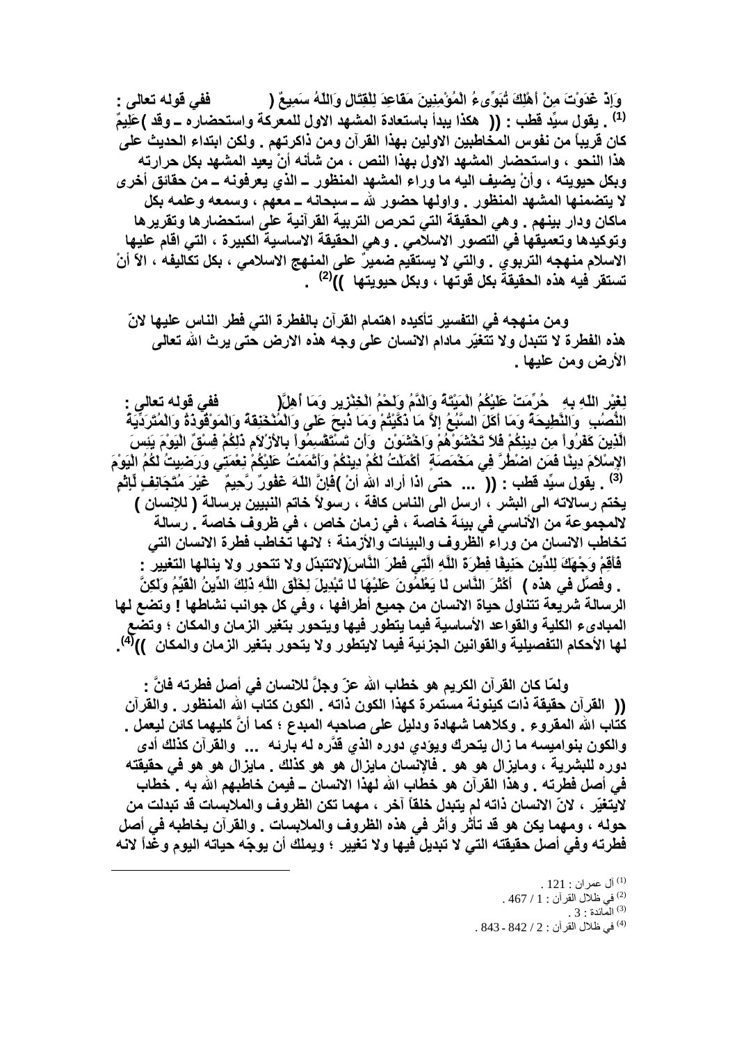ففي قوله تعالى : ( وَإِذْ غَدَوْتَ مِنْ أَهْلِكَ تُبَوِّىءُ الْمُؤْمِنِينَ مَقَاعِدَ لِلْقِتَالِ وَاللّهُ سَمِيعٌ عَلِيمٌ ) [1] . يقول سيّد قطب : (( هكذا يبدأ باستعادة المشهد الاول للمعركة واستحضاره ــ وقد كان قريباً من نفوس المخاطبين الاولين بهذا القرآن ومن ذاكرتهم . ولكن ابتداء الحديث على هذا النحو ، واستحضار المشهد الاول بهذا النص ، من شأنه أنْ يعيد المشهد بكل حرارته وبكل حيويته ، وأنْ يضيف اليه ما وراء المشهد المنظور ــ الذي يعرفونه ــ من حقائق أخرى لا يتضمنها المشهد المنظور . واولها حضور الله ــ سبحانه ــ معهم ، وسمعه وعلمه بكل ماكان ودار بينهم . وهي الحقيقة التي تحرص التربية القرآنية على استحضارها وتقريرها وتوكيدها وتعميقها في التصور الاسلامي . وهي الحقيقة الاساسية الكبيرة ، التي اقام عليها الاسلام منهجه التربوي . والتي لا يستقيم ضميرٌ على المنهج الاسلامي ، بكل تكاليفه ، الاّ أنْ تستقر فيه هذه الحقيقة بكل قوتها ، وبكل حيويتها ))[2] .

ومن منهجه في التفسير تأكيده اهتمام القرآن بالفطرة التي فطر الناس عليها لانّ هذه الفطرة لا تتبدل ولا تتغيّر مادام الانسان على وجه هذه الارض حتى يرث الله تعالى الأرض ومن عليها .

ففي قوله تعالى : ( حُرِّمَتْ عَلَيْكُمُ الْمَيْتَةُ وَالْدَّمُ وَلَحْمُ الْخِنْزِيرِ وَمَا أُهِلَّ لِغَيْرِ اللّهِ بِهِ وَالْمُنْخَنِقَةُ وَالْمَوْقُوذَةُ وَالْمُتَرَدِّيَةُ وَالنَّطِيحَةُ وَمَا أَكَلَ السَّبُعُ إِلاَّ مَا ذَكَّيْتُمْ وَمَا ذُبِحَ عَلَى النُّصُبِ وَأَن تَسْتَقْسِمُواْ بِالأَزْلاَمِ ذَلِكُمْ فِسْقٌ الْيَوْمَ يَئِسَ الَّذِينَ كَفَرُواْ مِن دِينِكُمْ فَلاَ تَخْشَوْهُمْ وَاخْشَوْنِ الْيَوْمَ أَكْمَلْتُ لَكُمْ دِينَكُمْ وَأَتْمَمْتُ عَلَيْكُمْ نِعْمَتِي وَرَضِيتُ لَكُمُ الإِسْلاَمَ دِينًا فَمَنِ اضْطُرَّ فِي مَخْمَصَةٍ غَيْرَ مُتَجَانِفٍ لِّإِثْمٍ فَإِنَّ اللّهَ غَفُورٌ رَّحِيمٌ ) [3] . يقول سيّد قطب : (( ... حتى اذا أراد الله أنْ يختم رسالاته الى البشر ، ارسل الى الناس كافة ، رسولاً خاتم النبيين برسالة ( للإنسان ) لالمجموعة من الأناسي في بيئة خاصة ، في زمان خاص ، في ظروف خاصة . رسالة تخاطب الانسان من وراء الظروف والبيئات والأزمنة ؛ لانها تخاطب فطرة الانسان التي لاتتبدّل ولا تتحور ولا ينالها التغيير : ( فَأَقِمْ وَجْهَكَ لِلدِّينِ حَنِيفًا فِطْرَةَ اللَّهِ الَّتِي فَطَرَ النَّاسَ عَلَيْهَا لَا تَبْدِيلَ لِخَلْقِ اللَّهِ ذَلِكَ الدِّينُ الْقَيِّمُ وَلَكِنَّ أَكْثَرَ النَّاسِ لَا يَعْلَمُونَ ) . وفصَّل في هذه الرسالة شريعة تتناول حياة الانسان من جميع أطرافها ، وفي كل جوانب نشاطها ! وتضع لها المبادىء الكلية والقواعد الأساسية فيما يتطور فيها ويتحور بتغير الزمان والمكان ؛ وتضع لها الأحكام التفصيلية والقوانين الجزئية فيما لايتطور ولا يتحور بتغير الزمان والمكان ))[4].

ولمّا كان القرآن الكريم هو خطاب الله عزّ وجلَّ للانسان في أصل فطرته فانَّ :

(( القرآن حقيقة ذات كينونة مستمرة كهذا الكون ذاته . الكون كتاب الله المنظور . والقرآن كتاب الله المقروء . وكلاهما شهادة ودليل على صاحبه المبدع ؛ كما أنَّ كليهما كائن ليعمل . والكون بنواميسه ما زال يتحرك ويؤدي دوره الذي قدَّره له بارئه ... والقرآن كذلك أدى دوره للبشرية ، ومايزال هو هو . فالإنسان مايزال هو هو كذلك . مايزال هو هو في حقيقته في أصل فطرته . وهذا القرآن هو خطاب الله لهذا الانسان ــ فيمن خاطبهم الله به . خطاب لايتغيّر ، لانّ الانسان ذاته لم يتبدل خلقاً آخر ، مهما تكن الظروف والملابسات قد تبدلت من حوله ، ومهما يكن هو قد تأثر وأثر في هذه الظروف والملابسات . والقرآن يخاطبه في أصل فطرته وفي أصل حقيقته التي لا تبديل فيها ولا تغيير ؛ ويملك أن يوجّه حياته اليوم وغداً لانه

---

[1] آل عمران : 121 .
[2] في ظلال القرآن : 1 / 467 .
[3] المائدة : 3 .
[4] في ظلال القرآن : 2 / 842 - 843 .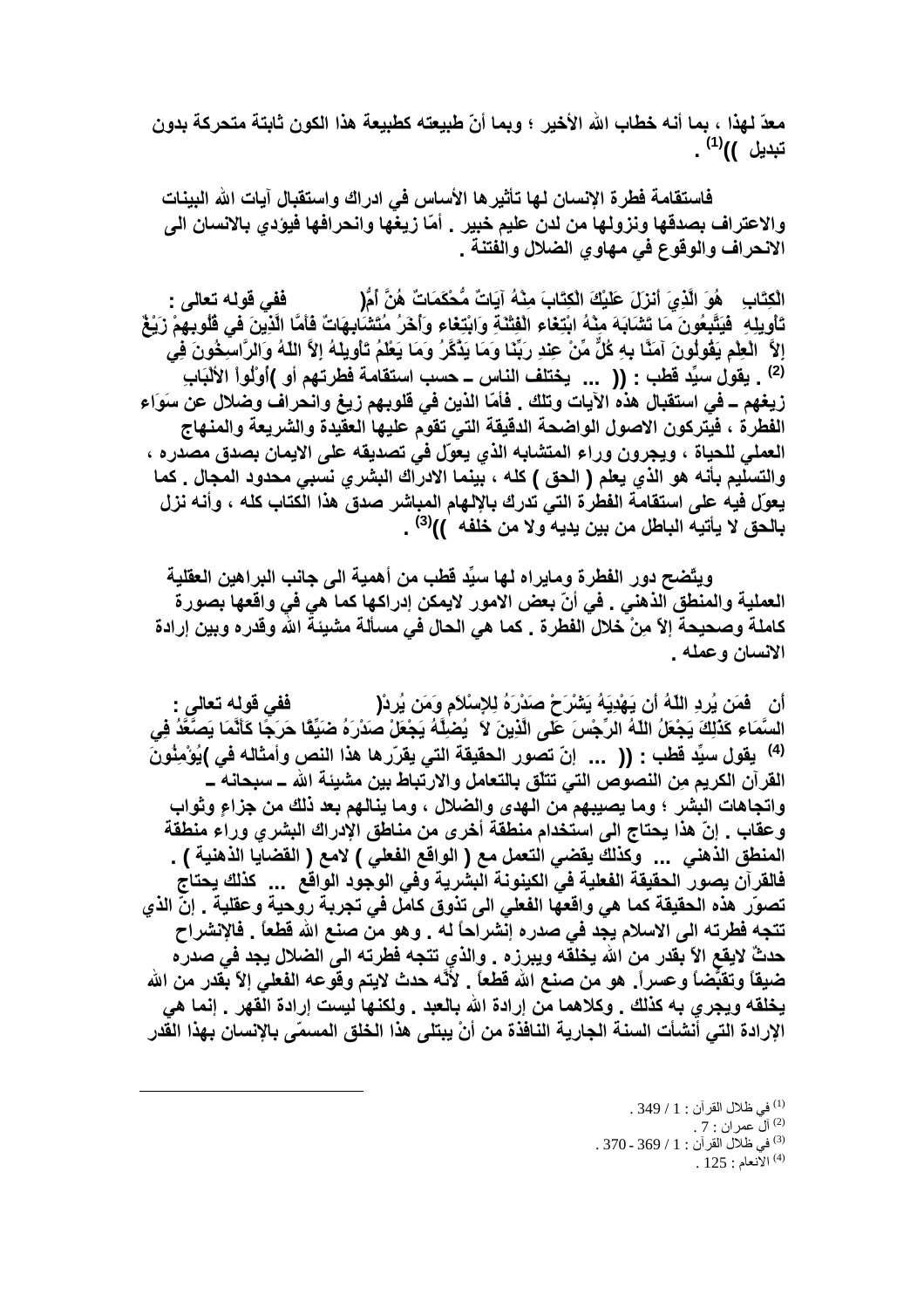معدّ لهذا ، بما أنه خطاب الله الأخير ؛ وبما أنّ طبيعته كطبيعة هذا الكون ثابتة متحركة بدون تبديل ))[1] .

فاستقامة فطرة الإنسان لها تأثيرها الأساس في ادراك واستقبال آيات الله البينات والاعتراف بصدقها ونزولها من لدن عليم خبير . أمّا زيغها وانحرافها فيؤدي بالانسان الى الانحراف والوقوع في مهاوي الضلال والفتنة .

ففي قوله تعالى : )هُوَ الَّذِيَ أَنزَلَ عَلَيْكَ الْكِتَابَ مِنْهُ آيَاتٌ مُّحْكَمَاتٌ هُنَّ أُمُّ الْكِتَابِ وَأُخَرُ مُتَشَابِهَاتٌ فَأَمَّا الَّذِينَ فِي قُلُوبِهِمْ زَيْغٌ فَيَتَّبِعُونَ مَا تَشَابَهَ مِنْهُ ابْتِغَاء الْفِتْنَةِ وَابْتِغَاء تَأْوِيلِهِ وَمَا يَعْلَمُ تَأْوِيلَهُ إِلاَّ اللّهُ وَالرَّاسِخُونَ فِي الْعِلْمِ يَقُولُونَ آمَنَّا بِهِ كُلٌّ مِّنْ عِندِ رَبِّنَا وَمَا يَذَّكَّرُ إِلاَّ أُوْلُواْ الأَلْبَابِ([2] . يقول سيّد قطب : (( ... يختلف الناس ـ حسب استقامة فطرتهم أو زيغهم ـ في استقبال هذه الآيات وتلك . فأمّا الذين في قلوبهم زيغ وانحراف وضلال عن سَوَاء الفطرة ، فيتركون الاصول الواضحة الدقيقة التي تقوم عليها العقيدة والشريعة والمنهاج العملي للحياة ، ويجرون وراء المتشابه الذي يعوّل في تصديقه على الايمان بصدق مصدره ، والتسليم بأنه هو الذي يعلم ( الحق ) كله ، بينما الادراك البشري نسبي محدود المجال . كما يعوّل فيه على استقامة الفطرة التي تدرك بالإلهام المباشر صدق هذا الكتاب كله ، وأنه نزل بالحق لا يأتيه الباطل من بين يديه ولا من خلفه ))[3] .

ويتّضح دور الفطرة ومايراه لها سيّد قطب من أهمية الى جانب البراهين العقلية العملية والمنطق الذهني . في أنّ بعض الامور لايمكن إدراكها كما هي في واقعها بصورة كاملة وصحيحة إلاّ مِنْ خلال الفطرة . كما هي الحال في مسألة مشيئة الله وقدره وبين إرادة الانسان وعمله .

ففي قوله تعالى : )فَمَن يُرِدِ اللّهُ أَن يَهْدِيَهُ يَشْرَحْ صَدْرَهُ لِلإِسْلاَمِ وَمَن يُرِدْ أَن يُضِلَّهُ يَجْعَلْ صَدْرَهُ ضَيِّقًا حَرَجًا كَأَنَّمَا يَصَّعَّدُ فِي السَّمَاء كَذَلِكَ يَجْعَلُ اللّهُ الرِّجْسَ عَلَى الَّذِينَ لاَ يُؤْمِنُونَ([4] يقول سيّد قطب : (( ... إنّ تصور الحقيقة التي يقرّرها هذا النص وأمثاله في القرآن الكريم من النصوص التي تتلّق بالتعامل والارتباط بين مشيئة الله ـ سبحانه ـ واتجاهات البشر ؛ وما يصيبهم من الهدى والضلال ، وما ينالهم بعد ذلك من جزاءٍ وثواب وعقاب . إنّ هذا يحتاج الى استخدام منطقة أخرى من مناطق الإدراك البشري وراء منطقة المنطق الذهني ... وكذلك يقضي التعمل مع ( الواقع الفعلي ) لامع ( القضايا الذهنية ) . فالقرآن يصور الحقيقة الفعلية في الكينونة البشرية وفي الوجود الواقع ... كذلك يحتاج تصوّر هذه الحقيقة كما هي واقعها الفعلي الى تذوق كامل في تجربة روحية وعقلية . إنّ الذي تتجه فطرته الى الاسلام يجد في صدره إنشراحاً له . وهو من صنع الله قطعاً . فالإنشراح حدثٌ لايقع الاّ بقدر من الله يخلقه ويبرزه . والذي تتجه فطرته الى الضلال يجد في صدره ضيقاً وتقبّضاً وعسراً . هو من صنع الله قطعاً . لأنّه حدث لايتم وقوعه الفعلي إلاّ بقدر من الله يخلقه ويجري به كذلك . وكلاهما من إرادة الله بالعبد . ولكنها ليست إرادة القهر . إنما هي الإرادة التي أنشأت السنة الجارية النافذة من أنْ يبتلى هذا الخلق المسمّى بالإنسان بهذا القدر

---

[1] في ظلال القرآن : 1 / 349 .
[2] آل عمران : 7 .
[3] في ظلال القرآن : 1 / 369 - 370 .
[4] الانعام : 125 .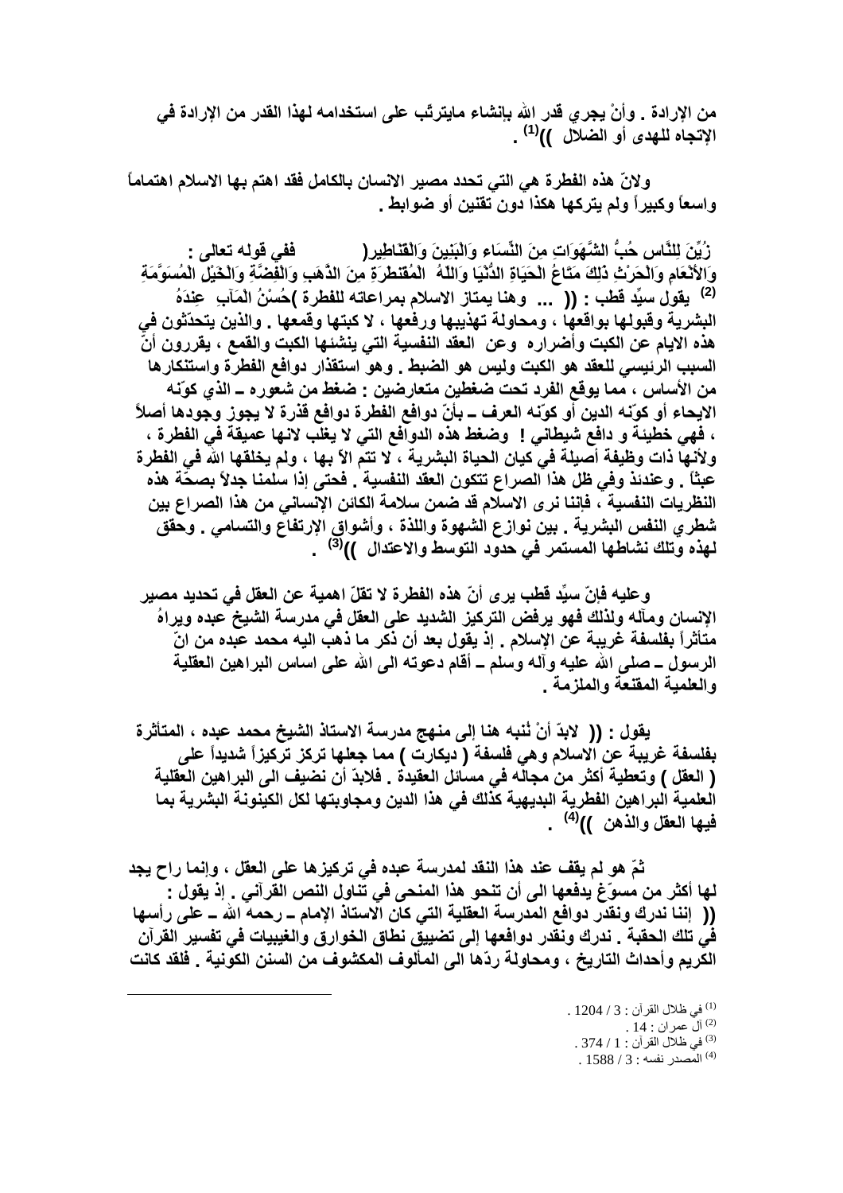من الإرادة . وأنْ يجري قدر الله بانشاء مايترتّب على استخدامه لهذا القدر من الإرادة في الإتجاه للهدى أو الضلال ))[1] .

ولانّ هذه الفطرة هي التي تحدد مصير الانسان بالكامل فقد اهتم بها الاسلام اهتماماً واسعاً وكبيراً ولم يتركها هكذا دون تقنين أو ضوابط .

ففي قوله تعالى : (زُيِّنَ لِلنَّاسِ حُبُّ الشَّهَوَاتِ مِنَ النِّسَاءِ وَالْبَنِينَ وَالْقَنَاطِيرِ الْمُقَنطَرَةِ مِنَ الذَّهَبِ وَالْفِضَّةِ وَالْخَيْلِ الْمُسَوَّمَةِ وَالأَنْعَامِ وَالْحَرْثِ ذَلِكَ مَتَاعُ الْحَيَاةِ الدُّنْيَا وَاللّهُ عِندَهُ حُسْنُ الْمَآبِ)[2] يقول سيِّد قطب : (( ... وهنا يمتاز الاسلام بمراعاته للفطرة البشرية وقبولها بواقعها ، ومحاولة تهذيبها ورفعها ، لا كبتها وقمعها . والذين يتحدّثون في هذه الايام عن الكبت وأضراره وعن العقد النفسية التي ينشئها الكبت والقمع ، يقررون أنّ السبب الرئيسي للعقد هو الكبت وليس هو الضبط . وهو استقذار دوافع الفطرة واستنكارها من الأساس ، مما يوقع الفرد تحت ضغطين متعارضين : ضغط من شعوره ــ الذي كوّنه الايحاء أو كوّنه الدين أو كوّنه العرف ــ بأنّ دوافع الفطرة دوافع قذرة لا يجوز وجودها أصلاً ، فهي خطيئة و دافع شيطاني ! وضغط هذه الدوافع التي لا يغلب لانها عميقة في الفطرة ، ولأنها ذات وظيفة أصيلة في كيان الحياة البشرية ، لا تتم الآ بها ، ولم يخلقها الله في الفطرة عبثاً . وعندئذ وفي ظل هذا الصراع تتكون العقد النفسية . فحتى إذا سلمنا جدلاً بصحّة هذه النظريات النفسية ، فإننا نرى الاسلام قد ضمن سلامة الكائن الإنساني من هذا الصراع بين شطري النفس البشرية . بين نوازع الشهوة واللذة ، وأشواق الإرتفاع والتسامي . وحقق لهذه وتلك نشاطها المستمر في حدود التوسط والاعتدال ))[3] .

وعليه فإنّ سيِّد قطب يرى أنّ هذه الفطرة لا تقلّ اهمية عن العقل في تحديد مصير الإنسان ومآله ولذلك فهو يرفض التركيز الشديد على العقل في مدرسة الشيخ عبده ويراهُ متأثراً بفلسفة غريبة عن الإسلام . إذ يقول بعد أن ذكر ما ذهب اليه محمد عبده من انّ الرسول ــ صلى الله عليه وآله وسلم ــ أقام دعوته الى الله على اساس البراهين العقلية والعلمية المقنعة والملزمة .

يقول : (( لابدّ أنْ نُنبه هنا إلى منهج مدرسة الاستاذ الشيخ محمد عبده ، المتأثرة بفلسفة غريبة عن الاسلام وهي فلسفة ( ديكارت ) مما جعلها تركز تركيزاً شديداً على ( العقل ) وتعطية أكثر من مجاله في مسائل العقيدة . فلابدّ أن نضيف الى البراهين العقلية العلمية البراهين الفطرية البديهية كذلك في هذا الدين ومجاوبتها لكل الكينونة البشرية بما فيها العقل والذهن ))[4] .

ثمّ هو لم يقف عند هذا النقد لمدرسة عبده في تركيزها على العقل ، وإنما راح يجد لها أكثر من مسوّغ يدفعها الى أن تنحو هذا المنحى في تناول النص القرآني . إذ يقول : (( إننا ندرك ونقدر دوافع المدرسة العقلية التي كان الاستاذ الإمام ــ رحمه الله ــ على رأسها في تلك الحقبة . ندرك ونقدر دوافعها إلى تضييق نطاق الخوارق والغيبيات في تفسير القرآن الكريم وأحداث التاريخ ، ومحاولة ردّها الى المألوف المكشوف من السنن الكونية . فلقد كانت

---

[1] في ظلال القرآن : 3 / 1204 .
[2] آل عمران : 14 .
[3] في ظلال القرآن : 1 / 374 .
[4] المصدر نفسه : 3 / 1588 .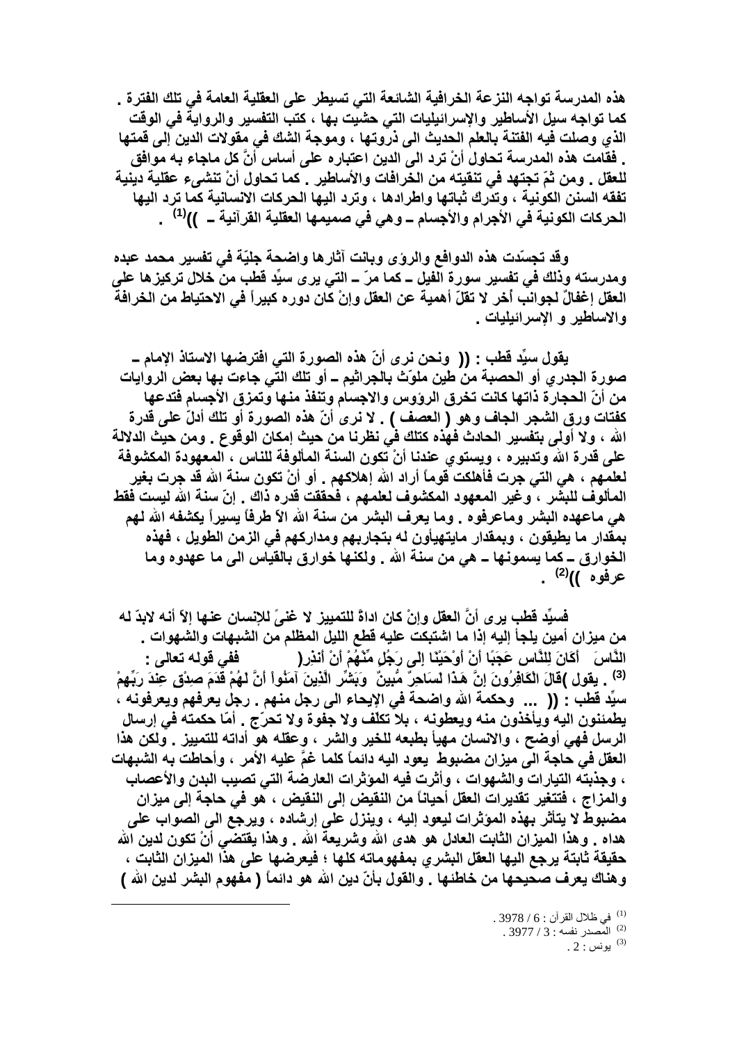هذه المدرسة تواجه النزعة الخرافية الشائعة التي تسيطر على العقلية العامة في تلك الفترة . كما تواجه سيل الأساطير والإسرائيليات التي حشيت بها ، كتب التفسير والرواية في الوقت الذي وصلت فيه الفتنة بالعلم الحديث الى ذروتها ، وموجة الشك في مقولات الدين إلى قمتها . فقامت هذه المدرسة تحاول أنْ ترد الى الدين اعتباره على أساس أنَّ كل ماجاء به موافق للعقل . ومن ثمّ تجتهد في تنقيته من الخرافات والأساطير . كما تحاول أنْ تنشىء عقلية دينية تفقه السنن الكونية ، وتدرك ثباتها واطرادها ، وترد اليها الحركات الانسانية كما ترد اليها الحركات الكونية في الأجرام والأجسام ــ وهي في صميمها العقلية القرآنية ــ ))[1] .

وقد تجسّدت هذه الدوافع والرؤى وبانت آثارها واضحة جليّة في تفسير محمد عبده ومدرسته وذلك في تفسير سورة الفيل ــ كما مرّ ــ التي يرى سيِّد قطب من خلال تركيزها على العقل إغفالٌ لجوانب أخر لا تقلّ أهمية عن العقل وإنْ كان دوره كبيراً في الاحتياط من الخرافة والاساطير و الإسرائيليات .

يقول سيِّد قطب : (( ونحن نرى أنّ هذه الصورة التي افترضها الاستاذ الإمام ــ صورة الجدري أو الحصبة من طين ملوّث بالجراثيم ــ أو تلك التي جاءت بها بعض الروايات من أنّ الحجارة ذاتها كانت تخرق الرؤوس والاجسام وتنفذ منها وتمزق الأجسام فتدعها كفتات ورق الشجر الجاف وهو ( العصف ) . لا نرى أنّ هذه الصورة أو تلك أدلّ على قدرة الله ، ولا أولى بتفسير الحادث فهذه كتلك في نظرنا من حيث إمكان الوقوع . ومن حيث الدلالة على قدرة الله وتدبيره ، ويستوي عندنا أنْ تكون السنة المألوفة للناس ، المعهودة المكشوفة لعلمهم ، هي التي جرت فأهلكت قوماً أراد الله إهلاكهم . أو أنْ تكون سنة الله قد جرت بغير المألوف للبشر ، وغير المعهود المكشوف لعلمهم ، فحققت قدره ذاك . إنّ سنة الله ليست فقط هي ماعهده البشر وماعرفوه . وما يعرف البشر من سنة الله الاّ طرفاً يسيراً يكشفه الله لهم بمقدار ما يطيقون ، وبمقدار مايتهيأون له بتجاربهم ومداركهم في الزمن الطويل ، فهذه الخوارق ــ كما يسمونها ــ هي من سنة الله . ولكنها خوارق بالقياس الى ما عهدوه وما عرفوه ))[2] .

فسيِّد قطب يرى أنَّ العقل وإنْ كان اداةً للتمييز لا غنىً للإنسان عنها إلاّ أنه لابدّ له من ميزان أمين يلجأ إليه إذا ما اشتبكت عليه قطع الليل المظلم من الشبهات والشهوات . ففي قوله تعالى : (أَكَانَ لِلنَّاسِ عَجَبًا أَنْ أَوْحَيْنَا إِلَى رَجُلٍ مِّنْهُمْ أَنْ أَنذِرِ النَّاسَ وَبَشِّرِ الَّذِينَ آمَنُوا أَنَّ لَهُمْ قَدَمَ صِدْقٍ عِنْدَ رَبِّهِمْ قَالَ الْكَافِرُونَ إِنَّ هَذَا لَسَاحِرٌ مُّبِينٌ)[3] . يقول سيِّد قطب : (( ... وحكمة الله واضحة في الإيحاء الى رجل منهم . رجل يعرفهم ويعرفونه ، يطمئنون اليه ويأخذون منه ويعطونه ، بلا تكلف ولا جفوة ولا تحرّج . أمّا حكمته في إرسال الرسل فهي أوضح ، والانسان مهيأ بطبعه للخير والشر ، وعقله هو أداته للتمييز . ولكن هذا العقل في حاجة الى ميزان مضبوط يعود اليه دائماً كلما غمّ عليه الأمر ، وأحاطت به الشبهات ، وجذبته التيارات والشهوات ، وأثرت فيه المؤثرات العارضة التي تصيب البدن والأعصاب والمزاج ، فتتغير تقديرات العقل أحياناً من النقيض إلى النقيض ، هو في حاجة إلى ميزان مضبوط لا يتأثر بهذه المؤثرات ليعود إليه ، وينزل على إرشاده ، ويرجع الى الصواب على هداه . وهذا الميزان الثابت العادل هو هدى الله وشريعة الله . وهذا يقتضي أنْ تكون لدين الله حقيقة ثابتة يرجع اليها العقل البشري بمفهوماته كلها ؛ فيعرضها على هذا الميزان الثابت ، وهناك يعرف صحيحها من خاطئها . والقول بأنّ دين الله هو دائماً ( مفهوم البشر لدين الله )

---

[1] في ظلال القرآن : 6 / 3978 .
[2] المصدر نفسه : 3 / 3977 .
[3] يونس : 2 .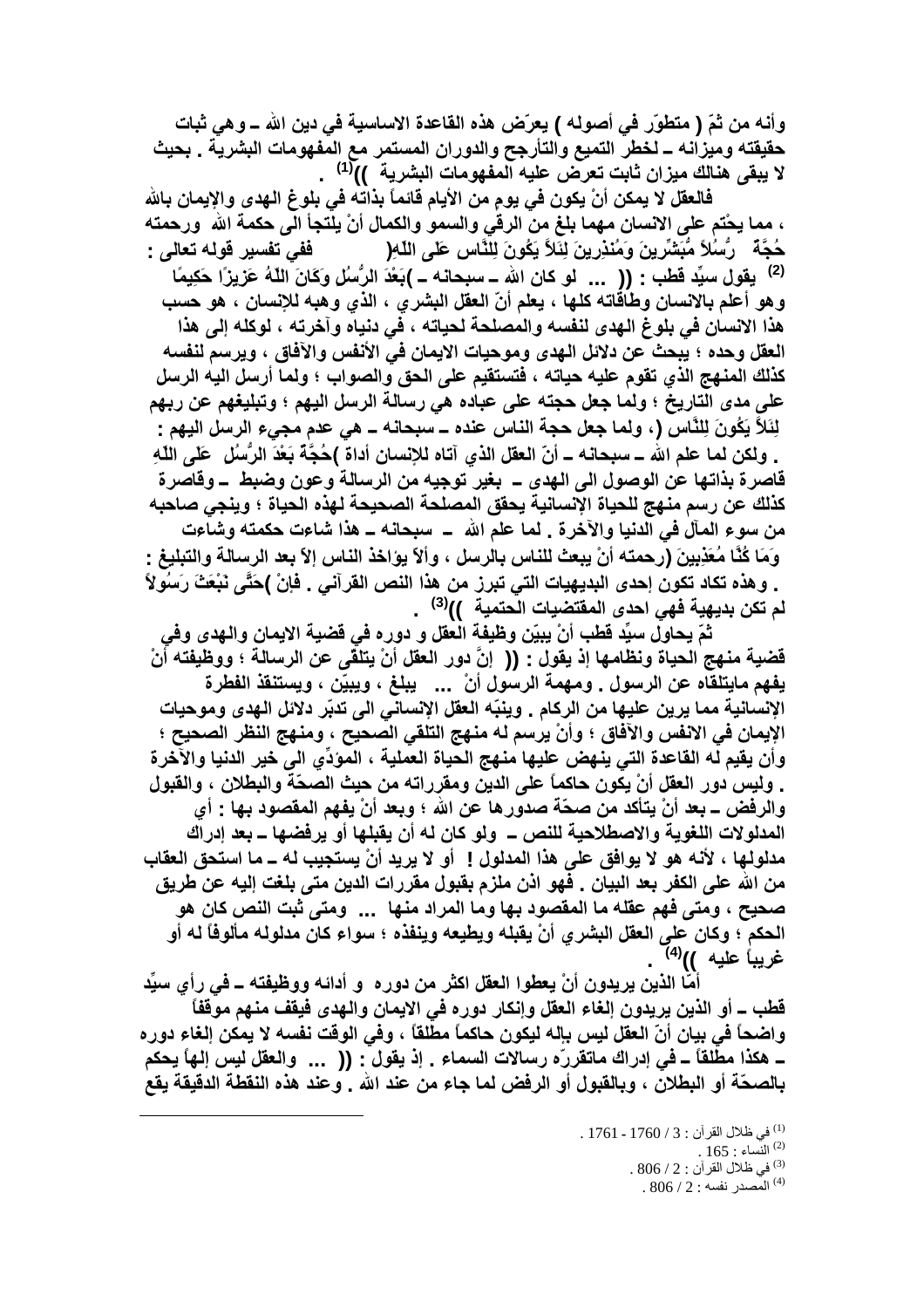وأنه من ثمّ ( متطوّر في أصوله ) يعرّض هذه القاعدة الاساسية في دين الله ــ وهي ثبات حقيقته وميزانه ــ لخطر التميع والتأرجح والدوران المستمر مع المفهومات البشرية . بحيث لا يبقى هنالك ميزان ثابت تعرض عليه المفهومات البشرية ))[1] .

فالعقل لا يمكن أنْ يكون في يومٍ من الأيام قائماً بذاته في بلوغ الهدى والإيمان بالله ، مما يحتّم على الانسان مهما بلغ من الرقي والسمو والكمال أنْ يلتجأ الى حكمة الله ورحمته ففي تفسير قوله تعالى : ﴿ رُّسُلاً مُّبَشِّرِينَ وَمُنذِرِينَ لِئَلاَّ يَكُونَ لِلنَّاسِ عَلَى اللّهِ حُجَّةٌ بَعْدَ الرُّسُلِ وَكَانَ اللّهُ عَزِيزًا حَكِيمًا ﴾[2] يقول سيِّد قطب : (( ... لو كان الله ــ سبحانه ــ وهو أعلم بالانسان وطاقاته كلها ، يعلم أنّ العقل البشري ، الذي وهبه للإنسان ، هو حسب هذا الانسان في بلوغ الهدى لنفسه والمصلحة لحياته ، في دنياه وآخرته ، لوكله إلى هذا العقل وحده ؛ يبحث عن دلائل الهدى وموحيات الايمان في الأنفس والآفاق ، ويرسم لنفسه كذلك المنهج الذي تقوم عليه حياته ، فتستقيم على الحق والصواب ؛ ولما أرسل اليه الرسل على مدى التاريخ ؛ ولما جعل حجته على عباده هي رسالة الرسل اليهم ؛ وتبليغهم عن ربهم ، ولما جعل حجة الناس عنده ــ سبحانه ــ هي عدم مجيء الرسل اليهم : ﴿ لِئَلاَّ يَكُونَ لِلنَّاسِ عَلَى اللّهِ حُجَّةٌ بَعْدَ الرُّسُلِ ﴾ . ولكن لما علم الله ــ سبحانه ــ أنّ العقل الذي آتاه للإنسان أداة قاصرة بذاتها عن الوصول الى الهدى ــ بغير توجيه من الرسالة وعون وضبط ــ وقاصرة كذلك عن رسم منهج للحياة الإنسانية يحقق المصلحة الصحيحة لهذه الحياة ؛ وينجي صاحبه من سوء المآل في الدنيا والآخرة . لما علم الله ــ سبحانه ــ هذا شاءت حكمته وشاءت رحمته أنْ يبعث للناس بالرسل ، وألاّ يؤاخذ الناس إلاّ بعد الرسالة والتبليغ : ﴿ وَمَا كُنَّا مُعَذِّبِينَ حَتَّى نَبْعَثَ رَسُولاً ﴾ . وهذه تكاد تكون إحدى البديهيات التي تبرز من هذا النص القرآني . فإنْ لم تكن بديهية فهي احدى المقتضيات الحتمية ))[3] .

ثمّ يحاول سيِّد قطب أنْ يبيّن وظيفة العقل و دوره في قضية الايمان والهدى وفي قضية منهج الحياة ونظامها إذ يقول : (( إنَّ دور العقل أنْ يتلقى عن الرسالة ؛ ووظيفته أنْ يفهم مايتلقاه عن الرسول . ومهمة الرسول أنْ ... يبلغ ، ويبيّن ، ويستنقذ الفطرة الإنسانية مما يرين عليها من الركام . وينبّه العقل الإنساني الى تدبّر دلائل الهدى وموحيات الإيمان في الانفس والآفاق ؛ وأنْ يرسم له منهج التلقي الصحيح ، ومنهج النظر الصحيح ؛ وأن يقيم له القاعدة التي ينهض عليها منهج الحياة العملية ، المؤدِّي الى خير الدنيا والآخرة . وليس دور العقل أنْ يكون حاكماً على الدين ومقرراته من حيث الصحّة والبطلان ، والقبول والرفض ــ بعد أنْ يتأكد من صحّة صدورها عن الله ؛ وبعد أنْ يفهم المقصود بها : أي المدلولات اللغوية والاصطلاحية للنص ــ ولو كان له أن يقبلها أو يرفضها ــ بعد إدراك مدلولها ، لأنه هو لا يوافق على هذا المدلول ! أو لا يريد أنْ يستجيب له ــ ما استحق العقاب من الله على الكفر بعد البيان . فهو اذن ملزم بقبول مقررات الدين متى بلغت إليه عن طريق صحيح ، ومتى فهم عقله ما المقصود بها وما المراد منها ... ومتى ثبت النص كان هو الحكم ؛ وكان على العقل البشري أنْ يقبله ويطيعه وينفذه ؛ سواء كان مدلوله مألوفاً له أو غريباً عليه ))[4] .

أمّا الذين يريدون أنْ يعطوا العقل اكثر من دوره و أدائه ووظيفته ــ في رأي سيِّد قطب ــ أو الذين يريدون إلغاء العقل وإنكار دوره في الايمان والهدى فيقف منهم موقفاً واضحاً في بيان أنّ العقل ليس بإله ليكون حاكماً مطلقاً ، وفي الوقت نفسه لا يمكن إلغاء دوره ــ هكذا مطلقاً ــ في إدراك ماتقررّه رسالات السماء . إذ يقول : (( ... والعقل ليس إلهاً يحكم بالصحّة أو البطلان ، وبالقبول أو الرفض لما جاء من عند الله . وعند هذه النقطة الدقيقة يقع

---

[1] في ظلال القرآن : 3 / 1760 - 1761 .

[2] النساء : 165 .

[3] في ظلال القرآن : 2 / 806 .

[4] المصدر نفسه : 2 / 806 .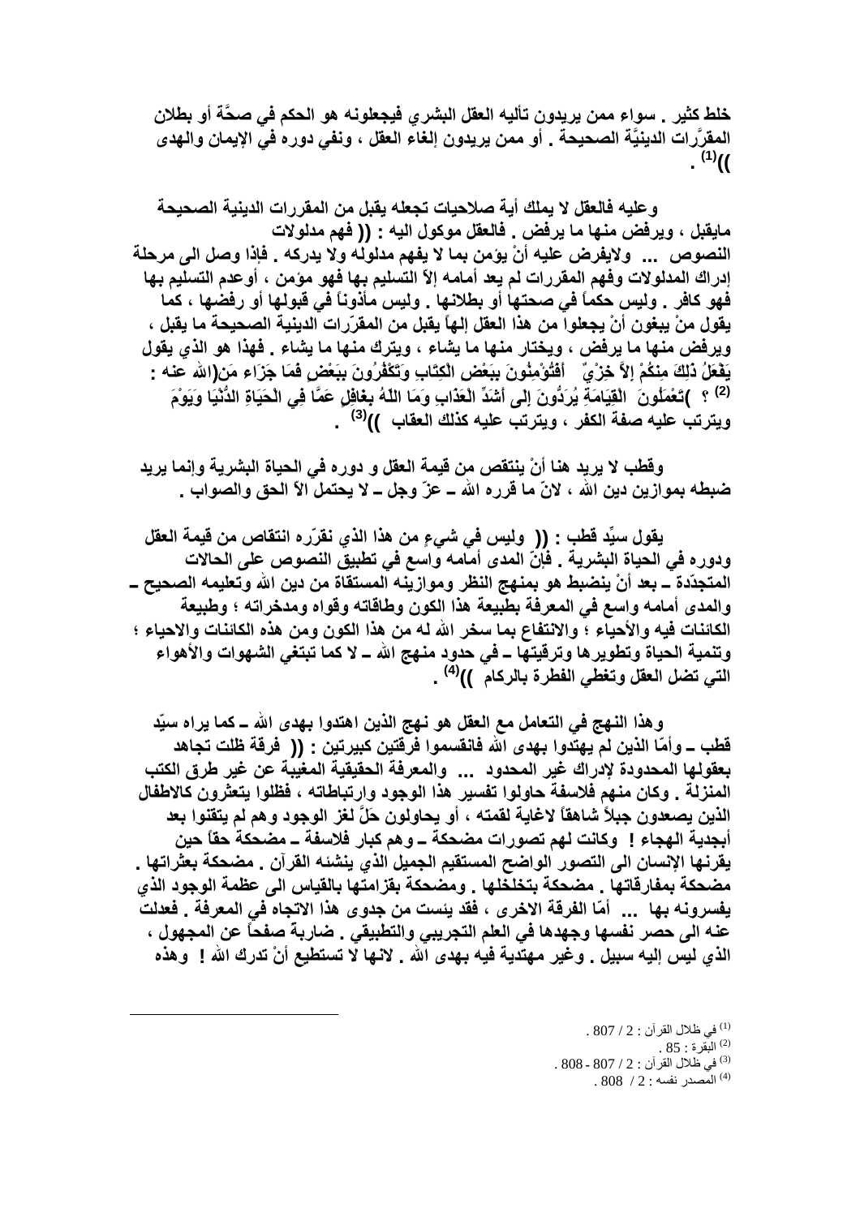خلط كثير . سواء ممن يريدون تأليه العقل البشري فيجعلونه هو الحكم في صحَّة أو بطلان المقرَّرات الدينيَّة الصحيحة . أو ممن يريدون إلغاء العقل ، ونفي دوره في الإيمان والهدى ))[1] .

وعليه فالعقل لا يملك أية صلاحيات تجعله يقبل من المقررات الدينية الصحيحة مايقبل ، ويرفض منها ما يرفض . فالعقل موكول اليه : (( فهم مدلولات النصوص ... ولايفرض عليه أنْ يؤمن بما لا يفهم مدلوله ولا يدركه . فإذا وصل الى مرحلة إدراك المدلولات وفهم المقررات لم يعد أمامه إلاّ التسليم بها فهو مؤمن ، أوعدم التسليم بها فهو كافر . وليس حكماً في صحتها أو بطلانها . وليس مأذوناً في قبولها أو رفضها ، كما يقول منْ يبغون أنْ يجعلوا من هذا العقل إلهاً يقبل من المقرّرات الدينية الصحيحة ما يقبل ، ويرفض منها ما يرفض ، ويختار منها ما يشاء ، ويترك منها ما يشاء . فهذا هو الذي يقول الله عنه : )أَفَتُؤْمِنُونَ بِبَعْضِ الْكِتَابِ وَتَكْفُرُونَ بِبَعْضٍ فَمَا جَزَاء مَن يَفْعَلُ ذَلِكَ مِنكُمْ إِلاَّ خِزْيٌ فِي الْحَيَاةِ الدُّنْيَا وَيَوْمَ الْقِيَامَةِ يُرَدُّونَ إِلَى أَشَدِّ الْعَذَابِ وَمَا اللّهُ بِغَافِلٍ عَمَّا تَعْمَلُونَ( [2] ؟ ويترتب عليه صفة الكفر ، ويترتب عليه كذلك العقاب ))[3] .

وقطب لا يريد هنا أنْ ينتقص من قيمة العقل و دوره في الحياة البشرية وإنما يريد ضبطه بموازين دين الله ، لانّ ما قرره الله ــ عزّ وجل ــ لا يحتمل الاّ الحق والصواب .

يقول سيِّد قطب : (( وليس في شيءٍ من هذا الذي نقرّره انتقاص من قيمة العقل ودوره في الحياة البشرية . فإنّ المدى أمامه واسع في تطبيق النصوص على الحالات المتجدّدة ــ بعد أنْ ينضبط هو بمنهج النظر وموازينه المستقاة من دين الله وتعليمه الصحيح ــ والمدى أمامه واسع في المعرفة بطبيعة هذا الكون وطاقاته وقواه ومدخراته ؛ وطبيعة الكائنات فيه والأحياء ؛ والانتفاع بما سخر الله له من هذا الكون ومن هذه الكائنات والاحياء ؛ وتنمية الحياة وتطويرها وترقيتها ــ في حدود منهج الله ــ لا كما تبتغي الشهوات والأهواء التي تضل العقل وتغطي الفطرة بالركام ))[4] .

وهذا النهج في التعامل مع العقل هو نهج الذين اهتدوا بهدى الله ــ كما يراه سيّد قطب ــ وأمّا الذين لم يهتدوا بهدى الله فانقسموا فرقتين كبيرتين : (( فرقة ظلت تجاهد بعقولها المحدودة لإدراك غير المحدود ... والمعرفة الحقيقية المغيبة عن غير طرق الكتب المنزلة . وكان منهم فلاسفة حاولوا تفسير هذا الوجود وارتباطاته ، فظلوا يتعثرون كالاطفال الذين يصعدون جبلاً شاهقاً لاغاية لقمته ، أو يحاولون حَلَّ لغز الوجود وهم لم يتقنوا بعد أبجدية الهجاء ! وكانت لهم تصورات مضحكة ــ وهم كبار فلاسفة ــ مضحكة حقاً حين يقرنها الإنسان الى التصور الواضح المستقيم الجميل الذي ينشئه القرآن . مضحكة بعثراتها . مضحكة بمفارقاتها . مضحكة بتخلخلها . ومضحكة بقزامتها بالقياس الى عظمة الوجود الذي يفسرونه بها ... أمّا الفرقة الاخرى ، فقد يئست من جدوى هذا الاتجاه في المعرفة . فعدلت عنه الى حصر نفسها وجهدها في العلم التجريبي والتطبيقي . ضاربة صفحاً عن المجهول ، الذي ليس إليه سبيل . وغير مهتدية فيه بهدى الله . لانها لا تستطيع أنْ تدرك الله ! وهذه

---

[1] في ظلال القرآن : 2 / 807 .
[2] البقرة : 85 .
[3] في ظلال القرآن : 2 / 807 - 808 .
[4] المصدر نفسه : 2 / 808 .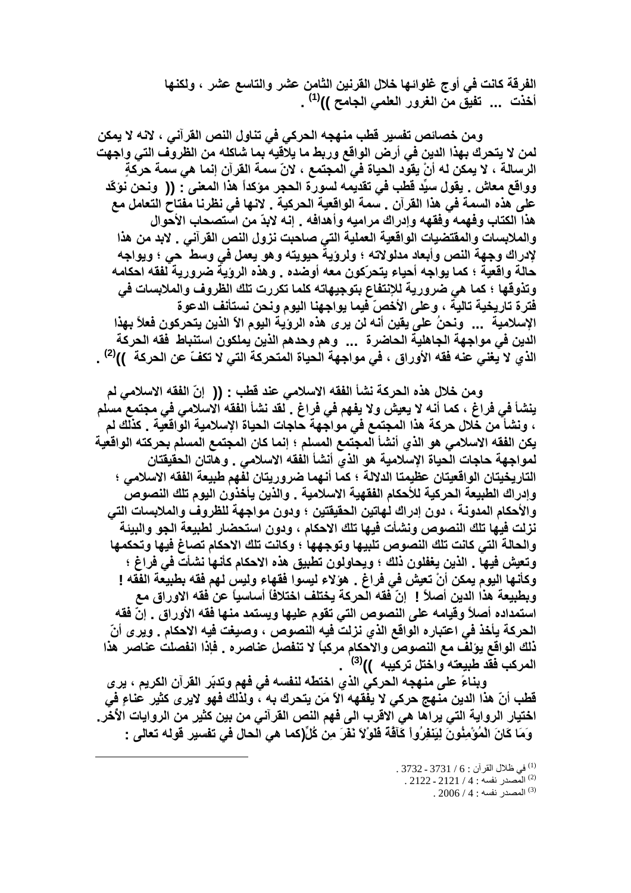الفرقة كانت في أوج غلوائها خلال القرنين الثامن عشر والتاسع عشر ، ولكنها أخذت ... تفيق من الغرور العلمي الجامح ))[1] .

ومن خصائص تفسير قطب منهجه الحركي في تناول النص القرآني ، لانه لا يمكن لمن لا يتحرك بهذا الدين في أرض الواقع وربط ما يلاقيه بما شاكله من الظروف التي واجهت الرسالة ، لا يمكن له أنْ يقود الحياة في المجتمع ، لانّ سمة القرآن إنما هي سمة حركةٍ وواقع معاش . يقول سيِّد قطب في تقديمه لسورة الحجر مؤكداً هذا المعنى : (( ونحن نؤكّد على هذه السمة في هذا القرآن . سمة الواقعية الحركية . لانها في نظرنا مفتاح التعامل مع هذا الكتاب وفهمه وفقهه وإدراك مراميه وأهدافه . إنه لابدّ من استصحاب الأحوال والملابسات والمقتضيات الواقعية العملية التي صاحبت نزول النص القرآني . لابد من هذا لإدراك وجهة النص وأبعاد مدلولاته ؛ ولروْية حيويته وهو يعمل في وسط حي ؛ ويواجه حالة واقعية ؛ كما يواجه أحياء يتحرّكون معه أوضده . وهذه الروْية ضرورية لفقه احكامه وتذوقها ؛ كما هي ضرورية للإنتفاع بتوجيهاته كلما تكررت تلك الظروف والملابسات في فترة تاريخية تالية ، وعلى الأخصّ فيما يواجهنا اليوم ونحن نستأنف الدعوة الإسلامية ... ونحنُ على يقين أنه لن يرى هذه الروْية اليوم الاّ الذين يتحركون فعلاً بهذا الدين في مواجهة الجاهلية الحاضرة ... وهم وحدهم الذين يملكون استنباط فقه الحركة الذي لا يغني عنه فقه الأوراق ، في مواجهة الحياة المتحركة التي لا تكفّ عن الحركة ))[2] .

ومن خلال هذه الحركة نشأ الفقه الاسلامي عند قطب : (( إنّ الفقه الاسلامي لم ينشأ في فراغ ، كما أنه لا يعيش ولا يفهم في فراغ . لقد نشأ الفقه الاسلامي في مجتمع مسلم ، ونشأ من خلال حركة هذا المجتمع في مواجهة حاجات الحياة الإسلامية الواقعية . كذلك لم يكن الفقه الاسلامي هو الذي أنشأ المجتمع المسلم ؛ إنما كان المجتمع المسلم بحركته الواقعية لمواجهة حاجات الحياة الإسلامية هو الذي أنشأ الفقه الاسلامي . وهاتان الحقيقتان التاريخيتان الواقعيتان عظيمتا الدلالة ؛ كما أنهما ضروريتان لفهم طبيعة الفقه الاسلامي ؛ وإدراك الطبيعة الحركية للأحكام الفقهية الاسلامية . والذين يأخذون اليوم تلك النصوص والأحكام المدونة ، دون إدراك لهاتين الحقيقتين ؛ ودون مواجهة للظروف والملابسات التي نزلت فيها تلك النصوص ونشأت فيها تلك الاحكام ، ودون استحضار لطبيعة الجو والبيئة والحالة التي كانت تلك النصوص تلبيها وتوجهها ؛ وكانت تلك الاحكام تصاغ فيها وتحكمها وتعيش فيها . الذين يغفلون ذلك ؛ ويحاولون تطبيق هذه الاحكام كأنها نشأت في فراغ ؛ وكأنها اليوم يمكن أنْ تعيش في فراغ . هؤلاء ليسوا فقهاء وليس لهم فقه بطبيعة الفقه ! وبطبيعة هذا الدين أصلاً ! إنّ فقه الحركة يختلف اختلافاً أساسياً عن فقه الاوراق مع استمداده أصلاً وقيامه على النصوص التي تقوم عليها ويستمد منها فقه الأوراق . إنّ فقه الحركة يأخذ في اعتباره الواقع الذي نزلت فيه النصوص ، وصيغت فيه الاحكام . ويرى أنّ ذلك الواقع يؤلف مع النصوص والاحكام مركباً لا تنفصل عناصره . فإذا انفصلت عناصر هذا المركب فقد طبيعته واختل تركيبه ))[3] .

وبناءً على منهجه الحركي الذي اختطه لنفسه في فهم وتدبّر القرآن الكريم ، يرى قطب أنّ هذا الدين منهج حركي لا يفقهه الاّ مَن يتحرك به ، ولذلك فهو لايرى كثير عناءٍ في اختيار الرواية التي يراها هي الاقرب الى فهم النص القرآني من بين كثير من الروايات الأخر. كما هي الحال في تفسير قوله تعالى : وَمَا كَانَ الْمُؤْمِنُونَ لِيَنفِرُواْ كَآفَّةً فَلَوْلاَ نَفَرَ مِن كُلِّ

---

[1] في ظلال القرآن : 6 / 3731 - 3732 .

[2] المصدر نفسه : 4 / 2121 - 2122 .

[3] المصدر نفسه : 4 / 2006 .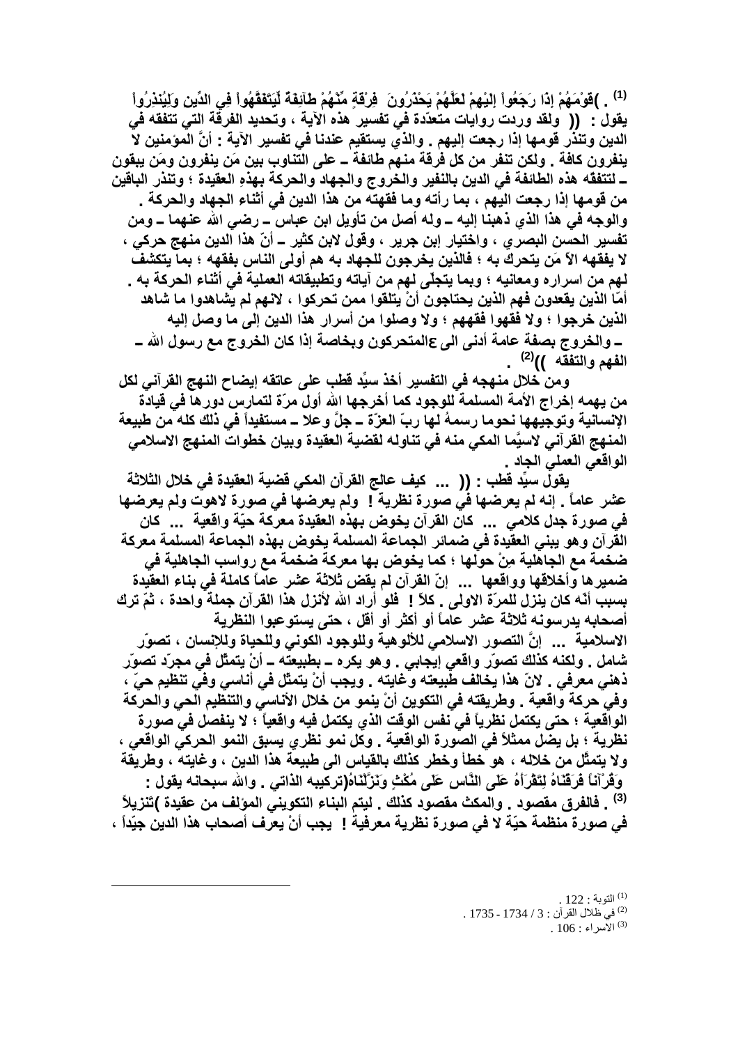)فَلَوْلاَ نَفَرَ مِن كُلِّ فِرْقَةٍ مِّنْهُمْ طَآئِفَةٌ لِّيَتَفَقَّهُواْ فِي الدِّينِ وَلِيُنذِرُواْ قَوْمَهُمْ إِذَا رَجَعُواْ إِلَيْهِمْ لَعَلَّهُمْ يَحْذَرُونَ( [1] . يقول : (( ولقد وردت روايات متعدّدة في تفسير هذه الآية ، وتحديد الفرقة التي تتفقه في الدين وتنذر قومها إذا رجعت إليهم . والذي يستقيم عندنا في تفسير الآية : أنَّ المؤمنين لا ينفرون كافة . ولكن تنفر من كل فرقة منهم طائفة ــ على التناوب بين مَن ينفرون ومَن يبقون ــ لتتفقّه هذه الطائفة في الدين بالنفير والخروج والجهاد والحركة بهذهِ العقيدة ؛ وتنذر الباقين من قومها إذا رجعت اليهم ، بما رأته وما فقهته من هذا الدين في أثناء الجهاد والحركة .

والوجه في هذا الذي ذهبنا إليه ــ وله أصل من تأويل ابن عباس ــ رضي الله عنهما ــ ومن تفسير الحسن البصري ، واختيار إبن جرير ، وقول لابن كثير ــ أنّ هذا الدين منهج حركي ، لا يفقهه الاّ مَن يتحرك به ؛ فالذين يخرجون للجهاد به هم أولى الناس بفقهه ؛ بما يتكشف لهم من اسراره ومعانيه ؛ وبما يتجلّى لهم من آياته وتطبيقاته العملية في أثناء الحركة به . أمّا الذين يقعدون فهم الذين يحتاجون أنْ يتلقوا ممن تحركوا ، لانهم لم يشاهدوا ما شاهد الذين خرجوا ؛ ولا فقهوا فقههم ؛ ولا وصلوا من أسرار هذا الدين إلى ما وصل إليه المتحركون وبخاصة إذا كان الخروج مع رسول الله ــ عليه الصلاة والسلام ــ والخروج بصفة عامة أدنى الى الفهم والتفقه ))[2] .

ومن خلال منهجه في التفسير أخذ سيِّد قطب على عاتقه إيضاح النهج القرآني لكل من يهمه إخراج الأمة المسلمة للوجود كما أخرجها الله أول مرّة لتمارس دورها في قيادة الإنسانية وتوجيهها نحوما رسمهُ لها ربّ العزّة ــ جلَّ وعلا ــ مستفيداً في ذلك كله من طبيعة المنهج القرآني لاسيَّما المكي منه في تناوله لقضية العقيدة وبيان خطوات المنهج الاسلامي الواقعي العملي الجاد .

يقول سيِّد قطب : (( ... كيف عالج القرآن المكي قضية العقيدة في خلال الثلاثة عشر عاماً . إنه لم يعرضها في صورة نظرية ! ولم يعرضها في صورة لاهوت ولم يعرضها في صورة جدل كلامي ... كان القرآن يخوض بهذه العقيدة معركة حيّة واقعية ... كان القرآن وهو يبني العقيدة في ضمائر الجماعة المسلمة يخوض بهذه الجماعة المسلمة معركة ضخمة مع الجاهلية مِنْ حولها ؛ كما يخوض بها معركة ضخمة مع رواسب الجاهلية في ضميرها وأخلاقها وواقعها ... إنّ القرآن لم يقضِ ثلاثة عشر عاماً كاملة في بناء العقيدة بسبب أنّه كان ينزل للمرّة الاولى . كلاّ ! فلو أراد الله لأنزل هذا القرآن جملة واحدة ، ثمّ ترك أصحابه يدرسونه ثلاثة عشر عاماً أو أكثر أو أقل ، حتى يستوعبوا النظرية الاسلامية ... إنَّ التصور الاسلامي للألوهية وللوجود الكوني وللحياة وللإنسان ، تصوّر شامل . ولكنه كذلك تصوّر واقعي إيجابي . وهو يكره ــ بطبيعته ــ أنْ يتمثّل في مجرّد تصوّر ذهني معرفي . لانّ هذا يخالف طبيعته وغايته . ويجب أنْ يتمثّل في أناسي وفي تنظيم حيّ ، وفي حركة واقعية . وطريقته في التكوين أنْ ينمو من خلال الأناسي والتنظيم الحي والحركة الواقعية ؛ حتى يكتمل نظرياً في نفس الوقت الذي يكتمل فيه واقعياً ؛ لا ينفصل في صورة نظرية ؛ بل يضل ممثلاً في الصورة الواقعية . وكل نمو نظري يسبق النمو الحركي الواقعي ، ولا يتمثّل من خلاله ، هو خطأ وخطر كذلك بالقياس الى طبيعة هذا الدين ، وغايته ، وطريقة تركيبه الذاتي . والله سبحانه يقول : )وَقُرْآناً فَرَقْنَاهُ لِتَقْرَأَهُ عَلَى النَّاس عَلَى مُكْثٍ وَنَزَّلْنَاهُ تَنْزِيلاً( [3] . فالفرق مقصود . والمكث مقصود كذلك . ليتم البناء التكويني المؤلف من عقيدة في صورة منظمة حيّة لا في صورة نظرية معرفية ! يجب أنْ يعرف أصحاب هذا الدين جيّداً ،

---

[1] التوبة : 122 .

[2] في ظلال القرآن : 3 / 1734 - 1735 .

[3] الأسراء : 106 .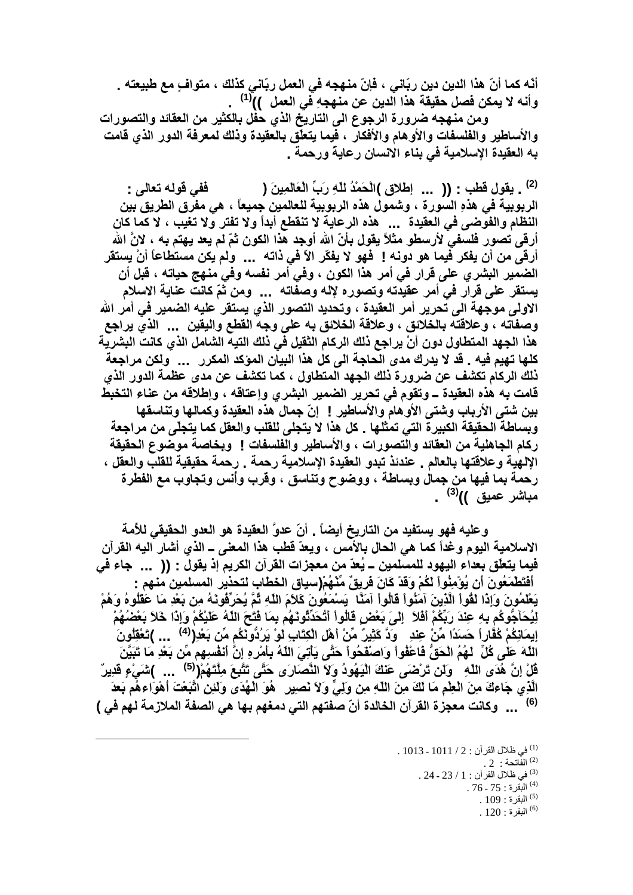أنّه كما أنّ هذا الدين دين ربّاني ، فإنّ منهجه في العمل ربّاني كذلك ، متوافقٍ مع طبيعته . وأنه لا يمكن فصل حقيقة هذا الدين عن منهجه في العمل ))[1] .

ومن منهجه ضرورة الرجوع الى التاريخ الذي حفل بالكثير من العقائد والتصورات والأساطير والفلسفات والأوهام والأفكار ، فيما يتعلّق بالعقيدة وذلك لمعرفة الدور الذي قامت به العقيدة الإسلامية في بناء الانسان رعاية ورحمة .

يقول قطب : (( ... إطلاق )الْحَمْدُ للّهِ رَبِّ الْعَالَمِينَ ([2] . ففي قوله تعالى : الربوبية في هذهِ السورة ، وشمول هذه الربوبية للعالمين جميعاً ، هي مفرق الطريق بين النظام والفوضى في العقيدة ... هذه الرعاية لا تنقطع أبداً ولا تفتر ولا تغيب ، لا كما كان أرقى تصور فلسفي لأرسطو مثلاً يقول بأنّ الله أوجد هذا الكون ثمّ لم يعد يهتم به ، لانّ الله أرقى من أن يفكر فيما هو دونه ! فهو لا يفكّر الاّ في ذاته ... ولم يكن مستطاعاً أنْ يستقر الضمير البشري على قرار في أمر هذا الكون ، وفي أمر نفسه وفي منهج حياته ، قبل أن يستقر على قرار في أمر عقيدته وتصوره لإله وصفاته ... ومن ثمّ كانت عناية الاسلام الاولى موجهة الى تحرير أمر العقيدة ، وتحديد التصور الذي يستقر عليه الضمير في أمر الله وصفاته ، وعلاقته بالخلائق ، وعلاقة الخلائق به على وجه القطع واليقين ... الذي يراجع هذا الجهد المتطاول دون أنْ يراجع ذلك الركام الثقيل في ذلك التيه الشامل الذي كانت البشرية كلها تهيم فيه . قد لا يدرك مدى الحاجة الى كل هذا البيان المؤكد المكرر ... ولكن مراجعة ذلك الركام تكشف عن ضرورة ذلك الجهد المتطاول ، كما تكشف عن مدى عظمة الدور الذي قامت به هذه العقيدة ــ وتقوم في تحرير الضمير البشري وإعتاقه ، وإطلاقه من عناء التخبط بين شتى الأرباب وشتى الأوهام والأساطير ! إنّ جمال هذه العقيدة وكمالها وتناسقها وبساطة الحقيقة الكبيرة التي تمثلها . كل هذا لا يتجلى للقلب والعقل كما يتجلّى من مراجعة ركام الجاهلية من العقائد والتصورات ، والأساطير والفلسفات ! وبخاصة موضوع الحقيقة الإلهية وعلاقتها بالعالم . عندئذ تبدو العقيدة الإسلامية رحمة . رحمة حقيقية للقلب والعقل ، رحمة بما فيها من جمال وبساطة ، ووضوح وتناسق ، وقرب وأنس وتجاوب مع الفطرة مباشر عميق ))[3] .

وعليه فهو يستفيد من التاريخ أيضاً . أنّ عدوَّ العقيدة هو العدو الحقيقي للأمة الاسلامية اليوم وغداً كما هي الحال بالأمس ، ويعدّ قطب هذا المعنى ــ الذي أشار اليه القرآن فيما يتعلّق بعداء اليهود للمسلمين ــ يُعدّ من معجزات القرآن الكريم إذ يقول : (( ... جاء في سياق الخطاب لتحذير المسلمين منهم : )أَفَتَطْمَعُونَ أَن يُؤْمِنُواْ لَكُمْ وَقَدْ كَانَ فَرِيقٌ مِّنْهُمْ يَسْمَعُونَ كَلاَمَ اللّهِ ثُمَّ يُحَرِّفُونَهُ مِن بَعْدِ مَا عَقَلُوهُ وَهُمْ يَعْلَمُونَ وَإِذَا لَقُواْ الَّذِينَ آمَنُواْ قَالُواْ آمَنَّا وَإِذَا خَلاَ بَعْضُهُمْ إِلَىَ بَعْضٍ قَالُواْ أَتُحَدِّثُونَهُم بِمَا فَتَحَ اللّهُ عَلَيْكُمْ لِيُحَاجُّوكُم بِهِ عِندَ رَبِّكُمْ أَفَلاَ تَعْقِلُونَ ... ([4] )وَدَّ كَثِيرٌ مِّنْ أَهْلِ الْكِتَابِ لَوْ يَرُدُّونَكُم مِّن بَعْدِ إِيمَانِكُمْ كُفَّاراً حَسَدًا مِّنْ عِندِ أَنفُسِهِم مِّن بَعْدِ مَا تَبَيَّنَ لَهُمُ الْحَقُّ فَاعْفُواْ وَاصْفَحُواْ حَتَّى يَأْتِيَ اللّهُ بِأَمْرِهِ إِنَّ اللّهَ عَلَى كُلِّ شَيْءٍ قَدِيرٌ ... ([5] )وَلَن تَرْضَى عَنكَ الْيَهُودُ وَلاَ النَّصَارَى حَتَّى تَتَّبِعَ مِلَّتَهُمْ قُلْ إِنَّ هُدَى اللّهِ هُوَ الْهُدَى وَلَئِنِ اتَّبَعْتَ أَهْوَاءهُم بَعْدَ الَّذِي جَاءكَ مِنَ الْعِلْمِ مَا لَكَ مِنَ اللّهِ مِن وَلِيٍّ وَلاَ نَصِيرٍ ([6] ... وكانت معجزة القرآن الخالدة أنّ صفتهم التي دمغهم بها هي الصفة الملازمة لهم في )

---

[1] في ظلال القرآن : 2 / 1011 - 1013 .
[2] الفاتحة : 2 .
[3] في ظلال القرآن : 1 / 23 - 24 .
[4] البقرة : 75 - 76 .
[5] البقرة : 109 .
[6] البقرة : 120 .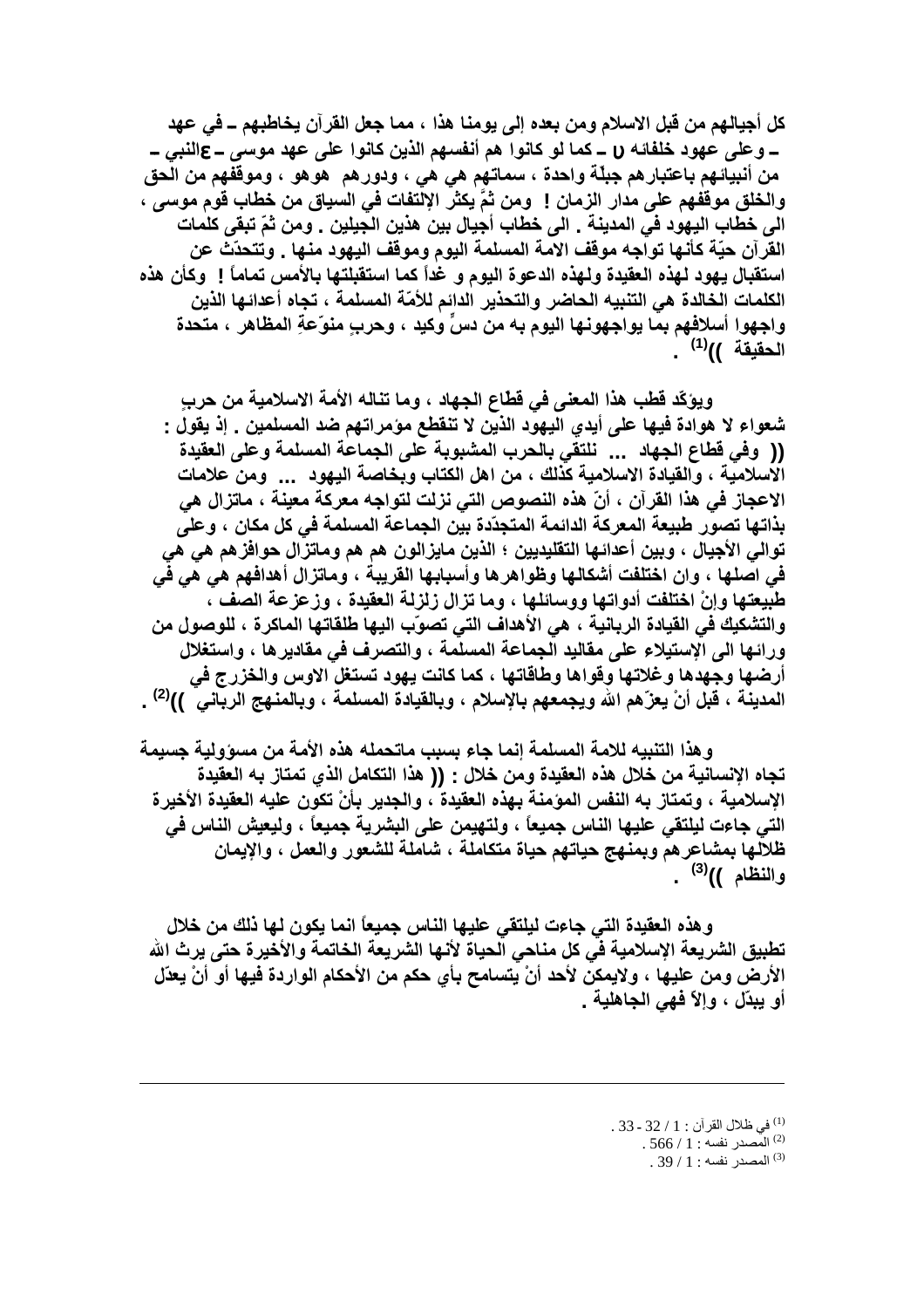كل أجيالهم من قبل الاسلام ومن بعده إلى يومنا هذا ، مما جعل القرآن يخاطبهم ـ في عهد النبي ـ ع ـ وعلى عهود خلفائه υ ـ كما لو كانوا هم أنفسهم الذين كانوا على عهد موسى ـ ع ـ من أنبيائهم باعتبارهم جبلّة واحدة ، سماتهم هي هي ، ودورهم هو هو ، وموقفهم من الحق والخلق موقفهم على مدار الزمان ! ومن ثمَّ يكثر الإلتفات في السياق من خطاب قوم موسى ، الى خطاب اليهود في المدينة . الى خطاب أجيال بين هذين الجيلين . ومن ثمّ تبقى كلمات القرآن حيّة كأنها تواجه موقف الامة المسلمة اليوم وموقف اليهود منها . وتتحدّث عن استقبال يهود لهذه العقيدة ولهذه الدعوة اليوم و غداً كما استقبلتها بالأمس تماماً ! وكأن هذه الكلمات الخالدة هي التنبيه الحاضر والتحذير الدائم للأمّة المسلمة ، تجاه أعدائها الذين واجهوا أسلافهم بما يواجهونها اليوم به من دسٍ وكيد ، وحربٍ منوّعةِ المظاهر ، متحدة الحقيقة ))[1] .

ويؤكّد قطب هذا المعنى في قطاع الجهاد ، وما تناله الأمة الاسلامية من حربٍ شعواء لا هوادة فيها على أيدي اليهود الذين لا تنقطع مؤمراتهم ضد المسلمين . إذ يقول : (( وفي قطاع الجهاد ... نلتقي بالحرب المشبوبة على الجماعة المسلمة وعلى العقيدة الاسلامية ، والقيادة الاسلامية كذلك ، من اهل الكتاب وبخاصة اليهود ... ومن علامات الاعجاز في هذا القرآن ، أنّ هذه النصوص التي نزلت لتواجه معركة معينة ، ماتزال هي بذاتها تصور طبيعة المعركة الدائمة المتجدّدة بين الجماعة المسلمة في كل مكان ، وعلى توالي الأجيال ، وبين أعدائها التقليديين ؛ الذين مايزالون هم هم وماتزال حوافزهم هي هي في اصلها ، وان اختلفت أشكالها وظواهرها وأسبابها القريبة ، وماتزال أهدافهم هي هي في طبيعتها وإنْ اختلفت أدواتها ووسائلها ، وما تزال زلزلة العقيدة ، وزعزعة الصف ، والتشكيك في القيادة الربانية ، هي الأهداف التي تصوّب اليها طلقاتها الماكرة ، للوصول من ورائها الى الإستيلاء على مقاليد الجماعة المسلمة ، والتصرف في مقاديرها ، واستغلال أرضها وجهدها وغلاتها وقواها وطاقاتها ، كما كانت يهود تستغل الاوس والخزرج في المدينة ، قبل أنْ يعزّهم الله ويجمعهم بالإسلام ، وبالقيادة المسلمة ، وبالمنهج الرباني ))[2] .

وهذا التنبيه للامة المسلمة إنما جاء بسبب ماتحمله هذه الأمة من مسؤولية جسيمة تجاه الإنسانية من خلال هذه العقيدة ومن خلال : (( هذا التكامل الذي تمتاز به العقيدة الإسلامية ، وتمتاز به النفس المؤمنة بهذه العقيدة ، والجدير بأنْ تكون عليه العقيدة الأخيرة التي جاءت ليلتقي عليها الناس جميعاً ، ولتهيمن على البشرية جميعاً ، وليعيش الناس في ظلالها بمشاعرهم وبمنهج حياتهم حياة متكاملة ، شاملة للشعور والعمل ، والإيمان والنظام ))[3] .

وهذه العقيدة التي جاءت ليلتقي عليها الناس جميعاً انما يكون لها ذلك من خلال تطبيق الشريعة الإسلامية في كل مناحي الحياة لأنها الشريعة الخاتمة والأخيرة حتى يرث الله الأرض ومن عليها ، ولايمكن لأحد أنْ يتسامح بأي حكم من الأحكام الواردة فيها أو أنْ يعدّل أو يبدّل ، وإلاّ فهي الجاهلية .

---

[1] في ظلال القرآن : 1 / 32 - 33 .
[2] المصدر نفسه : 1 / 566 .
[3] المصدر نفسه : 1 / 39 .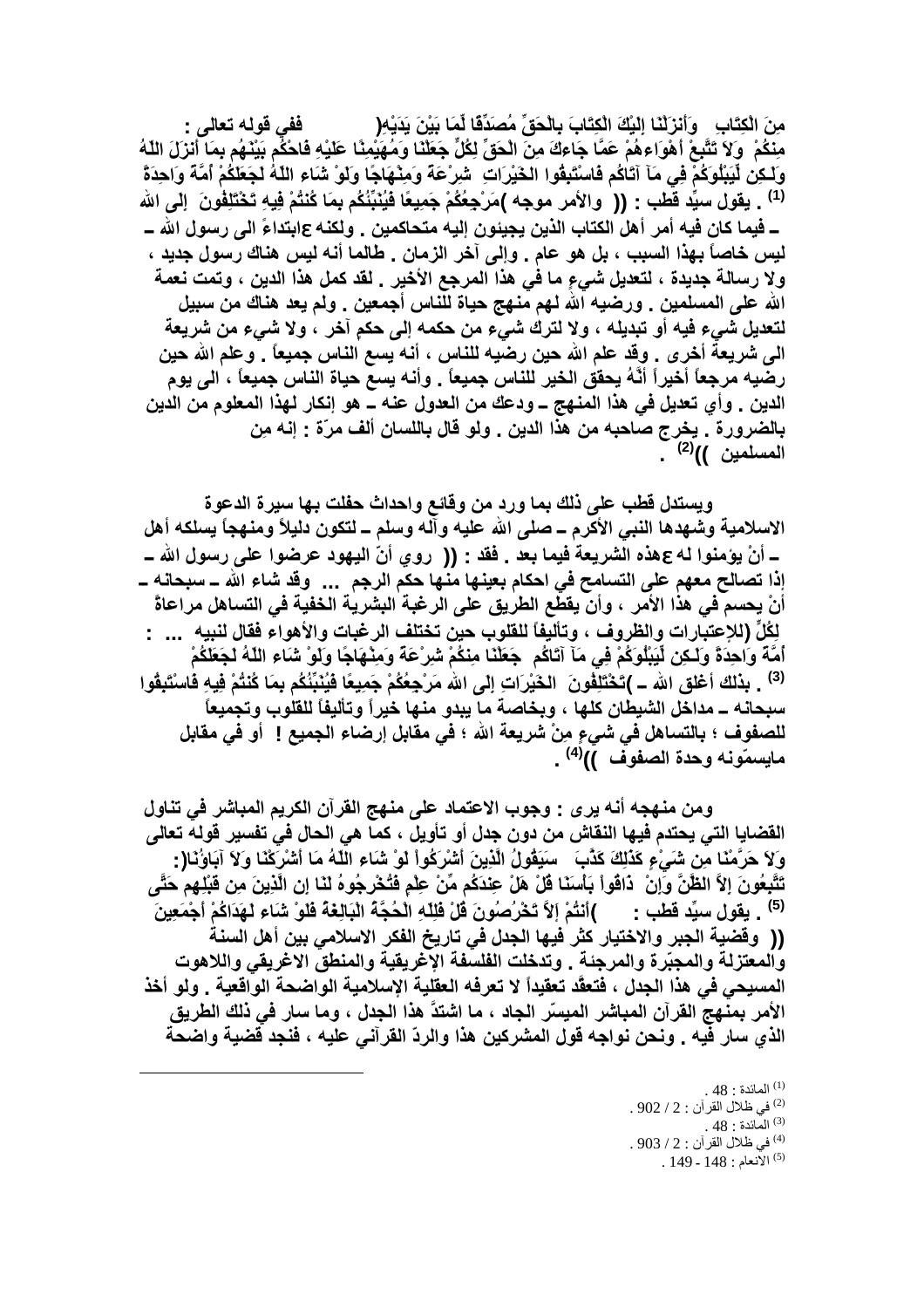ففي قوله تعالى : ﴿وَأَنزَلْنَا إِلَيْكَ الْكِتَابَ بِالْحَقِّ مُصَدِّقًا لِّمَا بَيْنَ يَدَيْهِ مِنَ الْكِتَابِ وَمُهَيْمِنًا عَلَيْهِ فَاحْكُم بَيْنَهُم بِمَا أَنزَلَ اللّهُ وَلاَ تَتَّبِعْ أَهْوَاءهُمْ عَمَّا جَاءكَ مِنَ الْحَقِّ لِكُلٍّ جَعَلْنَا مِنكُمْ شِرْعَةً وَمِنْهَاجًا وَلَوْ شَاء اللّهُ لَجَعَلَكُمْ أُمَّةً وَاحِدَةً وَلَـكِن لِّيَبْلُوَكُمْ فِي مَآ آتَاكُم فَاسْتَبِقُوا الخَيْرَاتِ إِلَى الله مَرْجِعُكُمْ جَمِيعًا فَيُنَبِّئُكُم بِمَا كُنتُمْ فِيهِ تَخْتَلِفُونَ﴾[1] . يقول سيِّد قطب : (( والأمر موجه ابتداءً الى رسول الله ـ ﷺ ـ فيما كان فيه أمر أهل الكتاب الذين يجيئون إليه متحاكمين . ولكنه ليس خاصاً بهذا السبب ، بل هو عام . وإلى آخر الزمان . طالما أنه ليس هناك رسول جديد ، ولا رسالة جديدة ، لتعديل شيءٍ ما في هذا المرجع الأخير . لقد كمل هذا الدين ، وتمت نعمة الله على المسلمين . ورضيه الله لهم منهج حياة للناس أجمعين . ولم يعد هناك من سبيل لتعديل شيء فيه أو تبديله ، ولا لترك شيء من حكمه إلى حكم آخر ، ولا شيء من شريعة الى شريعة أخرى . وقد علم الله حين رضيه للناس ، أنه يسع الناس جميعاً . وعلم الله حين رضيه مرجعاً أخيراً أنَّهُ يحقق الخير للناس جميعاً . وأنه يسع حياة الناس جميعاً ، الى يوم الدين . وأي تعديل في هذا المنهج ـ ودعك من العدول عنه ـ هو إنكار لهذا المعلوم من الدين بالضرورة . يخرج صاحبه من هذا الدين . ولو قال باللسان ألف مرّة : إنه من المسلمين ))[2] .

ويستدل قطب على ذلك بما ورد من وقائع واحداث حفلت بها سيرة الدعوة الاسلامية وشهدها النبي الأكرم ـ صلى الله عليه وآله وسلم ـ لتكون دليلاً ومنهجاً يسلكه أهل هذه الشريعة فيما بعد . فقد : (( روي أنّ اليهود عرضوا على رسول الله ـ ﷺ ـ أنْ يؤمنوا له إذا تصالح معهم على التسامح في احكام بعينها منها حكم الرجم ... وقد شاء الله ـ سبحانه ـ أنْ يحسم في هذا الأمر ، وأن يقطع الطريق على الرغبة البشرية الخفية في التساهل مراعاةً (للإعتبارات والظروف ، وتأليفاً للقلوب حين تختلف الرغبات والأهواء فقال لنبيه ... : ﴿لِكُلٍّ جَعَلْنَا مِنكُمْ شِرْعَةً وَمِنْهَاجًا وَلَوْ شَاء اللّهُ لَجَعَلَكُمْ أُمَّةً وَاحِدَةً وَلَـكِن لِّيَبْلُوَكُمْ فِي مَآ آتَاكُم فَاسْتَبِقُوا الخَيْرَاتِ إِلَى الله مَرْجِعُكُمْ جَمِيعًا فَيُنَبِّئُكُم بِمَا كُنتُمْ فِيهِ تَخْتَلِفُونَ﴾[3] . بذلك أغلق الله ـ سبحانه ـ مداخل الشيطان كلها ، وبخاصة ما يبدو منها خيراً وتأليفاً للقلوب وتجميعاً للصفوف ؛ بالتساهل في شيءٍ مِنْ شريعة الله ؛ في مقابل إرضاء الجميع ! أو في مقابل مايسمّونه وحدة الصفوف ))[4] .

ومن منهجه أنه يرى : وجوب الاعتماد على منهج القرآن الكريم المباشر في تناول القضايا التي يحتدم فيها النقاش من دون جدل أو تأويل ، كما هي الحال في تفسير قوله تعالى : ﴿سَيَقُولُ الَّذِينَ أَشْرَكُواْ لَوْ شَاء اللّهُ مَا أَشْرَكْنَا وَلاَ آبَاؤُنَا وَلاَ حَرَّمْنَا مِن شَيْءٍ كَذَلِكَ كَذَّبَ الَّذِينَ مِن قَبْلِهِم حَتَّى ذَاقُواْ بَأْسَنَا قُلْ هَلْ عِندَكُم مِّنْ عِلْمٍ فَتُخْرِجُوهُ لَنَا إِن تَتَّبِعُونَ إِلاَّ الظَّنَّ وَإِنْ أَنتُمْ إَلاَّ تَخْرُصُونَ قُلْ فَلِلّهِ الْحُجَّةُ الْبَالِغَةُ فَلَوْ شَاء لَهَدَاكُمْ أَجْمَعِينَ﴾[5] . يقول سيِّد قطب : (( وقضية الجبر والاختيار كثر فيها الجدل في تاريخ الفكر الاسلامي بين أهل السنة والمعتزلة والمجبّرة والمرجئة . وتدخلت الفلسفة الإغريقية والمنطق الاغريقي واللاهوت المسيحي في هذا الجدل ، فتعقّد تعقيداً لا تعرفه العقلية الإسلامية الواضحة الواقعية . ولو أخذ الأمر بمنهج القرآن المباشر الميسّر الجاد ، ما اشتدَّ هذا الجدل ، وما سار في ذلك الطريق الذي سار فيه . ونحن نواجه قول المشركين هذا والردّ القرآني عليه ، فنجد قضية واضحة

---

[1] المائدة : 48 .
[2] في ظلال القرآن : 2 / 902 .
[3] المائدة : 48 .
[4] في ظلال القرآن : 2 / 903 .
[5] الانعام : 148 - 149 .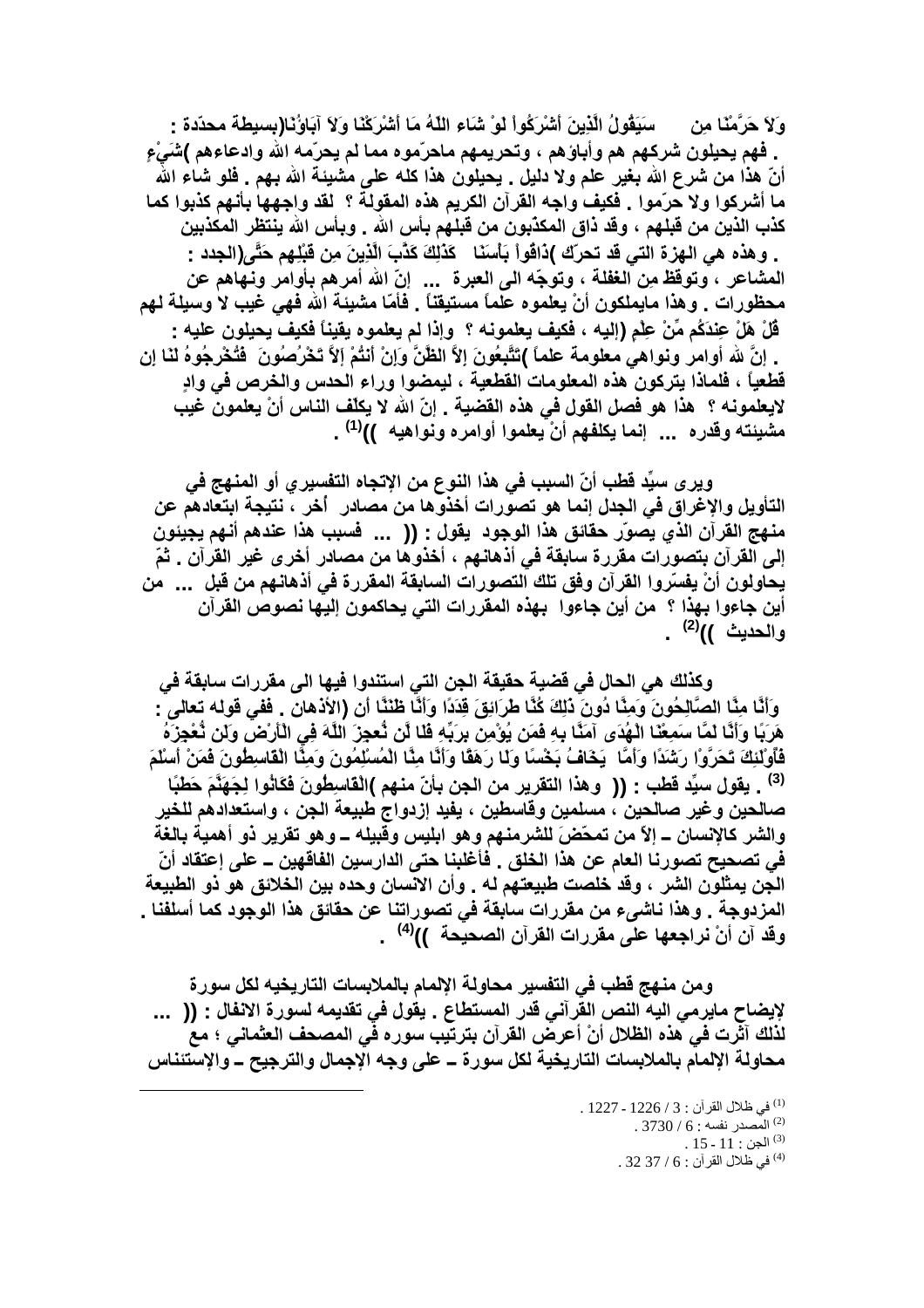وَلاَ حَرَّمْنَا مِن    سَيَقُولُ الَّذِينَ أَشْرَكُواْ لَوْ شَاء اللّهُ مَا أَشْرَكْنَا وَلاَ آبَاؤُنَا(بسيطة محدّدة : . فهم يحيلون شركهم هم وأباؤهم ، وتحريمهم ماحرّموه مما لم يحرّمه الله وادعاءهم )شَيْءٍ أنّ هذا من شرع الله بغير علم ولا دليل . يحيلون هذا كله على مشيئة الله بهم . فلو شاء الله ما أشركوا ولا حرّموا . فكيف واجه القرآن الكريم هذه المقولة ؟ لقد واجهها بأنهم كذبوا كما كذب الذين من قبلهم ، وقد ذاق المكذبون من قبلهم بأس الله . وبأس الله ينتظر المكذبين . وهذه هي الهزة التي قد تحرّك )ذَاقُواْ بَأْسَنَا   كَذَلِكَ كَذَّبَ الَّذِينَ مِن قَبْلِهِم حَتَّى(الجدد : المشاعر ، وتوقظ من الغفلة ، وتوجّه الى العبرة ... إنّ الله أمرهم بأوامر ونهاهم عن محظورات . وهذا مايملكون أنْ يعلموه علماً مستيقناً . فأمّا مشيئة الله فهي غيب لا وسيلة لهم قُلْ هَلْ عِندَكُم مِّنْ عِلْمٍ (إليه ، فكيف يعلمونه ؟ وإذا لم يعلموه يقيناً فكيف يحيلون عليه : . إنّ لله أوامر ونواهي معلومة علماً )تَتَّبِعُونَ إِلاَّ الظَّنَّ وَإِنْ أَنتُمْ إَلاَّ تَخْرُصُونَ  فَتُخْرِجُوهُ لَنَا إن قطعياً ، فلماذا يتركون هذه المعلومات القطعية ، ليمضوا وراء الحدس والخرص في وادٍ لايعلمونه ؟ هذا هو فصل القول في هذه القضية . إنّ الله لا يكلّف الناس أنْ يعلمون غيب مشيئته وقدره ... إنما يكلفهم أنْ يعلموا أوامره ونواهيه ))[1] .

ويرى سيِّد قطب أنّ السبب في هذا النوع من الإتجاه التفسيري أو المنهج في التأويل والإغراق في الجدل إنما هو تصورات أخذوها من مصادر أخر ، نتيجة ابتعادهم عن منهج القرآن الذي يصوّر حقائق هذا الوجود يقول : (( ... فسبب هذا عندهم أنهم يجيئون إلى القرآن بتصورات مقررة سابقة في أذهانهم ، أخذوها من مصادر أخرى غير القرآن . ثمّ يحاولون أنْ يفسّروا القرآن وفق تلك التصورات السابقة المقررة في أذهانهم من قبل ... من أين جاءوا بهذا ؟ من أين جاءوا بهذه المقررات التي يحاكمون إليها نصوص القرآن والحديث ))[2] .

وكذلك هي الحال في قضية حقيقة الجن التي استندوا فيها الى مقررات سابقة في وَأَنَّا مِنَّا الصَّالِحُونَ وَمِنَّا دُونَ ذَلِكَ كُنَّا طَرَائِقَ قِدَدًا وَأَنَّا ظَنَنَّا أَن (الأذهان . ففي قوله تعالى : هَرَبًا وَأَنَّا لَمَّا سَمِعْنَا الْهُدَى آمَنَّا بِهِ فَمَن يُؤْمِن بِرَبِّهِ فَلَا يَخَافُ بَخْسًا وَلَا رَهَقًا وَأَنَّا مِنَّا الْمُسْلِمُونَ وَمِنَّا الْقَاسِطُونَ فَمَنْ أَسْلَمَ فَأُوْلَئِكَ تَحَرَّوْا رَشَدًا وَأَمَّا  نُّعجِزَ اللَّهَ فِي الْأَرْضِ وَلَن نُّعْجِزَهُ [3] . يقول سيِّد قطب : (( وهذا التقرير من الجن بأنّ منهم )الْقَاسِطُونَ فَكَانُوا لِجَهَنَّمَ حَطَبًا صالحين وغير صالحين ، مسلمين وقاسطين ، يفيد إزدواج طبيعة الجن ، واستعدادهم للخير والشر كالإنسان – إلاّ من تمحّضَ للشرمنهم وهو ابليس وقبيله – وهو تقرير ذو أهمية بالغة في تصحيح تصورنا العام عن هذا الخلق . فأغلبنا حتى الدارسين الفاقهين – على إعتقاد أنّ الجن يمثلون الشر ، وقد خلصت طبيعتهم له . وأن الانسان وحده بين الخلائق هو ذو الطبيعة المزدوجة . وهذا ناشيء من مقررات سابقة في تصوراتنا عن حقائق هذا الوجود كما أسلفنا . وقد آن أنْ نراجعها على مقررات القرآن الصحيحة ))[4] .

ومن منهج قطب في التفسير محاولة الإلمام بالملابسات التاريخيه لكل سورة لإيضاح مايرمي اليه النص القرآني قدر المستطاع . يقول في تقديمه لسورة الانفال : (( ... لذلك آثرت في هذه الظلال أنْ أعرض القرآن بترتيب سوره في المصحف العثماني ؛ مع محاولة الإلمام بالملابسات التاريخية لكل سورة – على وجه الإجمال والترجيح – والإستئناس

---

[1] في ظلال القرآن : 3 / 1226 - 1227 .

[2] المصدر نفسه : 6 / 3730 .

[3] الجن : 11 - 15 .

[4] في ظلال القرآن : 6 / 37 32 .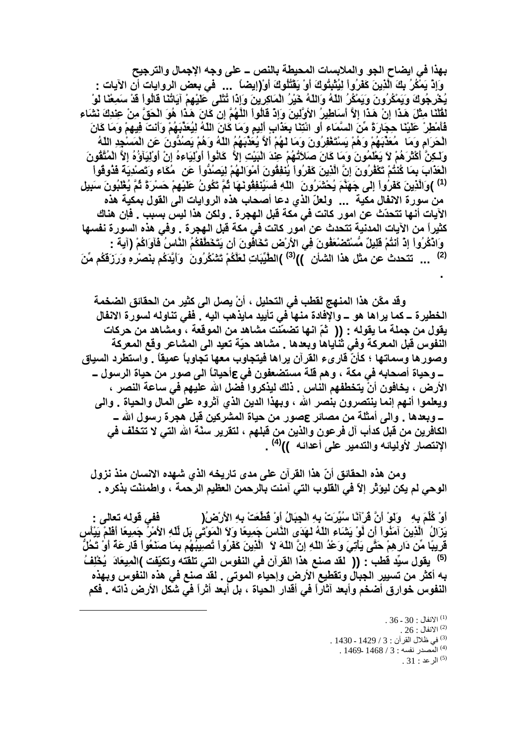بهذا في ايضاح الجو والملابسات المحيطة بالنص ـ على وجه الإجمال والترجيح

وَإِذْ يَمْكُرُ بِكَ الَّذِينَ كَفَرُواْ لِيُثْبِتُوكَ أَوْ يَقْتُلُوكَ أَوْ(ايضاً ... في بعض الروايات أن الآيات : يُخْرِجُوكَ وَيَمْكُرُونَ وَيَمْكُرُ اللّهُ وَاللّهُ خَيْرُ الْمَاكِرِينَ وَإِذَا تُتْلَى عَلَيْهِمْ آيَاتُنَا قَالُواْ قَدْ سَمِعْنَا لَوْ نَشَاء لَقُلْنَا مِثْلَ هَذَا إِنْ هَذَا إِلاَّ أَسَاطِيرُ الأوَّلِينَ وَإِذْ قَالُواْ اللَّهُمَّ إِن كَانَ هَذَا هُوَ الْحَقَّ مِنْ عِندِكَ فَأَمْطِرْ عَلَيْنَا حِجَارَةً مِّنَ السَّمَاء أَوِ ائْتِنَا بِعَذَابٍ أَلِيمٍ وَمَا كَانَ اللّهُ لِيُعَذِّبَهُمْ وَأَنتَ فِيهِمْ وَمَا كَانَ اللّهُ مُعَذِّبَهُمْ وَهُمْ يَسْتَغْفِرُونَ وَمَا لَهُمْ أَلاَّ يُعَذِّبَهُمُ اللّهُ وَهُمْ يَصُدُّونَ عَنِ الْمَسْجِدِ الْحَرَامِ وَمَا كَانُواْ أَوْلِيَاءهُ إِنْ أَوْلِيَآؤُهُ إِلاَّ الْمُتَّقُونَ وَلَـكِنَّ أَكْثَرَهُمْ لاَ يَعْلَمُونَ وَمَا كَانَ صَلاَتُهُمْ عِندَ الْبَيْتِ إِلاَّ مُكَاء وَتَصْدِيَةً فَذُوقُواْ الْعَذَابَ بِمَا كُنتُمْ تَكْفُرُونَ إِنَّ الَّذِينَ كَفَرُواْ يُنفِقُونَ أَمْوَالَهُمْ لِيَصُدُّواْ عَن سَبِيلِ اللّهِ فَسَيُنفِقُونَهَا ثُمَّ تَكُونُ عَلَيْهِمْ حَسْرَةً ثُمَّ يُغْلَبُونَ وَالَّذِينَ كَفَرُواْ إِلَى جَهَنَّمَ يُحْشَرُونَ )[1] من سورة الانفال مكية ... ولعلّ الذي دعا أصحاب هذه الروايات الى القول بمكية هذه الآيات أنها تتحدّث عن امور كانت في مكة قبل الهجرة . ولكن هذا ليس بسبب . فإن هناك كثيراً من الآيات المدنية تتحدث عن امور كانت في مكة قبل الهجرة . وفي هذه السورة نفسها (آية : وَاذْكُرُواْ إِذْ أَنتُمْ قَلِيلٌ مُّسْتَضْعَفُونَ فِي الأَرْضِ تَخَافُونَ أَن يَتَخَطَّفَكُمُ النَّاسُ فَآوَاكُمْ وَأَيَّدَكُم بِنَصْرِهِ وَرَزَقَكُم مِّنَ الطَّيِّبَاتِ لَعَلَّكُمْ تَشْكُرُونَ )[2] ... تتحدث عن مثل هذا الشأن ))[3] .

وقد مكّن هذا المنهج لقطب في التحليل ، أنْ يصل الى كثير من الحقائق الضخمة الخطيرة ـ كما يراها هو ـ والإفادة منها في تأييد مايذهب اليه . ففي تناوله لسورة الانفال يقول من جملة ما يقوله : (( ثمّ انها تضمّنت مشاهد من الموقعة ، ومشاهد من حركات النفوس قبل المعركة وفي ثناياها وبعدها . مشاهد حيّة تعيد الى المشاعر وقع المعركة وصورها وسماتها ؛ كأنّ قارىء القرآن يراها فيتجاوب معها تجاوباً عميقاً . واستطرد السياق أحياناً الى صور من حياة الرسول ـ ع ـ وحياة أصحابه في مكة ، وهم قلة مستضعفون في الأرض ، يخافون أنْ يتخطفهم الناس . ذلك ليذكروا فضل الله عليهم في ساعة النصر ، ويعلموا أنهم إنما ينتصرون بنصر الله ، وبهذا الدين الذي آثروه على المال والحياة . والى صور من حياة المشركين قبل هجرة رسول الله ـ ع ـ وبعدها . والى أمثلة من مصائر الكافرين من قبل كدأب آل فرعون والذين من قبلهم ، لتقرير سنّة الله التي لا تتخلف في الإنتصار لأوليائه والتدمير على أعدائه ))[4] .

ومن هذه الحقائق أنّ هذا القرآن على مدى تاريخه الذي شهده الانسان منذ نزول الوحي لم يكن ليؤثّر إلاّ في القلوب التي آمنت بالرحمن العظيم الرحمة ، واطمئنّت بذكره .

ففي قوله تعالى : (وَلَوْ أَنَّ قُرْآنًا سُيِّرَتْ بِهِ الْجِبَالُ أَوْ قُطِّعَتْ بِهِ الأَرْضُ أَوْ كُلِّمَ بِهِ الْمَوْتَى بَل لِّلّهِ الأَمْرُ جَمِيعًا أَفَلَمْ يَيْأَسِ الَّذِينَ آمَنُواْ أَن لَّوْ يَشَاء اللّهُ لَهَدَى النَّاسَ جَمِيعًا وَلاَ يَزَالُ الَّذِينَ كَفَرُواْ تُصِيبُهُم بِمَا صَنَعُواْ قَارِعَةٌ أَوْ تَحُلُّ قَرِيبًا مِّن دَارِهِمْ حَتَّى يَأْتِيَ وَعْدُ اللّهِ إِنَّ اللّهَ لاَ يُخْلِفُ الْمِيعَادَ )[5] يقول سيّد قطب : (( لقد صنع هذا القرآن في النفوس التي تلقته وتكيّفت به أكثر من تسيير الجبال وتقطيع الأرض وإحياء الموتى . لقد صنع في هذه النفوس وبهذه النفوس خوارق أضخم وأبعد آثاراً في أقدار الحياة ، بل أبعد أثراً في شكل الأرض ذاته . فكم

---

[1] الانفال : 30 - 36 .

[2] الانفال : 26 .

[3] في ظلال القرآن : 3 / 1429 - 1430 .

[4] المصدر نفسه : 3 / 1468 -1469 .

[5] الرعد : 31 .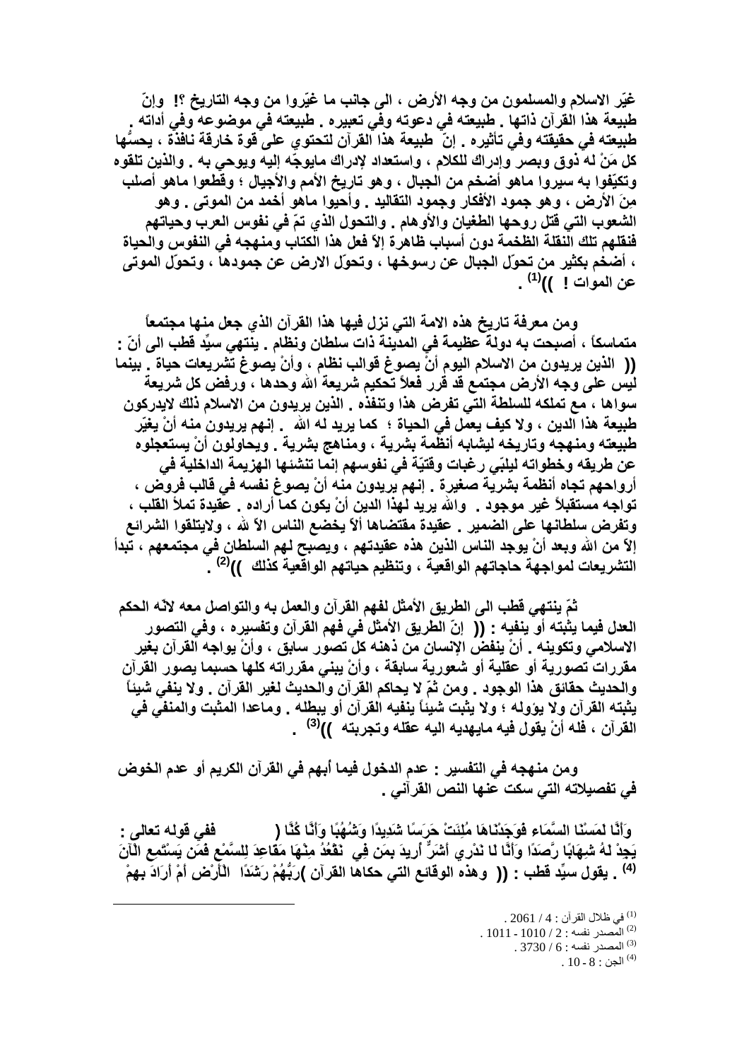غيّر الاسلام والمسلمون من وجه الأرض ، الى جانب ما غيّروا من وجه التاريخ ؟! وإنّ طبيعة هذا القرآن ذاتها . طبيعته في دعوته وفي تعبيره . طبيعته في موضوعه وفي أداته . طبيعته في حقيقته وفي تأثيره . إنّ طبيعة هذا القرآن لتحتوي على قوة خارقة نافذة ، يحسُّها كل مَنْ له ذوق وبصر وإدراك للكلام ، واستعداد لإدراك مايوجّه إليه ويوحي به . والذين تلقوه وتكيّفوا به سيروا ماهو أضخم من الجبال ، وهو تاريخ الأمم والأجيال ؛ وقطعوا ماهو أصلب منَ الأرض ، وهو جمود الأفكار وجمود التقاليد . وأحيوا ماهو أخمد من الموتى . وهو الشعوب التي قتل روحها الطغيان والأوهام . والتحول الذي تمّ في نفوس العرب وحياتهم فنقلهم تلك النقلة الظخمة دون أسباب ظاهرة إلاّ فعل هذا الكتاب ومنهجه في النفوس والحياة ، أضخم بكثير من تحوّل الجبال عن رسوخها ، وتحوّل الارض عن جمودها ، وتحوّل الموتى عن الموات ! ))[1] .

ومن معرفة تاريخ هذه الامة التي نزل فيها هذا القرآن الذي جعل منها مجتمعاً متماسكاً ، أصبحت به دولة عظيمة في المدينة ذات سلطان ونظام . ينتهي سيّد قطب الى أنّ : (( الذين يريدون من الاسلام اليوم أنْ يصوغ قوالب نظام ، وأنْ يصوغ تشريعات حياة . بينما ليس على وجه الأرض مجتمع قد قرر فعلاً تحكيم شريعة الله وحدها ، ورفض كل شريعة سواها ، مع تملكه للسلطة التي تفرض هذا وتنفذه . الذين يريدون من الاسلام ذلك لايدركون طبيعة هذا الدين ، ولا كيف يعمل في الحياة ؛ كما يريد له الله . إنهم يريدون منه أنْ يغيّر طبيعته ومنهجه وتاريخه ليشابه أنظمة بشرية ، ومناهج بشرية . ويحاولون أنْ يستعجلوه عن طريقه وخطواته ليلبّي رغبات وقتيّة في نفوسهم إنما تنشئها الهزيمة الداخلية في أرواحهم تجاه أنظمة بشرية صغيرة . إنهم يريدون منه أنْ يصوغ نفسه في قالب فروض ، تواجه مستقبلاً غير موجود . والله يريد لهذا الدين أنْ يكون كما أراده . عقيدة تملأ القلب ، وتفرض سلطانها على الضمير . عقيدة مقتضاها ألاّ يخضع الناس الاّ لله ، ولايتلقوا الشرائع إلاّ من الله وبعد أنْ يوجد الناس الذين هذه عقيدتهم ، ويصبح لهم السلطان في مجتمعهم ، تبدأ التشريعات لمواجهة حاجاتهم الواقعية ، وتنظيم حياتهم الواقعية كذلك ))[2] .

ثمّ ينتهي قطب الى الطريق الأمثل لفهم القرآن والعمل به والتواصل معه لانّه الحكم العدل فيما يثبته أو ينفيه : (( إنّ الطريق الأمثل في فهم القرآن وتفسيره ، وفي التصور الاسلامي وتكوينه . أنْ ينفض الإنسان من ذهنه كل تصور سابق ، وأنْ يواجه القرآن بغير مقررات تصورية أو عقلية أو شعورية سابقة ، وأنْ يبني مقرراته كلها حسبما يصور القرآن والحديث حقائق هذا الوجود . ومن ثمّ لا يحاكم القرآن والحديث لغير القرآن . ولا ينفي شيئاً يثبته القرآن ولا يؤوله ؛ ولا يثبت شيئاً ينفيه القرآن أو يبطله . وماعدا المثبت والمنفي في القرآن ، فله أنْ يقول فيه مايهديه اليه عقله وتجربته ))[3] .

ومن منهجه في التفسير : عدم الدخول فيما أبهم في القرآن الكريم أو عدم الخوض في تفصيلاته التي سكت عنها النص القرآني .

ففي قوله تعالى : ( وَأَنَّا لَمَسْنَا السَّمَاء فَوَجَدْنَاهَا مُلِئَتْ حَرَسًا شَدِيدًا وَشُهُبًا وَأَنَّا كُنَّا نَقْعُدُ مِنْهَا مَقَاعِدَ لِلسَّمْعِ فَمَن يَسْتَمِعِ الْآنَ يَجِدْ لَهُ شِهَابًا رَّصَدًا وَأَنَّا لَا نَدْرِي أَشَرٌّ أُرِيدَ بِمَن فِي الْأَرْضِ أَمْ أَرَادَ بِهِمْ رَبُّهُمْ رَشَدًا )[4] . يقول سيّد قطب : (( وهذه الوقائع التي حكاها القرآن

---

[1] في ظلال القرآن : 4 / 2061 .
[2] المصدر نفسه : 2 / 1010 - 1011 .
[3] المصدر نفسه : 6 / 3730 .
[4] الجن : 8 - 10 .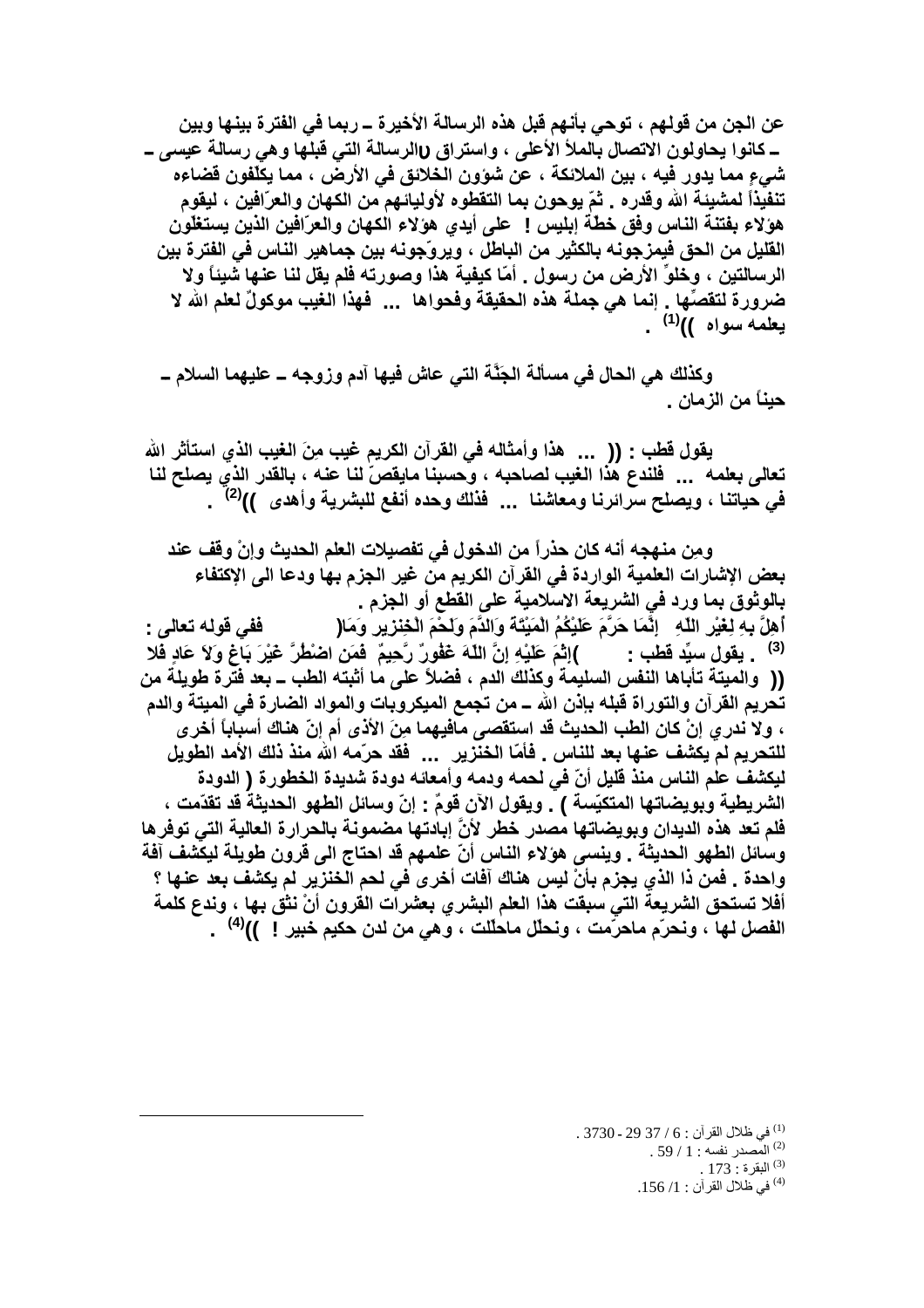عن الجن من قولهم ، توحي بأنهم قبل هذه الرسالة الأخيرة ــ ربما في الفترة بينها وبين ــ كانوا يحاولون الاتصال بالملأ الأعلى ، واستراق Uالرسالة التي قبلها وهي رسالة عيسى ــ شيءٍ مما يدور فيه ، بين الملائكة ، عن شؤون الخلائق في الأرض ، مما يكلّفون قضاءه تنفيذاً لمشيئة الله وقدره . ثمّ يوحون بما التقطوه لأوليائهم من الكهان والعرّافين ، ليقوم هؤلاء بفتنة الناس وفق خطّة إبليس ! على أيدي هؤلاء الكهان والعرّافين الذين يستغلّون القليل من الحق فيمزجونه بالكثير من الباطل ، ويروّجونه بين جماهير الناس في الفترة بين الرسالتين ، وخلوِّ الأرض من رسول . أمّا كيفية هذا وصورته فلم يقل لنا عنها شيئاً ولا ضرورة لتقصّيها . إنما هي جملة هذه الحقيقة وفحواها ... فهذا الغيب موكولٌ لعلم الله لا يعلمه سواه ))[1] .

وكذلك هي الحال في مسألة الجَنَّة التي عاش فيها آدم وزوجه ــ عليهما السلام ــ حيناً من الزمان .

يقول قطب : (( ... هذا وأمثاله في القرآن الكريم غيب مِنَ الغيب الذي استأثر الله تعالى بعلمه ... فلندع هذا الغيب لصاحبه ، وحسبنا مايقصّ لنا عنه ، بالقدر الذي يصلح لنا في حياتنا ، ويصلح سرائرنا ومعاشنا ... فذلك وحده أنفع للبشرية وأهدى ))[2] .

ومن منهجه أنه كان حذراً من الدخول في تفصيلات العلم الحديث وإنْ وقف عند بعض الإشارات العلمية الواردة في القرآن الكريم من غير الجزم بها ودعا الى الإكتفاء بالوثوق بما ورد في الشريعة الاسلامية على القطع أو الجزم .

ففي قوله تعالى : (إِنَّمَا حَرَّمَ عَلَيْكُمُ الْمَيْتَةَ وَالدَّمَ وَلَحْمَ الْخِنزِيرِ وَمَا أُهِلَّ بِهِ لِغَيْرِ اللّهِ فَمَنِ اضْطُرَّ غَيْرَ بَاغٍ وَلاَ عَادٍ فَلا إِثْمَ عَلَيْهِ إِنَّ اللّهَ غَفُورٌ رَّحِيمٌ )[3] . يقول سيِّد قطب :

(( والميتة تأباها النفس السليمة وكذلك الدم ، فضلاً على ما أثبته الطب ــ بعد فترة طويلة من تحريم القرآن والتوراة قبله بإذن الله ــ من تجمع الميكروبات والمواد الضارة في الميتة والدم ، ولا ندري إنْ كان الطب الحديث قد استقصى مافيهما مِنَ الأذى أم إنّ هناك أسباباً أخرى للتحريم لم يكشف عنها بعد للناس . فأمّا الخنزير ... فقد حرّمه الله منذ ذلك الأمد الطويل ليكشف علم الناس منذ قليل أنّ في لحمه ودمه وأمعائه دودة شديدة الخطورة ( الدودة الشريطية وبويضاتها المتكيّسة ) . ويقول الآن قومٌ : إنّ وسائل الطهو الحديثة قد تقدّمت ، فلم تعد هذه الديدان وبويضاتها مصدر خطر لأنّ إبادتها مضمونة بالحرارة العالية التي توفرها وسائل الطهو الحديثة . وينسى هؤلاء الناس أنّ علمهم قد احتاج الى قرون طويلة ليكشف آفة واحدة . فمن ذا الذي يجزم بأنْ ليس هناك آفات أخرى في لحم الخنزير لم يكشف بعد عنها ؟ أفلا تستحق الشريعة التي سبقت هذا العلم البشري بعشرات القرون أنْ نثق بها ، وندع كلمة الفصل لها ، ونحرّم ماحرّمت ، ونحلّل ماحلّلت ، وهي من لدن حكيم خبير ! ))[4] .

---

[1] في ظلال القرآن : 6 / 37 29 - 3730 .
[2] المصدر نفسه : 1 / 59 .
[3] البقرة : 173 .
[4] في ظلال القرآن : 1/ 156.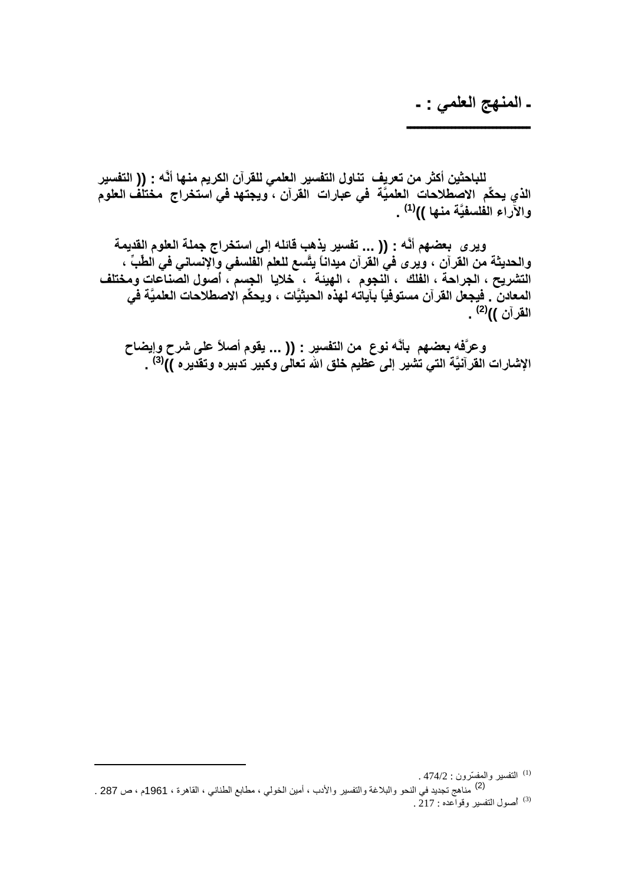## ـ المنهج العلمي : ـ

للباحثين أكثر من تعريف تناول التفسير العلمي للقرآن الكريم منها أنَّه : (( التفسير الذي يحكِّم الاصطلاحات العلميَّة في عبارات القرآن ، ويجتهد في استخراج مختلف العلوم والآراء الفلسفيَّة منها ))[1] .

ويرى بعضهم أنَّه : (( ... تفسير يذهب قائله إلى استخراج جملة العلوم القديمة والحديثة من القرآن ، ويرى في القرآن ميداناً يتَّسع للعلم الفلسفي والإنساني في الطِّبِّ ، التشريح ، الجراحة ، الفلك ، النجوم ، الهيئة ، خلايا الجسم ، أصول الصناعات ومختلف المعادن . فيجعل القرآن مستوفياً بآياته لهذه الحيثيَّات ، ويحكِّم الاصطلاحات العلميَّة في القرآن ))[2] .

وعرَّفه بعضهم بأنَّه نوع من التفسير : (( ... يقوم أصلاً على شرح وإيضاح الإشارات القرآنيَّة التي تشير إلى عظيم خلق الله تعالى وكبير تدبيره وتقديره ))[3] .

---

[1] التفسير والمفسّرون : 474/2 .

[2] مناهج تجديد في النحو والبلاغة والتفسير والأدب ، أمين الخولي ، مطابع الطناني ، القاهرة ، 1961م ، ص 287 .

[3] أصول التفسير وقواعده : 217 .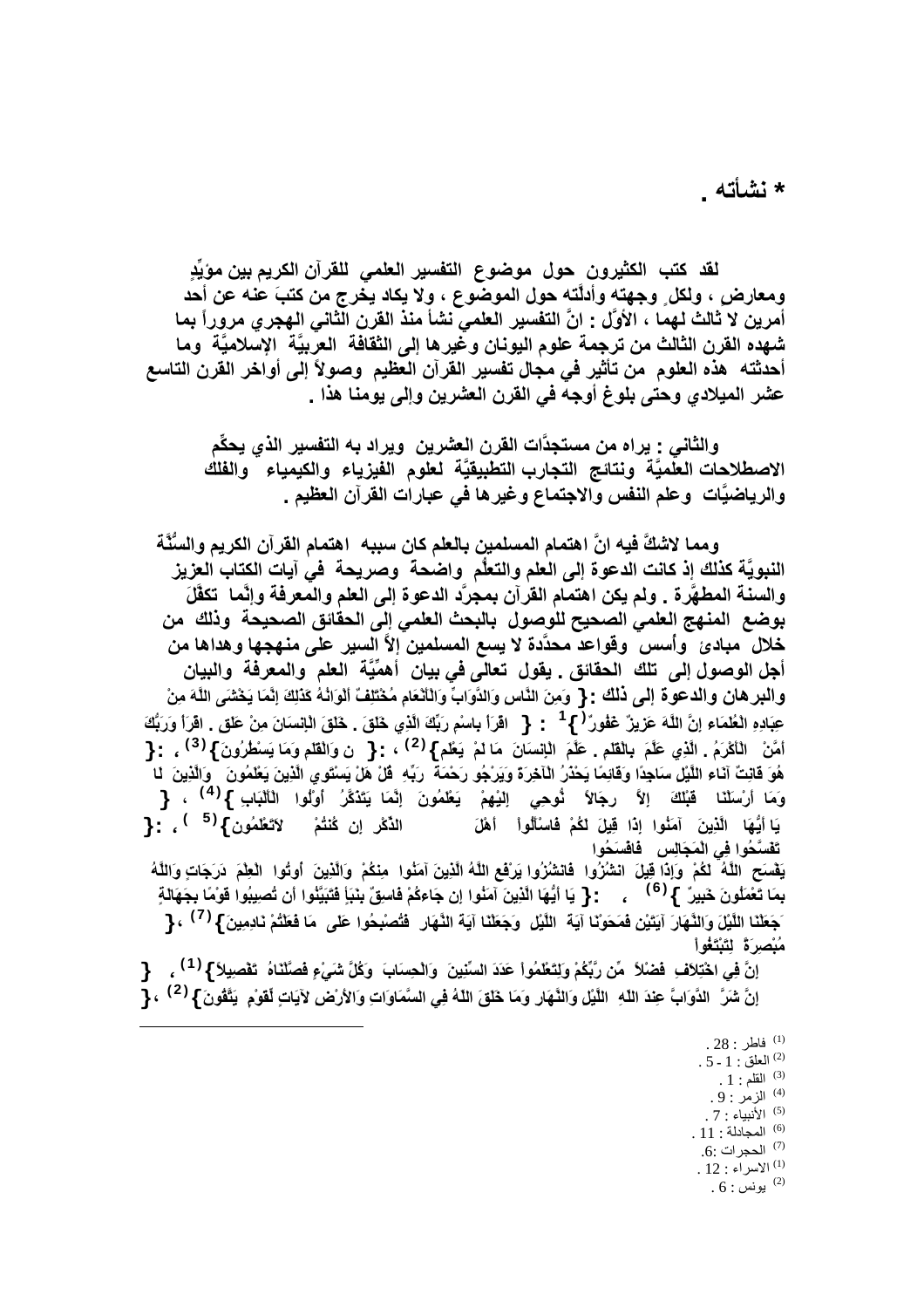## * نشأته .

لقد كتب الكثيرون حول موضوع التفسير العلمي للقرآن الكريم بين مؤيِّدٍ ومعارضٍ ، ولكلٍ وجهته وأدلّته حول الموضوع ، ولا يكاد يخرج من كتبَ عنه عن أحد أمرين لا ثالث لهما ، الأوَّل : انَّ التفسير العلمي نشأ منذ القرن الثاني الهجري مروراً بما شهده القرن الثالث من ترجمة علوم اليونان وغيرها إلى الثقافة العربيَّة الإسلاميَّة وما أحدثته هذه العلوم من تأثير في مجال تفسير القرآن العظيم وصولاً إلى أواخر القرن التاسع عشر الميلادي وحتى بلوغ أوجه في القرن العشرين وإلى يومنا هذا .

والثاني : يراه من مستجدَّات القرن العشرين ويراد به التفسير الذي يحكِّم الاصطلاحات العلميَّة ونتائج التجارب التطبيقيَّة لعلوم الفيزياء والكيمياء والفلك والرياضيَّات وعلم النفس والاجتماع وغيرها في عبارات القرآن العظيم .

ومما لاشكَّ فيه انَّ اهتمام المسلمين بالعلم كان سببه اهتمام القرآن الكريم والسُّنَّة النبويَّة كذلك إذ كانت الدعوة إلى العلم والتعلُّم واضحة وصريحة في آيات الكتاب العزيز والسنة المطهَّرة . ولم يكن اهتمام القرآن بمجرَّد الدعوة إلى العلم والمعرفة وإنَّما تكفَّلَ بوضع المنهج العلمي الصحيح للوصول بالبحث العلمي إلى الحقائق الصحيحة وذلك من خلال مبادئ وأسس وقواعد محدَّدة لا يسع المسلمين إلاَّ السير على منهجها وهداها من أجل الوصول إلى تلك الحقائق . يقول تعالى في بيان أهميَّة العلم والمعرفة والبيان والبرهان والدعوة إلى ذلك :{ وَمِنَ النَّاسِ وَالدَّوَابِّ وَالْأَنْعَامِ مُخْتَلِفٌ أَلْوَانُهُ كَذَلِكَ إِنَّمَا يَخْشَى اللَّهَ مِنْ عِبَادِهِ الْعُلَمَاءِ إِنَّ اللَّهَ عَزِيزٌ غَفُورٌ }[1] : { اقْرَأْ بِاسْمِ رَبِّكَ الَّذِي خَلَقَ . خَلَقَ الْإِنسَانَ مِنْ عَلَقٍ . اقْرَأْ وَرَبُّكَ الْأَكْرَمُ . الَّذِي عَلَّمَ بِالْقَلَمِ . عَلَّمَ الْإِنسَانَ مَا لَمْ يَعْلَمْ }[2] ، :{ ن وَالْقَلَمِ وَمَا يَسْطُرُونَ }[3] ، :{ أَمَّنْ هُوَ قَانِتٌ آنَاءَ اللَّيْلِ سَاجِدًا وَقَائِمًا يَحْذَرُ الْآخِرَةَ وَيَرْجُو رَحْمَةَ رَبِّهِ قُلْ هَلْ يَسْتَوِي الَّذِينَ يَعْلَمُونَ وَالَّذِينَ لَا يَعْلَمُونَ إِنَّمَا يَتَذَكَّرُ أُوْلُوا الْأَلْبَابِ }[4] ، { وَمَا أَرْسَلْنَا قَبْلَكَ إِلاَّ رِجَالاً نُّوحِي إِلَيْهِمْ فَاسْأَلُواْ أَهْلَ الذِّكْرِ إِن كُنتُمْ لاَتَعْلَمُونَ }[5] ، :{ يَا أَيُّهَا الَّذِينَ آمَنُوا إِذَا قِيلَ لَكُمْ تَفَسَّحُوا فِي الْمَجَالِسِ فَافْسَحُوا يَفْسَحِ اللَّهُ لَكُمْ وَإِذَا قِيلَ انشُزُوا فَانشُزُوا يَرْفَعِ اللَّهُ الَّذِينَ آمَنُوا مِنكُمْ وَالَّذِينَ أُوتُوا الْعِلْمَ دَرَجَاتٍ وَاللَّهُ بِمَا تَعْمَلُونَ خَبِيرٌ }[6] ، :{ يَا أَيُّهَا الَّذِينَ آمَنُوا إِن جَاءكُمْ فَاسِقٌ بِنَبَأٍ فَتَبَيَّنُوا أَن تُصِيبُوا قَوْمًا بِجَهَالَةٍ فَتُصْبِحُوا عَلَى مَا فَعَلْتُمْ نَادِمِينَ }[7] ،{ وَجَعَلْنَا اللَّيْلَ وَالنَّهَارَ آيَتَيْنِ فَمَحَوْنَا آيَةَ اللَّيْلِ وَجَعَلْنَا آيَةَ النَّهَارِ مُبْصِرَةً لِتَبْتَغُواْ فَضْلاً مِّن رَّبِّكُمْ وَلِتَعْلَمُواْ عَدَدَ السِّنِينَ وَالْحِسَابَ وَكُلَّ شَيْءٍ فَصَّلْنَاهُ تَفْصِيلاً }[1] ، { إِنَّ فِي اخْتِلاَفِ اللَّيْلِ وَالنَّهَارِ وَمَا خَلَقَ اللّهُ فِي السَّمَاوَاتِ وَالأَرْضِ لآيَاتٍ لِّقَوْمٍ يَتَّقُونَ }[2] ،{ إِنَّ شَرَّ الدَّوَابَّ عِندَ اللّهِ

---

(1) فاطر : 28 .
(2) العلق : 1 - 5 .
(3) القلم : 1 .
(4) الزمر : 9 .
(5) الأنبياء : 7 .
(6) المجادلة : 11 .
(7) الحجرات :6.
(1) الاسراء : 12 .
(2) يونس : 6 .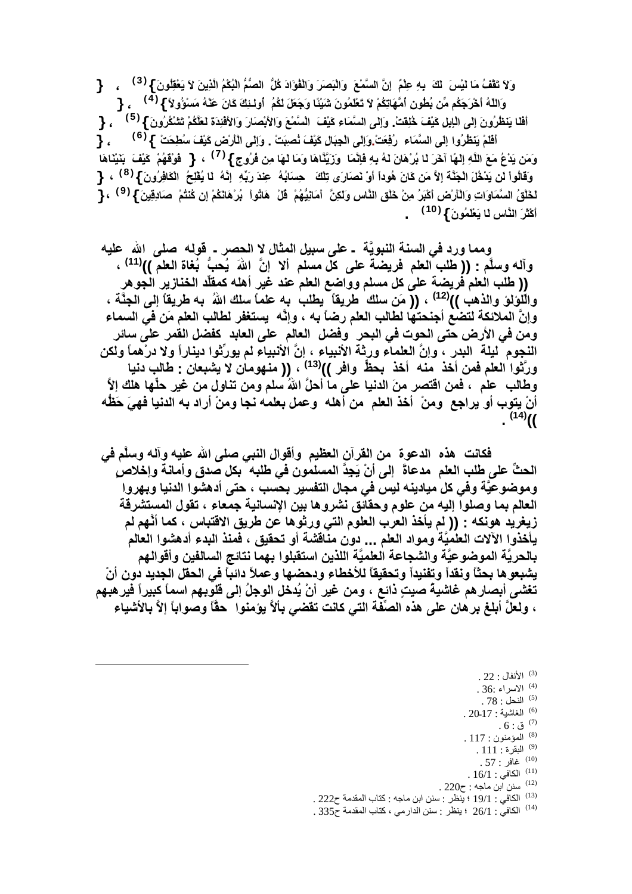وَلاَ تَقْفُ مَا لَيْسَ لَكَ بِهِ عِلْمٌ إِنَّ السَّمْعَ وَالْبَصَرَ وَالْفُؤَادَ كُلُّ الصُّمُّ الْبُكْمُ الَّذِينَ لاَ يَعْقِلُونَ } [3] ، { وَاللّهُ أَخْرَجَكُم مِّن بُطُونِ أُمَّهَاتِكُمْ لاَ تَعْلَمُونَ شَيْئًا وَجَعَلَ لَكُمُ أُولـئِكَ كَانَ عَنْهُ مَسْؤُولاً } [4] ، { أَفَلَا يَنظُرُونَ إِلَى الْإِبِلِ كَيْفَ خُلِقَتْ. وَإِلَى السَّمَاءِ كَيْفَ السَّمْعَ وَالأَبْصَارَ وَالأَفْئِدَةَ لَعَلَّكُمْ تَشْكُرُونَ } [5] ، { أَفَلَمْ يَنظُرُوا إِلَى السَّمَاءِ رُفِعَتْ.وَإِلَى الْجِبَالِ كَيْفَ نُصِبَتْ . وَإِلَى الْأَرْضِ كَيْفَ سُطِحَتْ } [6] ، { وَمَن يَدْعُ مَعَ اللَّهِ إِلَهًا آخَرَ لَا بُرْهَانَ لَهُ بِهِ فَإِنَّمَا وَزَيَّنَّاهَا وَمَا لَهَا مِن فُرُوجٍ } [7] ، { فَوْقَهُمْ كَيْفَ بَنَيْنَاهَا وَقَالُواْ لَن يَدْخُلَ الْجَنَّةَ إِلاَّ مَن كَانَ هُوداً أَوْ نَصَارَى تِلْكَ حِسَابُهُ عِندَ رَبِّهِ إِنَّهُ لَا يُفْلِحُ الْكَافِرُونَ } [8] ، { لَخَلْقُ السَّمَاوَاتِ وَالْأَرْضِ أَكْبَرُ مِنْ خَلْقِ النَّاسِ وَلَكِنَّ أَمَانِيُّهُمْ قُلْ هَاتُواْ بُرْهَانَكُمْ إِن كُنتُمْ صَادِقِينَ } [9] ، { أَكْثَرَ النَّاسِ لَا يَعْلَمُونَ } [10] .

**ومما ورد في السنة النبويَّة ـ على سبيل المثال لا الحصر ـ قوله صلى الله عليه وآله وسلَّم : (( طلب العلم فريضة على كل مسلم ألا إنَّ اللهَ يُحبُّ بُغاة العلم ))[11] ، (( طلب العلم فريضة على كل مسلم وواضع العلم عند غير أهله كمقلِّد الخنازير الجوهر واللؤلؤ والذهب ))[12] ، (( مَن سلك طريقاً يطلب به علماً سلك اللهُ به طريقاً إلى الجنَّة ، وإنَّ الملائكة لتضع أجنحتها لطالب العلم رضاً به ، وإنَّه يستغفر لطالب العلم مَن في السماء ومن في الأرض حتى الحوت في البحر وفضل العالم على العابد كفضل القمر على سائر النجوم ليلة البدر ، وإنَّ العلماء ورثة الأنبياء ، إنَّ الأنبياء لم يورِّثوا ديناراً ولا درْهماً ولكن ورَّثوا العلم فمن أخذ منه أخذ بحظٍّ وافر ))[13] ، (( منهومان لا يشبعان : طالب دنيا وطالب علم ، فمن اقتصر منَ الدنيا على ما أحلَّ اللهُ سلم ومن تناول من غير حلِّها هلك إلاَّ أنْ يتوب أو يراجع ومنْ أخذ العلم من أهله وعمل بعلمه نجا ومنْ أراد به الدنيا فهيَ حَظُّه ))[14] .**

**فكانت هذه الدعوة من القرآن العظيم وأقوال النبي صلى الله عليه وآله وسلَّم في الحثِّ على طلب العلم مدعاةً إلى أنْ يَجِدَّ المسلمون في طلبه بكل صدق وأمانة وإخلاص وموضوعيَّة وفي كل ميادينه ليس في مجال التفسير بحسب ، حتى أدهشوا الدنيا وبهروا العالم بما وصلوا إليه من علوم وحقائق نشروها بين الإنسانية جمعاء ، تقول المستشرقة زيغريد هونكه : (( لم يأخذ العرب العلوم التي ورثوها عن طريق الاقتباس ، كما أنَّهم لم يأخذوا الآلات العلميَّة ومواد العلم ... دون مناقشة أو تحقيق ، فمنذ البدء أدهشوا العالم بالحريَّة الموضوعيَّة والشجاعة العلميَّة اللذين استقبلوا بهما نتائج السالفين وأقوالهم يشبعوها بحثاً ونقداً وتفنيداً وتحقيقاً للأخطاء ودحضها وعملاً دائباً في الحقل الجديد دون أنْ تغشى أبصارهم غاشيةُ صيتٍ ذائع ، ومن غير أنْ يُدخل الوجلُ إلى قلوبهم اسماً كبيراً فيرهبهم ، ولعلَّ أبلغ برهان على هذه الصِّفة التي كانت تقضي بألاَّ يؤمنوا حقًّا وصواباً إلاَّ بالأشياء**

---

[3] الأنفال : 22 .
[4] الاسراء :36 .
[5] النحل : 78 .
[6] الغاشية : 17-20 .
[7] ق : 6 .
[8] المؤمنون : 117 .
[9] البقرة : 111 .
[10] غافر : 57 .
[11] الكافي : 16/1 .
[12] سنن ابن ماجه : ح220 .
[13] الكافي : 19/1 ؛ ينظر : سنن ابن ماجه : كتاب المقدمة ح222 .
[14] الكافي : 26/1 ؛ ينظر : سنن الدارمي ، كتاب المقدمة ح335 .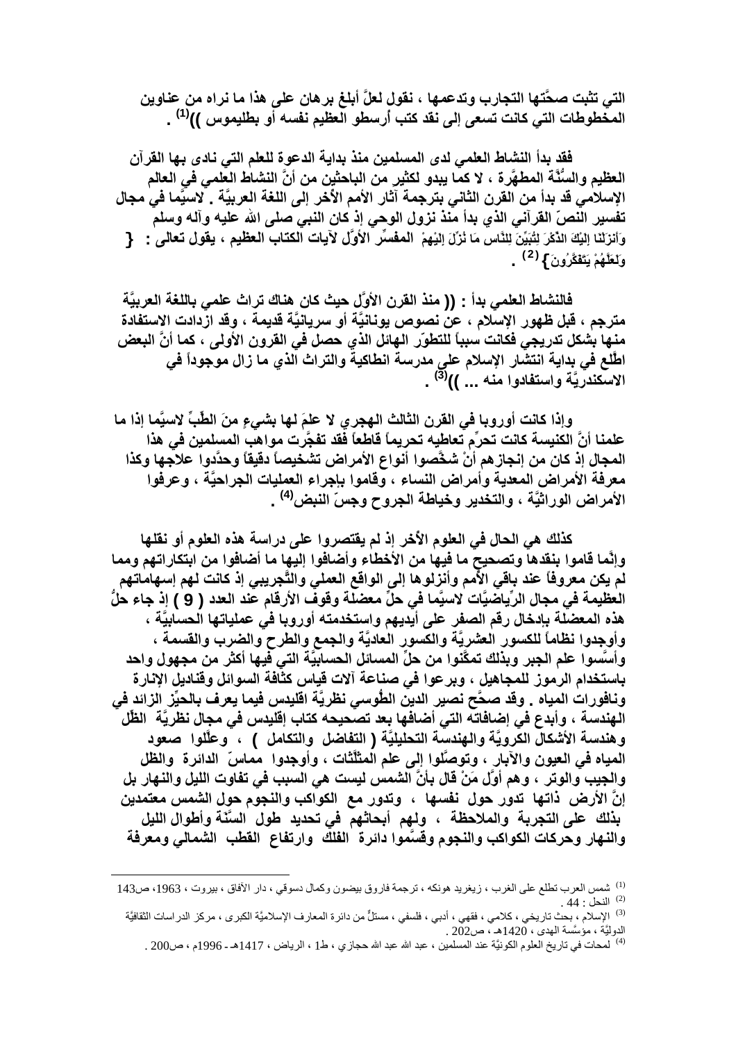**التي تثبت صحَّتَها التجارب وتدعمها ، نقول لعلَّ أبلغ برهان على هذا ما نراه من عناوين المخطوطات التي كانت تسعى إلى نقد كتب أرسطو العظيم نفسه أو بطليموس ))[(1)] .**

**فقد بدأ النشاط العلمي لدى المسلمين منذ بداية الدعوة للعلم التي نادى بها القرآن العظيم والسُّنَّة المطهَّرة ، لا كما يبدو لكثيرٍ من الباحثين من أنَّ النشاط العلمي في العالم الإسلامي قد بدأ من القرن الثاني بترجمة آثار الأمم الأخر إلى اللغة العربيَّة . لاسيَّما في مجال تفسير النصّ القرآني الذي بدأ منذ نزول الوحي إذ كان النبي صلى الله عليه وآله وسلم المفسِّر الأوَّل لآيات الكتاب العظيم ، يقول تعالى : { وَأَنزَلْنَا إِلَيْكَ الذِّكْرَ لِتُبَيِّنَ لِلنَّاسِ مَا نُزِّلَ إِلَيْهِمْ وَلَعَلَّهُمْ يَتَفَكَّرُونَ }[(2)] .**

**فالنشاط العلمي بدأ : (( منذ القرن الأوَّل حيث كان هناك تراث علمي باللغة العربيَّة مترجم ، قبل ظهور الإسلام ، عن نصوص يونانيَّة أو سريانيَّة قديمة ، وقد ازدادت الاستفادة منها بشكل تدريجي فكانت سبباً للتطوّر الهائل الذي حصل في القرون الأولى ، كما أنَّ البعض اطّلع في بداية انتشار الإسلام على مدرسة انطاكية والتراث الذي ما زال موجوداً في الاسكندريَّة واستفادوا منه ... ))[(3)] .**

**وإذا كانت أوروبا في القرن الثالث الهجري لا علمَ لها بشيءٍ منَ الطِّبِّ لاسيَّما إذا ما علمنا أنَّ الكنيسة كانت تحرِّم تعاطيه تحريماً قاطعاً فقد تفجَّرت مواهب المسلمين في هذا المجال إذ كان من إنجازهم أنْ شخَّصوا أنواع الأمراض تشخيصاً دقيقاً وحدَّدوا علاجها وكذا معرفة الأمراض المعدية وأمراض النساء ، وقاموا بإجراء العمليات الجراحيَّة ، وعرفوا الأمراض الوراثيَّة ، والتخدير وخياطة الجروح وجسّ النبض[(4)] .**

**كذلك هي الحال في العلوم الأخر إذ لم يقتصروا على دراسة هذه العلوم أو نقلها وإنَّما قاموا بنقدها وتصحيح ما فيها من الأخطاء وأضافوا إليها ما أضافوا من ابتكاراتهم ومما لم يكن معروفاً عند باقي الأمم وأنزلوها إلى الواقع العملي والتَّجريبي إذ كانت لهم إسهاماتهم العظيمة في مجال الرِّياضيَّات لاسيَّما في حلِّ معضلة وقوف الأرقام عند العدد ( 9 ) إذ جاء حلُّ هذه المعضلة بإدخال رقم الصفر على أيديهم واستخدمته أوروبا في عملياتها الحسابيَّة ، وأوجدوا نظاماً للكسور العشريَّة والكسور العاديَّة والجمع والطرح والضرب والقسمة ، وأسَّسوا علم الجبر وبذلك تمكّنوا من حلِّ المسائل الحسابيَّة التي فيها أكثر من مجهول واحد باستخدام الرموز للمجاهيل ، وبرعوا في صناعة آلات قياس كثافة السوائل وقناديل الإنارة ونافورات المياه . وقد صحَّح نصير الدين الطّوسي نظريَّة اقليدس فيما يعرف بالحيِّز الزائد في الهندسة ، وأبدع في إضافاته التي أضافها بعد تصحيحه كتاب إقليدس في مجال نظريَّة الظّل وهندسة الأشكال الكرويَّة والهندسة التحليليَّة ( التفاضل والتكامل ) ، وعلَّلوا صعود المياه في العيون والآبار ، وتوصَّلوا إلى علم المثلَّثات ، وأوجدوا مماسّ الدائرة والظل والجيب والوتر ، وهم أوَّل مَنْ قال بأنَّ الشمس ليست هي السبب في تفاوت الليل والنهار بل إنَّ الأرض ذاتها تدور حول نفسها ، وتدور مع الكواكب والنجوم حول الشمس معتمدين بذلك على التجربة والملاحظة ، ولهم أبحاثهم في تحديد طول السَّنة وأطوال الليل والنهار وحركات الكواكب والنجوم وقسَّموا دائرة الفلك وارتفاع القطب الشمالي ومعرفة**

---

(1) شمس العرب تطلع على الغرب ، زيغريد هونكه ، ترجمة فاروق بيضون وكمال دسوقي ، دار الآفاق ، بيروت ، 1963، ص143 .

(2) النحل : 44 .

(3) الإسلام ، بحث تاريخي ، كلامي ، فقهي ، أدبي ، فلسفي ، مستلٌّ من دائرة المعارف الإسلاميَّة الكبرى ، مركز الدراسات الثقافيَّة الدوليَّة ، مؤسَّسة الهدى ، 1420هـ ، ص202 .

(4) لمحات في تاريخ العلوم الكونيَّة عند المسلمين ، عبد الله عبد الله حجازي ، ط1 ، الرياض ، 1417هـ - 1996م ، ص200 .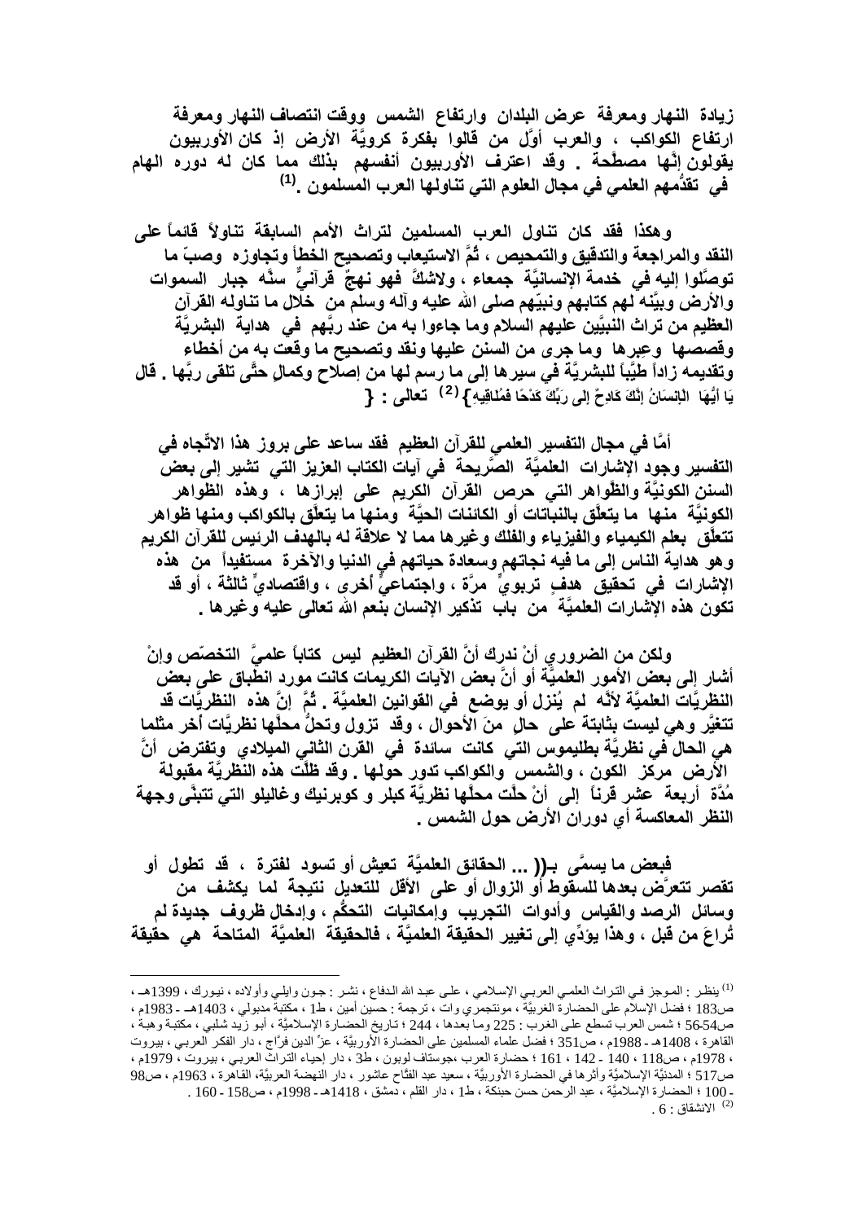زيادة النهار ومعرفة عرض البلدان وارتفاع الشمس ووقت انتصاف النهار ومعرفة ارتفاع الكواكب ، والعرب أوَّل من قالوا بفكرة كرويَّة الأرض إذ كان الأوربيون يقولون إنَّها مصطَّحة . وقد اعترف الأوربيون أنفسهم بذلك مما كان له دوره الهام في تقدُّمهم العلمي في مجال العلوم التي تناولها العرب المسلمون .[1]

وهكذا فقد كان تناول العرب المسلمين لتراث الأمم السابقة تناولاً قائماً على النقد والمراجعة والتدقيق والتمحيص ، ثُمَّ الاستيعاب وتصحيح الخطأ وتجاوزه وصبّ ما توصَّلوا إليه في خدمة الإنسانيَّة جمعاء ، ولاشكَّ فهو نهجٌ قرآنيٌّ سنَّه جبار السموات والأرض وبيَّنه لهم كتابهم ونبيّهم صلى الله عليه وآله وسلم من خلال ما تناوله القرآن العظيم من تراث النبيِّين عليهم السلام وما جاءوا به من عند ربِّهم في هداية البشريَّة وقصصها وعِبرها وما جرى من السنن عليها ونقد وتصحيح ما وقعت به من أخطاء وتقديمه زاداً طيِّباً للبشريَّة في سيرها إلى ما رسم لها من إصلاح وكمالٍ حتَّى تلقى ربَّها . قال تعالى : { يَا أَيُّهَا الْإِنسَانُ إِنَّكَ كَادِحٌ إِلَى رَبِّكَ كَدْحًا فَمُلَاقِيهِ}[2]

أمَّا في مجال التفسير العلمي للقرآن العظيم فقد ساعد على بروز هذا الاتِّجاه في التفسير وجود الإشارات العلميَّة الصَّريحة في آيات الكتاب العزيز التي تشير إلى بعض السنن الكونيَّة والظَّواهر التي حرص القرآن الكريم على إبرازها ، وهذه الظواهر الكونيَّة منها ما يتعلَّق بالنباتات أو الكائنات الحيَّة ومنها ما يتعلَّق بالكواكب ومنها ظواهر تتعلَّق بعلم الكيمياء والفيزياء والفلك وغيرها مما لا علاقة له بالهدف الرئيس للقرآن الكريم وهو هداية الناس إلى ما فيه نجاتهم وسعادة حياتهم في الدنيا والآخرة مستفيداً من هذه الإشارات في تحقيق هدفٍ تربويٍّ مرَّة ، واجتماعيٍّ أخرى ، واقتصاديٍّ ثالثة ، أو قد تكون هذه الإشارات العلميَّة من باب تذكير الإنسان بنعم الله تعالى عليه وغيرها .

ولكن من الضروري أنْ ندرك أنَّ القرآن العظيم ليس كتاباً علميَّ التخصّص وإنْ أشار إلى بعض الأمور العلميَّة أو أنَّ بعض الآيات الكريمات كانت مورد انطباق على بعض النظريَّات العلميَّة لأنَّه لم يُنزل أو يوضع في القوانين العلميَّة . ثُمَّ إنَّ هذه النظريَّات قد تتغيَّر وهي ليست بثابتة على حالٍ منَ الأحوال ، وقد تزول وتحلُّ محلَّها نظريَّات أُخر مثلما هي الحال في نظريَّة بطليموس التي كانت سائدة في القرن الثاني الميلادي وتفترض أنَّ الأرض مركز الكون ، والشمس والكواكب تدور حولها . وقد ظلَّت هذه النظريَّة مقبولة مُدَّة أربعة عشر قرناً إلى أنْ حلَّت محلَّها نظريَّة كبلر و كوبرنيك وغاليلو التي تتبنَّى وجهة النظر المعاكسة أي دوران الأرض حول الشمس .

فبعض ما يسمَّى بـ(( ... الحقائق العلميَّة تعيش أو تسود لفترة ، قد تطول أو تقصر تتعرَّض بعدها للسقوط أو الزوال أو على الأقل للتعديل نتيجة لما يكشف من وسائل الرصد والقياس وأدوات التجريب وإمكانيات التحكُّم ، وإدخال ظروف جديدة لم تُراعَ من قبل ، وهذا يؤدِّي إلى تغيير الحقيقة العلميَّة ، فالحقيقة العلميَّة المتاحة هي حقيقة

---

[1] ينظر : الموجز في التراث العلمي العربي الإسلامي ، علي عبد الله الدفاع ، نشر : جون وايلي وأولاده ، نيورك ، 1399هـ ، ص183 ؛ فضل الإسلام على الحضارة الغربيَّة ، مونتجمري وات ، ترجمة : حسين أمين ، ط1 ، مكتبة مدبولي ، 1403هـ - 1983م ، ص54-56 ؛ شمس العرب تسطع على الغرب : 225 وما بعدها ، 244 ؛ تاريخ الحضارة الإسلاميَّة ، أبو زيد شلبي ، مكتبة وهبة ، القاهرة ، 1408هـ - 1988م ، ص351 ؛ فضل علماء المسلمين على الحضارة الأوربيَّة ، عزّ الدين فرَّاج ، دار الفكر العربي ، بيروت ، 1978م ، ص118 ، 140 - 142 ، 161 ؛ حضارة العرب ،جوستاف لوبون ، ط3 ، دار إحياء التراث العربي ، بيروت ، 1979م ، ص517 ؛ المدنيَّة الإسلاميَّة وأثرها في الحضارة الأوربيَّة ، سعيد عبد الفتَّاح عاشور ، دار النهضة العربيَّة، القاهرة ، 1963م ، ص98 - 100 ؛ الحضارة الإسلاميَّة ، عبد الرحمن حسن حبنكة ، ط1 ، دار القلم ، دمشق ، 1418هـ - 1998م ، ص158 - 160 .

[2] الانشقاق : 6 .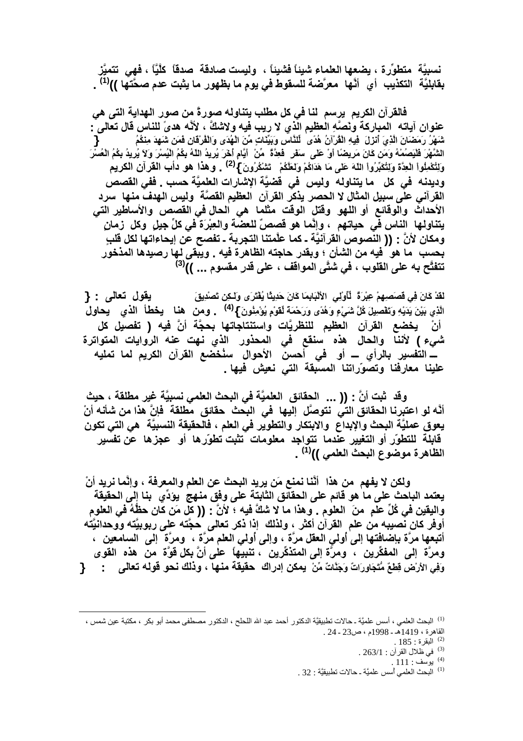نسبيَّة متطوِّرة ، يضعها العلماء شيئاً فشيئاً ، وليست صادقة صدقاً كلِّيًا ، فهي تتميَّز بقابليَّة التكذيب أي أنَّها معرَّضة للسقوط في يوم ما بظهور ما يثبت عدم صحَّتها ))[1] .

فالقرآن الكريم يرسم لنا في كل مطلب يتناوله صورةً من صور الهداية التي هي عنوان آياته المباركة ونصِّه العظيم الذي لا ريب فيه ولاشكَّ ، لأنَّه هدىً للناس قال تعالى : { شَهْرُ رَمَضَانَ الَّذِيَ أُنزِلَ فِيهِ الْقُرْآنُ هُدًى لِّلنَّاسِ وَبَيِّنَاتٍ مِّنَ الْهُدَى وَالْفُرْقَانِ فَمَن شَهِدَ مِنكُمُ الشَّهْرَ فَلْيَصُمْهُ وَمَن كَانَ مَرِيضًا أَوْ عَلَى سَفَرٍ فَعِدَّةٌ مِّنْ أَيَّامٍ أُخَرَ يُرِيدُ اللّهُ بِكُمُ الْيُسْرَ وَلاَ يُرِيدُ بِكُمُ الْعُسْرَ وَلِتُكْمِلُواْ الْعِدَّةَ وَلِتُكَبِّرُواْ اللّهَ عَلَى مَا هَدَاكُمْ وَلَعَلَّكُمْ تَشْكُرُونَ }[2] . وهذا هو دأب القرآن الكريم وديدنه في كل ما يتناوله وليس في قضيَّة الإشارات العلميَّة حسب . ففي القصص القرآني على سبيل المثال لا الحصر يذكر القرآن العظيم القصَّة وليس الهدف منها سرد الأحداث والوقائع أو اللهو وقتل الوقت مثلما هي الحال في القصص والأساطير التي يتناولها الناس في حياتهم ، وإنَّما هو قصصٌ للعضة والعبْرَة في كلِّ جيلٍ وكل زمانٍ ومكان لأنَّ : (( النصوص القرآنيَّة ـ كما علَّمتنا التجربة ـ تفصح عن إيحاءاتها لكل قلبٍ بحسب ما هو فيه من الشأن ؛ وبقدر حاجته الظاهرة فيه . ويبقى لها رصيدها المذخور تتفتَّح به على القلوب ، في شتَّى المواقف ، على قدر مقسوم ... ))[3]

يقول تعالى : { لَقَدْ كَانَ فِي قَصَصِهِمْ عِبْرَةٌ لِّأُوْلِي الأَلْبَابِ مَا كَانَ حَدِيثًا يُفْتَرَى وَلَـكِن تَصْدِيقَ الَّذِي بَيْنَ يَدَيْهِ وَتَفْصِيلَ كُلَّ شَيْءٍ وَهُدًى وَرَحْمَةً لِّقَوْمٍ يُؤْمِنُونَ }[4] . ومن هنا يخطأ الذي يحاول أنْ يخضع القرآن العظيم للنظريَّات واستنتاجاتها بحجَّة أنَّ فيه ( تفصيل كل شيء ) لأنَّنا والحال هذه سنقع في المحذور الذي نهت عنه الروايات المتواترة ـــ التفسير بالرأي ـــ أو في أحسن الأحوال سنُخضع القرآن الكريم لما تمليه علينا معارفنا وتصوّراتنا المسبقة التي نعيش فيها .

وقد ثبت أنَّ : (( ... الحقائق العلميَّة في البحث العلمي نسبيَّة غير مطلقة ، حيث أنَّه لو اعتبرنا الحقائق التي نتوصَّل إليها في البحث حقائق مطلقة فإنَّ هذا من شأنه أنْ يعوق عمليَّة البحث والإبداع والابتكار والتطوير في العلم ، فالحقيقة النسبيَّة هي التي تكون قابلة للتطوّر أو التغيير عندما تتواجد معلومات تثبت تطوّرها أو عجزها عن تفسير الظاهرة موضوع البحث العلمي ))[1] .

ولكن لا يفهم من هذا أنَّنا نمنع مَن يريد البحث عن العلم والمعرفة ، وإنَّما نريد أنْ يعتمد الباحث على ما هو قائم على الحقائق الثابتة على وفق منهج يؤدِّي بنا إلى الحقيقة واليقين في كُلِّ علمٍ منَ العلوم . وهذا ما لا شكَّ فيه ؛ لأنَّ : (( كل مَن كان حظُّهُ في العلوم أوفر كان نصيبه من علم القرآن أكثر ، ولذلك إذا ذكر تعالى حجَّته على ربوبيَّته ووحدانيَّته أتبعها مرَّة بإضافتها إلى أولي العقل مرَّة ، وإلى أولي العلم مرَّة ، ومرَّة إلى السامعين ، ومرَّة إلى المفكِّرين ، ومرَّة إلى المتذكِّرين ، تنبيهاً على أنَّ بكل قوَّة من هذه القوى يمكن إدراك حقيقة منها ، وذلك نحو قوله تعالى : { وَفِي الأَرْضِ قِطَعٌ مُّتَجَاوِرَاتٌ وَجَنَّاتٌ مِّنْ

---

(1) البحث العلمي ، أسس علميَّة ـ حالات تطبيقيَّة الدكتور أحمد عبد الله اللحلح ، الدكتور مصطفى محمد أبو بكر ، مكتبة عين شمس ، القاهرة ، 1419هـ ـ 1998م ، ص23 ـ 24 .

(2) البقرة : 185 .

(3) في ظلال القرآن : 263/1 .

(4) يوسف : 111 .

(1) البحث العلمي أسس علميَّة ـ حالات تطبيقيَّة : 32 .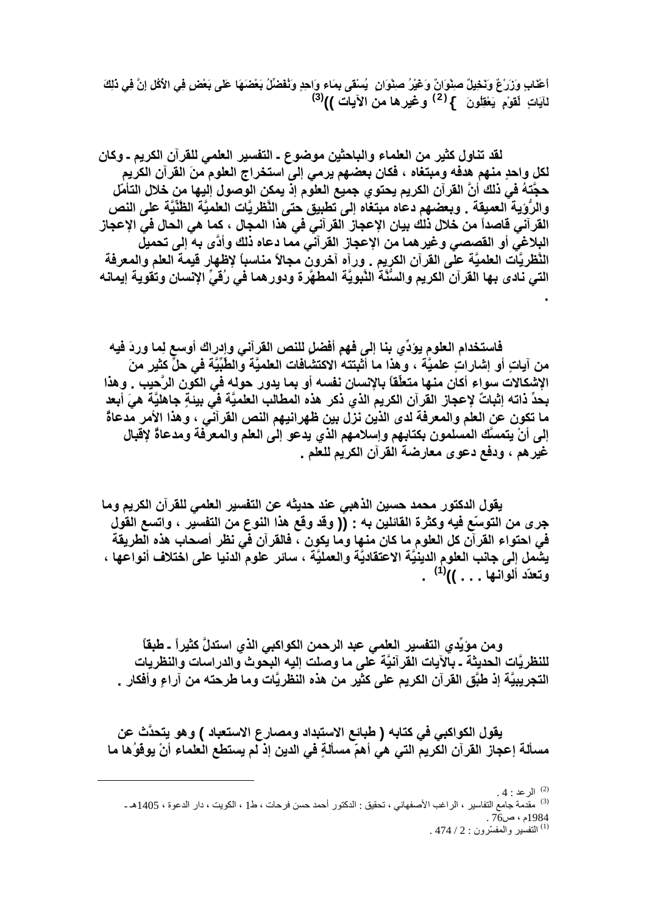أَعْنَابٍ وَزَرْعٌ وَنَخِيلٌ صِنْوَانٌ وَغَيْرُ صِنْوَانٍ يُسْقَى بِمَاءٍ وَاحِدٍ وَنُفَضِّلُ بَعْضَهَا عَلَى بَعْضٍ فِي الأُكُلِ إِنَّ فِي ذَلِكَ لَآيَاتٍ لِقَوْمٍ يَعْقِلُونَ } [2] وغيرها من الآيات )) [3]

**لقد تناول كثير من العلماء والباحثين موضوع ـ التفسير العلمي للقرآن الكريم ـ وكان لكل واحدٍ منهم هدفه ومبتغاه ، فكان بعضهم يرمي إلى استخراج العلوم منَ القرآن الكريم حجَّتهُ في ذلك أنَّ القرآن الكريم يحتوي جميع العلوم إذ يمكن الوصول إليها من خلال التأمّل والرُّؤية العميقة . وبعضهم دعاه مبتغاه إلى تطبيق حتى النَّظريَّات العلميَّة الظَّنِّيَّة على النص القرآني قاصداً من خلال ذلك بيان الإعجاز القرآني في هذا المجال ، كما هي الحال في الإعجاز البلاغي أو القصصي وغيرهما من الإعجاز القرآني مما دعاه ذلك وأدَّى به إلى تحميل النَّظريَّات العلميَّة على القرآن الكريم . ورآه آخرون مجالاً مناسباً لإظهار قيمة العلم والمعرفة التي نادى بها القرآن الكريم والسُّنَّة النَّبويَّة المطهَّرة ودورهما في رُقيِّ الإنسان وتقوية إيمانه .**

**فاستخدام العلوم يؤدِّي بنا إلى فهمٍ أفضل للنص القرآني وإدراك أوسع لما وردَ فيه من آياتٍ أو إشاراتٍ علميَّة ، وهذا ما أثبتته الاكتشافات العلميَّة والطِّبِّيَّة في حلِّ كثيرٍ منَ الإشكالات سواء أكان منها متعلّقاً بالإنسان نفسه أو بما يدور حوله في الكون الرَّحيب . وهذا بحدِّ ذاته إثباتٌ لإعجاز القرآن الكريم الذي ذكر هذه المطالب العلميَّة في بيئةٍ جاهليَّة هيَ أبعد ما تكون عن العلم والمعرفة لدى الذين نزل بين ظهرانيهم النص القرآني ، وهذا الأمر مدعاةٌ إلى أنْ يتمسَّك المسلمون بكتابهم وإسلامهم الذي يدعو إلى العلم والمعرفة ومدعاةٌ لإقبال غيرهم ، ودفع دعوى معارضة القرآن الكريم للعلم .**

**يقول الدكتور محمد حسين الذهبي عند حديثه عن التفسير العلمي للقرآن الكريم وما جرى من التوسّع فيه وكثرة القائلين به : (( وقد وقع هذا النوع من التفسير ، واتسع القول في احتواء القرآن كل العلوم ما كان منها وما يكون ، فالقرآن في نظر أصحاب هذه الطريقة يشمل إلى جانب العلوم الدينيَّة الاعتقاديَّة والعمليَّة ، سائر علوم الدنيا على اختلاف أنواعها ، وتعدّد ألوانها . . . ))[1] .**

**ومن مؤيِّدي التفسير العلمي عبد الرحمن الكواكبي الذي استدلَّ كثيراً ـ طبقاً للنظريَّات الحديثة ـ بالآيات القرآنيَّة على ما وصلت إليه البحوث والدراسات والنظريات التجريبيَّة إذ طبَّق القرآن الكريم على كثيرٍ من هذه النظريَّات وما طرحته من آراءٍ وأفكار .**

**يقول الكواكبي في كتابه ( طبائع الاستبداد ومصارع الاستعباد ) وهو يتحدَّث عن مسألة إعجاز القرآن الكريم التي هي أهمّ مسألةٍ في الدين إذ لم يستطع العلماء أنْ يوفوُها ما**

---

[2] الرعد : 4 .

[3] مقدمة جامع التفاسير ، الراغب الأصفهاني ، تحقيق : الدكتور أحمد حسن فرحات ، ط1 ، الكويت ، دار الدعوة ، 1405هـ ـ 1984م ، ص76 .

[1] التفسير والمفسّرون : 2 / 474 .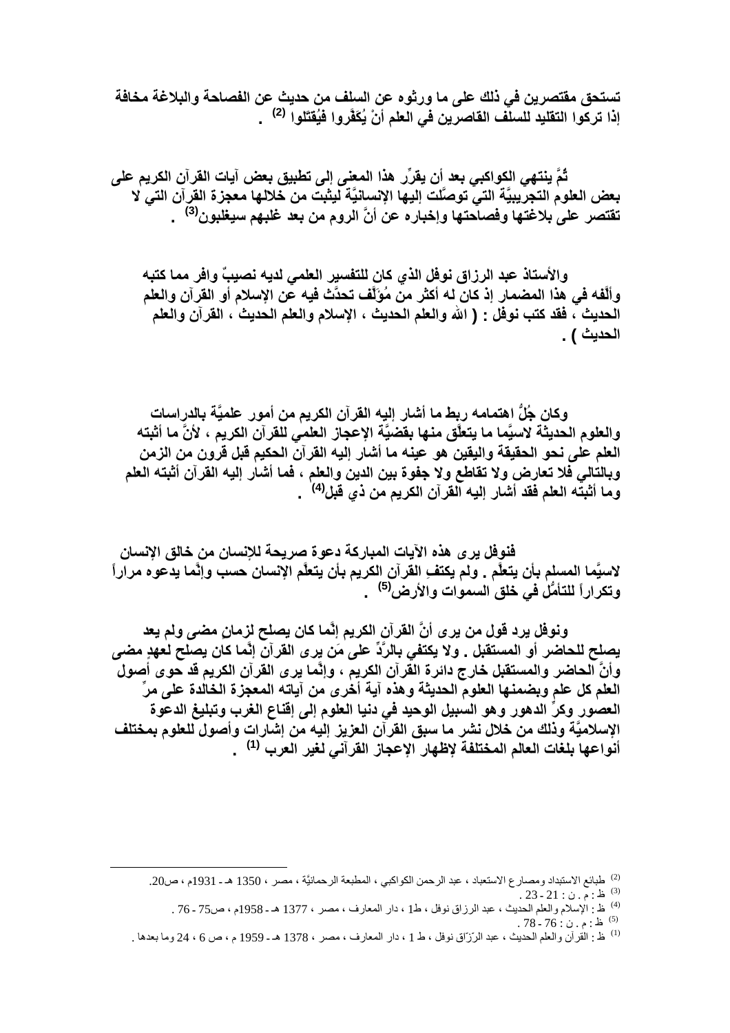**تستحق مقتصرين في ذلك على ما ورثوه عن السلف من حديث عن الفصاحة والبلاغة مخافة إذا تركوا التقليد للسلف القاصرين في العلم أنْ يُكَفَّروا فيُقتلوا [2] .**

**ثُمَّ ينتهي الكواكبي بعد أن يقرِّر هذا المعنى إلى تطبيق بعض آيات القرآن الكريم على بعض العلوم التجريبيَّة التي توصَّلت إليها الإنسانيَّة ليثبت من خلالها معجزة القرآن التي لا تقتصر على بلاغتها وفصاحتها وإخباره عن أنَّ الروم من بعد غلبهم سيغلبون[3] .**

**والأستاذ عبد الرزاق نوفل الذي كان للتفسير العلمي لديه نصيبٌ وافر مما كتبه وألَّفه في هذا المضمار إذ كان له أكثر من مُؤَلَّف تحدَّث فيه عن الإسلام أو القرآن والعلم الحديث ، فقد كتب نوفل : ( الله والعلم الحديث ، الإسلام والعلم الحديث ، القرآن والعلم الحديث ) .**

**وكان جُلُّ اهتمامه ربط ما أشار إليه القرآن الكريم من أمور علميَّة بالدراسات والعلوم الحديثة لاسيَّما ما يتعلّق منها بقضيَّة الإعجاز العلمي للقرآن الكريم ، لأنَّ ما أثبته العلم على نحو الحقيقة واليقين هو عينه ما أشار إليه القرآن الحكيم قبل قرون من الزمن وبالتالي فلا تعارض ولا تقاطع ولا جفوة بين الدين والعلم ، فما أشار إليه القرآن أثبته العلم وما أثبته العلم فقد أشار إليه القرآن الكريم من ذي قبل[4] .**

**فنوفل يرى هذه الآيات المباركة دعوة صريحة للإنسان من خالق الإنسان لاسيَّما المسلم بأن يتعلَّم . ولم يكتفِ القرآن الكريم بأن يتعلَّم الإنسان حسب وإنَّما يدعوه مراراً وتكراراً للتأمُّل في خلق السموات والأرض[5] .**

**ونوفل يرد قول من يرى أنَّ القرآن الكريم إنَّما كان يصلح لزمان مضى ولم يعد يصلح للحاضر أو المستقبل . ولا يكتفي بالردِّ على مَن يرى القرآن إنَّما كان يصلح لعهدٍ مضى وأنَّ الحاضر والمستقبل خارج دائرة القرآن الكريم ، وإنَّما يرى القرآن الكريم قد حوى أصول العلم كل علمٍ وبضمنها العلوم الحديثة وهذه آية أخرى من آياته المعجزة الخالدة على مرِّ العصور وكرِّ الدهور وهو السبيل الوحيد في دنيا العلوم إلى إقناع الغرب وتبليغ الدعوة الإسلاميَّة وذلك من خلال نشر ما سبق القرآن العزيز إليه من إشارات وأصول للعلوم بمختلف أنواعها بلغات العالم المختلفة لإظهار الإعجاز القرآني لغير العرب [1] .**

---

[2] طبائع الاستبداد ومصارع الاستعباد ، عبد الرحمن الكواكبي ، المطبعة الرحمانيَّة ، مصر ، 1350 هـ - 1931م ، ص20.

[3] ظ : م . ن : 21 - 23 .

[4] ظ : الإسلام والعلم الحديث ، عبد الرزاق نوفل ، ط1 ، دار المعارف ، مصر ، 1377 هـ - 1958م ، ص75 - 76 .

[5] ظ : م . ن : 76 - 78 .

[1] ظ : القرآن والعلم الحديث ، عبد الرّزّاق نوفل ، ط 1 ، دار المعارف ، مصر ، 1378 هـ - 1959 م ، ص 6 ، 24 وما بعدها .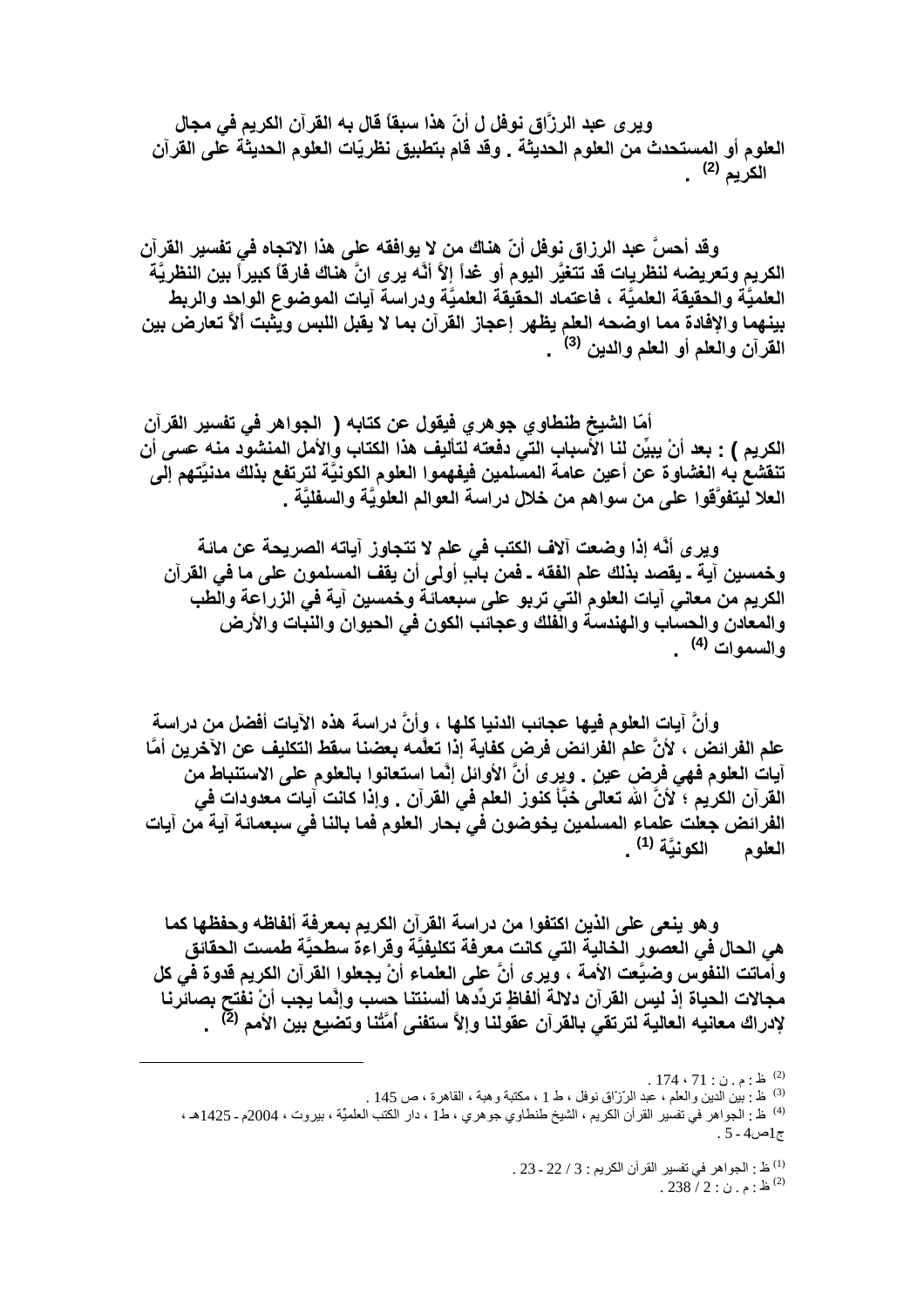**ويرى عبد الرزَّاق نوفل ل أنّ هذا سبقاً قال به القرآن الكريم في مجال العلوم أو المستحدث من العلوم الحديثة . وقد قام بتطبيق نظريّات العلوم الحديثة على القرآن الكريم [(2)] .**

**وقد أحسَّ عبد الرزاق نوفل أنّ هناك من لا يوافقه على هذا الاتجاه في تفسير القرآن الكريم وتعريضه لنظريات قد تتغيَّر اليوم أو غداً إلاّ أنَّه يرى انَّ هناك فارقاً كبيراً بين النظريَّة العلميَّة والحقيقة العلميَّة ، فاعتماد الحقيقة العلميَّة ودراسة آيات الموضوع الواحد والربط بينهما والإفادة مما اوضحه العلم يظهر إعجاز القرآن بما لا يقبل اللبس ويثبت ألاّ تعارض بين القرآن والعلم أو العلم والدين [(3)] .**

**أمّا الشيخ طنطاوي جوهري فيقول عن كتابه ( الجواهر في تفسير القرآن الكريم ) : بعد أنْ يبيِّن لنا الأسباب التي دفعته لتأليف هذا الكتاب والأمل المنشود منه عسى أن تنقشع به الغشاوة عن أعين عامة المسلمين فيفهموا العلوم الكونيَّة لترتفع بذلك مدنيَّتهم إلى العلا ليتفوَّقوا على من سواهم من خلال دراسة العوالم العلويَّة والسفليَّة .**

**ويرى أنَّه إذا وضعت آلاف الكتب في علم لا تتجاوز آياته الصريحة عن مائة وخمسين آية ـ يقصد بذلك علم الفقه ـ فمن بابٍ أولى أن يقف المسلمون على ما في القرآن الكريم من معاني آيات العلوم التي تربو على سبعمائة وخمسين آية في الزراعة والطب والمعادن والحساب والهندسة والفلك وعجائب الكون في الحيوان والنبات والأرض والسموات [(4)] .**

**وأنَّ آيات العلوم فيها عجائب الدنيا كلها ، وأنَّ دراسة هذه الآيات أفضل من دراسة علم الفرائض ، لأنَّ علم الفرائض فرض كفاية إذا تعلَّمه بعضنا سقط التكليف عن الآخرين أمَّا آيات العلوم فهي فرض عينٍ . ويرى أنَّ الأوائل إنَّما استعانوا بالعلوم على الاستنباط من القرآن الكريم ؛ لأنَّ الله تعالى خبَّأ كنوز العلم في القرآن . وإذا كانت آيات معدودات في الفرائض جعلت علماء المسلمين يخوضون في بحار العلوم فما بالنا في سبعمائة آية من آيات العلوم الكونيَّة [(1)] .**

**وهو ينعى على الذين اكتفوا من دراسة القرآن الكريم بمعرفة ألفاظه وحفظها كما هي الحال في العصور الخالية التي كانت معرفة تكليفيَّة وقراءة سطحيَّة طمست الحقائق وأماتت النفوس وضيَّعت الأمة ، ويرى أنَّ على العلماء أنْ يجعلوا القرآن الكريم قدوة في كل مجالات الحياة إذ ليس القرآن دلالة ألفاظٍ تردِّدها ألسنتنا حسب وإنَّما يجب أنْ نفتح بصائرنا لإدراك معانيه العالية لترتقي بالقرآن عقولنا وإلاّ ستفنى أمَّتُنا وتضيع بين الأمم [(2)] .**

---

[(2)] ظ : م . ن : 71 ، 174 .

[(3)] ظ : بين الدين والعلم ، عبد الرّزّاق نوفل ، ط 1 ، مكتبة وهبة ، القاهرة ، ص 145 .

[(4)] ظ : الجواهر في تفسير القرآن الكريم ، الشيخ طنطاوي جوهري ، ط1 ، دار الكتب العلميّة ، بيروت ، 2004م - 1425هـ ، ج1ص4 - 5 .

[(1)] ظ : الجواهر في تفسير القرآن الكريم : 3 / 22 - 23 .

[(2)] ظ : م . ن : 2 / 238 .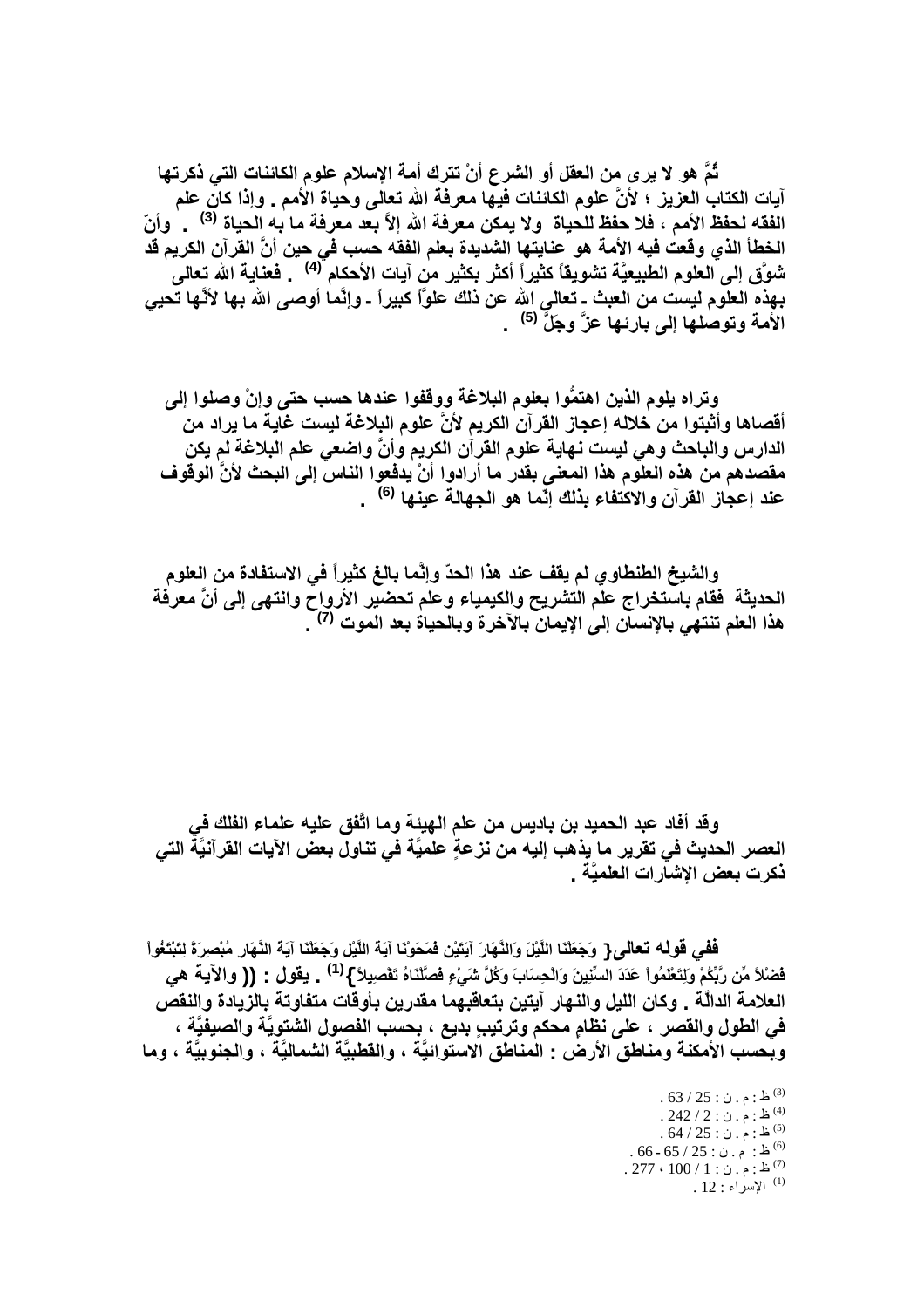ثُمَّ هو لا يرى من العقل أو الشرع أنْ تترك أمة الإسلام علوم الكائنات التي ذكرتها آيات الكتاب العزيز ؛ لأنَّ علوم الكائنات فيها معرفة الله تعالى وحياة الأمم . وإذا كان علم الفقه لحفظ الأمم ، فلا حفظ للحياة ولا يمكن معرفة الله إلاَّ بعد معرفة ما به الحياة [3] . وأنّ الخطأ الذي وقعت فيه الأمة هو عنايتها الشديدة بعلم الفقه حسب في حين أنَّ القرآن الكريم قد شوَّق إلى العلوم الطبيعيَّة تشويقاً كثيراً أكثر بكثير من آيات الأحكام [4] . فعناية الله تعالى بهذه العلوم ليست من العبث ـ تعالى الله عن ذلك علوّاً كبيراً ـ وإنَّما أوصى الله بها لأنَّها تحيي الأمة وتوصلها إلى بارئها عزَّ وجَلَّ [5] .

وتراه يلوم الذين اهتمُّوا بعلوم البلاغة ووقفوا عندها حسب حتى وإنْ وصلوا إلى أقصاها وأثبتوا من خلاله إعجاز القرآن الكريم لأنَّ علوم البلاغة ليست غاية ما يراد من الدارس والباحث وهي ليست نهاية علوم القرآن الكريم وأنَّ واضعي علم البلاغة لم يكن مقصدهم من هذه العلوم هذا المعنى بقدر ما أرادوا أنْ يدفعوا الناس إلى البحث لأنَّ الوقوف عند إعجاز القرآن والاكتفاء بذلك إنّما هو الجهالة عينها [6] .

والشيخ الطنطاوي لم يقف عند هذا الحدّ وإنَّما بالغ كثيراً في الاستفادة من العلوم الحديثة فقام باستخراج علم التشريح والكيمياء وعلم تحضير الأرواح وانتهى إلى أنَّ معرفة هذا العلم تنتهي بالإنسان إلى الإيمان بالآخرة وبالحياة بعد الموت [7] .

وقد أفاد عبد الحميد بن باديس من علم الهيئة وما اتَّفق عليه علماء الفلك في العصر الحديث في تقرير ما يذهب إليه من نزعةٍ علميَّة في تناول بعض الآيات القرآنيَّة التي ذكرت بعض الإشارات العلميَّة .

ففي قوله تعالى{ وَجَعَلْنَا اللَّيْلَ وَالنَّهَارَ آيَتَيْنِ فَمَحَوْنَا آيَةَ اللَّيْلِ وَجَعَلْنَا آيَةَ النَّهَارِ مُبْصِرَةً لِتَبْتَغُواْ فَضْلاً مِّن رَّبِّكُمْ وَلِتَعْلَمُواْ عَدَدَ السِّنِينَ وَالْحِسَابَ وَكُلَّ شَيْءٍ فَصَّلْنَاهُ تَفْصِيلاً }[1] . يقول : (( والآية هي العلامة الدالَّة . وكان الليل والنهار آيتين بتعاقبهما مقدرين بأوقات متفاوتة بالزيادة والنقص في الطول والقصر ، على نظام محكم وترتيب بديع ، بحسب الفصول الشتويَّة والصيفيَّة ، وبحسب الأمكنة ومناطق الأرض : المناطق الاستوائيَّة ، والقطبيَّة الشماليَّة ، والجنوبيَّة ، وما

---

[3] ظ : م . ن : 25 / 63 .
[4] ظ : م . ن : 2 / 242 .
[5] ظ : م . ن : 25 / 64 .
[6] ظ : م . ن : 25 / 65 - 66 .
[7] ظ : م . ن : 1 / 100 ، 277 .
[1] الإسراء : 12 .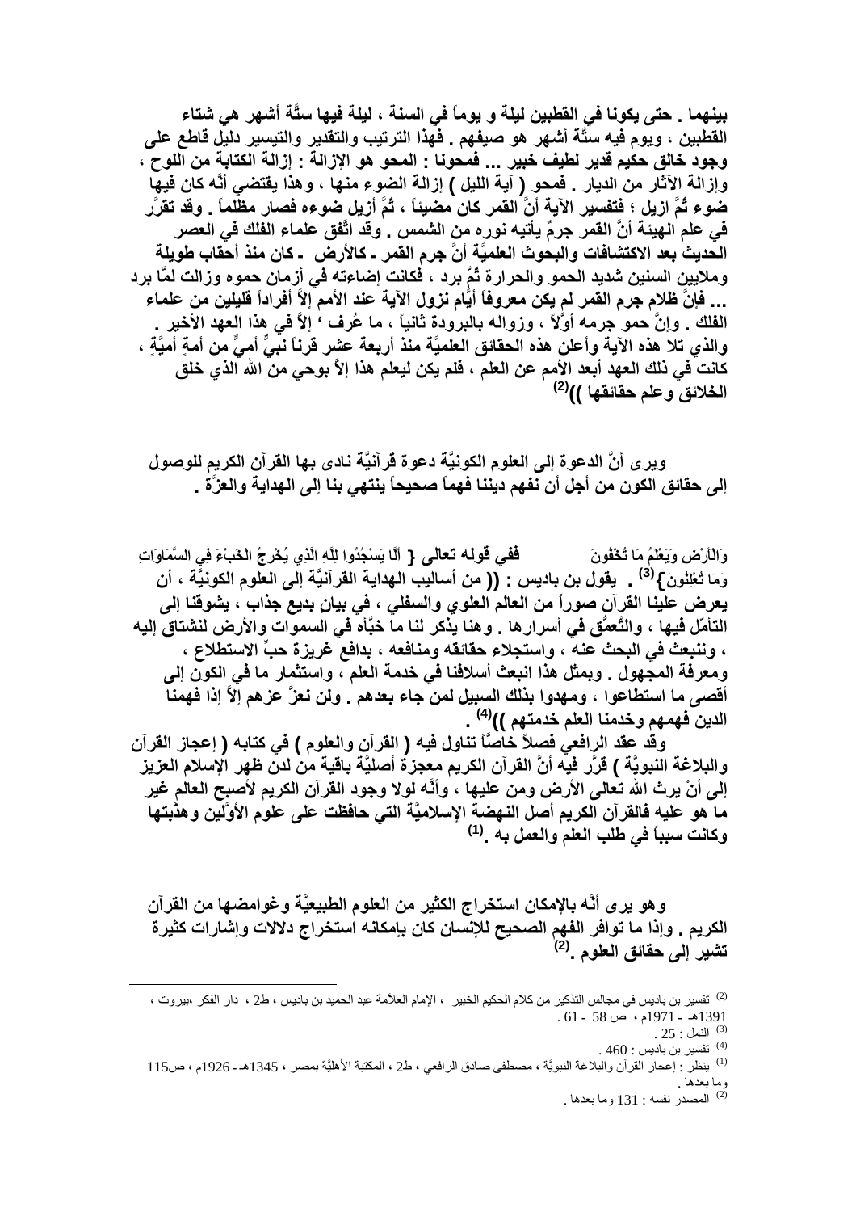بينهما . حتى يكونا في القطبين ليلة و يوماً في السنة ، ليلة فيها ستَّة أشهر هي شتاء القطبين ، ويوم فيه ستَّة أشهر هو صيفهم . فهذا الترتيب والتقدير والتيسير دليل قاطع على وجود خالق حكيم قدير لطيف خبير ... فمحونا : المحو هو الإزالة : إزالة الكتابة من اللوح ، وإزالة الآثار من الديار . فمحو ( آية الليل ) إزالة الضوء منها ، وهذا يقتضي أنَّه كان فيها ضوء ثُمَّ ازيل ؛ فتفسير الآية أنَّ القمر كان مضيئاً ، ثُمَّ أزيل ضوءه فصار مظلماً . وقد تقرَّر في علم الهيئة أنَّ القمر جرمٌ يأتيه نوره من الشمس . وقد اتَّفق علماء الفلك في العصر الحديث بعد الاكتشافات والبحوث العلميَّة أنَّ جرم القمر - كالأرض - كان منذ أحقاب طويلة وملايين السنين شديد الحمو والحرارة ثُمَّ برد ، فكانت إضاءته في أزمان حموه وزالت لمَّا برد ... فإنَّ ظلام جرم القمر لم يكن معروفاً أيَّام نزول الآية عند الأمم إلاَّ أفراداً قليلين من علماء الفلك . وإنَّ حمو جرمه أوَّلاً ، وزواله بالبرودة ثانياً ، ما عُرف ، إلاَّ في هذا العهد الأخير . والذي تلا هذه الآية وأعلن هذه الحقائق العلميَّة منذ أربعة عشر قرناً نبيٌّ أميٌّ من أمةٍ أميَّةٍ ، كانت في ذلك العهد أبعد الأمم عن العلم ، فلم يكن ليعلم هذا إلاَّ بوحي من الله الذي خلق الخلائق وعلم حقائقها ))[2]

ويرى أنَّ الدعوة إلى العلوم الكونيَّة دعوة قرآنيَّة نادى بها القرآن الكريم للوصول إلى حقائق الكون من أجل أن نفهم ديننا فهماً صحيحاً ينتهي بنا إلى الهداية والعزَّة .

ففي قوله تعالى { أَلَّا يَسْجُدُوا لِلَّهِ الَّذِي يُخْرِجُ الْخَبْءَ فِي السَّمَاوَاتِ وَالْأَرْضِ وَيَعْلَمُ مَا تُخْفُونَ وَمَا تُعْلِنُونَ}[3] . يقول بن باديس : (( من أساليب الهداية القرآنيَّة إلى العلوم الكونيَّة ، أن يعرض علينا القرآن صوراً من العالم العلوي والسفلي ، في بيان بديع جذاب ، يشوقنا إلى التأمّل فيها ، والتَّعمُّق في أسرارها . وهنا يذكر لنا ما خبَّأه في السموات والأرض لنشتاق إليه ، وننبعث في البحث عنه ، واستجلاء حقائقه ومنافعه ، بدافع غريزة حبِّ الاستطلاع ، ومعرفة المجهول . وبمثل هذا انبعث أسلافنا في خدمة العلم ، واستثمار ما في الكون إلى أقصى ما استطاعوا ، ومهدوا بذلك السبيل لمن جاء بعدهم . ولن نعزَّ عزهم إلاَّ إذا فهمنا الدين فهمهم وخدمنا العلم خدمتهم ))[4] .

وقد عقد الرافعي فصلاً خاصًّا تناول فيه ( القرآن والعلوم ) في كتابه ( إعجاز القرآن والبلاغة النبويَّة ) قرَّر فيه أنَّ القرآن الكريم معجزة أصليَّة باقية من لدن ظهر الإسلام العزيز إلى أنْ يرث الله تعالى الأرض ومن عليها ، وأنَّه لولا وجود القرآن الكريم لأصبح العالم غير ما هو عليه فالقرآن الكريم أصل النهضة الإسلاميَّة التي حافظت على علوم الأوَّلين وهذَّبتها وكانت سبباً في طلب العلم والعمل به .[1]

وهو يرى أنَّه بالإمكان استخراج الكثير من العلوم الطبيعيَّة وغوامضها من القرآن الكريم . وإذا ما توافر الفهم الصحيح للإنسان كان بإمكانه استخراج دلالات وإشارات كثيرة تشير إلى حقائق العلوم .[2]

---

[2] تفسير بن باديس في مجالس التذكير من كلام الحكيم الخبير ، الإمام العلاَّمة عبد الحميد بن باديس ، ط2 ، دار الفكر ،بيروت ، 1391هـ - 1971م ، ص 58 - 61 .

[3] النمل : 25 .

[4] تفسير بن باديس : 460 .

[1] ينظر : إعجاز القرآن والبلاغة النبويَّة ، مصطفى صادق الرافعي ، ط2 ، المكتبة الأهليَّة بمصر ، 1345هـ - 1926م ، ص115 وما بعدها .

[2] المصدر نفسه : 131 وما بعدها .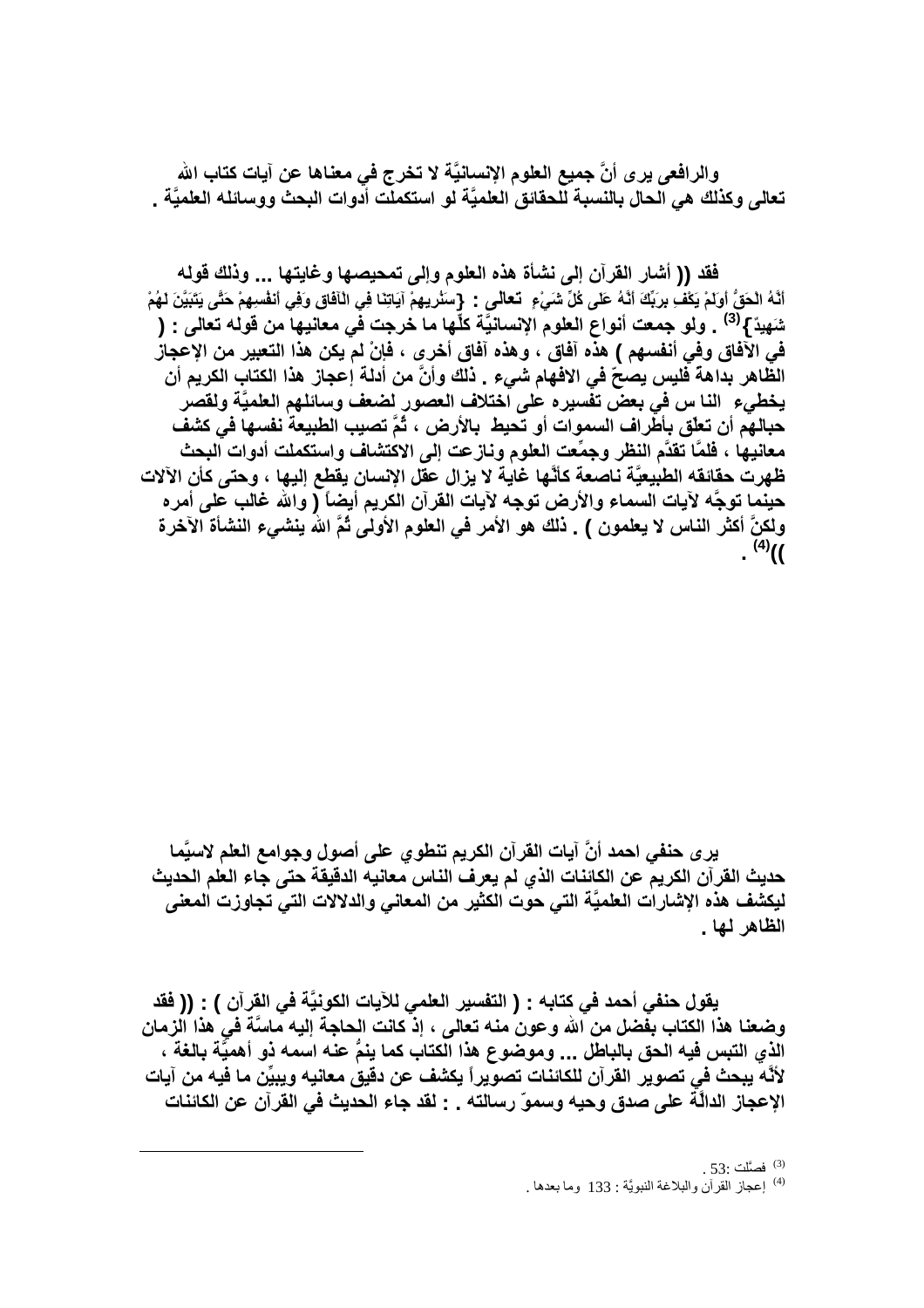والرافعي يرى أنَّ جميع العلوم الإنسانيَّة لا تخرج في معناها عن آيات كتاب الله تعالى وكذلك هي الحال بالنسبة للحقائق العلميَّة لو استكملت أدوات البحث ووسائله العلميَّة .

فقد (( أشار القرآن إلى نشأة هذه العلوم وإلى تمحيصها وغايتها ... وذلك قوله تعالى : {سَنُرِيهِمْ آيَاتِنَا فِي الْآفَاقِ وَفِي أَنفُسِهِمْ حَتَّى يَتَبَيَّنَ لَهُمْ أَنَّهُ الْحَقُّ أَوَلَمْ يَكْفِ بِرَبِّكَ أَنَّهُ عَلَى كُلِّ شَيْءٍ شَهِيدٌ}[3] . ولو جمعت أنواع العلوم الإنسانيَّة كلِّها ما خرجت في معانيها من قوله تعالى : ( في الآفاق وفي أنفسهم ) هذه آفاق ، وهذه آفاق أخرى ، فإنْ لم يكن هذا التعبير من الإعجاز الظاهر بداهة فليس يصحّ في الافهام شيء . ذلك وأنَّ من أدلة إعجاز هذا الكتاب الكريم أن يخطيء النا س في بعض تفسيره على اختلاف العصور لضعف وسائلهم العلميَّة ولقصر حبالهم أن تعلّق بأطراف السموات أو تحيط بالأرض ، ثُمَّ تصيب الطبيعة نفسها في كشف معانيها ، فلمَّا تقدَّم النظر وجمِّعت العلوم ونازعت إلى الاكتشاف واستكملت أدوات البحث ظهرت حقائقه الطبيعيَّة ناصعة كأنَّها غاية لا يزال عقل الإنسان يقطع إليها ، وحتى كأن الآلات حينما توجَّه لآيات السماء والأرض توجه لآيات القرآن الكريم أيضاً ( والله غالب على أمره ولكنَّ أكثر الناس لا يعلمون ) . ذلك هو الأمر في العلوم الأولى ثُمَّ الله ينشيء النشأة الآخرة ))[4] .

يرى حنفي احمد أنَّ آيات القرآن الكريم تنطوي على أصول وجوامع العلم لاسيَّما حديث القرآن الكريم عن الكائنات الذي لم يعرف الناس معانيه الدقيقة حتى جاء العلم الحديث ليكشف هذه الإشارات العلميَّة التي حوت الكثير من المعاني والدلالات التي تجاوزت المعنى الظاهر لها .

يقول حنفي أحمد في كتابه : ( التفسير العلمي للآيات الكونيَّة في القرآن ) : (( فقد وضعنا هذا الكتاب بفضل من الله وعون منه تعالى ، إذ كانت الحاجة إليه ماسَّة في هذا الزمان الذي التبس فيه الحق بالباطل ... وموضوع هذا الكتاب كما ينمُّ عنه اسمه ذو أهميَّة بالغة ، لأنَّه يبحث في تصوير القرآن للكائنات تصويراً يكشف عن دقيق معانيه ويبيِّن ما فيه من آيات الإعجاز الدالَّة على صدق وحيه وسموّ رسالته . : لقد جاء الحديث في القرآن عن الكائنات

---

[3] فصّلت :53 .

[4] إعجاز القرآن والبلاغة النبويَّة : 133 وما بعدها .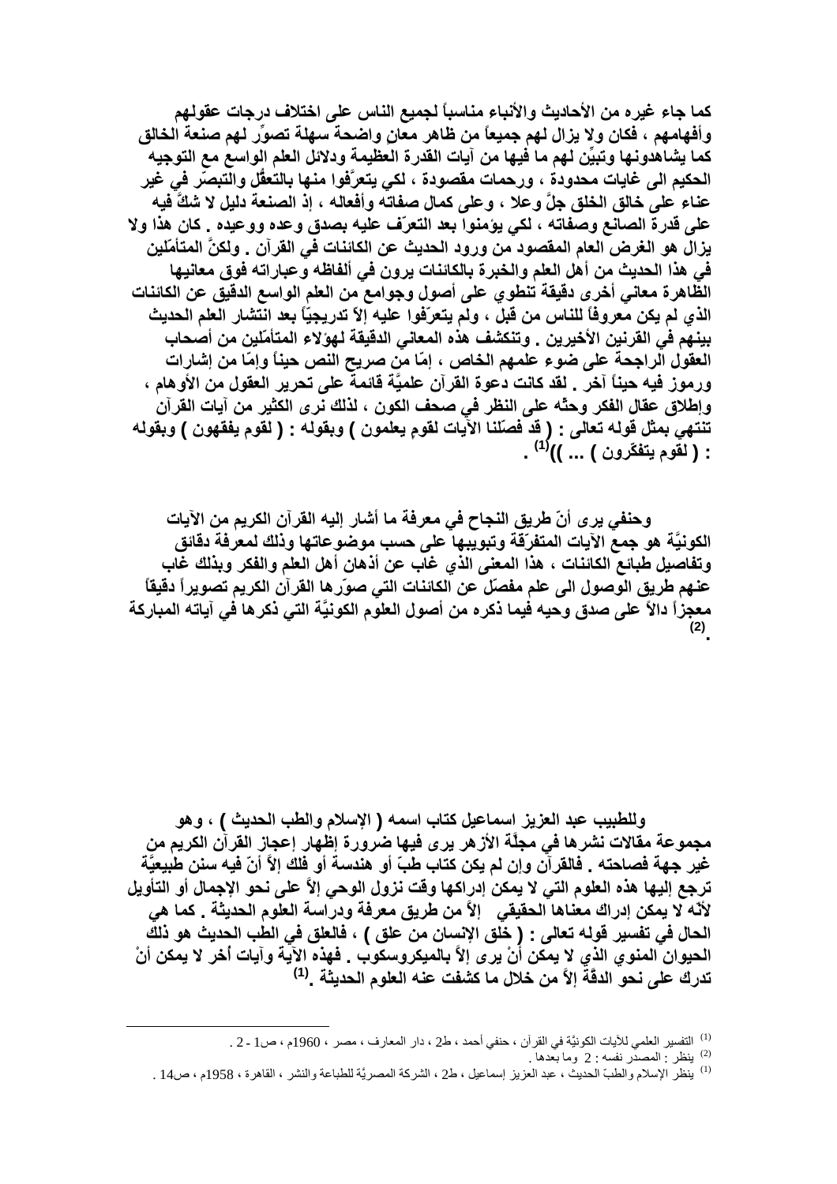كما جاء غيره من الأحاديث والأنباء مناسباً لجميع الناس على اختلاف درجات عقولهم وأفهامهم ، فكان ولا يزال لهم جميعاً من ظاهر معانٍ واضحة سهلة تصوّر لهم صنعة الخالق كما يشاهدونها وتبيِّن لهم ما فيها من آيات القدرة العظيمة ودلائل العلم الواسع مع التوجيه الحكيم الى غايات محدودة ، ورحمات مقصودة ، لكي يتعرَّفوا منها بالتعقُّل والتبصّر في غير عناء على خالق الخلق جلَّ وعلا ، وعلى كمال صفاته وأفعاله ، إذ الصنعة دليل لا شكَّ فيه على قدرة الصانع وصفاته ، لكي يؤمنوا بعد التعرّف عليه بصدق وعده ووعيده . كان هذا ولا يزال هو الغرض العام المقصود من ورود الحديث عن الكائنات في القرآن . ولكنَّ المتأمّلين في هذا الحديث من أهل العلم والخبرة بالكائنات يرون في ألفاظه وعباراته فوق معانيها الظاهرة معاني أخرى دقيقة تنطوي على أصول وجوامع من العلم الواسع الدقيق عن الكائنات الذي لم يكن معروفاً للناس من قبل ، ولم يتعرّفوا عليه إلاّ تدريجيّاً بعد انتشار العلم الحديث بينهم في القرنين الأخيرين . وتنكشف هذه المعاني الدقيقة لهؤلاء المتأمّلين من أصحاب العقول الراجحة على ضوء علمهم الخاص ، إمّا من صريح النص حيناً وإمّا من إشارات ورموز فيه حيناً آخر . لقد كانت دعوة القرآن علميَّة قائمة على تحرير العقول من الأوهام ، وإطلاق عقال الفكر وحثّه على النظر في صحف الكون ، لذلك نرى الكثير من آيات القرآن تنتهي بمثل قوله تعالى : ( قد فصّلنا الآيات لقوم يعلمون ) وبقوله : ( لقوم يفقهون ) وبقوله : ( لقوم يتفكّرون ) ... ))[1] .

وحنفي يرى أنّ طريق النجاح في معرفة ما أشار إليه القرآن الكريم من الآيات الكونيَّة هو جمع الآيات المتفرّقة وتبويبها على حسب موضوعاتها وذلك لمعرفة دقائق وتفاصيل طبائع الكائنات ، هذا المعنى الذي غاب عن أذهان أهل العلم والفكر وبذلك غاب عنهم طريق الوصول الى علم مفصّل عن الكائنات التي صوّرها القرآن الكريم تصويراً دقيقاً معجزاً دالاً على صدق وحيه فيما ذكره من أصول العلوم الكونيَّة التي ذكرها في آياته المباركة [2] .

وللطبيب عبد العزيز اسماعيل كتاب اسمه ( الإسلام والطب الحديث ) ، وهو مجموعة مقالات نشرها في مجلّة الأزهر يرى فيها ضرورة إظهار إعجاز القرآن الكريم من غير جهة فصاحته . فالقرآن وإن لم يكن كتاب طبّ أو هندسة أو فلك إلاّ أنّ فيه سنن طبيعيَّة ترجع إليها هذه العلوم التي لا يمكن إدراكها وقت نزول الوحي إلاّ على نحو الإجمال أو التأويل لأنّه لا يمكن إدراك معناها الحقيقي إلاّ من طريق معرفة ودراسة العلوم الحديثة . كما هي الحال في تفسير قوله تعالى : ( خلق الإنسان من علق ) ، فالعلق في الطب الحديث هو ذلك الحيوان المنوي الذي لا يمكن أنْ يرى إلاّ بالميكروسكوب . فهذه الآية وآيات أخر لا يمكن أنْ تدرك على نحو الدقّة إلاّ من خلال ما كشفت عنه العلوم الحديثة .[1]

---

[1] التفسير العلمي للآيات الكونيَّة في القرآن ، حنفي أحمد ، ط2 ، دار المعارف ، مصر ، 1960م ، ص1 - 2 .

[2] ينظر : المصدر نفسه : 2 وما بعدها .

[1] ينظر الإسلام والطبّ الحديث ، عبد العزيز إسماعيل ، ط2 ، الشركة المصريَّة للطباعة والنشر ، القاهرة ، 1958م ، ص14 .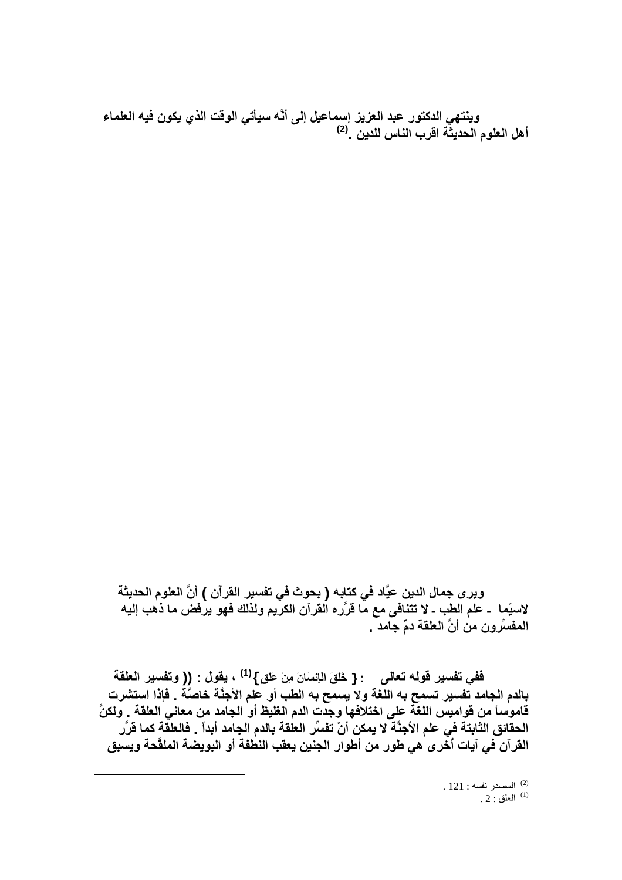**وينتهي الدكتور عبد العزيز إسماعيل إلى أنَّه سيأتي الوقت الذي يكون فيه العلماء أهل العلوم الحديثة اقرب الناس للدين .[2]**

**ويرى جمال الدين عيَّاد في كتابه ( بحوث في تفسير القرآن ) أنَّ العلوم الحديثة لاسيّما - علم الطب - لا تتنافى مع ما قرَّره القرآن الكريم ولذلك فهو يرفض ما ذهب إليه المفسِّرون من أنَّ العلقة دمٌ جامد .**

**ففي تفسير قوله تعالى : { خَلَقَ الْإِنسَانَ مِنْ عَلَقٍ }[1] ، يقول : (( وتفسير العلقة بالدم الجامد تفسير تسمح به اللغة ولا يسمح به الطب أو علم الأجنَّة خاصَّة . فإذا استشرت قاموساً من قواميس اللغة على اختلافها وجدت الدم الغليظ أو الجامد من معاني العلقة . ولكنَّ الحقائق الثابتة في علم الأجنَّة لا يمكن أنْ تفسِّر العلقة بالدم الجامد أبداً . فالعلقة كما قرَّر القرآن في آيات أخرى هي طور من أطوار الجنين يعقب النطفة أو البويضة الملقَّحة ويسبق**

---

[2] المصدر نفسه : 121 .

[1] العلق : 2 .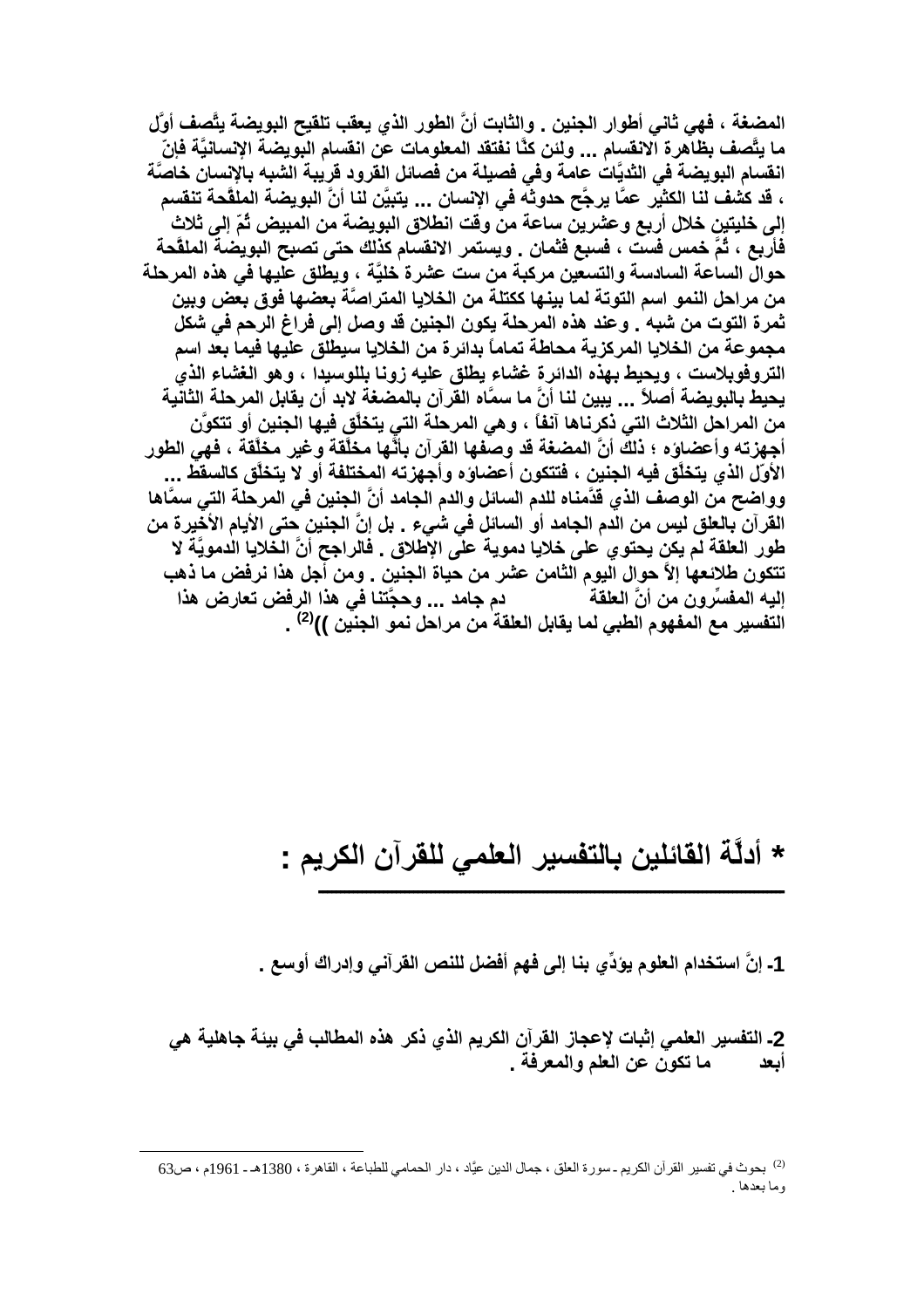**المضغة ، فهي ثاني أطوار الجنين . والثابت أنَّ الطور الذي يعقب تلقيح البويضة يتَّصف أوَّل ما يتَّصف بظاهرة الانقسام ... ولئن كنَّا نفتقد المعلومات عن انقسام البويضة الإنسانيَّة فإنّ انقسام البويضة في الثديَّات عامة وفي فصيلة من فصائل القرود قريبة الشبه بالإنسان خاصَّة ، قد كشف لنا الكثير عمَّا يرجَّح حدوثه في الإنسان ... يتبيَّن لنا أنَّ البويضة الملقَّحة تنقسم إلى خليتين خلال أربع وعشرين ساعة من وقت انطلاق البويضة من المبيض ثُمّ إلى ثلاث فأربع ، ثُمَّ خمس فست ، فسبع فثمان . ويستمر الانقسام كذلك حتى تصبح البويضة الملقَّحة حوال الساعة السادسة والتسعين مركبة من ست عشرة خليَّة ، ويطلق عليها في هذه المرحلة من مراحل النمو اسم التوتة لما بينها ككتلة من الخلايا المتراصَّة بعضها فوق بعض وبين ثمرة التوت من شبه . وعند هذه المرحلة يكون الجنين قد وصل إلى فراغ الرحم في شكل مجموعة من الخلايا المركزية محاطة تماماً بدائرة من الخلايا سيطلق عليها فيما بعد اسم التروفوبلاست ، ويحيط بهذه الدائرة غشاء يطلق عليه زونا بللوسيدا ، وهو الغشاء الذي يحيط بالبويضة أصلاً ... يبين لنا أنَّ ما سمَّاه القرآن بالمضغة لابد أن يقابل المرحلة الثانية من المراحل الثلاث التي ذكرناها آنفاً ، وهي المرحلة التي يتخلَّق فيها الجنين أو تتكوَّن أجهزته وأعضاؤه ؛ ذلك أنَّ المضغة قد وصفها القرآن بأنَّها مخلَّقة وغير مخلَّقة ، فهي الطور الأوّل الذي يتخلَّق فيه الجنين ، فتتكون أعضاؤه وأجهزته المختلفة أو لا يتخلَّق كالسقط ... وواضح من الوصف الذي قدَّمناه للدم السائل والدم الجامد أنَّ الجنين في المرحلة التي سمَّاها القرآن بالعلق ليس من الدم الجامد أو السائل في شيء . بل إنَّ الجنين حتى الأيام الأخيرة من طور العلقة لم يكن يحتوي على خلايا دموية على الإطلاق . فالراجح أنَّ الخلايا الدمويَّة لا تتكون طلائعها إلاَّ حوال اليوم الثامن عشر من حياة الجنين . ومن أجل هذا نرفض ما ذهب إليه المفسِّرون من أنَّ العلقة دم جامد ... وحجَّتنا في هذا الرفض تعارض هذا التفسير مع المفهوم الطبي لما يقابل العلقة من مراحل نمو الجنين ))[(2)] .**

# * أدلَّة القائلين بالتفسير العلمي للقرآن الكريم :

**1- إنَّ استخدام العلوم يؤدِّي بنا إلى فهم أفضل للنص القرآني وإدراك أوسع .**

**2- التفسير العلمي إثبات لإعجاز القرآن الكريم الذي ذكر هذه المطالب في بيئة جاهلية هي أبعد ما تكون عن العلم والمعرفة .**

---

(2) بحوث في تفسير القرآن الكريم ـ سورة العلق ، جمال الدين عيَّاد ، دار الحمامي للطباعة ، القاهرة ، 1380هـ ـ 1961م ، ص63 وما بعدها .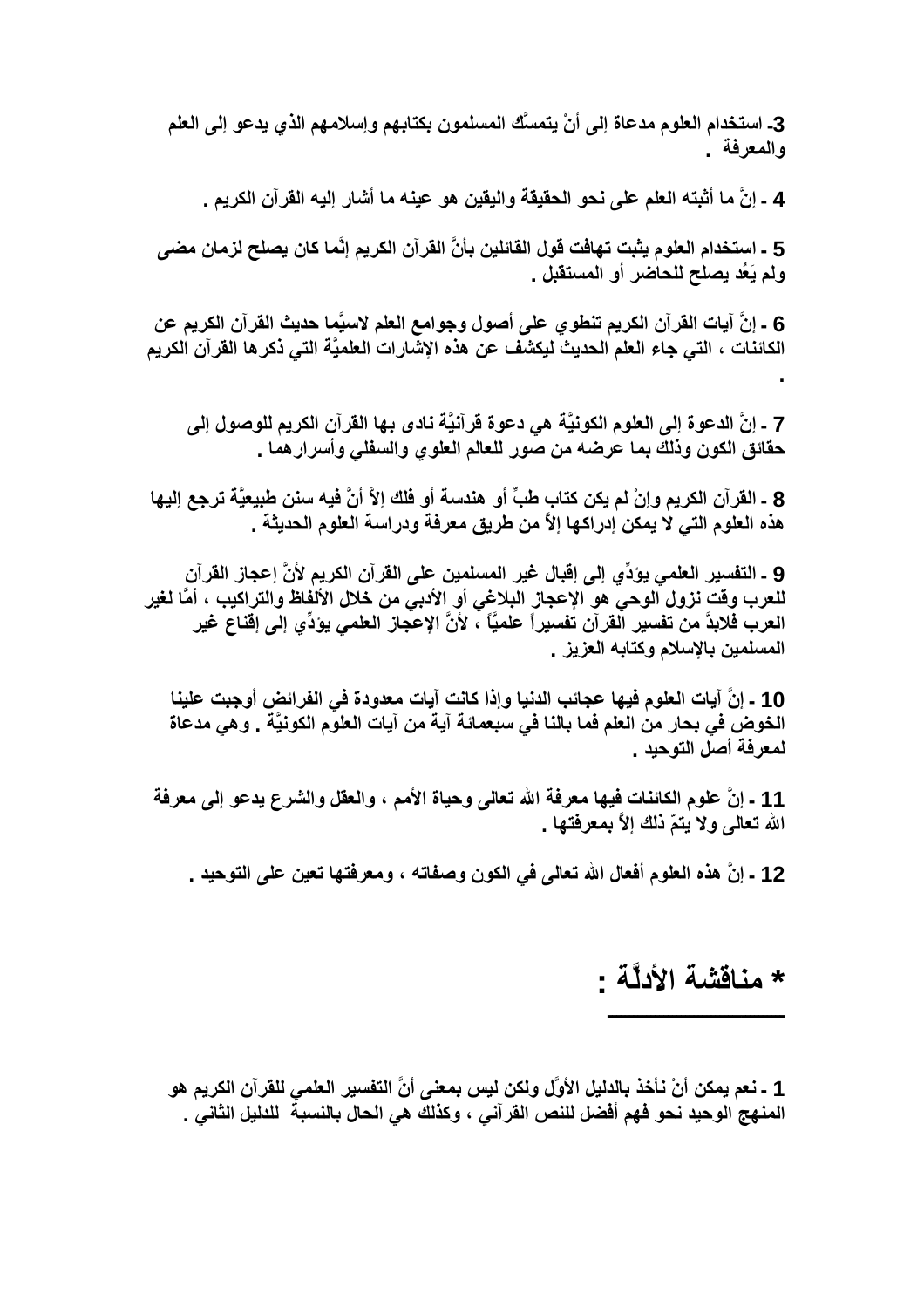3- استخدام العلوم مدعاة إلى أنْ يتمسَّك المسلمون بكتابهم وإسلامهم الذي يدعو إلى العلم والمعرفة .

4 - إنَّ ما أثبته العلم على نحو الحقيقة واليقين هو عينه ما أشار إليه القرآن الكريم .

5 - استخدام العلوم يثبت تهافت قول القائلين بأنَّ القرآن الكريم إنَّما كان يصلح لزمان مضى ولم يَعُد يصلح للحاضر أو المستقبل .

6 - إنَّ آيات القرآن الكريم تنطوي على أصول وجوامع العلم لاسيَّما حديث القرآن الكريم عن الكائنات ، التي جاء العلم الحديث ليكشف عن هذه الإشارات العلميَّة التي ذكرها القرآن الكريم .

7 - إنَّ الدعوة إلى العلوم الكونيَّة هي دعوة قرآنيَّة نادى بها القرآن الكريم للوصول إلى حقائق الكون وذلك بما عرضه من صور للعالم العلوي والسفلي وأسرارهما .

8 - القرآن الكريم وإنْ لم يكن كتاب طبٍّ أو هندسة أو فلك إلاَّ أنَّ فيه سنن طبيعيَّة ترجع إليها هذه العلوم التي لا يمكن إدراكها إلاَّ من طريق معرفة ودراسة العلوم الحديثة .

9 - التفسير العلمي يؤدِّي إلى إقبال غير المسلمين على القرآن الكريم لأنَّ إعجاز القرآن للعرب وقت نزول الوحي هو الإعجاز البلاغي أو الأدبي من خلال الألفاظ والتراكيب ، أمَّا لغير العرب فلابدَّ من تفسير القرآن تفسيراً علميَّاً ، لأنَّ الإعجاز العلمي يؤدِّي إلى إقناع غير المسلمين بالإسلام وكتابه العزيز .

10 - إنَّ آيات العلوم فيها عجائب الدنيا وإذا كانت آيات معدودة في الفرائض أوجبت علينا الخوض في بحار من العلم فما بالنا في سبعمائة آية من آيات العلوم الكونيَّة . وهي مدعاة لمعرفة أصل التوحيد .

11 - إنَّ علوم الكائنات فيها معرفة الله تعالى وحياة الأمم ، والعقل والشرع يدعو إلى معرفة الله تعالى ولا يتمّ ذلك إلاَّ بمعرفتها .

12 - إنَّ هذه العلوم أفعال الله تعالى في الكون وصفاته ، ومعرفتها تعين على التوحيد .

## * مناقشة الأدلَّة :

1 - نعم يمكن أنْ نأخذ بالدليل الأوَّل ولكن ليس بمعنى أنَّ التفسير العلمي للقرآن الكريم هو المنهج الوحيد نحو فهم أفضل للنص القرآني ، وكذلك هي الحال بالنسبة للدليل الثاني .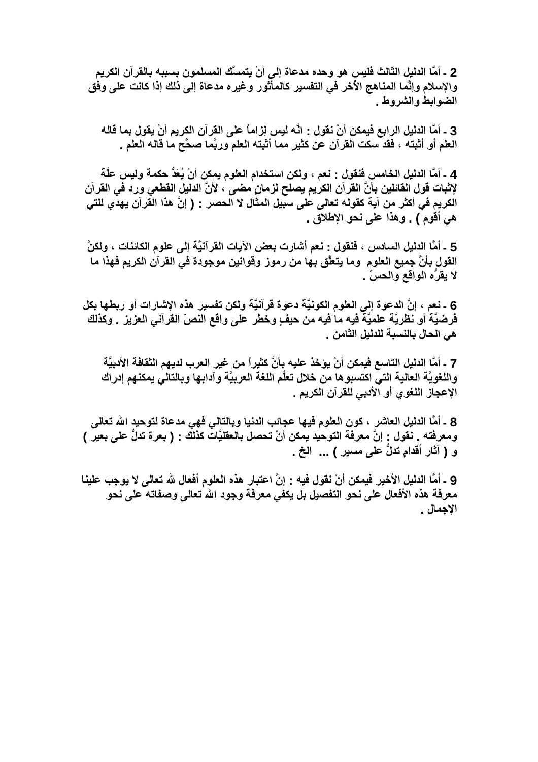2 ـ أمَّا الدليل الثالث فليس هو وحده مدعاة إلى أنْ يتمسَّك المسلمون بسببه بالقرآن الكريم والإسلام وإنَّما المناهج الأخر في التفسير كالمأثور وغيره مدعاة إلى ذلك إذا كانت على وفق الضوابط والشروط .

3 ـ أمَّا الدليل الرابع فيمكن أنْ نقول : انَّه ليس لِزاماً على القرآن الكريم أنْ يقول بما قاله العلم أو أثبته ، فقد سكت القرآن عن كثيرٍ مما أثبته العلم وربَّما صحَّح ما قاله العلم .

4 ـ أمَّا الدليل الخامس فنقول : نعم ، ولكن استخدام العلوم يمكن أنْ يُعَدُّ حكمة وليس علَّة لإثبات قول القائلين بأنَّ القرآن الكريم يصلح لزمانٍ مضى ، لأنَّ الدليل القطعي ورد في القرآن الكريم في أكثر من آية كقوله تعالى على سبيل المثال لا الحصر : ( إنَّ هذا القرآن يهدي للتي هي أقوم ) . وهذا على نحو الإطلاق .

5 ـ أمَّا الدليل السادس ، فنقول : نعم أشارت بعض الآيات القرآنيَّة إلى علوم الكائنات ، ولكنَّ القول بأنَّ جميع العلوم وما يتعلَّق بها من رموز وقوانين موجودة في القرآن الكريم فهذا ما لا يقرُّه الواقع والحسّ .

6 ـ نعم ، إنَّ الدعوة إلى العلوم الكونيَّة دعوة قرآنيَّة ولكن تفسير هذه الإشارات أو ربطها بكل فرضيَّة أو نظريَّة علميَّة فيه ما فيه من حيفٍ وخطر على واقع النصّ القرآني العزيز . وكذلك هي الحال بالنسبة للدليل الثامن .

7 ـ أمَّا الدليل التاسع فيمكن أنْ يؤخذ عليه بأنَّ كثيراً من غير العرب لديهم الثقافة الأدبيَّة واللغويَّة العالية التي اكتسبوها من خلال تعلُّم اللغة العربيَّة وآدابها وبالتالي يمكنهم إدراك الإعجاز اللغوي أو الأدبي للقرآن الكريم .

8 ـ أمَّا الدليل العاشر ، كون العلوم فيها عجائب الدنيا وبالتالي فهي مدعاة لتوحيد الله تعالى ومعرفته . نقول : إنَّ معرفة التوحيد يمكن أنْ تحصل بالعقليَّات كذلك : ( بعرة تدلُّ على بعير ) و ( آثار أقدامٍ تدلُّ على مسير ) ... الخ .

9 ـ أمَّا الدليل الأخير فيمكن أنْ نقول فيه : إنَّ اعتبار هذه العلوم أفعال لله تعالى لا يوجب علينا معرفة هذه الأفعال على نحو التفصيل بل يكفي معرفة وجود الله تعالى وصفاته على نحو الإجمال .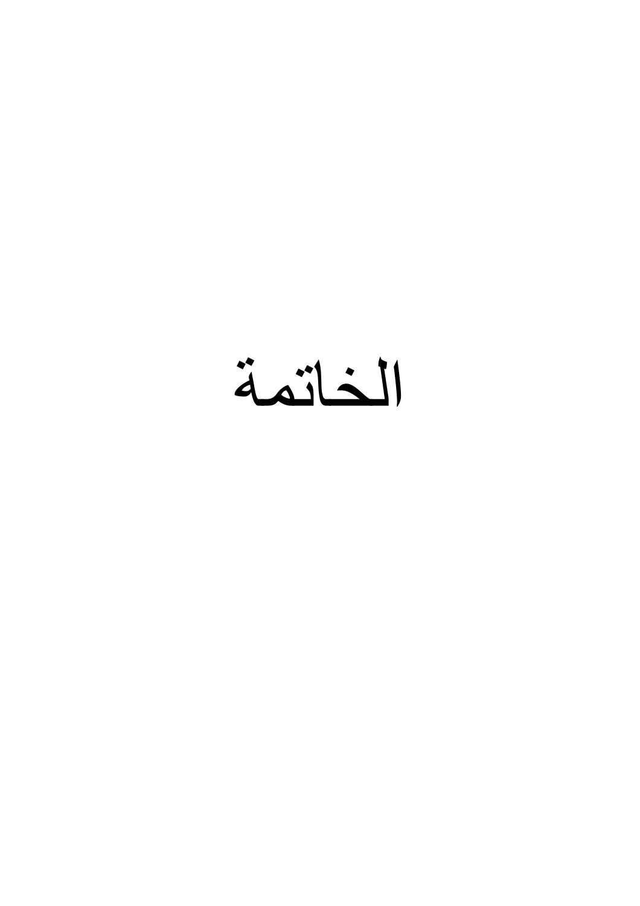# الخاتمة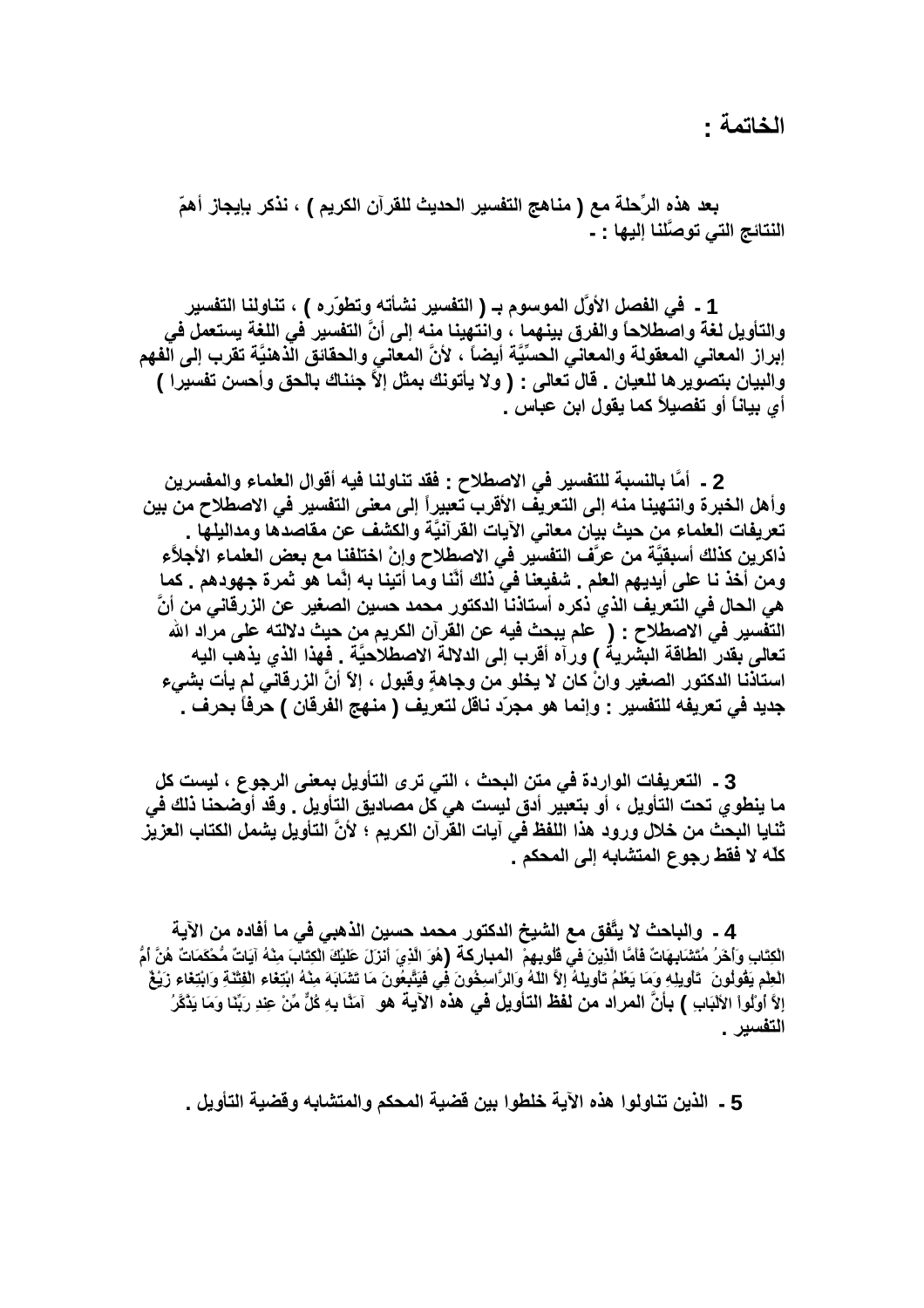# الخاتمة :

بعد هذه الرِّحلة مع ( مناهج التفسير الحديث للقرآن الكريم ) ، نذكر بإيجاز أهمّ النتائج التي توصَّلنا إليها : -

1 - في الفصل الأوَّل الموسوم بـ ( التفسير نشأته وتطوّره ) ، تناولنا التفسير والتأويل لغةً واصطلاحاً والفرق بينهما ، وانتهينا منه إلى أنَّ التفسير في اللغة يستعمل في إبراز المعاني المعقولة والمعاني الحسِّيَّة أيضاً ، لأنَّ المعاني والحقائق الذهنيَّة تقرب إلى الفهم والبيان بتصويرها للعيان . قال تعالى : ( ولا يأتونك بمثل إلاَّ جئناك بالحق وأحسن تفسيرا ) أي بياناً أو تفصيلاً كما يقول ابن عباس .

2 - أمَّا بالنسبة للتفسير في الاصطلاح : فقد تناولنا فيه أقوال العلماء والمفسرين وأهل الخبرة وانتهينا منه إلى التعريف الأقرب تعبيراً إلى معنى التفسير في الاصطلاح من بين تعريفات العلماء من حيث بيان معاني الآيات القرآنيَّة والكشف عن مقاصدها ومداليلها . ذاكرين كذلك أسبقيَّة من عرَّف التفسير في الاصطلاح وإنْ اختلفنا مع بعض العلماء الأجلاَّء ومن أخذ نا على أيديهم العلم . شفيعنا في ذلك أنَّنا وما أتينا به إنَّما هو ثمرة جهودهم . كما هي الحال في التعريف الذي ذكره أستاذنا الدكتور محمد حسين الصغير عن الزرقاني من أنَّ التفسير في الاصطلاح : ( علم يبحث فيه عن القرآن الكريم من حيث دلالته على مراد الله تعالى بقدر الطاقة البشرية ) ورآه أقرب إلى الدلالة الاصطلاحيَّة . فهذا الذي يذهب اليه استاذنا الدكتور الصغير وانْ كان لا يخلو من وجاهةٍ وقبول ، إلاَّ أنَّ الزرقاني لم يأت بشيء جديد في تعريفه للتفسير : وإنما هو مجرّد ناقل لتعريف ( منهج الفرقان ) حرفاً بحرف .

3 - التعريفات الواردة في متن البحث ، التي ترى التأويل بمعنى الرجوع ، ليست كل ما ينطوي تحت التأويل ، أو بتعبير أدق ليست هي كل مصاديق التأويل . وقد أوضحنا ذلك في ثنايا البحث من خلال ورود هذا اللفظ في آيات القرآن الكريم ؛ لأنَّ التأويل يشمل الكتاب العزيز كلّه لا فقط رجوع المتشابه إلى المحكم .

4 - والباحث لا يتَّفق مع الشيخ الدكتور محمد حسين الذهبي في ما أفاده من الآية المباركة (هُوَ الَّذِيَ أَنزَلَ عَلَيْكَ الْكِتَابَ مِنْهُ آيَاتٌ مُّحْكَمَاتٌ هُنَّ أُمُّ الْكِتَابِ وَأُخَرُ مُتَشَابِهَاتٌ فَأَمَّا الَّذِينَ في قُلُوبِهِمْ زَيْغٌ فَيَتَّبِعُونَ مَا تَشَابَهَ مِنْهُ ابْتِغَاء الْفِتْنَةِ وَابْتِغَاء تَأْوِيلِهِ وَمَا يَعْلَمُ تَأْوِيلَهُ إِلاَّ اللّهُ وَالرَّاسِخُونَ فِي الْعِلْمِ يَقُولُونَ آمَنَّا بِهِ كُلٌّ مِّنْ عِندِ رَبِّنَا وَمَا يَذَّكَّرُ إِلاَّ أُوْلُواْ الألْبَابِ ) بأنَّ المراد من لفظ التأويل في هذه الآية هو التفسير .

5 - الذين تناولوا هذه الآية خلطوا بين قضية المحكم والمتشابه وقضية التأويل .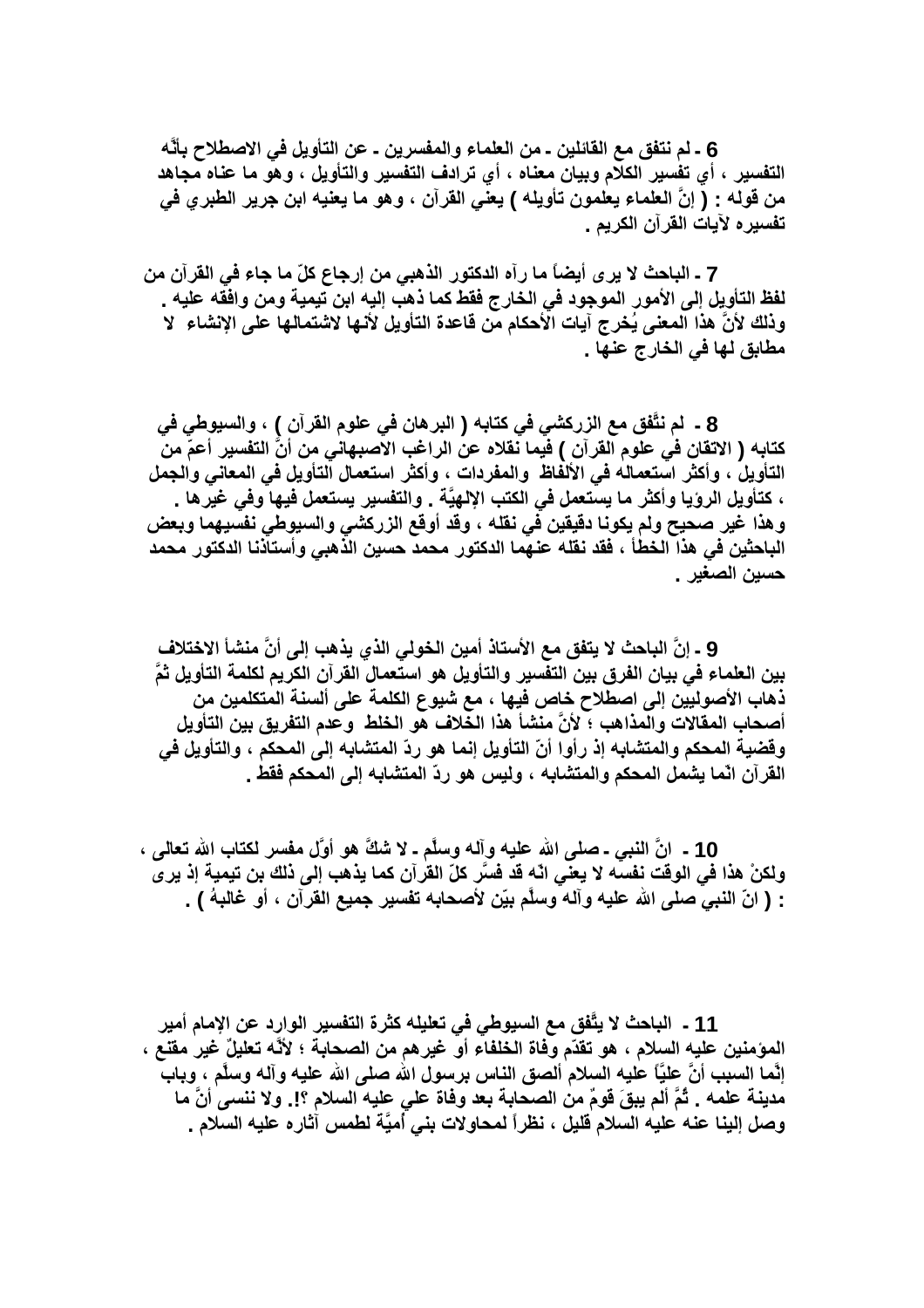**6 ـ لم نتفق مع القائلين ـ من العلماء والمفسرين ـ عن التأويل في الاصطلاح بأنَّه التفسير ، أي تفسير الكلام وبيان معناه ، أي ترادف التفسير والتأويل ، وهو ما عناه مجاهد من قوله : ( إنَّ العلماء يعلمون تأويله ) يعني القرآن ، وهو ما يعنيه ابن جرير الطبري في تفسيره لآيات القرآن الكريم .**

**7 ـ الباحث لا يرى أيضاً ما رآه الدكتور الذهبي من إرجاع كلّ ما جاء في القرآن من لفظ التأويل إلى الأمور الموجود في الخارج فقط كما ذهب إليه ابن تيمية ومن وافقه عليه . وذلك لأنَّ هذا المعنى يُخرج آيات الأحكام من قاعدة التأويل لأنها لاشتمالها على الإنشاء لا مطابق لها في الخارج عنها .**

**8 ـ لم نتَّفق مع الزركشي في كتابه ( البرهان في علوم القرآن ) ، والسيوطي في كتابه ( الاتقان في علوم القرآن ) فيما نقلاه عن الراغب الاصبهاني من أنَّ التفسير أعمّ من التأويل ، وأكثر استعماله في الألفاظ والمفردات ، وأكثر استعمال التأويل في المعاني والجمل ، كتأويل الرؤيا وأكثر ما يستعمل في الكتب الإلهيَّة . والتفسير يستعمل فيها وفي غيرها . وهذا غير صحيح ولم يكونا دقيقين في نقله ، وقد أوقع الزركشي والسيوطي نفسيهما وبعض الباحثين في هذا الخطأ ، فقد نقله عنهما الدكتور محمد حسين الذهبي وأستاذنا الدكتور محمد حسين الصغير .**

**9 ـ إنَّ الباحث لا يتفق مع الأستاذ أمين الخولي الذي يذهب إلى أنَّ منشأ الاختلاف بين العلماء في بيان الفرق بين التفسير والتأويل هو استعمال القرآن الكريم لكلمة التأويل ثمَّ ذهاب الأصوليين إلى اصطلاح خاص فيها ، مع شيوع الكلمة على ألسنة المتكلمين من أصحاب المقالات والمذاهب ؛ لأنَّ منشأ هذا الخلاف هو الخلط وعدم التفريق بين التأويل وقضية المحكم والمتشابه إذ رأوا أنّ التأويل إنما هو ردّ المتشابه إلى المحكم ، والتأويل في القرآن انّما يشمل المحكم والمتشابه ، وليس هو ردّ المتشابه إلى المحكم فقط .**

**10 ـ انَّ النبي ـ صلى الله عليه وآله وسلَّم ـ لا شكَّ هو أوَّل مفسر لكتاب الله تعالى ، ولكنْ هذا في الوقت نفسه لا يعني انّه قد فسَّر كلّ القرآن كما يذهب إلى ذلك بن تيمية إذ يرى : ( انّ النبي صلى الله عليه وآله وسلَّم بيّن لأصحابه تفسير جميع القرآن ، أو غالبهُ ) .**

**11 ـ الباحث لا يتَّفق مع السيوطي في تعليله كثرة التفسير الوارد عن الإمام أمير المؤمنين عليه السلام ، هو تقدّم وفاة الخلفاء أو غيرهم من الصحابة ؛ لأنَّه تعليلٌ غير مقنع ، إنَّما السبب أنَّ عليّاً عليه السلام ألصق الناس برسول الله صلى الله عليه وآله وسلَّم ، وباب مدينة علمه . ثُمَّ ألم يبقَ قومٌ من الصحابة بعد وفاة علي عليه السلام ؟!. ولا ننسى أنَّ ما وصل إلينا عنه عليه السلام قليل ، نظراً لمحاولات بني أُميَّة لطمس آثاره عليه السلام .**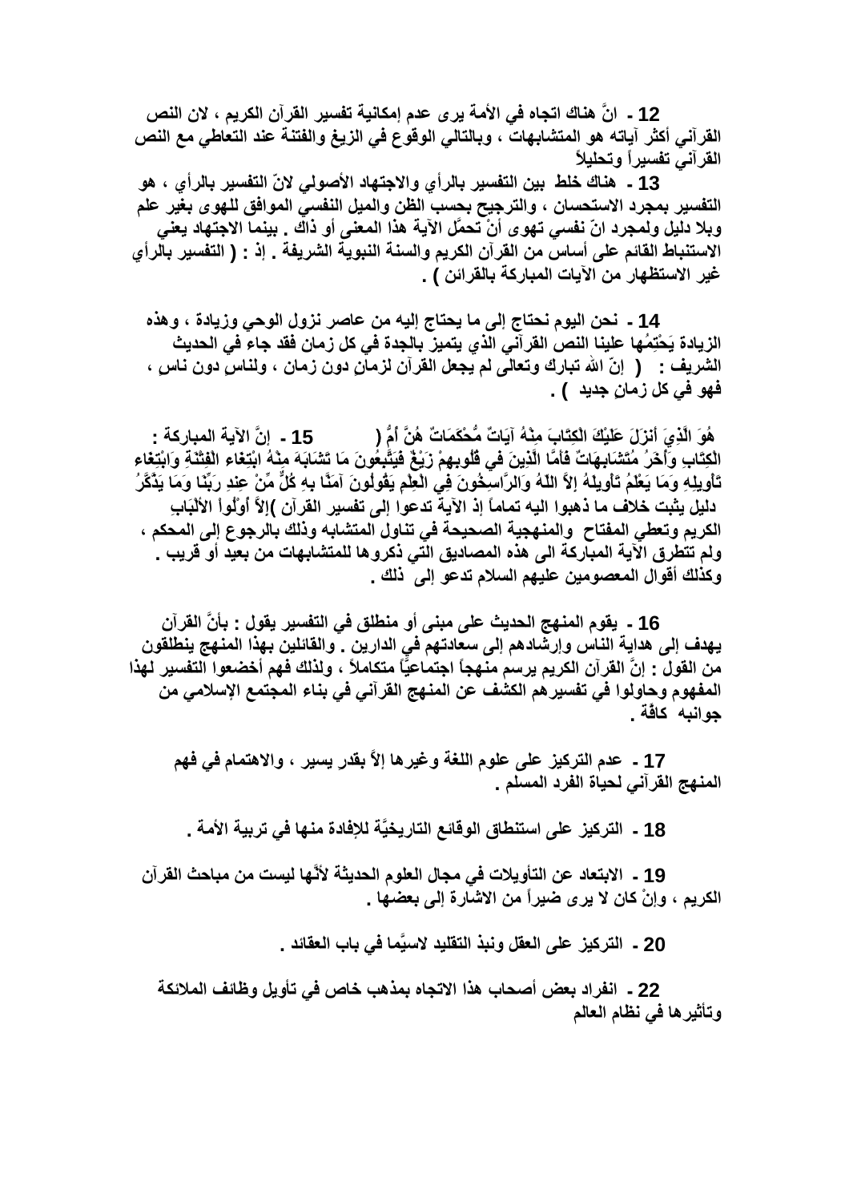**12 - انَّ هناك اتجاه في الأمة يرى عدم إمكانية تفسير القرآن الكريم ، لان النص القرآني أكثر آياته هو المتشابهات ، وبالتالي الوقوع في الزيغ والفتنة عند التعاطي مع النص القرآني تفسيراً وتحليلاً**

**13 - هناك خلط بين التفسير بالرأي والاجتهاد الأصولي لانّ التفسير بالرأي ، هو التفسير بمجرد الاستحسان ، والترجيح بحسب الظن والميل النفسي الموافق للهوى بغير علم وبلا دليل ولمجرد انّ نفسي تهوى أنْ تحمَّل الآية هذا المعنى أو ذاك . بينما الاجتهاد يعني الاستنباط القائم على أساس من القرآن الكريم والسنة النبوية الشريفة . إذ : ( التفسير بالرأي غير الاستظهار من الآيات المباركة بالقرائن ) .**

**14 - نحن اليوم نحتاج إلى ما يحتاج إليه من عاصر نزول الوحي وزيادة ، وهذه الزيادة يَحتِمُها علينا النص القرآني الذي يتميز بالجدة في كل زمان فقد جاء في الحديث الشريف : ( إنّ الله تبارك وتعالى لم يجعل القرآن لزمانٍ دون زمان ، ولناسٍ دون ناس ، فهو في كل زمانٍ جديد ) .**

**15 - إنَّ الآية المباركة : ( هُوَ الَّذِيَ أَنزَلَ عَلَيْكَ الْكِتَابَ مِنْهُ آيَاتٌ مُّحْكَمَاتٌ هُنَّ أُمُّ الْكِتَابِ وَأُخَرُ مُتَشَابِهَاتٌ فَأَمَّا الَّذِينَ في قُلُوبِهِمْ زَيْغٌ فَيَتَّبِعُونَ مَا تَشَابَهَ مِنْهُ ابْتِغَاء الْفِتْنَةِ وَابْتِغَاء تَأْوِيلِهِ وَمَا يَعْلَمُ تَأْوِيلَهُ إِلاَّ اللّهُ وَالرَّاسِخُونَ فِي الْعِلْمِ يَقُولُونَ آمَنَّا بِهِ كُلٌّ مِّنْ عِندِ رَبِّنَا وَمَا يَذَّكَّرُ إِلاَّ أُوْلُواْ الألْبَابِ )دليل يثبت خلاف ما ذهبوا اليه تماماً إذ الآية تدعوا إلى تفسير القرآن الكريم وتعطي المفتاح والمنهجية الصحيحة في تناول المتشابه وذلك بالرجوع إلى المحكم ، ولم تتطرق الآية المباركة الى هذه المصاديق التي ذكروها للمتشابهات من بعيد أو قريب . وكذلك أقوال المعصومين عليهم السلام تدعو إلى ذلك .**

**16 - يقوم المنهج الحديث على مبنى أو منطلق في التفسير يقول : بأنَّ القرآن يهدف إلى هداية الناس وإرشادهم إلى سعادتهم في الدارين . والقائلين بهذا المنهج ينطلقون من القول : إنَّ القرآن الكريم يرسم منهجاً اجتماعيَّاً متكاملاً ، ولذلك فهم أخضعوا التفسير لهذا المفهوم وحاولوا في تفسيرهم الكشف عن المنهج القرآني في بناء المجتمع الإسلامي من جوانبه كافَّة .**

**17 - عدم التركيز على علوم اللغة وغيرها إلاَّ بقدر يسير ، والاهتمام في فهم المنهج القرآني لحياة الفرد المسلم .**

**18 - التركيز على استنطاق الوقائع التاريخيَّة للإفادة منها في تربية الأمة .**

**19 - الابتعاد عن التأويلات في مجال العلوم الحديثة لأنَّها ليست من مباحث القرآن الكريم ، وإنْ كان لا يرى ضيراً من الاشارة إلى بعضها .**

**20 - التركيز على العقل ونبذ التقليد لاسيَّما في باب العقائد .**

**22 - انفراد بعض أصحاب هذا الاتجاه بمذهب خاص في تأويل وظائف الملائكة وتأثيرها في نظام العالم**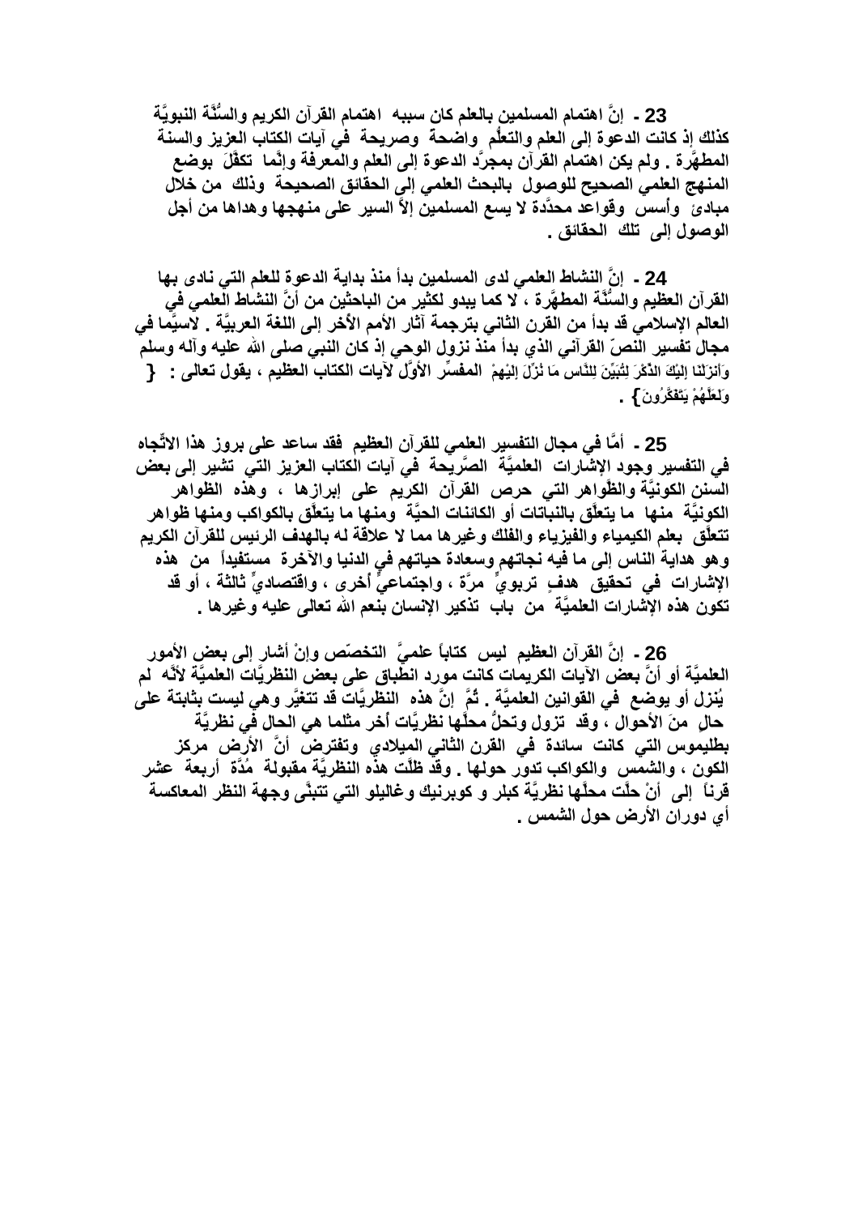23 - إنَّ اهتمام المسلمين بالعلم كان سببه اهتمام القرآن الكريم والسُّنَّة النبويَّة كذلك إذ كانت الدعوة إلى العلم والتعلُّم واضحة وصريحة في آيات الكتاب العزيز والسنة المطهَّرة . ولم يكن اهتمام القرآن بمجرَّد الدعوة إلى العلم والمعرفة وإنَّما تكفَّلَ بوضع المنهج العلمي الصحيح للوصول بالبحث العلمي إلى الحقائق الصحيحة وذلك من خلال مبادئ وأسس وقواعد محدَّدة لا يسع المسلمين إلاَّ السير على منهجها وهداها من أجل الوصول إلى تلك الحقائق .

24 - إنَّ النشاط العلمي لدى المسلمين بدأ منذ بداية الدعوة للعلم التي نادى بها القرآن العظيم والسُّنَّة المطهَّرة ، لا كما يبدو لكثير من الباحثين من أنَّ النشاط العلمي في العالم الإسلامي قد بدأ من القرن الثاني بترجمة آثار الأمم الأخر إلى اللغة العربيَّة . لاسيَّما في مجال تفسير النصّ القرآني الذي بدأ منذ نزول الوحي إذ كان النبي صلى الله عليه وآله وسلم المفسِّر الأوَّل لآيات الكتاب العظيم ، يقول تعالى : { وَأَنزَلْنَا إِلَيْكَ الذِّكْرَ لِتُبَيِّنَ لِلنَّاسِ مَا نُزِّلَ إِلَيْهِمْ وَلَعَلَّهُمْ يَتَفَكَّرُونَ } .

25 - أمَّا في مجال التفسير العلمي للقرآن العظيم فقد ساعد على بروز هذا الاتِّجاه في التفسير وجود الإشارات العلميَّة الصَّريحة في آيات الكتاب العزيز التي تشير إلى بعض السنن الكونيَّة والظَّواهر التي حرص القرآن الكريم على إبرازها ، وهذه الظواهر الكونيَّة منها ما يتعلَّق بالنباتات أو الكائنات الحيَّة ومنها ما يتعلَّق بالكواكب ومنها ظواهر تتعلَّق بعلم الكيمياء والفيزياء والفلك وغيرها مما لا علاقة له بالهدف الرئيس للقرآن الكريم وهو هداية الناس إلى ما فيه نجاتهم وسعادة حياتهم في الدنيا والآخرة مستفيداً من هذه الإشارات في تحقيق هدفٍ تربويٍّ مرَّة ، واجتماعيٍّ أخرى ، واقتصاديٍّ ثالثة ، أو قد تكون هذه الإشارات العلميَّة من باب تذكير الإنسان بنعم الله تعالى عليه وغيرها .

26 - إنَّ القرآن العظيم ليس كتاباً علميَّ التخصّص وإنْ أشار إلى بعض الأمور العلميَّة أو أنَّ بعض الآيات الكريمات كانت مورد انطباق على بعض النظريَّات العلميَّة لأنَّه لم يُنزل أو يوضع في القوانين العلميَّة . ثُمَّ إنَّ هذه النظريَّات قد تتغيَّر وهي ليست بثابتة على حالٍ منَ الأحوال ، وقد تزول وتحلُّ محلَّها نظريَّات أخر مثلما هي الحال في نظريَّة بطليموس التي كانت سائدة في القرن الثاني الميلادي وتفترض أنَّ الأرض مركز الكون ، والشمس والكواكب تدور حولها . وقد ظلَّت هذه النظريَّة مقبولة مُدَّة أربعة عشر قرناً إلى أنْ حلَّت محلَّها نظريَّة كبلر و كوبرنيك وغاليلو التي تتبنَّى وجهة النظر المعاكسة أي دوران الأرض حول الشمس .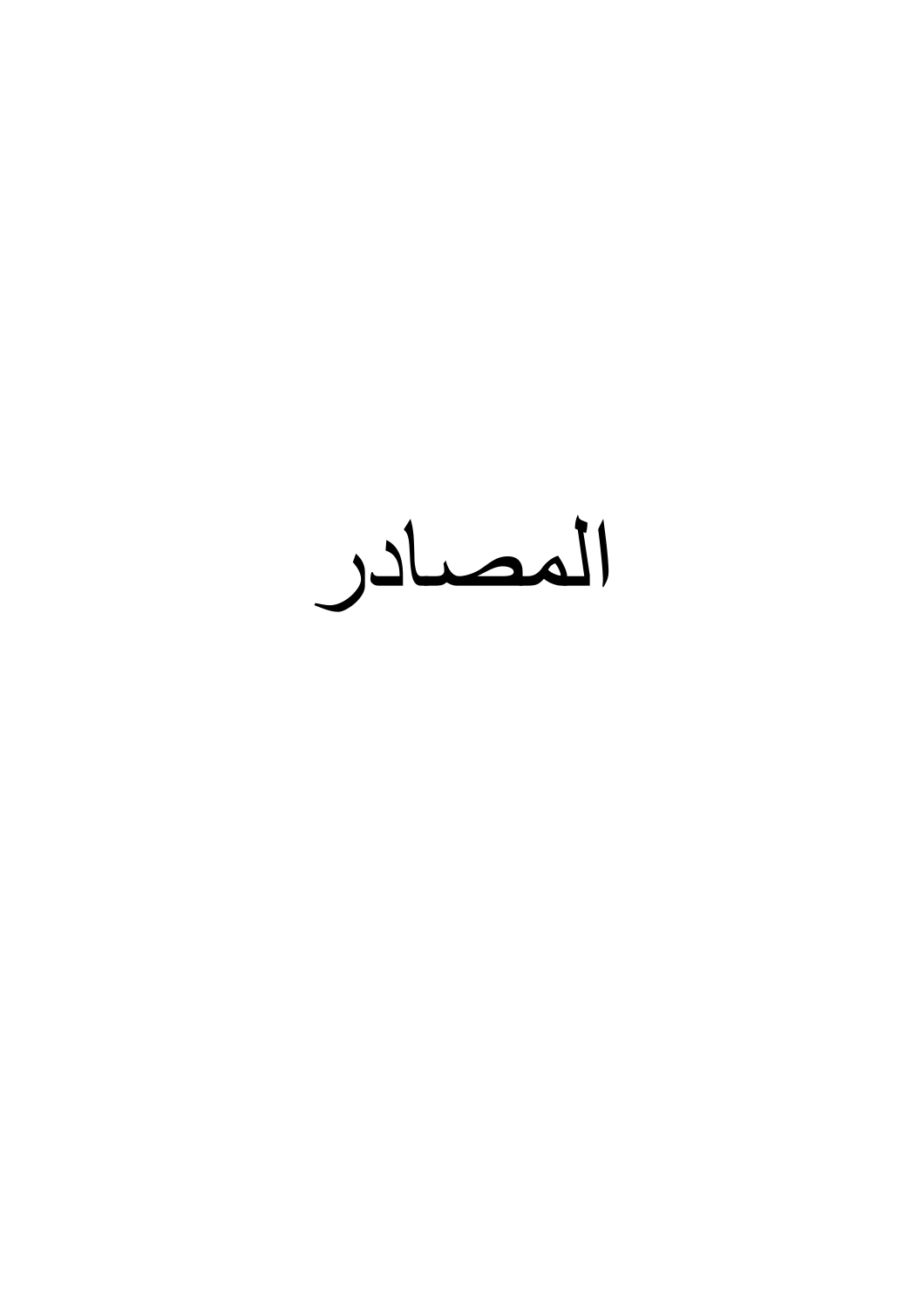# المصادر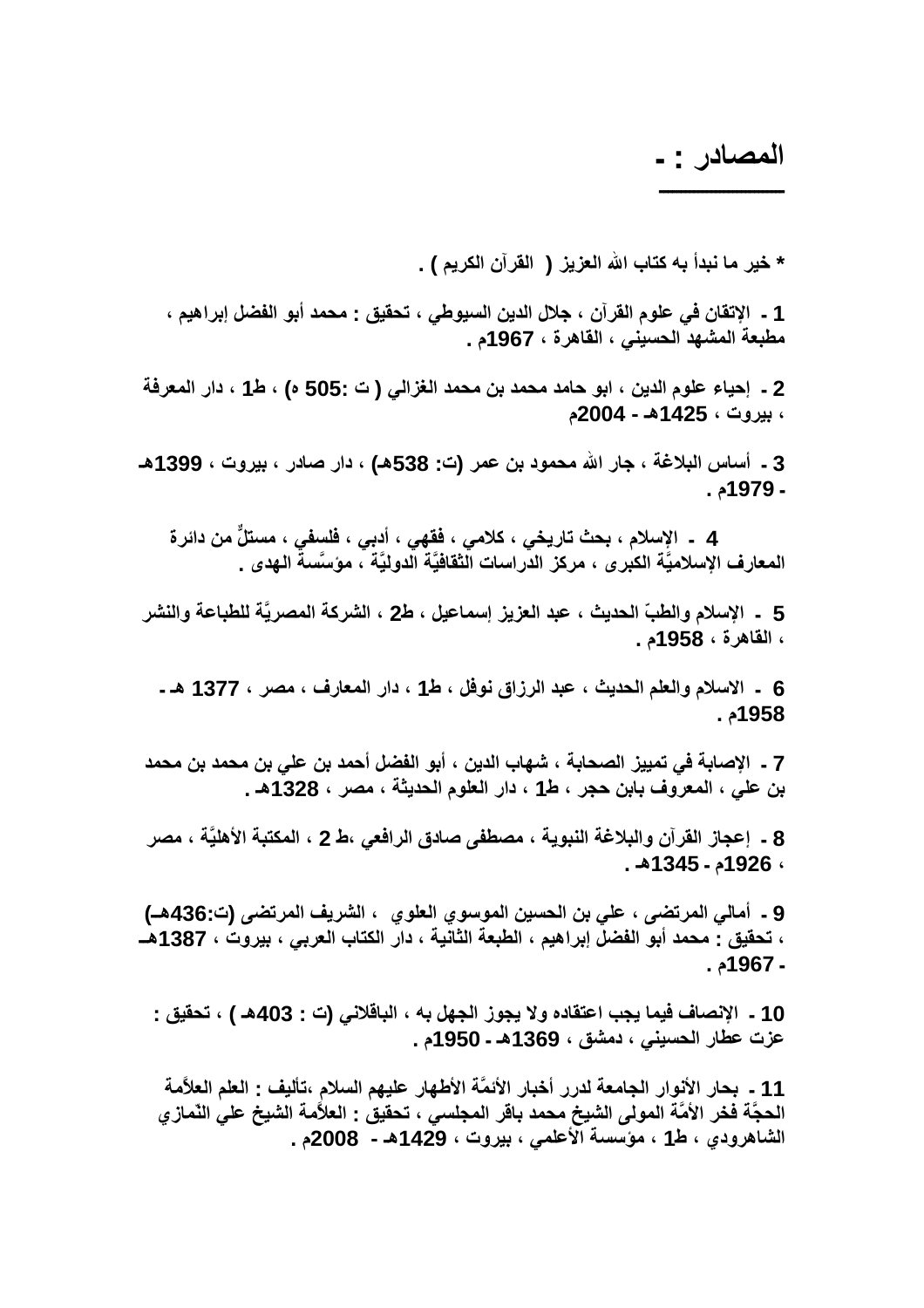# المصادر : -

**\* خير ما نبدأ به كتاب الله العزيز ( القرآن الكريم ) .**

**1 - الإتقان في علوم القرآن ، جلال الدين السيوطي ، تحقيق : محمد أبو الفضل إبراهيم ، مطبعة المشهد الحسيني ، القاهرة ، 1967م .**

**2 - إحياء علوم الدين ، ابو حامد محمد بن محمد الغزالي ( ت :505 ه) ، ط1 ، دار المعرفة ، بيروت ، 1425هـ - 2004م**

**3 - أساس البلاغة ، جار الله محمود بن عمر (ت: 538هـ) ، دار صادر ، بيروت ، 1399هـ - 1979م .**

**4 - الإسلام ، بحث تاريخي ، كلامي ، فقهي ، أدبي ، فلسفي ، مستلٌّ من دائرة المعارف الإسلاميَّة الكبرى ، مركز الدراسات الثقافيَّة الدوليَّة ، مؤسَّسة الهدى .**

**5 - الإسلام والطبّ الحديث ، عبد العزيز إسماعيل ، ط2 ، الشركة المصريَّة للطباعة والنشر ، القاهرة ، 1958م .**

**6 - الاسلام والعلم الحديث ، عبد الرزاق نوفل ، ط1 ، دار المعارف ، مصر ، 1377 هـ - 1958م .**

**7 - الإصابة في تمييز الصحابة ، شهاب الدين ، أبو الفضل أحمد بن علي بن محمد بن محمد بن علي ، المعروف بابن حجر ، ط1 ، دار العلوم الحديثة ، مصر ، 1328هـ .**

**8 - إعجاز القرآن والبلاغة النبوية ، مصطفى صادق الرافعي ،ط 2 ، المكتبة الأهليَّة ، مصر ، 1926م - 1345هـ .**

**9 - أمالي المرتضى ، علي بن الحسين الموسوي العلوي ، الشريف المرتضى (ت:436هـ) ، تحقيق : محمد أبو الفضل إبراهيم ، الطبعة الثانية ، دار الكتاب العربي ، بيروت ، 1387هـ - 1967م .**

**10 - الإنصاف فيما يجب اعتقاده ولا يجوز الجهل به ، الباقلاني (ت : 403هـ ) ، تحقيق : عزت عطار الحسيني ، دمشق ، 1369هـ - 1950م .**

**11 - بحار الأنوار الجامعة لدرر أخبار الأئمَّة الأطهار عليهم السلام ،تأليف : العلم العلاَّمة الحجَّة فخر الأمَّة المولى الشيخ محمد باقر المجلسي ، تحقيق : العلاَّمة الشيخ علي النّمازي الشاهرودي ، ط1 ، مؤسسة الأعلمي ، بيروت ، 1429هـ - 2008م .**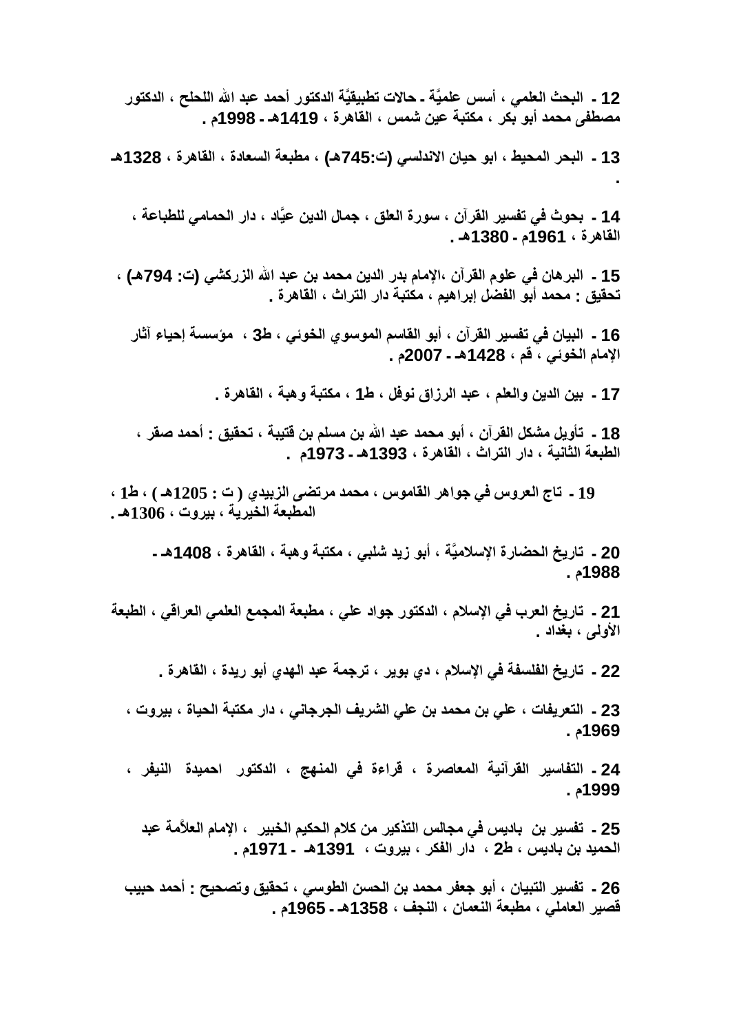12 - البحث العلمي ، أسس علميَّة - حالات تطبيقيَّة الدكتور أحمد عبد الله اللحلح ، الدكتور مصطفى محمد أبو بكر ، مكتبة عين شمس ، القاهرة ، 1419هـ - 1998م .

13 - البحر المحيط ، ابو حيان الاندلسي (ت:745هـ) ، مطبعة السعادة ، القاهرة ، 1328هـ .

14 - بحوث في تفسير القرآن ، سورة العلق ، جمال الدين عيَّاد ، دار الحمامي للطباعة ، القاهرة ، 1961م - 1380هـ .

15 - البرهان في علوم القرآن ،الإمام بدر الدين محمد بن عبد الله الزركشي (ت: 794هـ) ، تحقيق : محمد أبو الفضل إبراهيم ، مكتبة دار التراث ، القاهرة .

16 - البيان في تفسير القرآن ، أبو القاسم الموسوي الخوئي ، ط3 ، مؤسسة إحياء آثار الإمام الخوئي ، قم ، 1428هـ - 2007م .

17 - بين الدين والعلم ، عبد الرزاق نوفل ، ط1 ، مكتبة وهبة ، القاهرة .

18 - تأويل مشكل القرآن ، أبو محمد عبد الله بن مسلم بن قتيبة ، تحقيق : أحمد صقر ، الطبعة الثانية ، دار التراث ، القاهرة ، 1393هـ - 1973م .

19 - تاج العروس في جواهر القاموس ، محمد مرتضى الزبيدي ( ت : 1205هـ ) ، ط1 ، المطبعة الخيرية ، بيروت ، 1306هـ .

20 - تاريخ الحضارة الإسلاميَّة ، أبو زيد شلبي ، مكتبة وهبة ، القاهرة ، 1408هـ - 1988م .

21 - تاريخ العرب في الإسلام ، الدكتور جواد علي ، مطبعة المجمع العلمي العراقي ، الطبعة الأولى ، بغداد .

22 - تاريخ الفلسفة في الإسلام ، دي بوير ، ترجمة عبد الهدي أبو ريدة ، القاهرة .

23 - التعريفات ، علي بن محمد بن علي الشريف الجرجاني ، دار مكتبة الحياة ، بيروت ، 1969م .

24 - التفاسير القرآنية المعاصرة ، قراءة في المنهج ، الدكتور احميدة النيفر ، 1999م .

25 - تفسير بن باديس في مجالس التذكير من كلام الحكيم الخبير ، الإمام العلاَّمة عبد الحميد بن باديس ، ط2 ، دار الفكر ، بيروت ، 1391هـ - 1971م .

26 - تفسير التبيان ، أبو جعفر محمد بن الحسن الطوسي ، تحقيق وتصحيح : أحمد حبيب قصير العاملي ، مطبعة النعمان ، النجف ، 1358هـ - 1965م .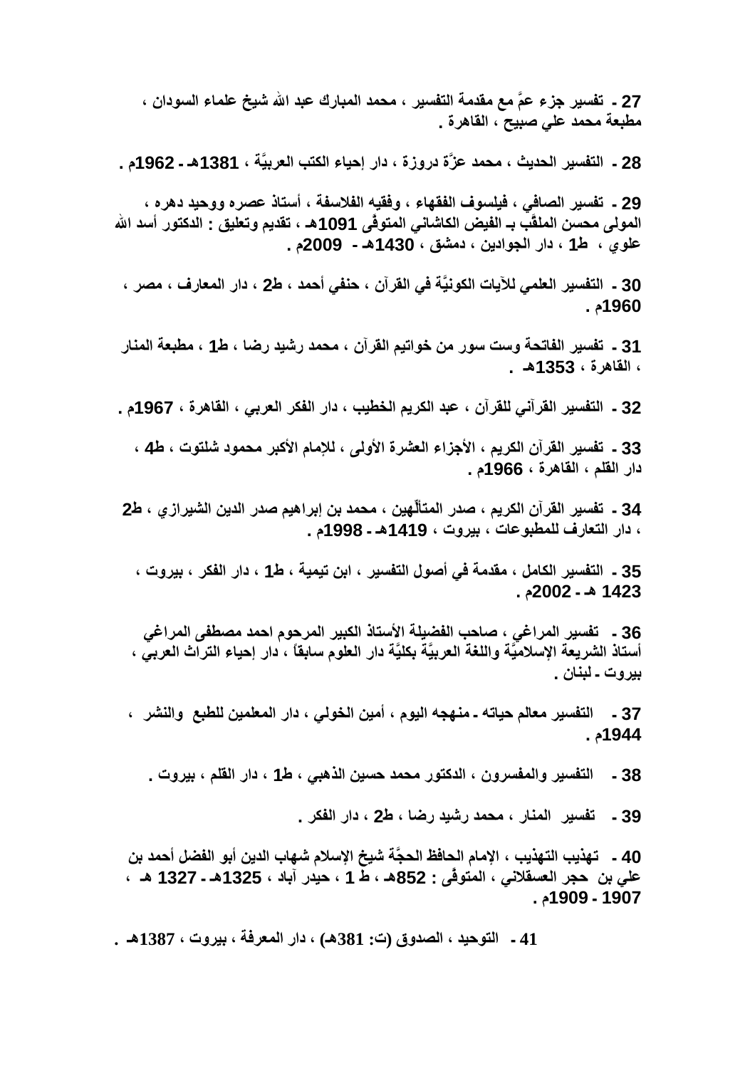27 ـ تفسير جزء عمَّ مع مقدمة التفسير ، محمد المبارك عبد الله شيخ علماء السودان ، مطبعة محمد علي صبيح ، القاهرة .

28 ـ التفسير الحديث ، محمد عزَّة دروزة ، دار إحياء الكتب العربيَّة ، 1381هـ ـ 1962م .

29 ـ تفسير الصافي ، فيلسوف الفقهاء ، وفقيه الفلاسفة ، أستاذ عصره ووحيد دهره ، المولى محسن الملقَّب بـ الفيض الكاشاني المتوفَّى 1091هـ ، تقديم وتعليق : الدكتور أسد الله علوي ، ط1 ، دار الجوادين ، دمشق ، 1430هـ ـ 2009م .

30 ـ التفسير العلمي للآيات الكونيَّة في القرآن ، حنفي أحمد ، ط2 ، دار المعارف ، مصر ، 1960م .

31 ـ تفسير الفاتحة وست سور من خواتيم القرآن ، محمد رشيد رضا ، ط1 ، مطبعة المنار ، القاهرة ، 1353هـ .

32 ـ التفسير القرآني للقرآن ، عبد الكريم الخطيب ، دار الفكر العربي ، القاهرة ، 1967م .

33 ـ تفسير القرآن الكريم ، الأجزاء العشرة الأولى ، للإمام الأكبر محمود شلتوت ، ط4 ، دار القلم ، القاهرة ، 1966م .

34 ـ تفسير القرآن الكريم ، صدر المتألِّهين ، محمد بن إبراهيم صدر الدين الشيرازي ، ط2 ، دار التعارف للمطبوعات ، بيروت ، 1419هـ ـ 1998م .

35 ـ التفسير الكامل ، مقدمة في أصول التفسير ، ابن تيمية ، ط1 ، دار الفكر ، بيروت ، 1423 هـ ـ 2002م .

36 ـ تفسير المراغي ، صاحب الفضيلة الأستاذ الكبير المرحوم احمد مصطفى المراغي أستاذ الشريعة الإسلاميَّة واللغة العربيَّة بكليَّة دار العلوم سابقاً ، دار إحياء التراث العربي ، بيروت ـ لبنان .

37 ـ التفسير معالم حياته ـ منهجه اليوم ، أمين الخولي ، دار المعلمين للطبع والنشر ، 1944م .

38 ـ التفسير والمفسرون ، الدكتور محمد حسين الذهبي ، ط1 ، دار القلم ، بيروت .

39 ـ تفسير المنار ، محمد رشيد رضا ، ط2 ، دار الفكر .

40 ـ تهذيب التهذيب ، الإمام الحافظ الحجَّة شيخ الإسلام شهاب الدين أبو الفضل أحمد بن علي بن حجر العسقلاني ، المتوفَّى : 852هـ ، ط 1 ، حيدر آباد ، 1325هـ ـ 1327 هـ ، 1907 ـ 1909م .

41 ـ التوحيد ، الصدوق (ت: 381هـ) ، دار المعرفة ، بيروت ، 1387هـ .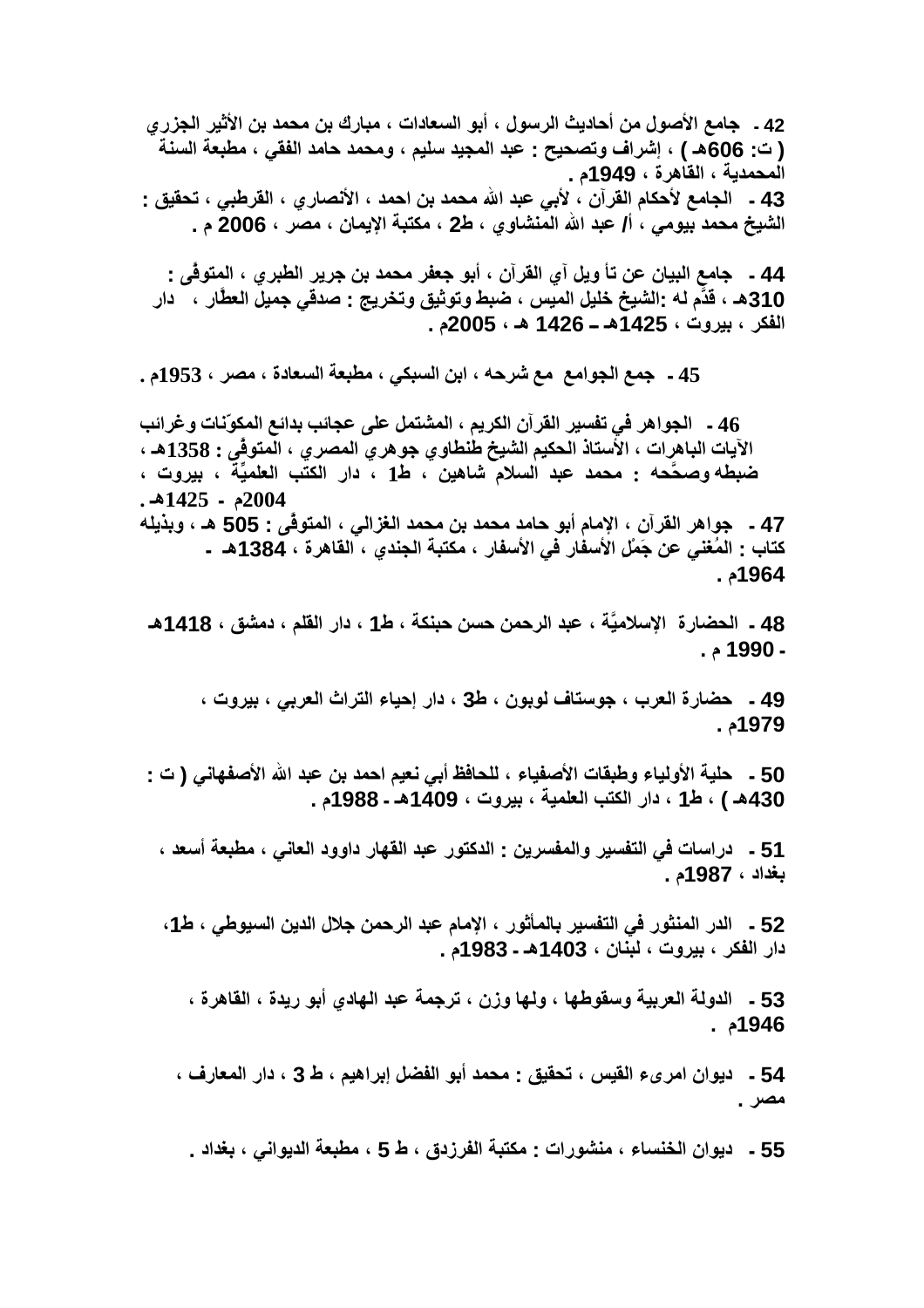42 - جامع الأصول من أحاديث الرسول ، أبو السعادات ، مبارك بن محمد بن الأثير الجزري ( ت: 606هـ ) ، إشراف وتصحيح : عبد المجيد سليم ، ومحمد حامد الفقي ، مطبعة السنة المحمدية ، القاهرة ، 1949م .

43 - الجامع لأحكام القرآن ، لأبي عبد الله محمد بن احمد ، الأنصاري ، القرطبي ، تحقيق : الشيخ محمد بيومي ، أ/ عبد الله المنشاوي ، ط2 ، مكتبة الإيمان ، مصر ، 2006 م .

44 - جامع البيان عن تأ ويل آي القرآن ، أبو جعفر محمد بن جرير الطبري ، المتوفَّى : 310هـ ، قدَّم له :الشيخ خليل الميس ، ضبط وتوثيق وتخريج : صدقي جميل العطّار ، دار الفكر ، بيروت ، 1425هـ ـ 1426 هـ ، 2005م .

45 - جمع الجوامع مع شرحه ، ابن السبكي ، مطبعة السعادة ، مصر ، 1953م .

46 - الجواهر في تفسير القرآن الكريم ، المشتمل على عجائب بدائع المكوّنات وغرائب الآيات الباهرات ، الأستاذ الحكيم الشيخ طنطاوي جوهري المصري ، المتوفَّى : 1358هـ ، ضبطه وصحَّحه : محمد عبد السلام شاهين ، ط1 ، دار الكتب العلميَّة ، بيروت ، 2004م - 1425هـ .

47 - جواهر القرآن ، الإمام أبو حامد محمد بن محمد الغزالي ، المتوفَّى : 505 هـ ، وبذيله كتاب : المُغني عن جَمْل الأسفار في الأسفار ، مكتبة الجندي ، القاهرة ، 1384هـ - 1964م .

48 - الحضارة الإسلاميَّة ، عبد الرحمن حسن حبنكة ، ط1 ، دار القلم ، دمشق ، 1418هـ - 1990 م .

49 - حضارة العرب ، جوستاف لوبون ، ط3 ، دار إحياء التراث العربي ، بيروت ، 1979م .

50 - حلية الأولياء وطبقات الأصفياء ، للحافظ أبي نعيم احمد بن عبد الله الأصفهاني ( ت : 430هـ ) ، ط1 ، دار الكتب العلمية ، بيروت ، 1409هـ - 1988م .

51 - دراسات في التفسير والمفسرين : الدكتور عبد القهار داوود العاني ، مطبعة أسعد ، بغداد ، 1987م .

52 - الدر المنثور في التفسير بالمأثور ، الإمام عبد الرحمن جلال الدين السيوطي ، ط1، دار الفكر ، بيروت ، لبنان ، 1403هـ - 1983م .

53 - الدولة العربية وسقوطها ، ولها وزن ، ترجمة عبد الهادي أبو ريدة ، القاهرة ، 1946م .

54 - ديوان امرىء القيس ، تحقيق : محمد أبو الفضل إبراهيم ، ط 3 ، دار المعارف ، مصر .

55 - ديوان الخنساء ، منشورات : مكتبة الفرزدق ، ط 5 ، مطبعة الديواني ، بغداد .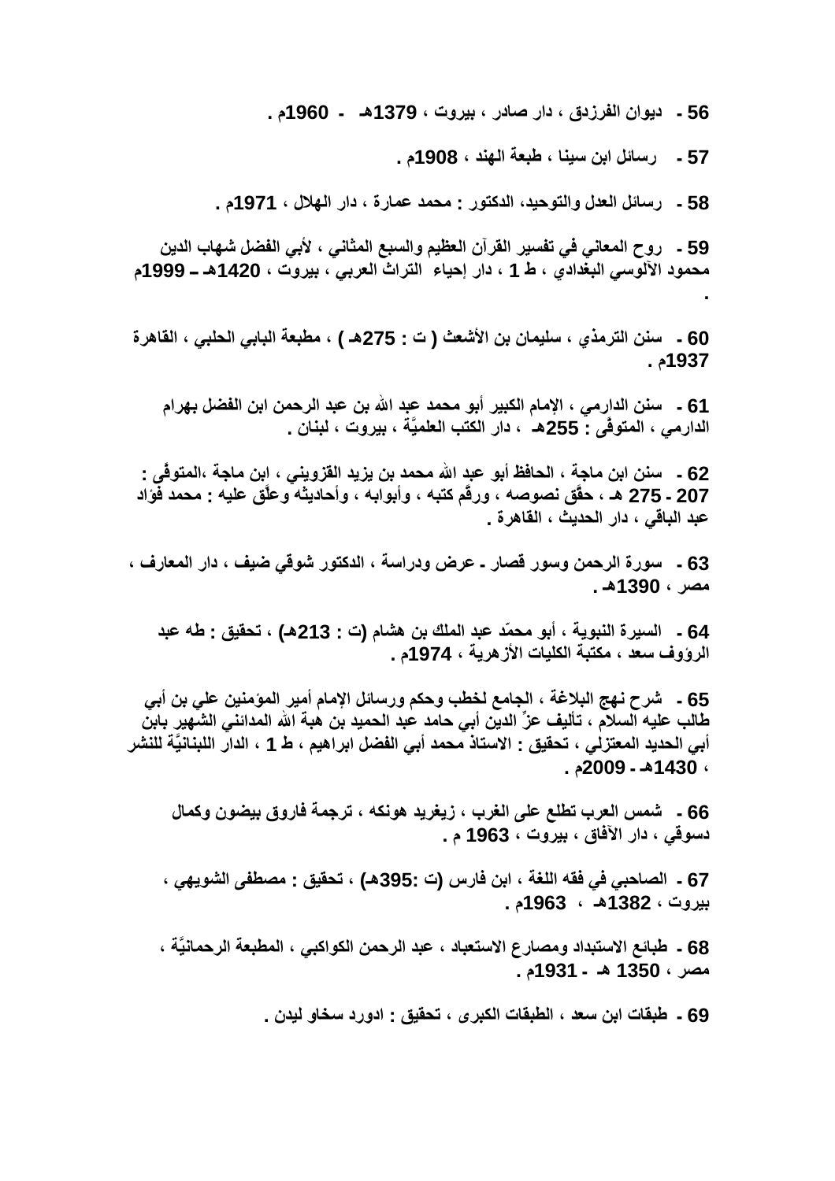**56 - ديوان الفرزدق ، دار صادر ، بيروت ، 1379هـ - 1960م .**

**57 - رسائل ابن سينا ، طبعة الهند ، 1908م .**

**58 - رسائل العدل والتوحيد، الدكتور : محمد عمارة ، دار الهلال ، 1971م .**

**59 - روح المعاني في تفسير القرآن العظيم والسبع المثاني ، لأبي الفضل شهاب الدين محمود الآلوسي البغدادي ، ط 1 ، دار إحياء التراث العربي ، بيروت ، 1420هـ ـ 1999م .**

**60 - سنن الترمذي ، سليمان بن الأشعث ( ت : 275هـ ) ، مطبعة البابي الحلبي ، القاهرة 1937م .**

**61 - سنن الدارمي ، الإمام الكبير أبو محمد عبد الله بن عبد الرحمن ابن الفضل بهرام الدارمي ، المتوفَّى : 255هـ ، دار الكتب العلميَّة ، بيروت ، لبنان .**

**62 - سنن ابن ماجة ، الحافظ أبو عبد الله محمد بن يزيد القزويني ، ابن ماجة ،المتوفَّى : 207 - 275 هـ ، حقّق نصوصه ، ورقّم كتبه ، وأبوابه ، وأحاديثه وعلّق عليه : محمد فؤاد عبد الباقي ، دار الحديث ، القاهرة .**

**63 - سورة الرحمن وسور قصار ـ عرض ودراسة ، الدكتور شوقي ضيف ، دار المعارف ، مصر ، 1390هـ .**

**64 - السيرة النبوية ، أبو محمّد عبد الملك بن هشام (ت : 213هـ) ، تحقيق : طه عبد الرؤوف سعد ، مكتبة الكليات الأزهرية ، 1974م .**

**65 - شرح نهج البلاغة ، الجامع لخطب وحكم ورسائل الإمام أمير المؤمنين علي بن أبي طالب عليه السلام ، تأليف عزّ الدين أبي حامد عبد الحميد بن هبة الله المدائني الشهير بابن أبي الحديد المعتزلي ، تحقيق : الاستاذ محمد أبي الفضل ابراهيم ، ط 1 ، الدار اللبنانيَّة للنشر ، 1430هـ - 2009م .**

**66 - شمس العرب تطلع على الغرب ، زيغريد هونكه ، ترجمة فاروق بيضون وكمال دسوقي ، دار الآفاق ، بيروت ، 1963 م .**

**67 - الصاحبي في فقه اللغة ، ابن فارس (ت :395هـ) ، تحقيق : مصطفى الشويهي ، بيروت ، 1382هـ ، 1963م .**

**68 - طبائع الاستبداد ومصارع الاستعباد ، عبد الرحمن الكواكبي ، المطبعة الرحمانيَّة ، مصر ، 1350 هـ - 1931م .**

**69 - طبقات ابن سعد ، الطبقات الكبرى ، تحقيق : ادورد سخاو ليدن .**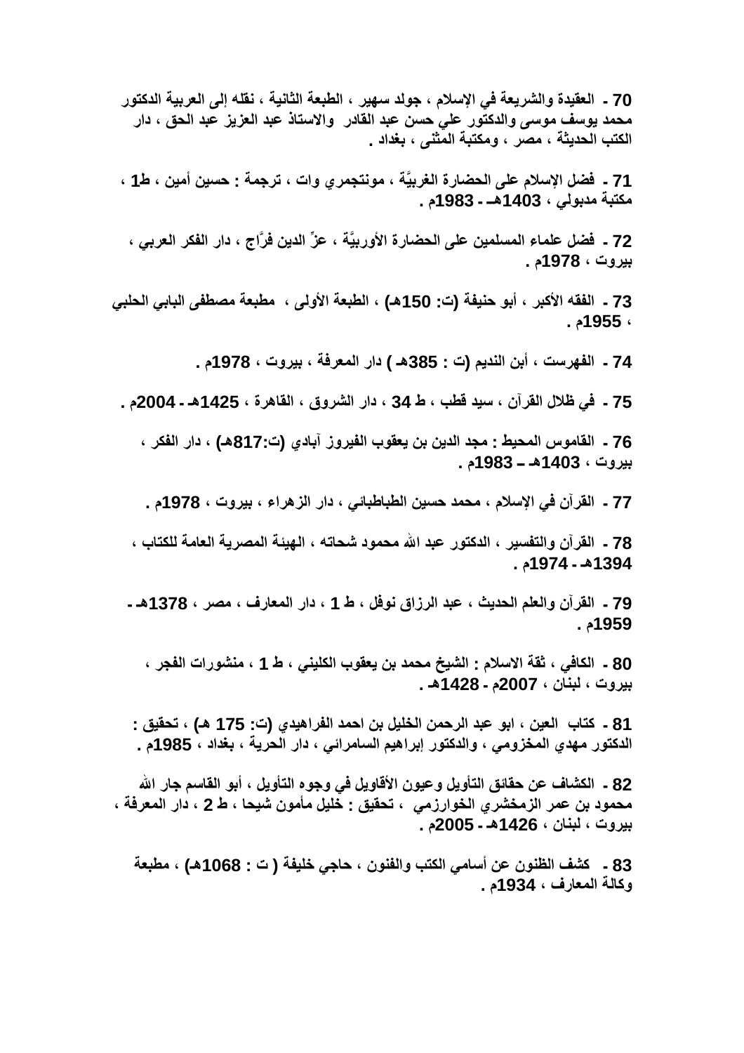**70 - العقيدة والشريعة في الإسلام ، جولد سهير ، الطبعة الثانية ، نقله إلى العربية الدكتور محمد يوسف موسى والدكتور علي حسن عبد القادر والاستاذ عبد العزيز عبد الحق ، دار الكتب الحديثة ، مصر ، ومكتبة المثنى ، بغداد .**

**71 - فضل الإسلام على الحضارة الغربيَّة ، مونتجمري وات ، ترجمة : حسين أمين ، ط1 ، مكتبة مدبولي ، 1403هـ - 1983م .**

**72 - فضل علماء المسلمين على الحضارة الأوربيَّة ، عزِّ الدين فرَّاج ، دار الفكر العربي ، بيروت ، 1978م .**

**73 - الفقه الأكبر ، أبو حنيفة (ت: 150هـ) ، الطبعة الأولى ، مطبعة مصطفى البابي الحلبي ، 1955م .**

**74 - الفهرست ، أبن النديم (ت : 385هـ ) دار المعرفة ، بيروت ، 1978م .**

**75 - في ظلال القرآن ، سيد قطب ، ط 34 ، دار الشروق ، القاهرة ، 1425هـ - 2004م .**

**76 - القاموس المحيط : مجد الدين بن يعقوب الفيروز آبادي (ت:817هـ) ، دار الفكر ، بيروت ، 1403هـ – 1983م .**

**77 - القرآن في الإسلام ، محمد حسين الطباطبائي ، دار الزهراء ، بيروت ، 1978م .**

**78 - القرآن والتفسير ، الدكتور عبد الله محمود شحاته ، الهيئة المصرية العامة للكتاب ، 1394هـ - 1974م .**

**79 - القرآن والعلم الحديث ، عبد الرزاق نوفل ، ط 1 ، دار المعارف ، مصر ، 1378هـ - 1959م .**

**80 - الكافي ، ثقة الاسلام : الشيخ محمد بن يعقوب الكليني ، ط 1 ، منشورات الفجر ، بيروت ، لبنان ، 2007م - 1428هـ .**

**81 - كتاب العين ، ابو عبد الرحمن الخليل بن احمد الفراهيدي (ت: 175 هـ) ، تحقيق : الدكتور مهدي المخزومي ، والدكتور إبراهيم السامرائي ، دار الحرية ، بغداد ، 1985م .**

**82 - الكشاف عن حقائق التأويل وعيون الأقاويل في وجوه التأويل ، أبو القاسم جار الله محمود بن عمر الزمخشري الخوارزمي ، تحقيق : خليل مأمون شيحا ، ط 2 ، دار المعرفة ، بيروت ، لبنان ، 1426هـ - 2005م .**

**83 - كشف الظنون عن أسامي الكتب والفنون ، حاجي خليفة ( ت : 1068هـ) ، مطبعة وكالة المعارف ، 1934م .**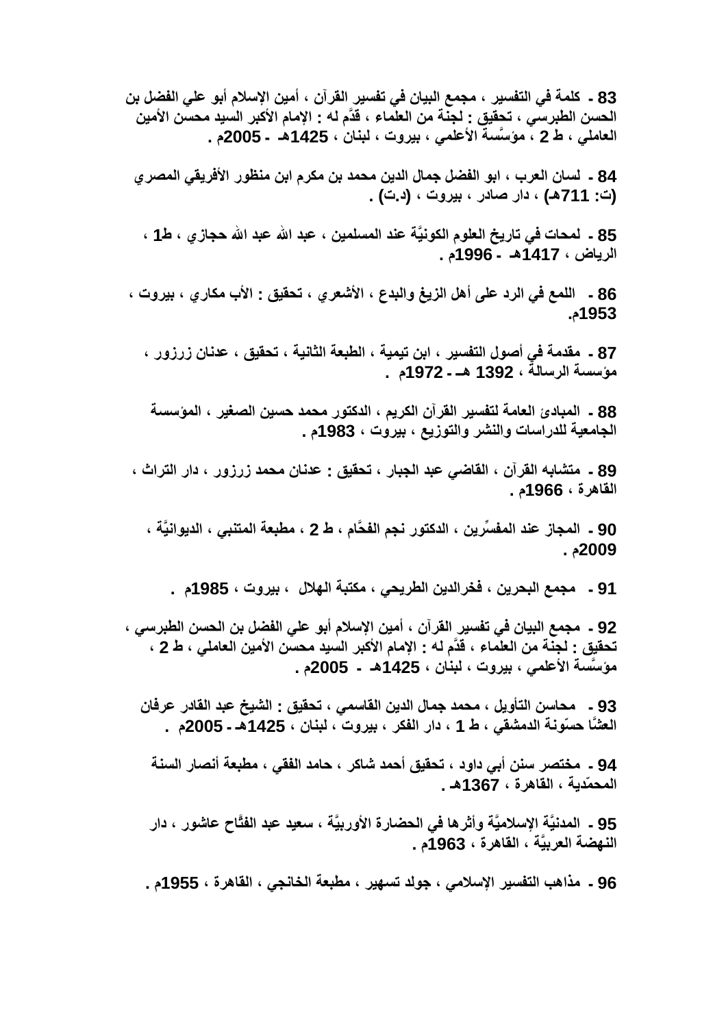**83 - كلمة في التفسير ، مجمع البيان في تفسير القرآن ، أمين الإسلام أبو علي الفضل بن الحسن الطبرسي ، تحقيق : لجنة من العلماء ، قدَّم له : الإمام الأكبر السيد محسن الأمين العاملي ، ط 2 ، مؤسَّسة الأعلمي ، بيروت ، لبنان ، 1425هـ - 2005م .**

**84 - لسان العرب ، ابو الفضل جمال الدين محمد بن مكرم ابن منظور الأفريقي المصري (ت: 711هـ) ، دار صادر ، بيروت ، (د.ت) .**

**85 - لمحات في تاريخ العلوم الكونيَّة عند المسلمين ، عبد الله عبد الله حجازي ، ط1 ، الرياض ، 1417هـ - 1996م .**

**86 - اللمع في الرد على أهل الزيغ والبدع ، الأشعري ، تحقيق : الأب مكاري ، بيروت ، 1953م.**

**87 - مقدمة في أصول التفسير ، ابن تيمية ، الطبعة الثانية ، تحقيق ، عدنان زرزور ، مؤسسة الرسالة ، 1392 هـ - 1972م .**

**88 - المبادئ العامة لتفسير القرآن الكريم ، الدكتور محمد حسين الصغير ، المؤسسة الجامعية للدراسات والنشر والتوزيع ، بيروت ، 1983م .**

**89 - متشابه القرآن ، القاضي عبد الجبار ، تحقيق : عدنان محمد زرزور ، دار التراث ، القاهرة ، 1966م .**

**90 - المجاز عند المفسِّرين ، الدكتور نجم الفحَّام ، ط 2 ، مطبعة المتنبي ، الديوانيَّة ، 2009م .**

**91 - مجمع البحرين ، فخرالدين الطريحي ، مكتبة الهلال ، بيروت ، 1985م .**

**92 - مجمع البيان في تفسير القرآن ، أمين الإسلام أبو علي الفضل بن الحسن الطبرسي ، تحقيق : لجنة من العلماء ، قدَّم له : الإمام الأكبر السيد محسن الأمين العاملي ، ط 2 ، مؤسَّسة الأعلمي ، بيروت ، لبنان ، 1425هـ - 2005م .**

**93 - محاسن التأويل ، محمد جمال الدين القاسمي ، تحقيق : الشيخ عبد القادر عرفان العشَّا حسّونة الدمشقي ، ط 1 ، دار الفكر ، بيروت ، لبنان ، 1425هـ - 2005م .**

**94 - مختصر سنن أبي داود ، تحقيق أحمد شاكر ، حامد الفقي ، مطبعة أنصار السنة المحمّدية ، القاهرة ، 1367هـ .**

**95 - المدنيَّة الإسلاميَّة وأثرها في الحضارة الأوربيَّة ، سعيد عبد الفتَّاح عاشور ، دار النهضة العربيَّة ، القاهرة ، 1963م .**

**96 - مذاهب التفسير الإسلامي ، جولد تسهير ، مطبعة الخانجي ، القاهرة ، 1955م .**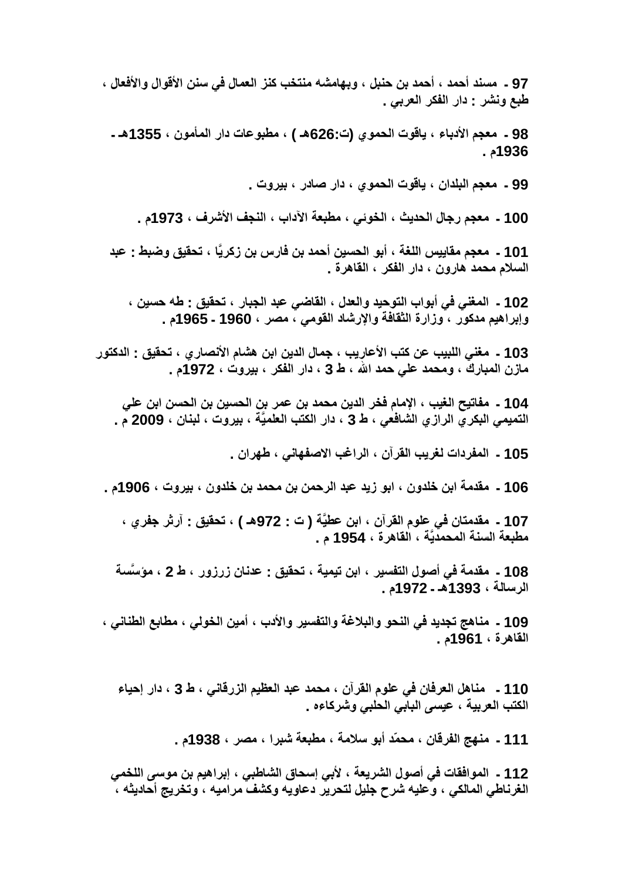97 - مسند أحمد ، أحمد بن حنبل ، وبهامشه منتخب كنز العمال في سنن الأقوال والأفعال ، طبع ونشر : دار الفكر العربي .

98 - معجم الأدباء ، ياقوت الحموي (ت:626هـ ) ، مطبوعات دار المأمون ، 1355هـ - 1936م .

99 - معجم البلدان ، ياقوت الحموي ، دار صادر ، بيروت .

100 - معجم رجال الحديث ، الخوئي ، مطبعة الآداب ، النجف الأشرف ، 1973م .

101 - معجم مقاييس اللغة ، أبو الحسين أحمد بن فارس بن زكريًا ، تحقيق وضبط : عبد السلام محمد هارون ، دار الفكر ، القاهرة .

102 - المغني في أبواب التوحيد والعدل ، القاضي عبد الجبار ، تحقيق : طه حسين ، وإبراهيم مدكور ، وزارة الثقافة والإرشاد القومي ، مصر ، 1960 - 1965م .

103 - مغني اللبيب عن كتب الأعاريب ، جمال الدين ابن هشام الأنصاري ، تحقيق : الدكتور مازن المبارك ، ومحمد علي حمد الله ، ط 3 ، دار الفكر ، بيروت ، 1972م .

104 - مفاتيح الغيب ، الإمام فخر الدين محمد بن عمر بن الحسين بن الحسن ابن علي التيمي البكري الرازي الشافعي ، ط 3 ، دار الكتب العلميَّة ، بيروت ، لبنان ، 2009 م .

105 - المفردات لغريب القرآن ، الراغب الاصفهاني ، طهران .

106 - مقدمة ابن خلدون ، ابو زيد عبد الرحمن بن محمد بن خلدون ، بيروت ، 1906م .

107 - مقدمتان في علوم القرآن ، ابن عطيَّة ( ت : 972هـ ) ، تحقيق : آرثر جفري ، مطبعة السنة المحمديَّة ، القاهرة ، 1954 م .

108 - مقدمة في أصول التفسير ، ابن تيمية ، تحقيق : عدنان زرزور ، ط 2 ، مؤسَّسة الرسالة ، 1393هـ - 1972م .

109 - مناهج تجديد في النحو والبلاغة والتفسير والأدب ، أمين الخولي ، مطابع الطناني ، القاهرة ، 1961م .

110 - مناهل العرفان في علوم القرآن ، محمد عبد العظيم الزرقاني ، ط 3 ، دار إحياء الكتب العربية ، عيسى البابي الحلبي وشركاءه .

111 - منهج الفرقان ، محمّد أبو سلامة ، مطبعة شبرا ، مصر ، 1938م .

112 - الموافقات في أصول الشريعة ، لأبي إسحاق الشاطبي ، إبراهيم بن موسى اللخمي الغرناطي المالكي ، وعليه شرح جليل لتحرير دعاويه وكشف مراميه ، وتخريج أحاديثه ،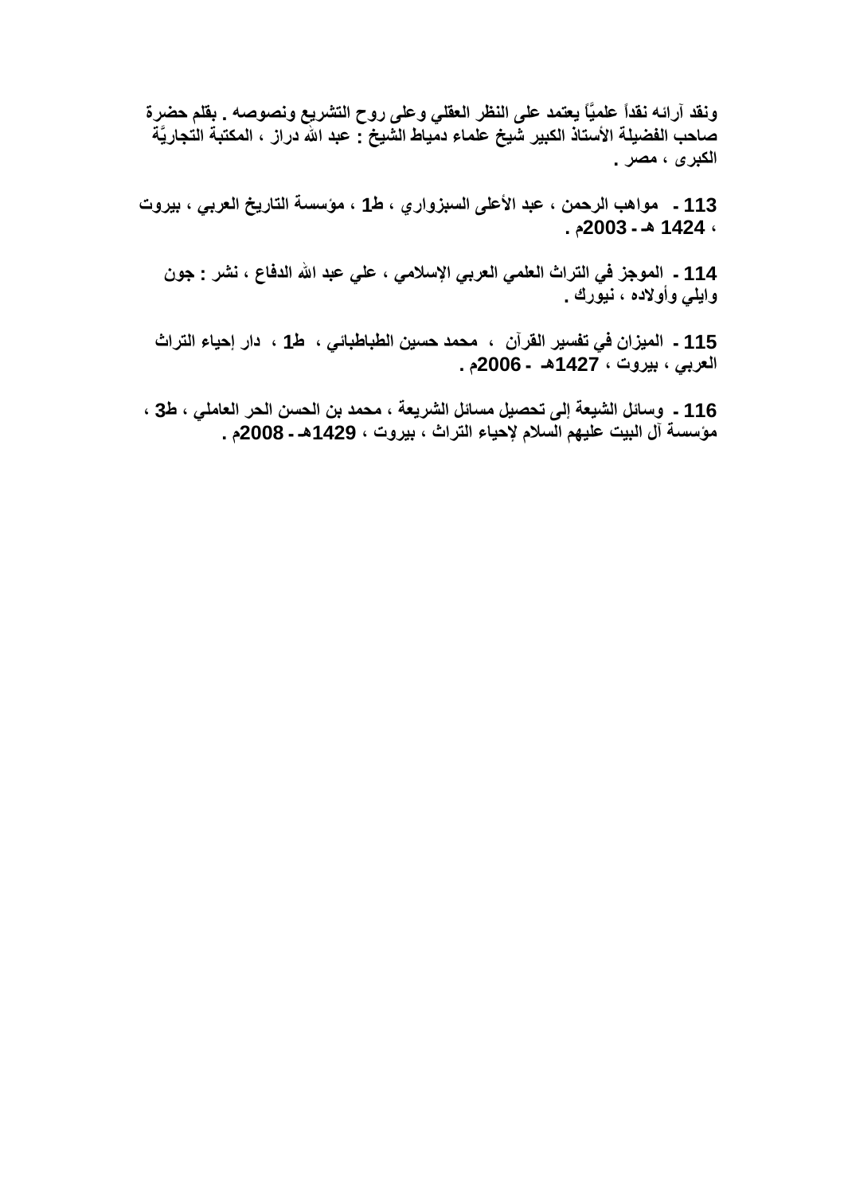**ونقد آرائه نقداً علميَّاً يعتمد على النظر العقلي وعلى روح التشريع ونصوصه . بقلم حضرة صاحب الفضيلة الأستاذ الكبير شيخ علماء دمياط الشيخ : عبد الله دراز ، المكتبة التجاريَّة الكبرى ، مصر .**

**113 - مواهب الرحمن ، عبد الأعلى السبزواري ، ط1 ، مؤسسة التاريخ العربي ، بيروت ، 1424 هـ - 2003م .**

**114 - الموجز في التراث العلمي العربي الإسلامي ، علي عبد الله الدفاع ، نشر : جون وايلي وأولاده ، نيورك .**

**115 - الميزان في تفسير القرآن ، محمد حسين الطباطبائي ، ط1 ، دار إحياء التراث العربي ، بيروت ، 1427هـ - 2006م .**

**116 - وسائل الشيعة إلى تحصيل مسائل الشريعة ، محمد بن الحسن الحر العاملي ، ط3 ، مؤسسة آل البيت عليهم السلام لإحياء التراث ، بيروت ، 1429هـ - 2008م .**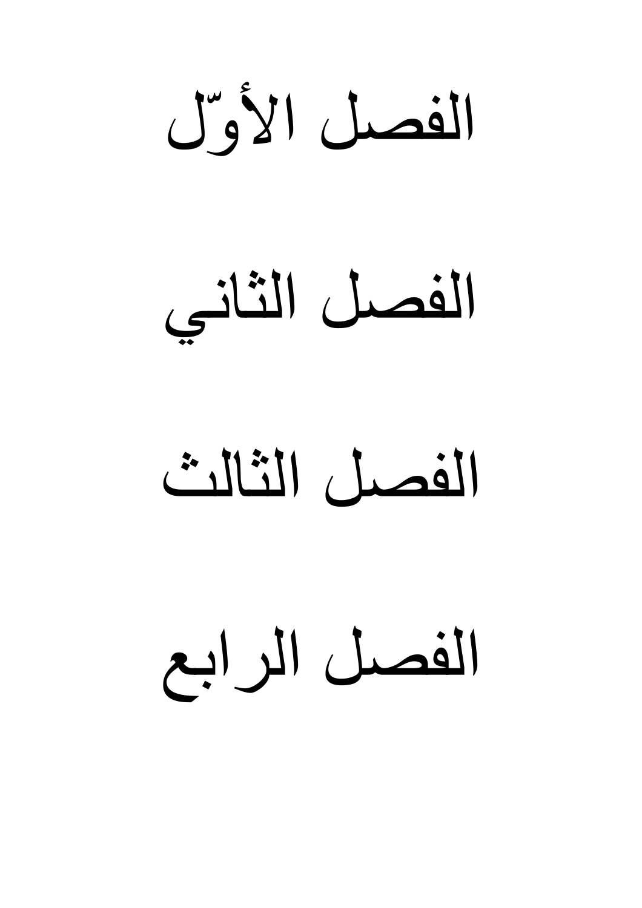# الفصل الأوّل

# الفصل الثاني

# الفصل الثالث

# الفصل الرابع